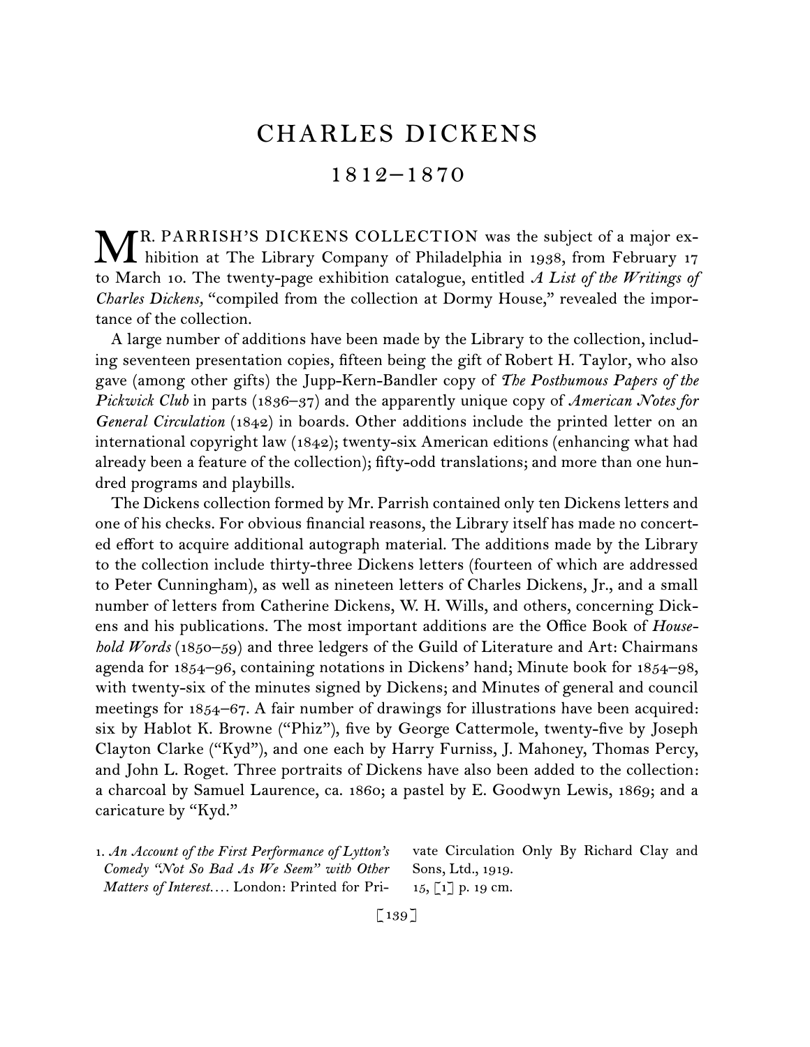# CHARLES DICKENS

## 1812–1870

MR. PARRISH'S DICKENS COLLECTION was the subject of a major exhibition at The Library Company of Philadelphia in 1938, from February 17 to March 10. The twenty-page exhibition catalogue, entitled *A List of the Writings of Charles Dickens,* "compiled from the collection at Dormy House," revealed the importance of the collection.

A large number of additions have been made by the Library to the collection, including seventeen presentation copies, fifteen being the gift of Robert H. Taylor, who also gave (among other gifts) the Jupp-Kern-Bandler copy of *The Posthumous Papers of the Pickwick Club* in parts (1836–37) and the apparently unique copy of *American Notes for General Circulation* (1842) in boards. Other additions include the printed letter on an international copyright law (1842); twenty-six American editions (enhancing what had already been a feature of the collection); fifty-odd translations; and more than one hundred programs and playbills.

The Dickens collection formed by Mr. Parrish contained only ten Dickens letters and one of his checks. For obvious financial reasons, the Library itself has made no concerted effort to acquire additional autograph material. The additions made by the Library to the collection include thirty-three Dickens letters (fourteen of which are addressed to Peter Cunningham), as well as nineteen letters of Charles Dickens, Jr., and a small number of letters from Catherine Dickens, W. H. Wills, and others, concerning Dickens and his publications. The most important additions are the Office Book of *Household Words* (1850–59) and three ledgers of the Guild of Literature and Art: Chairmans agenda for 1854–96, containing notations in Dickens' hand; Minute book for 1854–98, with twenty-six of the minutes signed by Dickens; and Minutes of general and council meetings for 1854–67. A fair number of drawings for illustrations have been acquired: six by Hablot K. Browne ("Phiz"), five by George Cattermole, twenty-five by Joseph Clayton Clarke ("Kyd"), and one each by Harry Furniss, J. Mahoney, Thomas Percy, and John L. Roget. Three portraits of Dickens have also been added to the collection: a charcoal by Samuel Laurence, ca. 1860; a pastel by E. Goodwyn Lewis, 1869; and a caricature by "Kyd."

1. *An Account of the First Performance of Lytton's Comedy "Not So Bad As We Seem" with Other Matters of Interest....* London: Printed for Private Circulation Only By Richard Clay and Sons, Ltd., 1919.
15, [1] p. 19 cm.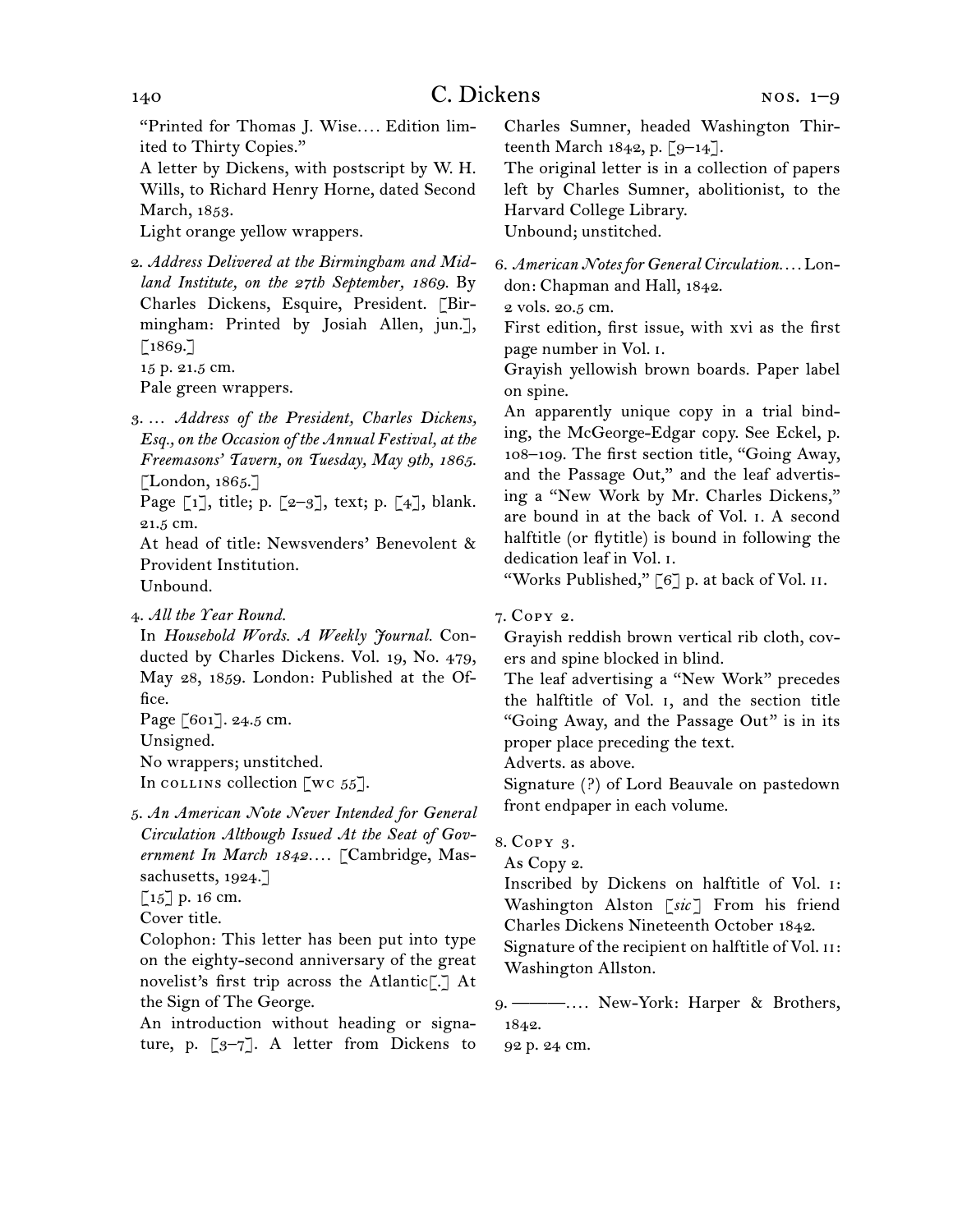"Printed for Thomas J. Wise.... Edition limited to Thirty Copies."
A letter by Dickens, with postscript by W. H. Wills, to Richard Henry Horne, dated Second March, 1853.
Light orange yellow wrappers.

2. *Address Delivered at the Birmingham and Midland Institute, on the 27th September, 1869.* By Charles Dickens, Esquire, President. [Birmingham: Printed by Josiah Allen, jun.], [1869.]
15 p. 21.5 cm.
Pale green wrappers.

3. ... *Address of the President, Charles Dickens, Esq., on the Occasion of the Annual Festival, at the Freemasons' Tavern, on Tuesday, May 9th, 1865.* [London, 1865.]
Page [1], title; p. [2–3], text; p. [4], blank. 21.5 cm.
At head of title: Newsvenders' Benevolent & Provident Institution.
Unbound.

4. *All the Year Round.*
In *Household Words. A Weekly Journal.* Conducted by Charles Dickens. Vol. 19, No. 479, May 28, 1859. London: Published at the Office.
Page [601]. 24.5 cm.
Unsigned.
No wrappers; unstitched.
In COLLINS collection [WC 55].

5. *An American Note Never Intended for General Circulation Although Issued At the Seat of Government In March 1842....* [Cambridge, Massachusetts, 1924.]
[15] p. 16 cm.
Cover title.
Colophon: This letter has been put into type on the eighty-second anniversary of the great novelist's first trip across the Atlantic[.] At the Sign of The George.
An introduction without heading or signature, p. [3–7]. A letter from Dickens to Charles Sumner, headed Washington Thirteenth March 1842, p. [9–14].
The original letter is in a collection of papers left by Charles Sumner, abolitionist, to the Harvard College Library.
Unbound; unstitched.

6. *American Notes for General Circulation....* London: Chapman and Hall, 1842.
2 vols. 20.5 cm.
First edition, first issue, with xvi as the first page number in Vol. I.
Grayish yellowish brown boards. Paper label on spine.
An apparently unique copy in a trial binding, the McGeorge-Edgar copy. See Eckel, p. 108–109. The first section title, "Going Away, and the Passage Out," and the leaf advertising a "New Work by Mr. Charles Dickens," are bound in at the back of Vol. I. A second halftitle (or flytitle) is bound in following the dedication leaf in Vol. I.
"Works Published," [6] p. at back of Vol. II.

7. COPY 2.
Grayish reddish brown vertical rib cloth, covers and spine blocked in blind.
The leaf advertising a "New Work" precedes the halftitle of Vol. I, and the section title "Going Away, and the Passage Out" is in its proper place preceding the text.
Adverts. as above.
Signature (?) of Lord Beauvale on pastedown front endpaper in each volume.

8. COPY 3.
As Copy 2.
Inscribed by Dickens on halftitle of Vol. I: Washington Alston [*sic*] From his friend Charles Dickens Nineteenth October 1842.
Signature of the recipient on halftitle of Vol. II: Washington Allston.

9. ———.... New-York: Harper & Brothers, 1842.
92 p. 24 cm.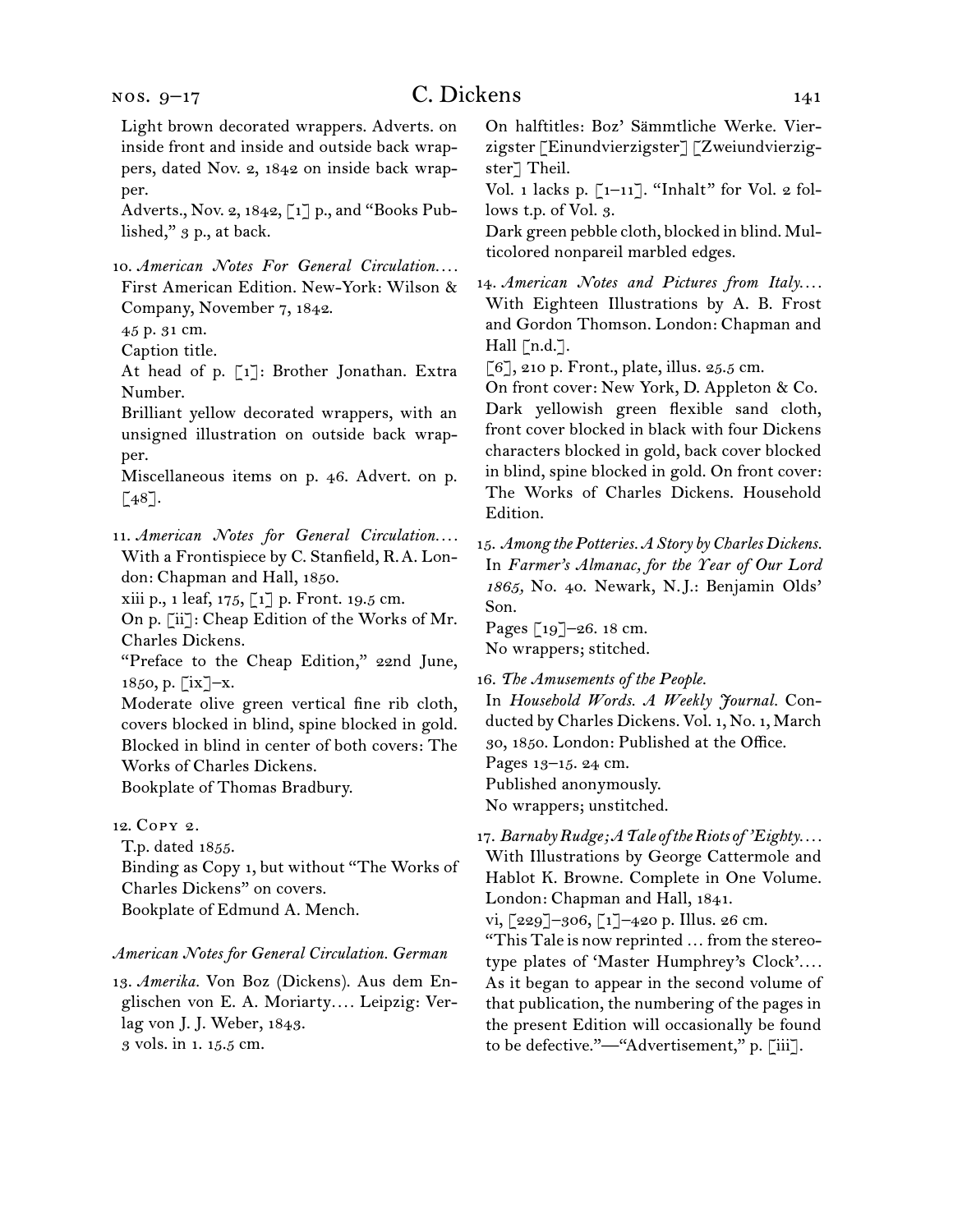Light brown decorated wrappers. Adverts. on inside front and inside and outside back wrappers, dated Nov. 2, 1842 on inside back wrapper.

Adverts., Nov. 2, 1842, [1] p., and "Books Published," 3 p., at back.

10. *American Notes For General Circulation.…* First American Edition. New-York: Wilson & Company, November 7, 1842.
45 p. 31 cm.
Caption title.
At head of p. [1]: Brother Jonathan. Extra Number.
Brilliant yellow decorated wrappers, with an unsigned illustration on outside back wrapper.
Miscellaneous items on p. 46. Advert. on p. [48].

11. *American Notes for General Circulation.…* With a Frontispiece by C. Stanfield, R.A. London: Chapman and Hall, 1850.
xiii p., 1 leaf, 175, [1] p. Front. 19.5 cm.
On p. [ii]: Cheap Edition of the Works of Mr. Charles Dickens.
"Preface to the Cheap Edition," 22nd June, 1850, p. [ix]–x.
Moderate olive green vertical fine rib cloth, covers blocked in blind, spine blocked in gold. Blocked in blind in center of both covers: The Works of Charles Dickens.
Bookplate of Thomas Bradbury.

12. Copy 2.
T.p. dated 1855.
Binding as Copy 1, but without "The Works of Charles Dickens" on covers.
Bookplate of Edmund A. Mench.

*American Notes for General Circulation. German*

13. *Amerika.* Von Boz (Dickens). Aus dem Englischen von E. A. Moriarty.… Leipzig: Verlag von J. J. Weber, 1843.
3 vols. in 1. 15.5 cm.
On halftitles: Boz' Sämmtliche Werke. Vierzigster [Einundvierzigster] [Zweiundvierzigster] Theil.
Vol. 1 lacks p. [1–11]. "Inhalt" for Vol. 2 follows t.p. of Vol. 3.
Dark green pebble cloth, blocked in blind. Multicolored nonpareil marbled edges.

14. *American Notes and Pictures from Italy.…* With Eighteen Illustrations by A. B. Frost and Gordon Thomson. London: Chapman and Hall [n.d.].
[6], 210 p. Front., plate, illus. 25.5 cm.
On front cover: New York, D. Appleton & Co.
Dark yellowish green flexible sand cloth, front cover blocked in black with four Dickens characters blocked in gold, back cover blocked in blind, spine blocked in gold. On front cover: The Works of Charles Dickens. Household Edition.

15. *Among the Potteries. A Story by Charles Dickens.* In *Farmer's Almanac, for the Year of Our Lord 1865,* No. 40. Newark, N.J.: Benjamin Olds' Son.
Pages [19]–26. 18 cm.
No wrappers; stitched.

16. *The Amusements of the People.* In *Household Words. A Weekly Journal.* Conducted by Charles Dickens. Vol. 1, No. 1, March 30, 1850. London: Published at the Office.
Pages 13–15. 24 cm.
Published anonymously.
No wrappers; unstitched.

17. *Barnaby Rudge; A Tale of the Riots of 'Eighty.…* With Illustrations by George Cattermole and Hablot K. Browne. Complete in One Volume. London: Chapman and Hall, 1841.
vi, [229]–306, [1]–420 p. Illus. 26 cm.
"This Tale is now reprinted … from the stereotype plates of 'Master Humphrey's Clock'.… As it began to appear in the second volume of that publication, the numbering of the pages in the present Edition will occasionally be found to be defective."—"Advertisement," p. [iii].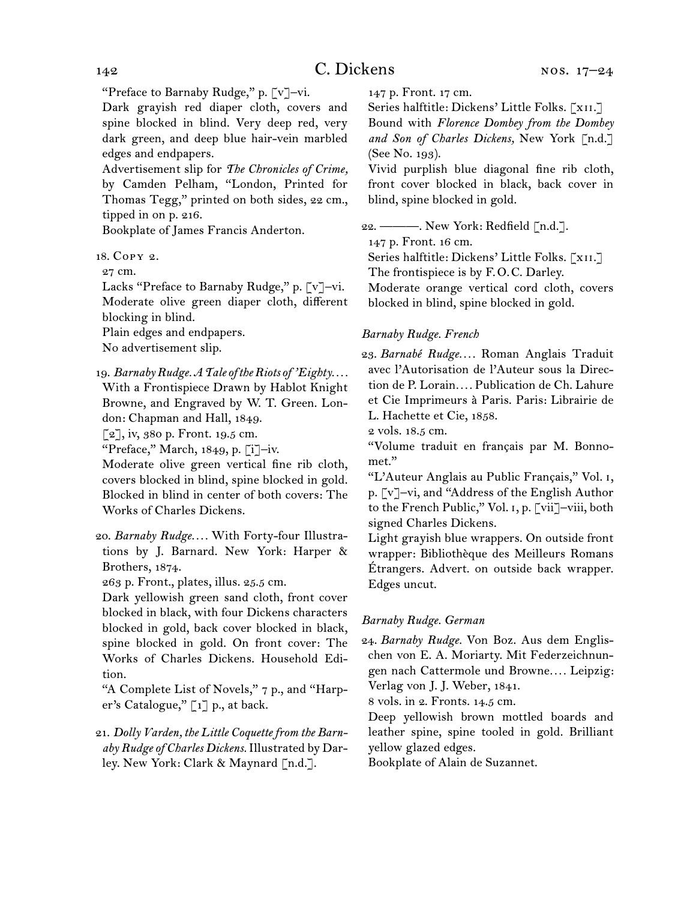"Preface to Barnaby Rudge," p. [v]–vi.
Dark grayish red diaper cloth, covers and spine blocked in blind. Very deep red, very dark green, and deep blue hair-vein marbled edges and endpapers.
Advertisement slip for *The Chronicles of Crime,* by Camden Pelham, "London, Printed for Thomas Tegg," printed on both sides, 22 cm., tipped in on p. 216.
Bookplate of James Francis Anderton.

18. Copy 2.
27 cm.
Lacks "Preface to Barnaby Rudge," p. [v]–vi.
Moderate olive green diaper cloth, different blocking in blind.
Plain edges and endpapers.
No advertisement slip.

19. *Barnaby Rudge. A Tale of the Riots of 'Eighty....* With a Frontispiece Drawn by Hablot Knight Browne, and Engraved by W. T. Green. London: Chapman and Hall, 1849.
[2], iv, 380 p. Front. 19.5 cm.
"Preface," March, 1849, p. [i]–iv.
Moderate olive green vertical fine rib cloth, covers blocked in blind, spine blocked in gold. Blocked in blind in center of both covers: The Works of Charles Dickens.

20. *Barnaby Rudge....* With Forty-four Illustrations by J. Barnard. New York: Harper & Brothers, 1874.
263 p. Front., plates, illus. 25.5 cm.
Dark yellowish green sand cloth, front cover blocked in black, with four Dickens characters blocked in gold, back cover blocked in black, spine blocked in gold. On front cover: The Works of Charles Dickens. Household Edition.
"A Complete List of Novels," 7 p., and "Harper's Catalogue," [1] p., at back.

21. *Dolly Varden, the Little Coquette from the Barnaby Rudge of Charles Dickens.* Illustrated by Darley. New York: Clark & Maynard [n.d.].
147 p. Front. 17 cm.
Series halftitle: Dickens' Little Folks. [xii.]
Bound with *Florence Dombey from the Dombey and Son of Charles Dickens,* New York [n.d.] (See No. 193).
Vivid purplish blue diagonal fine rib cloth, front cover blocked in black, back cover in blind, spine blocked in gold.

22. ———. New York: Redfield [n.d.].
147 p. Front. 16 cm.
Series halftitle: Dickens' Little Folks. [xii.]
The frontispiece is by F. O. C. Darley.
Moderate orange vertical cord cloth, covers blocked in blind, spine blocked in gold.

### *Barnaby Rudge. French*

23. *Barnabé Rudge....* Roman Anglais Traduit avec l'Autorisation de l'Auteur sous la Direction de P. Lorain.... Publication de Ch. Lahure et Cie Imprimeurs à Paris. Paris: Librairie de L. Hachette et Cie, 1858.
2 vols. 18.5 cm.
"Volume traduit en français par M. Bonnomet."
"L'Auteur Anglais au Public Français," Vol. 1, p. [v]–vi, and "Address of the English Author to the French Public," Vol. 1, p. [vii]–viii, both signed Charles Dickens.
Light grayish blue wrappers. On outside front wrapper: Bibliothèque des Meilleurs Romans Étrangers. Advert. on outside back wrapper. Edges uncut.

### *Barnaby Rudge. German*

24. *Barnaby Rudge.* Von Boz. Aus dem Englischen von E. A. Moriarty. Mit Federzeichnungen nach Cattermole und Browne.... Leipzig: Verlag von J. J. Weber, 1841.
8 vols. in 2. Fronts. 14.5 cm.
Deep yellowish brown mottled boards and leather spine, spine tooled in gold. Brilliant yellow glazed edges.
Bookplate of Alain de Suzannet.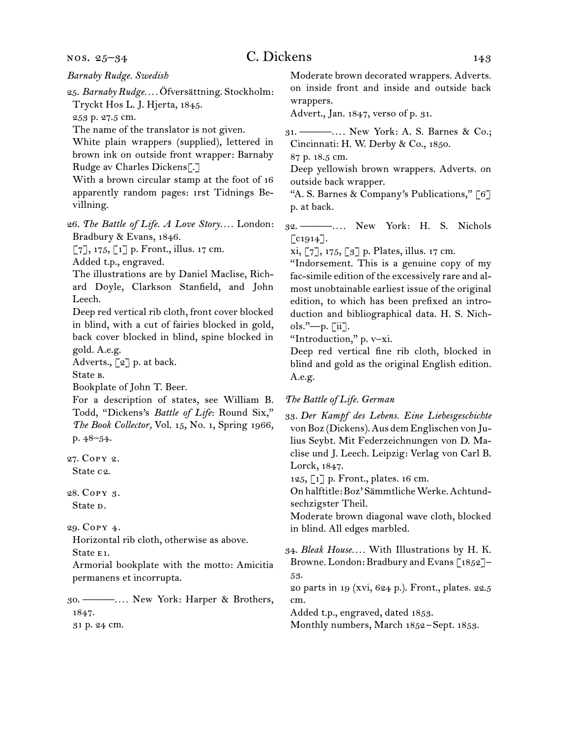*Barnaby Rudge. Swedish*

25. *Barnaby Rudge*.... Öfversättning. Stockholm: Tryckt Hos L. J. Hjerta, 1845.
253 p. 27.5 cm.
The name of the translator is not given.
White plain wrappers (supplied), lettered in brown ink on outside front wrapper: Barnaby Rudge av Charles Dickens[.]
With a brown circular stamp at the foot of 16 apparently random pages: 1rst Tidnings Bevillning.

26. *The Battle of Life. A Love Story*.... London: Bradbury & Evans, 1846.
[7], 175, [1] p. Front., illus. 17 cm.
Added t.p., engraved.
The illustrations are by Daniel Maclise, Richard Doyle, Clarkson Stanfield, and John Leech.
Deep red vertical rib cloth, front cover blocked in blind, with a cut of fairies blocked in gold, back cover blocked in blind, spine blocked in gold. A.e.g.
Adverts., [2] p. at back.
State B.
Bookplate of John T. Beer.
For a description of states, see William B. Todd, "Dickens's *Battle of Life*: Round Six," *The Book Collector,* Vol. 15, No. 1, Spring 1966, p. 48–54.

27. Copy 2.
State C2.

28. Copy 3.
State D.

29. Copy 4.
Horizontal rib cloth, otherwise as above.
State E1.
Armorial bookplate with the motto: Amicitia permanens et incorrupta.

30. ———.... New York: Harper & Brothers, 1847.
31 p. 24 cm.
Moderate brown decorated wrappers. Adverts. on inside front and inside and outside back wrappers.
Advert., Jan. 1847, verso of p. 31.

31. ———.... New York: A. S. Barnes & Co.; Cincinnati: H. W. Derby & Co., 1850.
87 p. 18.5 cm.
Deep yellowish brown wrappers. Adverts. on outside back wrapper.
"A. S. Barnes & Company's Publications," [6] p. at back.

32. ———.... New York: H. S. Nichols [c1914].
xi, [7], 175, [3] p. Plates, illus. 17 cm.
"Indorsement. This is a genuine copy of my fac-simile edition of the excessively rare and almost unobtainable earliest issue of the original edition, to which has been prefixed an introduction and bibliographical data. H. S. Nichols."—p. [ii].
"Introduction," p. v–xi.
Deep red vertical fine rib cloth, blocked in blind and gold as the original English edition. A.e.g.

*The Battle of Life. German*

33. *Der Kampf des Lebens. Eine Liebesgeschichte* von Boz (Dickens). Aus dem Englischen von Julius Seybt. Mit Federzeichnungen von D. Maclise und J. Leech. Leipzig: Verlag von Carl B. Lorck, 1847.
125, [1] p. Front., plates. 16 cm.
On halftitle: Boz' Sämmtliche Werke. Achtundsechzigster Theil.
Moderate brown diagonal wave cloth, blocked in blind. All edges marbled.

34. *Bleak House*.... With Illustrations by H. K. Browne. London: Bradbury and Evans [1852]–53.
20 parts in 19 (xvi, 624 p.). Front., plates. 22.5 cm.
Added t.p., engraved, dated 1853.
Monthly numbers, March 1852–Sept. 1853.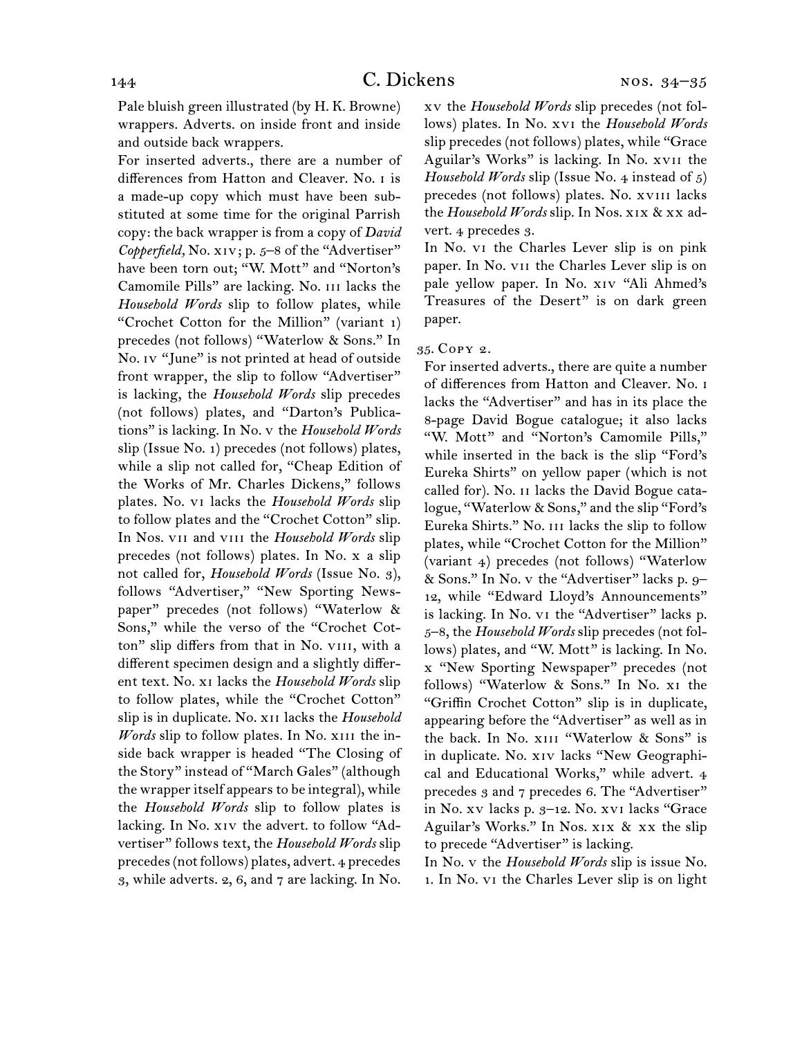Pale bluish green illustrated (by H. K. Browne) wrappers. Adverts. on inside front and inside and outside back wrappers.

For inserted adverts., there are a number of differences from Hatton and Cleaver. No. i is a made-up copy which must have been substituted at some time for the original Parrish copy: the back wrapper is from a copy of *David Copperfield,* No. xiv; p. 5–8 of the "Advertiser" have been torn out; "W. Mott" and "Norton's Camomile Pills" are lacking. No. iii lacks the *Household Words* slip to follow plates, while "Crochet Cotton for the Million" (variant 1) precedes (not follows) "Waterlow & Sons." In No. iv "June" is not printed at head of outside front wrapper, the slip to follow "Advertiser" is lacking, the *Household Words* slip precedes (not follows) plates, and "Darton's Publications" is lacking. In No. v the *Household Words* slip (Issue No. 1) precedes (not follows) plates, while a slip not called for, "Cheap Edition of the Works of Mr. Charles Dickens," follows plates. No. vi lacks the *Household Words* slip to follow plates and the "Crochet Cotton" slip. In Nos. vii and viii the *Household Words* slip precedes (not follows) plates. In No. x a slip not called for, *Household Words* (Issue No. 3), follows "Advertiser," "New Sporting Newspaper" precedes (not follows) "Waterlow & Sons," while the verso of the "Crochet Cotton" slip differs from that in No. viii, with a different specimen design and a slightly different text. No. xi lacks the *Household Words* slip to follow plates, while the "Crochet Cotton" slip is in duplicate. No. xii lacks the *Household Words* slip to follow plates. In No. xiii the inside back wrapper is headed "The Closing of the Story" instead of "March Gales" (although the wrapper itself appears to be integral), while the *Household Words* slip to follow plates is lacking. In No. xiv the advert. to follow "Advertiser" follows text, the *Household Words* slip precedes (not follows) plates, advert. 4 precedes 3, while adverts. 2, 6, and 7 are lacking. In No. xv the *Household Words* slip precedes (not follows) plates. In No. xvi the *Household Words* slip precedes (not follows) plates, while "Grace Aguilar's Works" is lacking. In No. xvii the *Household Words* slip (Issue No. 4 instead of 5) precedes (not follows) plates. No. xviii lacks the *Household Words* slip. In Nos. xix & xx advert. 4 precedes 3.

In No. vi the Charles Lever slip is on pink paper. In No. vii the Charles Lever slip is on pale yellow paper. In No. xiv "Ali Ahmed's Treasures of the Desert" is on dark green paper.

35. Copy 2.

For inserted adverts., there are quite a number of differences from Hatton and Cleaver. No. i lacks the "Advertiser" and has in its place the 8-page David Bogue catalogue; it also lacks "W. Mott" and "Norton's Camomile Pills," while inserted in the back is the slip "Ford's Eureka Shirts" on yellow paper (which is not called for). No. ii lacks the David Bogue catalogue, "Waterlow & Sons," and the slip "Ford's Eureka Shirts." No. iii lacks the slip to follow plates, while "Crochet Cotton for the Million" (variant 4) precedes (not follows) "Waterlow & Sons." In No. v the "Advertiser" lacks p. 9–12, while "Edward Lloyd's Announcements" is lacking. In No. vi the "Advertiser" lacks p. 5–8, the *Household Words* slip precedes (not follows) plates, and "W. Mott" is lacking. In No. x "New Sporting Newspaper" precedes (not follows) "Waterlow & Sons." In No. xi the "Griffin Crochet Cotton" slip is in duplicate, appearing before the "Advertiser" as well as in the back. In No. xiii "Waterlow & Sons" is in duplicate. No. xiv lacks "New Geographical and Educational Works," while advert. 4 precedes 3 and 7 precedes 6. The "Advertiser" in No. xv lacks p. 3–12. No. xvi lacks "Grace Aguilar's Works." In Nos. xix & xx the slip to precede "Advertiser" is lacking.

In No. v the *Household Words* slip is issue No. 1. In No. vi the Charles Lever slip is on light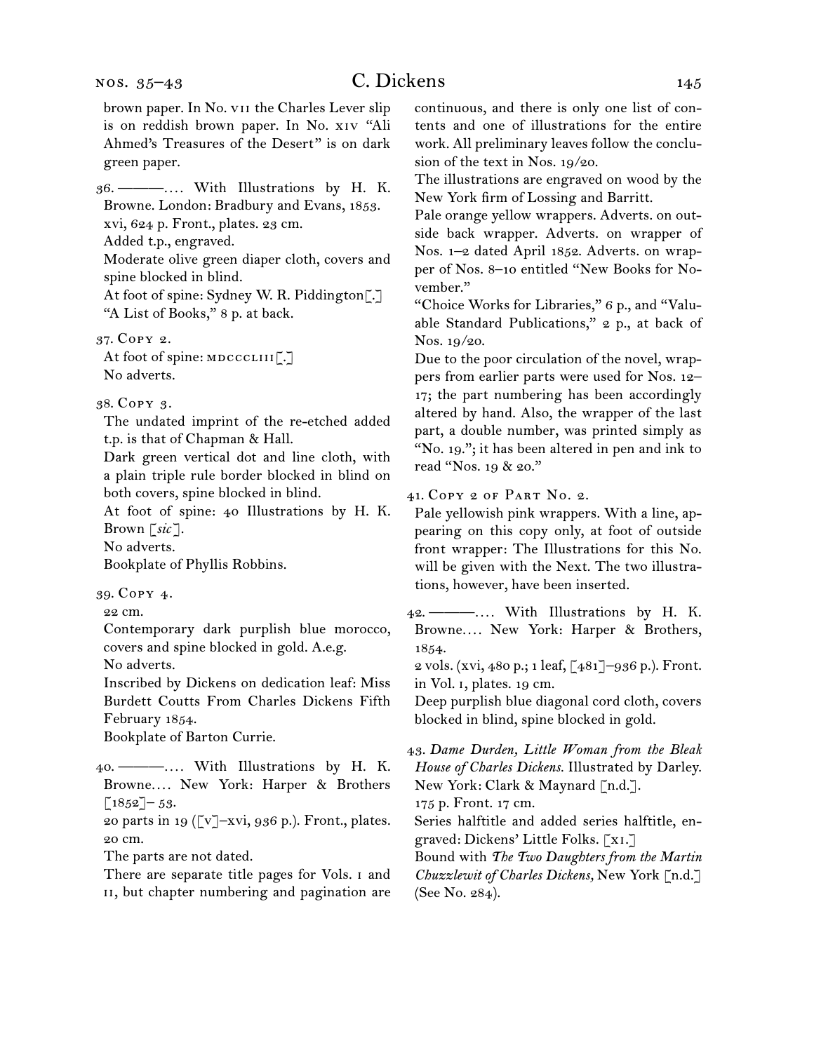brown paper. In No. vii the Charles Lever slip is on reddish brown paper. In No. xiv "Ali Ahmed's Treasures of the Desert" is on dark green paper.

36. ———. . . . With Illustrations by H. K. Browne. London: Bradbury and Evans, 1853.
xvi, 624 p. Front., plates. 23 cm.
Added t.p., engraved.
Moderate olive green diaper cloth, covers and spine blocked in blind.
At foot of spine: Sydney W. R. Piddington[.]
"A List of Books," 8 p. at back.

37. Copy 2.
At foot of spine: mdcccliii[.]
No adverts.

38. Copy 3.
The undated imprint of the re-etched added t.p. is that of Chapman & Hall.
Dark green vertical dot and line cloth, with a plain triple rule border blocked in blind on both covers, spine blocked in blind.
At foot of spine: 40 Illustrations by H. K. Brown [*sic*].
No adverts.
Bookplate of Phyllis Robbins.

39. Copy 4.
22 cm.
Contemporary dark purplish blue morocco, covers and spine blocked in gold. A.e.g.
No adverts.
Inscribed by Dickens on dedication leaf: Miss Burdett Coutts From Charles Dickens Fifth February 1854.
Bookplate of Barton Currie.

40. ———. . . . With Illustrations by H. K. Browne. . . . New York: Harper & Brothers [1852]–53.
20 parts in 19 ([v]–xvi, 936 p.). Front., plates. 20 cm.
The parts are not dated.
There are separate title pages for Vols. i and ii, but chapter numbering and pagination are continuous, and there is only one list of contents and one of illustrations for the entire work. All preliminary leaves follow the conclusion of the text in Nos. 19/20.
The illustrations are engraved on wood by the New York firm of Lossing and Barritt.
Pale orange yellow wrappers. Adverts. on outside back wrapper. Adverts. on wrapper of Nos. 1–2 dated April 1852. Adverts. on wrapper of Nos. 8–10 entitled "New Books for November."
"Choice Works for Libraries," 6 p., and "Valuable Standard Publications," 2 p., at back of Nos. 19/20.
Due to the poor circulation of the novel, wrappers from earlier parts were used for Nos. 12–17; the part numbering has been accordingly altered by hand. Also, the wrapper of the last part, a double number, was printed simply as "No. 19."; it has been altered in pen and ink to read "Nos. 19 & 20."

41. Copy 2 of Part No. 2.
Pale yellowish pink wrappers. With a line, appearing on this copy only, at foot of outside front wrapper: The Illustrations for this No. will be given with the Next. The two illustrations, however, have been inserted.

42. ———. . . . With Illustrations by H. K. Browne. . . . New York: Harper & Brothers, 1854.
2 vols. (xvi, 480 p.; 1 leaf, [481]–936 p.). Front. in Vol. i, plates. 19 cm.
Deep purplish blue diagonal cord cloth, covers blocked in blind, spine blocked in gold.

43. *Dame Durden, Little Woman from the Bleak House of Charles Dickens.* Illustrated by Darley. New York: Clark & Maynard [n.d.].
175 p. Front. 17 cm.
Series halftitle and added series halftitle, engraved: Dickens' Little Folks. [xi.]
Bound with *The Two Daughters from the Martin Chuzzlewit of Charles Dickens,* New York [n.d.] (See No. 284).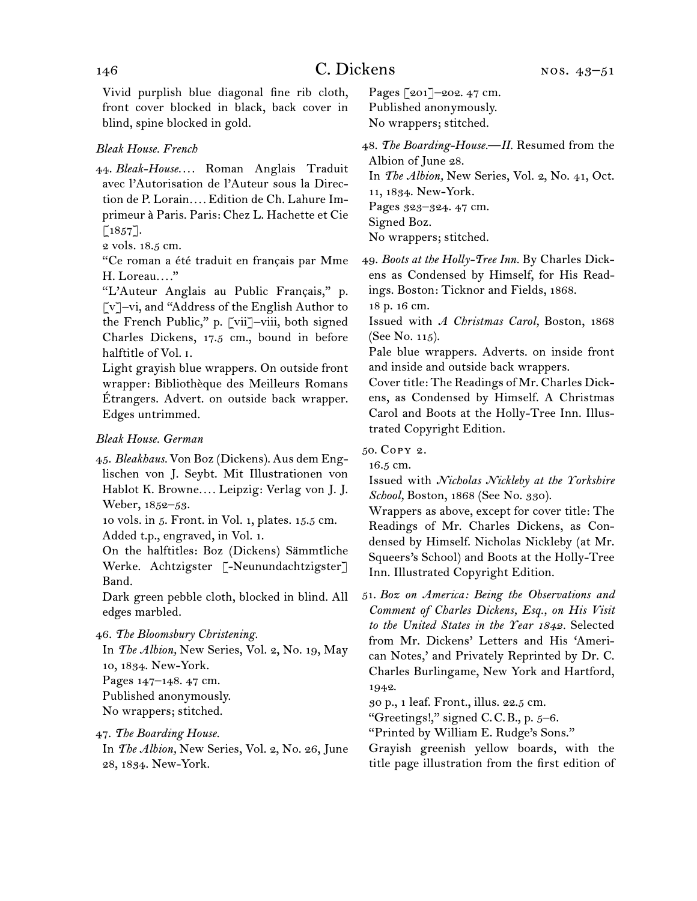Vivid purplish blue diagonal fine rib cloth, front cover blocked in black, back cover in blind, spine blocked in gold.

*Bleak House. French*

44. *Bleak-House.*… Roman Anglais Traduit avec l'Autorisation de l'Auteur sous la Direction de P. Lorain.… Edition de Ch. Lahure Imprimeur à Paris. Paris: Chez L. Hachette et Cie [1857].
2 vols. 18.5 cm.
"Ce roman a été traduit en français par Mme H. Loreau.…"
"L'Auteur Anglais au Public Français," p. [v]–vi, and "Address of the English Author to the French Public," p. [vii]–viii, both signed Charles Dickens, 17.5 cm., bound in before halftitle of Vol. 1.
Light grayish blue wrappers. On outside front wrapper: Bibliothèque des Meilleurs Romans Étrangers. Advert. on outside back wrapper. Edges untrimmed.

*Bleak House. German*

45. *Bleakhaus.* Von Boz (Dickens). Aus dem Englischen von J. Seybt. Mit Illustrationen von Hablot K. Browne.… Leipzig: Verlag von J. J. Weber, 1852–53.
10 vols. in 5. Front. in Vol. 1, plates. 15.5 cm.
Added t.p., engraved, in Vol. 1.
On the halftitles: Boz (Dickens) Sämmtliche Werke. Achtzigster [-Neunundachtzigster] Band.
Dark green pebble cloth, blocked in blind. All edges marbled.

46. *The Bloomsbury Christening.*
In *The Albion,* New Series, Vol. 2, No. 19, May 10, 1834. New-York.
Pages 147–148. 47 cm.
Published anonymously.
No wrappers; stitched.

47. *The Boarding House.*
In *The Albion,* New Series, Vol. 2, No. 26, June 28, 1834. New-York.
Pages [201]–202. 47 cm.
Published anonymously.
No wrappers; stitched.

48. *The Boarding-House.—II.* Resumed from the Albion of June 28.
In *The Albion,* New Series, Vol. 2, No. 41, Oct. 11, 1834. New-York.
Pages 323–324. 47 cm.
Signed Boz.
No wrappers; stitched.

49. *Boots at the Holly-Tree Inn.* By Charles Dickens as Condensed by Himself, for His Readings. Boston: Ticknor and Fields, 1868.
18 p. 16 cm.
Issued with *A Christmas Carol,* Boston, 1868 (See No. 115).
Pale blue wrappers. Adverts. on inside front and inside and outside back wrappers.
Cover title: The Readings of Mr. Charles Dickens, as Condensed by Himself. A Christmas Carol and Boots at the Holly-Tree Inn. Illustrated Copyright Edition.

50. Copy 2.
16.5 cm.
Issued with *Nicholas Nickleby at the Yorkshire School,* Boston, 1868 (See No. 330).
Wrappers as above, except for cover title: The Readings of Mr. Charles Dickens, as Condensed by Himself. Nicholas Nickleby (at Mr. Squeers's School) and Boots at the Holly-Tree Inn. Illustrated Copyright Edition.

51. *Boz on America: Being the Observations and Comment of Charles Dickens, Esq., on His Visit to the United States in the Year 1842.* Selected from Mr. Dickens' Letters and His 'American Notes,' and Privately Reprinted by Dr. C. Charles Burlingame, New York and Hartford, 1942.
30 p., 1 leaf. Front., illus. 22.5 cm.
"Greetings!," signed C. C. B., p. 5–6.
"Printed by William E. Rudge's Sons."
Grayish greenish yellow boards, with the title page illustration from the first edition of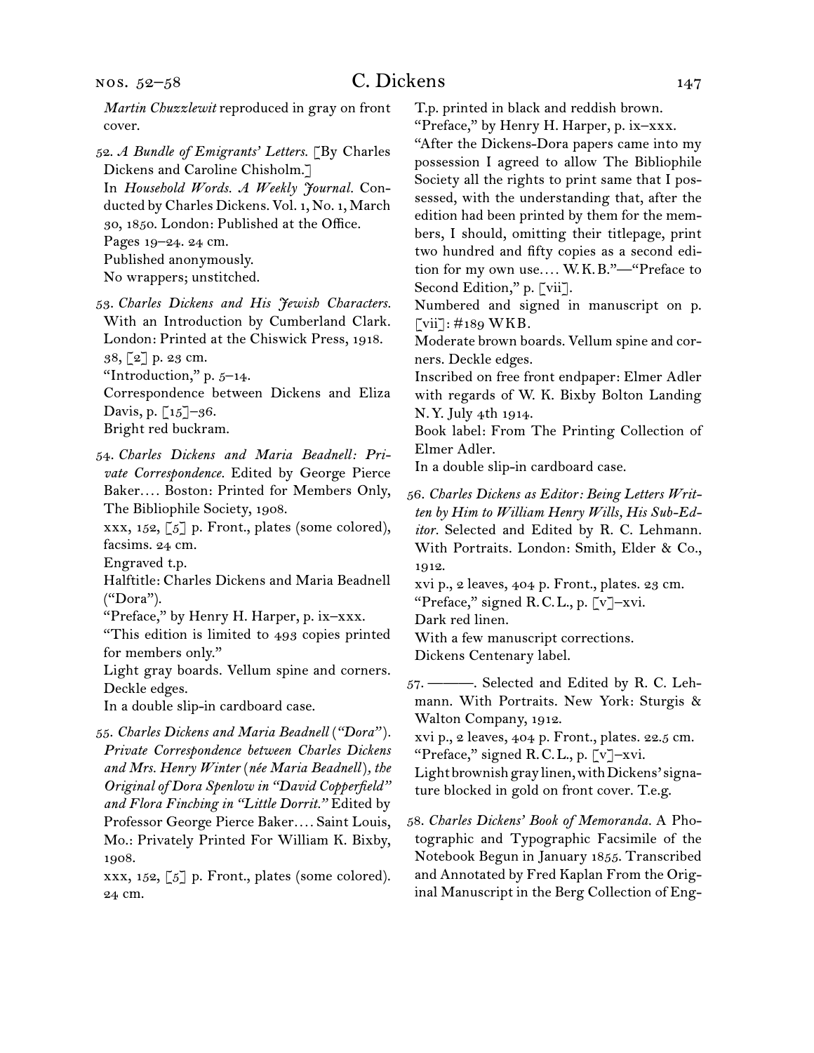*Martin Chuzzlewit* reproduced in gray on front cover.

52. *A Bundle of Emigrants' Letters.* [By Charles Dickens and Caroline Chisholm.]
In *Household Words. A Weekly Journal.* Conducted by Charles Dickens. Vol. 1, No. 1, March 30, 1850. London: Published at the Office.
Pages 19–24. 24 cm.
Published anonymously.
No wrappers; unstitched.

53. *Charles Dickens and His Jewish Characters.* With an Introduction by Cumberland Clark. London: Printed at the Chiswick Press, 1918.
38, [2] p. 23 cm.
"Introduction," p. 5–14.
Correspondence between Dickens and Eliza Davis, p. [15]–36.
Bright red buckram.

54. *Charles Dickens and Maria Beadnell: Private Correspondence.* Edited by George Pierce Baker.... Boston: Printed for Members Only, The Bibliophile Society, 1908.
xxx, 152, [5] p. Front., plates (some colored), facsims. 24 cm.
Engraved t.p.
Halftitle: Charles Dickens and Maria Beadnell ("Dora").
"Preface," by Henry H. Harper, p. ix–xxx.
"This edition is limited to 493 copies printed for members only."
Light gray boards. Vellum spine and corners. Deckle edges.
In a double slip-in cardboard case.

55. *Charles Dickens and Maria Beadnell ("Dora"). Private Correspondence between Charles Dickens and Mrs. Henry Winter (née Maria Beadnell), the Original of Dora Spenlow in "David Copperfield" and Flora Finching in "Little Dorrit."* Edited by Professor George Pierce Baker.... Saint Louis, Mo.: Privately Printed For William K. Bixby, 1908.
xxx, 152, [5] p. Front., plates (some colored). 24 cm.
T.p. printed in black and reddish brown.
"Preface," by Henry H. Harper, p. ix–xxx.
"After the Dickens-Dora papers came into my possession I agreed to allow The Bibliophile Society all the rights to print same that I possessed, with the understanding that, after the edition had been printed by them for the members, I should, omitting their titlepage, print two hundred and fifty copies as a second edition for my own use.... W. K. B."—"Preface to Second Edition," p. [vii].
Numbered and signed in manuscript on p. [vii]: #189 WKB.
Moderate brown boards. Vellum spine and corners. Deckle edges.
Inscribed on free front endpaper: Elmer Adler with regards of W. K. Bixby Bolton Landing N. Y. July 4th 1914.
Book label: From The Printing Collection of Elmer Adler.
In a double slip-in cardboard case.

56. *Charles Dickens as Editor: Being Letters Written by Him to William Henry Wills, His Sub-Editor.* Selected and Edited by R. C. Lehmann. With Portraits. London: Smith, Elder & Co., 1912.
xvi p., 2 leaves, 404 p. Front., plates. 23 cm.
"Preface," signed R. C. L., p. [v]–xvi.
Dark red linen.
With a few manuscript corrections.
Dickens Centenary label.

57. ———. Selected and Edited by R. C. Lehmann. With Portraits. New York: Sturgis & Walton Company, 1912.
xvi p., 2 leaves, 404 p. Front., plates. 22.5 cm.
"Preface," signed R. C. L., p. [v]–xvi.
Light brownish gray linen, with Dickens' signature blocked in gold on front cover. T.e.g.

58. *Charles Dickens' Book of Memoranda.* A Photographic and Typographic Facsimile of the Notebook Begun in January 1855. Transcribed and Annotated by Fred Kaplan From the Original Manuscript in the Berg Collection of Eng-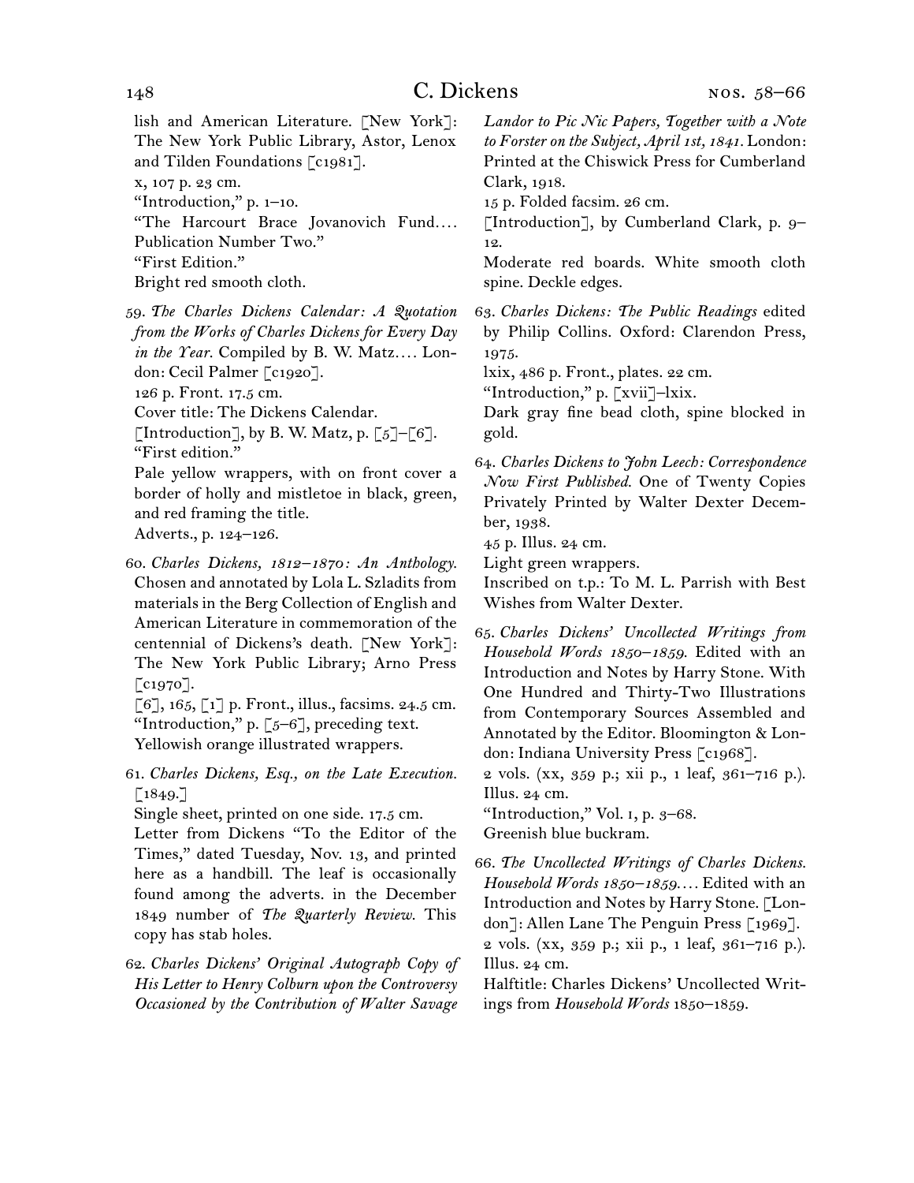lish and American Literature. [New York]: The New York Public Library, Astor, Lenox and Tilden Foundations [c1981].
x, 107 p. 23 cm.
"Introduction," p. 1–10.
"The Harcourt Brace Jovanovich Fund.... Publication Number Two."
"First Edition."
Bright red smooth cloth.

59. *The Charles Dickens Calendar: A Quotation from the Works of Charles Dickens for Every Day in the Year.* Compiled by B. W. Matz.... London: Cecil Palmer [c1920].
126 p. Front. 17.5 cm.
Cover title: The Dickens Calendar.
[Introduction], by B. W. Matz, p. [5]–[6].
"First edition."
Pale yellow wrappers, with on front cover a border of holly and mistletoe in black, green, and red framing the title.
Adverts., p. 124–126.

60. *Charles Dickens, 1812–1870: An Anthology.* Chosen and annotated by Lola L. Szladits from materials in the Berg Collection of English and American Literature in commemoration of the centennial of Dickens's death. [New York]: The New York Public Library; Arno Press [c1970].
[6], 165, [1] p. Front., illus., facsims. 24.5 cm.
"Introduction," p. [5–6], preceding text.
Yellowish orange illustrated wrappers.

61. *Charles Dickens, Esq., on the Late Execution.* [1849.]
Single sheet, printed on one side. 17.5 cm.
Letter from Dickens "To the Editor of the Times," dated Tuesday, Nov. 13, and printed here as a handbill. The leaf is occasionally found among the adverts. in the December 1849 number of *The Quarterly Review.* This copy has stab holes.

62. *Charles Dickens' Original Autograph Copy of His Letter to Henry Colburn upon the Controversy Occasioned by the Contribution of Walter Savage Landor to Pic Nic Papers, Together with a Note to Forster on the Subject, April 1st, 1841.* London: Printed at the Chiswick Press for Cumberland Clark, 1918.
15 p. Folded facsim. 26 cm.
[Introduction], by Cumberland Clark, p. 9–12.
Moderate red boards. White smooth cloth spine. Deckle edges.

63. *Charles Dickens: The Public Readings* edited by Philip Collins. Oxford: Clarendon Press, 1975.
lxix, 486 p. Front., plates. 22 cm.
"Introduction," p. [xvii]–lxix.
Dark gray fine bead cloth, spine blocked in gold.

64. *Charles Dickens to John Leech: Correspondence Now First Published.* One of Twenty Copies Privately Printed by Walter Dexter December, 1938.
45 p. Illus. 24 cm.
Light green wrappers.
Inscribed on t.p.: To M. L. Parrish with Best Wishes from Walter Dexter.

65. *Charles Dickens' Uncollected Writings from Household Words 1850–1859.* Edited with an Introduction and Notes by Harry Stone. With One Hundred and Thirty-Two Illustrations from Contemporary Sources Assembled and Annotated by the Editor. Bloomington & London: Indiana University Press [c1968].
2 vols. (xx, 359 p.; xii p., 1 leaf, 361–716 p.). Illus. 24 cm.
"Introduction," Vol. 1, p. 3–68.
Greenish blue buckram.

66. *The Uncollected Writings of Charles Dickens. Household Words 1850–1859....* Edited with an Introduction and Notes by Harry Stone. [London]: Allen Lane The Penguin Press [1969].
2 vols. (xx, 359 p.; xii p., 1 leaf, 361–716 p.). Illus. 24 cm.
Halftitle: Charles Dickens' Uncollected Writings from *Household Words* 1850–1859.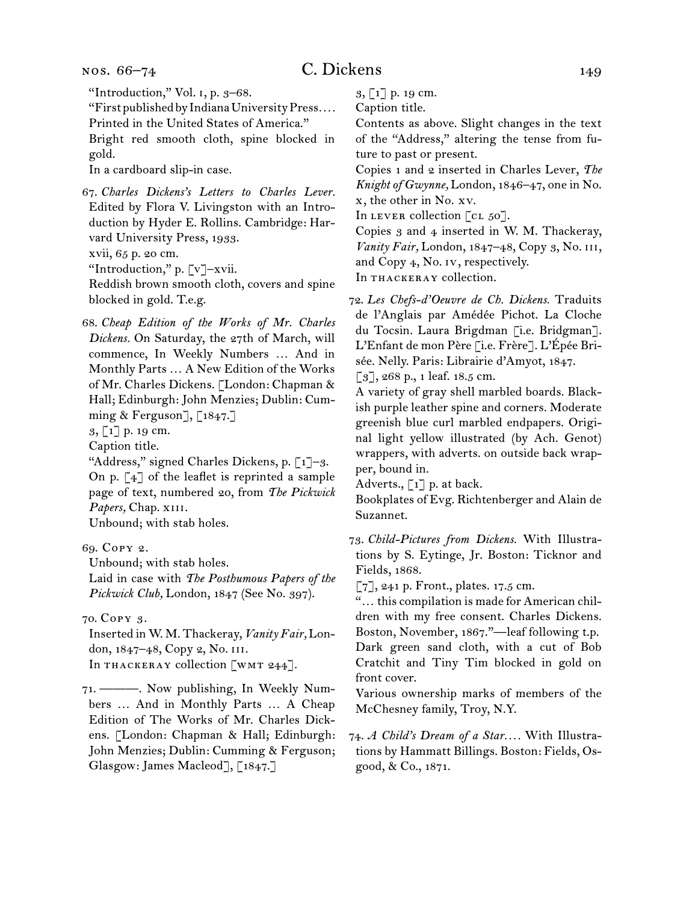"Introduction," Vol. 1, p. 3–68.

"First published by Indiana University Press.... Printed in the United States of America."

Bright red smooth cloth, spine blocked in gold.

In a cardboard slip-in case.

67. *Charles Dickens's Letters to Charles Lever.* Edited by Flora V. Livingston with an Introduction by Hyder E. Rollins. Cambridge: Harvard University Press, 1933.

xvii, 65 p. 20 cm.

"Introduction," p. [v]–xvii.

Reddish brown smooth cloth, covers and spine blocked in gold. T.e.g.

68. *Cheap Edition of the Works of Mr. Charles Dickens.* On Saturday, the 27th of March, will commence, In Weekly Numbers ... And in Monthly Parts ... A New Edition of the Works of Mr. Charles Dickens. [London: Chapman & Hall; Edinburgh: John Menzies; Dublin: Cumming & Ferguson], [1847.]

3, [1] p. 19 cm.

Caption title.

"Address," signed Charles Dickens, p. [1]–3.

On p. [4] of the leaflet is reprinted a sample page of text, numbered 20, from *The Pickwick Papers,* Chap. XIII.

Unbound; with stab holes.

69. Copy 2.

Unbound; with stab holes.

Laid in case with *The Posthumous Papers of the Pickwick Club,* London, 1847 (See No. 397).

70. Copy 3.

Inserted in W. M. Thackeray, *Vanity Fair,* London, 1847–48, Copy 2, No. III.

In THACKERAY collection [WMT 244].

71. ———. Now publishing, In Weekly Numbers ... And in Monthly Parts ... A Cheap Edition of The Works of Mr. Charles Dickens. [London: Chapman & Hall; Edinburgh: John Menzies; Dublin: Cumming & Ferguson; Glasgow: James Macleod], [1847.]

3, [1] p. 19 cm.

Caption title.

Contents as above. Slight changes in the text of the "Address," altering the tense from future to past or present.

Copies 1 and 2 inserted in Charles Lever, *The Knight of Gwynne,* London, 1846–47, one in No. X, the other in No. XV.

In LEVER collection [CL 50].

Copies 3 and 4 inserted in W. M. Thackeray, *Vanity Fair,* London, 1847–48, Copy 3, No. III, and Copy 4, No. IV, respectively.

In THACKERAY collection.

72. *Les Chefs-d'Oeuvre de Ch. Dickens.* Traduits de l'Anglais par Amédée Pichot. La Cloche du Tocsin. Laura Brigdman [i.e. Bridgman]. L'Enfant de mon Père [i.e. Frère]. L'Épée Brisée. Nelly. Paris: Librairie d'Amyot, 1847.

[3], 268 p., 1 leaf. 18.5 cm.

A variety of gray shell marbled boards. Blackish purple leather spine and corners. Moderate greenish blue curl marbled endpapers. Original light yellow illustrated (by Ach. Genot) wrappers, with adverts. on outside back wrapper, bound in.

Adverts., [1] p. at back.

Bookplates of Evg. Richtenberger and Alain de Suzannet.

73. *Child-Pictures from Dickens.* With Illustrations by S. Eytinge, Jr. Boston: Ticknor and Fields, 1868.

[7], 241 p. Front., plates. 17.5 cm.

"... this compilation is made for American children with my free consent. Charles Dickens. Boston, November, 1867."—leaf following t.p.

Dark green sand cloth, with a cut of Bob Cratchit and Tiny Tim blocked in gold on front cover.

Various ownership marks of members of the McChesney family, Troy, N.Y.

74. *A Child's Dream of a Star....* With Illustrations by Hammatt Billings. Boston: Fields, Osgood, & Co., 1871.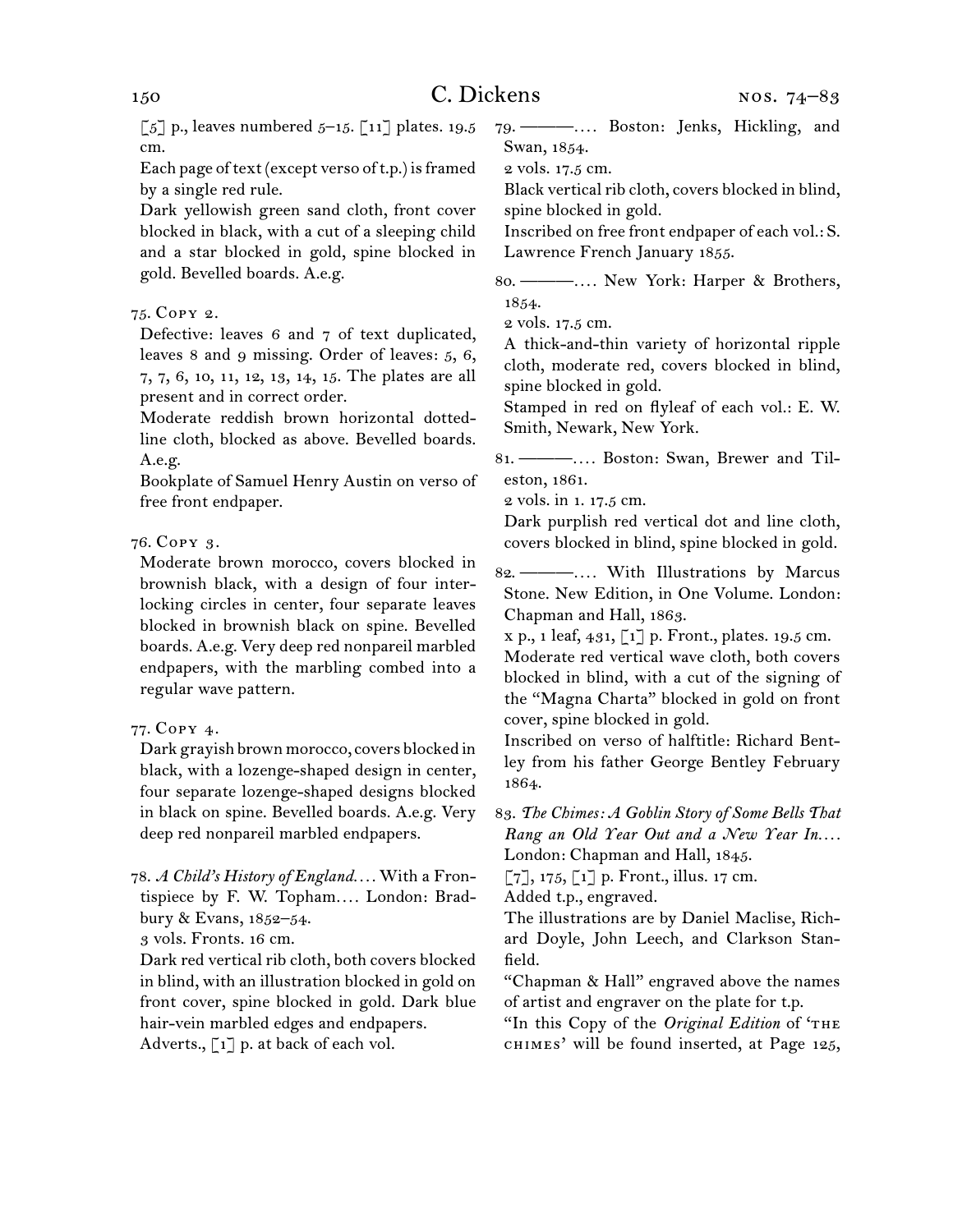[5] p., leaves numbered 5–15. [11] plates. 19.5 cm.

Each page of text (except verso of t.p.) is framed by a single red rule.

Dark yellowish green sand cloth, front cover blocked in black, with a cut of a sleeping child and a star blocked in gold, spine blocked in gold. Bevelled boards. A.e.g.

75. Copy 2.

Defective: leaves 6 and 7 of text duplicated, leaves 8 and 9 missing. Order of leaves: 5, 6, 7, 7, 6, 10, 11, 12, 13, 14, 15. The plates are all present and in correct order.

Moderate reddish brown horizontal dotted-line cloth, blocked as above. Bevelled boards. A.e.g.

Bookplate of Samuel Henry Austin on verso of free front endpaper.

76. Copy 3.

Moderate brown morocco, covers blocked in brownish black, with a design of four interlocking circles in center, four separate leaves blocked in brownish black on spine. Bevelled boards. A.e.g. Very deep red nonpareil marbled endpapers, with the marbling combed into a regular wave pattern.

77. Copy 4.

Dark grayish brown morocco, covers blocked in black, with a lozenge-shaped design in center, four separate lozenge-shaped designs blocked in black on spine. Bevelled boards. A.e.g. Very deep red nonpareil marbled endpapers.

78. *A Child's History of England*.... With a Frontispiece by F. W. Topham.... London: Bradbury & Evans, 1852–54.

3 vols. Fronts. 16 cm.

Dark red vertical rib cloth, both covers blocked in blind, with an illustration blocked in gold on front cover, spine blocked in gold. Dark blue hair-vein marbled edges and endpapers.

Adverts., [1] p. at back of each vol.

79. ———.... Boston: Jenks, Hickling, and Swan, 1854.

2 vols. 17.5 cm.

Black vertical rib cloth, covers blocked in blind, spine blocked in gold.

Inscribed on free front endpaper of each vol.: S. Lawrence French January 1855.

80. ———.... New York: Harper & Brothers, 1854.

2 vols. 17.5 cm.

A thick-and-thin variety of horizontal ripple cloth, moderate red, covers blocked in blind, spine blocked in gold.

Stamped in red on flyleaf of each vol.: E. W. Smith, Newark, New York.

81. ———.... Boston: Swan, Brewer and Tileston, 1861.

2 vols. in 1. 17.5 cm.

Dark purplish red vertical dot and line cloth, covers blocked in blind, spine blocked in gold.

82. ———.... With Illustrations by Marcus Stone. New Edition, in One Volume. London: Chapman and Hall, 1863.

x p., 1 leaf, 431, [1] p. Front., plates. 19.5 cm.

Moderate red vertical wave cloth, both covers blocked in blind, with a cut of the signing of the "Magna Charta" blocked in gold on front cover, spine blocked in gold.

Inscribed on verso of halftitle: Richard Bentley from his father George Bentley February 1864.

83. *The Chimes: A Goblin Story of Some Bells That Rang an Old Year Out and a New Year In*.... London: Chapman and Hall, 1845.

[7], 175, [1] p. Front., illus. 17 cm.

Added t.p., engraved.

The illustrations are by Daniel Maclise, Richard Doyle, John Leech, and Clarkson Stanfield.

"Chapman & Hall" engraved above the names of artist and engraver on the plate for t.p.

"In this Copy of the *Original Edition* of 'The Chimes' will be found inserted, at Page 125,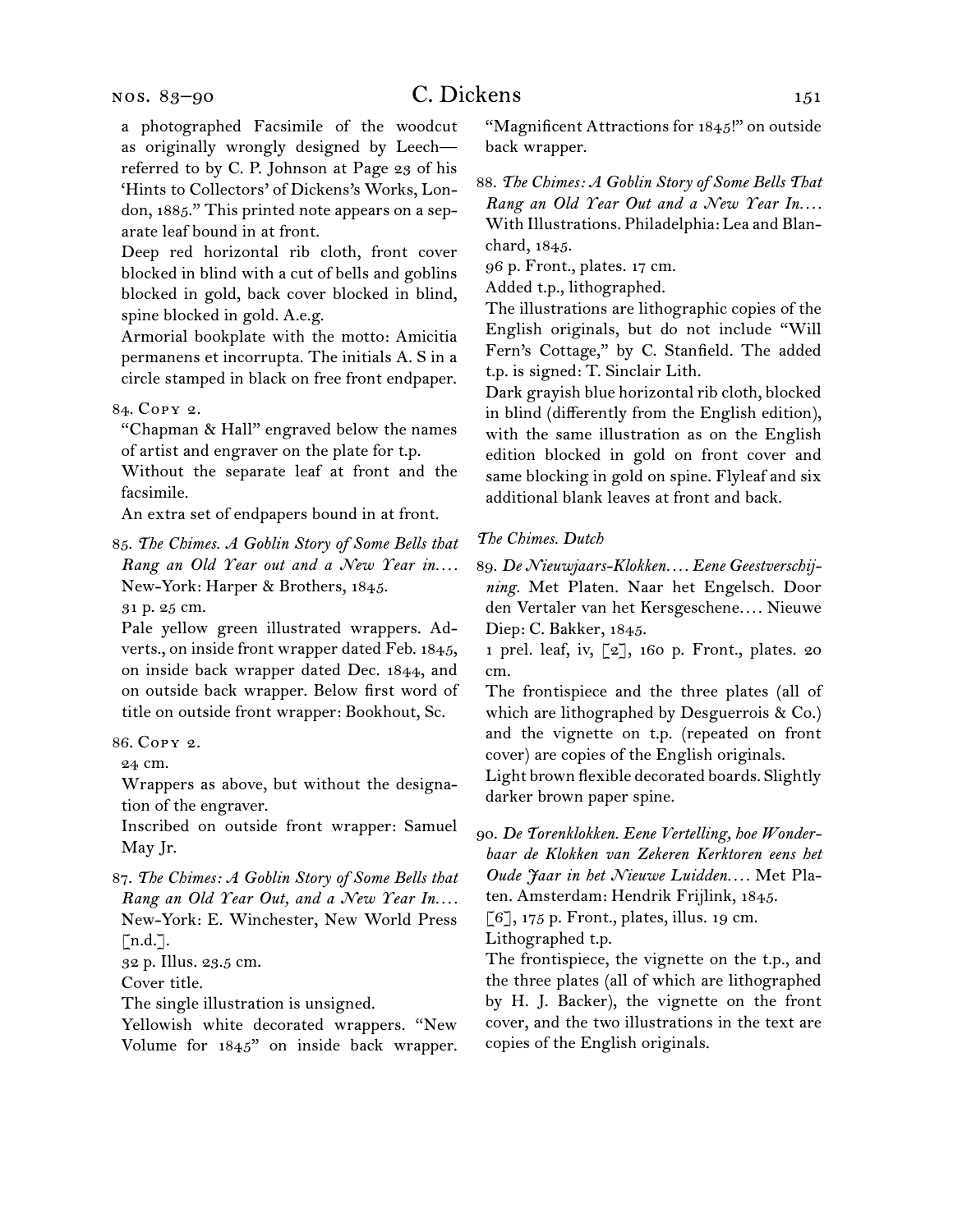a photographed Facsimile of the woodcut as originally wrongly designed by Leech—referred to by C. P. Johnson at Page 23 of his 'Hints to Collectors' of Dickens's Works, London, 1885." This printed note appears on a separate leaf bound in at front.

Deep red horizontal rib cloth, front cover blocked in blind with a cut of bells and goblins blocked in gold, back cover blocked in blind, spine blocked in gold. A.e.g.

Armorial bookplate with the motto: Amicitia permanens et incorrupta. The initials A. S in a circle stamped in black on free front endpaper.

84. Copy 2.

"Chapman & Hall" engraved below the names of artist and engraver on the plate for t.p.

Without the separate leaf at front and the facsimile.

An extra set of endpapers bound in at front.

85. *The Chimes. A Goblin Story of Some Bells that Rang an Old Year out and a New Year in....* New-York: Harper & Brothers, 1845.

31 p. 25 cm.

Pale yellow green illustrated wrappers. Adverts., on inside front wrapper dated Feb. 1845, on inside back wrapper dated Dec. 1844, and on outside back wrapper. Below first word of title on outside front wrapper: Bookhout, Sc.

86. Copy 2.

24 cm.

Wrappers as above, but without the designation of the engraver.

Inscribed on outside front wrapper: Samuel May Jr.

87. *The Chimes: A Goblin Story of Some Bells that Rang an Old Year Out, and a New Year In....* New-York: E. Winchester, New World Press [n.d.].

32 p. Illus. 23.5 cm.

Cover title.

The single illustration is unsigned.

Yellowish white decorated wrappers. "New Volume for 1845" on inside back wrapper. "Magnificent Attractions for 1845!" on outside back wrapper.

88. *The Chimes: A Goblin Story of Some Bells That Rang an Old Year Out and a New Year In....* With Illustrations. Philadelphia: Lea and Blanchard, 1845.

96 p. Front., plates. 17 cm.

Added t.p., lithographed.

The illustrations are lithographic copies of the English originals, but do not include "Will Fern's Cottage," by C. Stanfield. The added t.p. is signed: T. Sinclair Lith.

Dark grayish blue horizontal rib cloth, blocked in blind (differently from the English edition), with the same illustration as on the English edition blocked in gold on front cover and same blocking in gold on spine. Flyleaf and six additional blank leaves at front and back.

*The Chimes. Dutch*

89. *De Nieuwjaars-Klokken.... Eene Geestverschijning.* Met Platen. Naar het Engelsch. Door den Vertaler van het Kersgeschene.... Nieuwe Diep: C. Bakker, 1845.

1 prel. leaf, iv, [2], 160 p. Front., plates. 20 cm.

The frontispiece and the three plates (all of which are lithographed by Desguerrois & Co.) and the vignette on t.p. (repeated on front cover) are copies of the English originals.

Light brown flexible decorated boards. Slightly darker brown paper spine.

90. *De Torenklokken. Eene Vertelling, hoe Wonderbaar de Klokken van Zekeren Kerktoren eens het Oude Jaar in het Nieuwe Luidden....* Met Platen. Amsterdam: Hendrik Frijlink, 1845.

[6], 175 p. Front., plates, illus. 19 cm.

Lithographed t.p.

The frontispiece, the vignette on the t.p., and the three plates (all of which are lithographed by H. J. Backer), the vignette on the front cover, and the two illustrations in the text are copies of the English originals.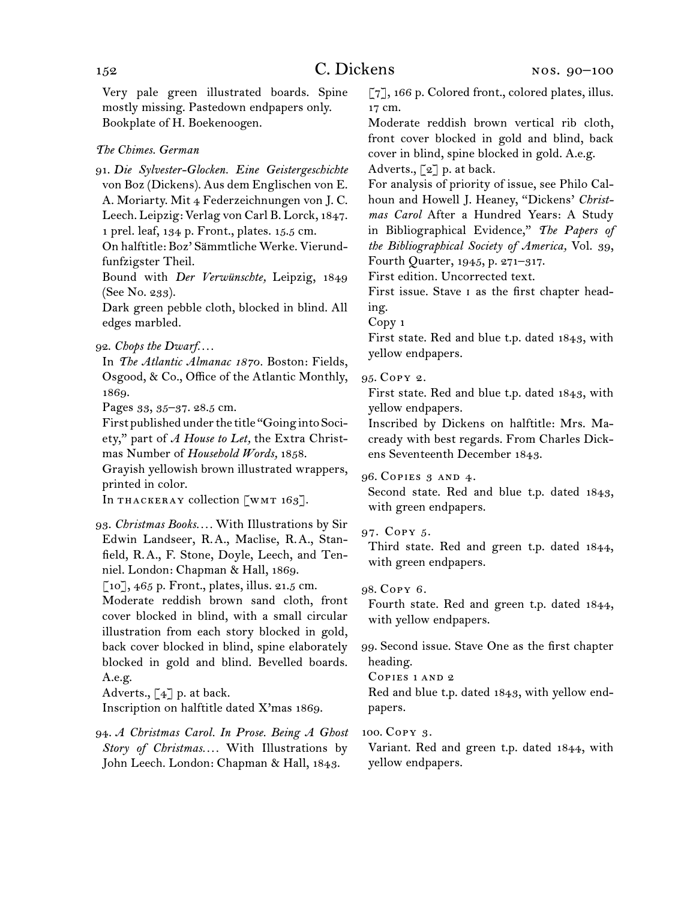Very pale green illustrated boards. Spine mostly missing. Pastedown endpapers only.
Bookplate of H. Boekenoogen.

*The Chimes. German*

91. *Die Sylvester-Glocken. Eine Geistergeschichte* von Boz (Dickens). Aus dem Englischen von E. A. Moriarty. Mit 4 Federzeichnungen von J. C. Leech. Leipzig: Verlag von Carl B. Lorck, 1847.
1 prel. leaf, 134 p. Front., plates. 15.5 cm.
On halftitle: Boz' Sämmtliche Werke. Vierundfunfzigster Theil.
Bound with *Der Verwünschte,* Leipzig, 1849 (See No. 233).
Dark green pebble cloth, blocked in blind. All edges marbled.

92. *Chops the Dwarf.…*
In *The Atlantic Almanac 1870.* Boston: Fields, Osgood, & Co., Office of the Atlantic Monthly, 1869.
Pages 33, 35–37. 28.5 cm.
First published under the title "Going into Society," part of *A House to Let,* the Extra Christmas Number of *Household Words,* 1858.
Grayish yellowish brown illustrated wrappers, printed in color.
In THACKERAY collection [WMT 163].

93. *Christmas Books.…* With Illustrations by Sir Edwin Landseer, R.A., Maclise, R.A., Stanfield, R.A., F. Stone, Doyle, Leech, and Tenniel. London: Chapman & Hall, 1869.
[10], 465 p. Front., plates, illus. 21.5 cm.
Moderate reddish brown sand cloth, front cover blocked in blind, with a small circular illustration from each story blocked in gold, back cover blocked in blind, spine elaborately blocked in gold and blind. Bevelled boards. A.e.g.
Adverts., [4] p. at back.
Inscription on halftitle dated X'mas 1869.

94. *A Christmas Carol. In Prose. Being A Ghost Story of Christmas.…* With Illustrations by John Leech. London: Chapman & Hall, 1843.
[7], 166 p. Colored front., colored plates, illus. 17 cm.
Moderate reddish brown vertical rib cloth, front cover blocked in gold and blind, back cover in blind, spine blocked in gold. A.e.g.
Adverts., [2] p. at back.
For analysis of priority of issue, see Philo Calhoun and Howell J. Heaney, "Dickens' *Christmas Carol* After a Hundred Years: A Study in Bibliographical Evidence," *The Papers of the Bibliographical Society of America,* Vol. 39, Fourth Quarter, 1945, p. 271–317.
First edition. Uncorrected text.
First issue. Stave I as the first chapter heading.
Copy 1
First state. Red and blue t.p. dated 1843, with yellow endpapers.

95. COPY 2.
First state. Red and blue t.p. dated 1843, with yellow endpapers.
Inscribed by Dickens on halftitle: Mrs. Macready with best regards. From Charles Dickens Seventeenth December 1843.

96. COPIES 3 AND 4.
Second state. Red and blue t.p. dated 1843, with green endpapers.

97. COPY 5.
Third state. Red and green t.p. dated 1844, with green endpapers.

98. COPY 6.
Fourth state. Red and green t.p. dated 1844, with yellow endpapers.

99. Second issue. Stave One as the first chapter heading.
COPIES 1 AND 2
Red and blue t.p. dated 1843, with yellow endpapers.

100. COPY 3.
Variant. Red and green t.p. dated 1844, with yellow endpapers.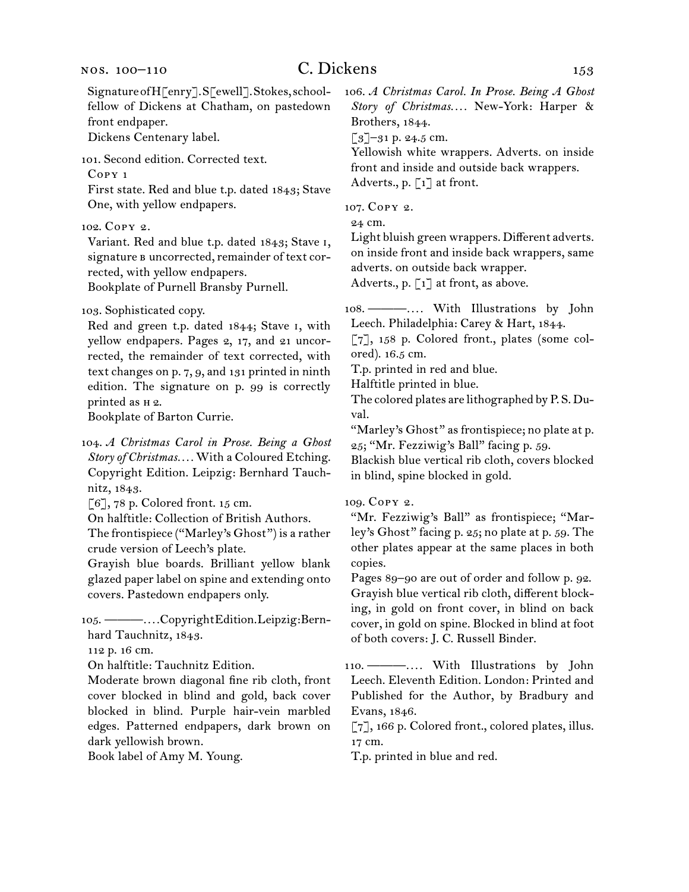Signature of H[enry]. S[ewell]. Stokes, schoolfellow of Dickens at Chatham, on pastedown front endpaper.
Dickens Centenary label.

101. Second edition. Corrected text.
Copy 1
First state. Red and blue t.p. dated 1843; Stave One, with yellow endpapers.

102. Copy 2.
Variant. Red and blue t.p. dated 1843; Stave I, signature B uncorrected, remainder of text corrected, with yellow endpapers.
Bookplate of Purnell Bransby Purnell.

103. Sophisticated copy.
Red and green t.p. dated 1844; Stave I, with yellow endpapers. Pages 2, 17, and 21 uncorrected, the remainder of text corrected, with text changes on p. 7, 9, and 131 printed in ninth edition. The signature on p. 99 is correctly printed as H 2.
Bookplate of Barton Currie.

104. *A Christmas Carol in Prose. Being a Ghost Story of Christmas.* . . . With a Coloured Etching. Copyright Edition. Leipzig: Bernhard Tauchnitz, 1843.
[6], 78 p. Colored front. 15 cm.
On halftitle: Collection of British Authors.
The frontispiece ("Marley's Ghost") is a rather crude version of Leech's plate.
Grayish blue boards. Brilliant yellow blank glazed paper label on spine and extending onto covers. Pastedown endpapers only.

105. ———. . . . Copyright Edition. Leipzig: Bernhard Tauchnitz, 1843.
112 p. 16 cm.
On halftitle: Tauchnitz Edition.
Moderate brown diagonal fine rib cloth, front cover blocked in blind and gold, back cover blocked in blind. Purple hair-vein marbled edges. Patterned endpapers, dark brown on dark yellowish brown.
Book label of Amy M. Young.

106. *A Christmas Carol. In Prose. Being A Ghost Story of Christmas.* . . . New-York: Harper & Brothers, 1844.
[3]–31 p. 24.5 cm.
Yellowish white wrappers. Adverts. on inside front and inside and outside back wrappers.
Adverts., p. [1] at front.

107. Copy 2.
24 cm.
Light bluish green wrappers. Different adverts. on inside front and inside back wrappers, same adverts. on outside back wrapper.
Adverts., p. [1] at front, as above.

108. ———. . . . With Illustrations by John Leech. Philadelphia: Carey & Hart, 1844.
[7], 158 p. Colored front., plates (some colored). 16.5 cm.
T.p. printed in red and blue.
Halftitle printed in blue.
The colored plates are lithographed by P. S. Duval.
"Marley's Ghost" as frontispiece; no plate at p. 25; "Mr. Fezziwig's Ball" facing p. 59.
Blackish blue vertical rib cloth, covers blocked in blind, spine blocked in gold.

109. Copy 2.
"Mr. Fezziwig's Ball" as frontispiece; "Marley's Ghost" facing p. 25; no plate at p. 59. The other plates appear at the same places in both copies.
Pages 89–90 are out of order and follow p. 92.
Grayish blue vertical rib cloth, different blocking, in gold on front cover, in blind on back cover, in gold on spine. Blocked in blind at foot of both covers: J. C. Russell Binder.

110. ———. . . . With Illustrations by John Leech. Eleventh Edition. London: Printed and Published for the Author, by Bradbury and Evans, 1846.
[7], 166 p. Colored front., colored plates, illus. 17 cm.
T.p. printed in blue and red.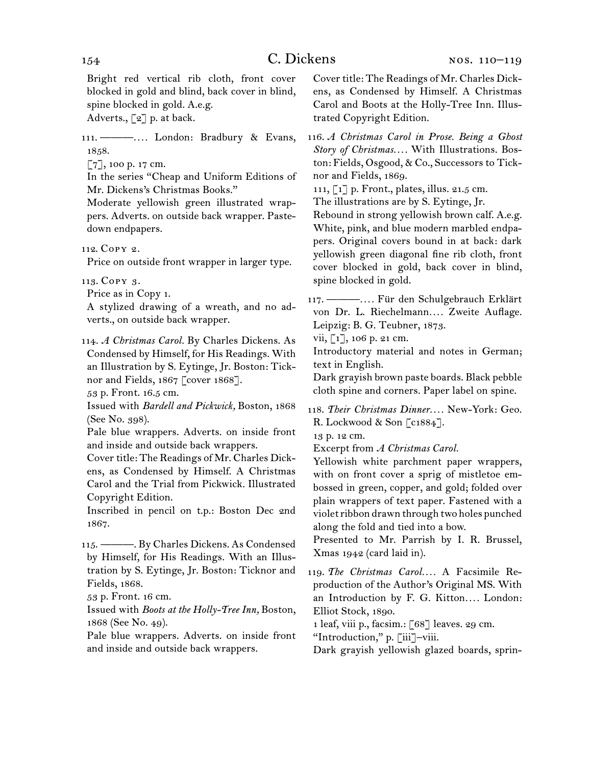Bright red vertical rib cloth, front cover blocked in gold and blind, back cover in blind, spine blocked in gold. A.e.g.
Adverts., [2] p. at back.

111. ———. . . . London: Bradbury & Evans, 1858.
[7], 100 p. 17 cm.
In the series "Cheap and Uniform Editions of Mr. Dickens's Christmas Books."
Moderate yellowish green illustrated wrappers. Adverts. on outside back wrapper. Pastedown endpapers.

112. Copy 2.
Price on outside front wrapper in larger type.

113. Copy 3.
Price as in Copy 1.
A stylized drawing of a wreath, and no adverts., on outside back wrapper.

114. *A Christmas Carol.* By Charles Dickens. As Condensed by Himself, for His Readings. With an Illustration by S. Eytinge, Jr. Boston: Ticknor and Fields, 1867 [cover 1868].
53 p. Front. 16.5 cm.
Issued with *Bardell and Pickwick,* Boston, 1868 (See No. 398).
Pale blue wrappers. Adverts. on inside front and inside and outside back wrappers.
Cover title: The Readings of Mr. Charles Dickens, as Condensed by Himself. A Christmas Carol and the Trial from Pickwick. Illustrated Copyright Edition.
Inscribed in pencil on t.p.: Boston Dec 2nd 1867.

115. ———. By Charles Dickens. As Condensed by Himself, for His Readings. With an Illustration by S. Eytinge, Jr. Boston: Ticknor and Fields, 1868.
53 p. Front. 16 cm.
Issued with *Boots at the Holly-Tree Inn,* Boston, 1868 (See No. 49).
Pale blue wrappers. Adverts. on inside front and inside and outside back wrappers.
Cover title: The Readings of Mr. Charles Dickens, as Condensed by Himself. A Christmas Carol and Boots at the Holly-Tree Inn. Illustrated Copyright Edition.

116. *A Christmas Carol in Prose. Being a Ghost Story of Christmas. . . .* With Illustrations. Boston: Fields, Osgood, & Co., Successors to Ticknor and Fields, 1869.
111, [1] p. Front., plates, illus. 21.5 cm.
The illustrations are by S. Eytinge, Jr.
Rebound in strong yellowish brown calf. A.e.g. White, pink, and blue modern marbled endpapers. Original covers bound in at back: dark yellowish green diagonal fine rib cloth, front cover blocked in gold, back cover in blind, spine blocked in gold.

117. ———. . . . Für den Schulgebrauch Erklärt von Dr. L. Riechelmann. . . . Zweite Auflage. Leipzig: B. G. Teubner, 1873.
vii, [1], 106 p. 21 cm.
Introductory material and notes in German; text in English.
Dark grayish brown paste boards. Black pebble cloth spine and corners. Paper label on spine.

118. *Their Christmas Dinner. . . .* New-York: Geo. R. Lockwood & Son [c1884].
13 p. 12 cm.
Excerpt from *A Christmas Carol.*
Yellowish white parchment paper wrappers, with on front cover a sprig of mistletoe embossed in green, copper, and gold; folded over plain wrappers of text paper. Fastened with a violet ribbon drawn through two holes punched along the fold and tied into a bow.
Presented to Mr. Parrish by I. R. Brussel, Xmas 1942 (card laid in).

119. *The Christmas Carol. . . .* A Facsimile Reproduction of the Author's Original MS. With an Introduction by F. G. Kitton. . . . London: Elliot Stock, 1890.
1 leaf, viii p., facsim.: [68] leaves. 29 cm.
"Introduction," p. [iii]–viii.
Dark grayish yellowish glazed boards, sprin-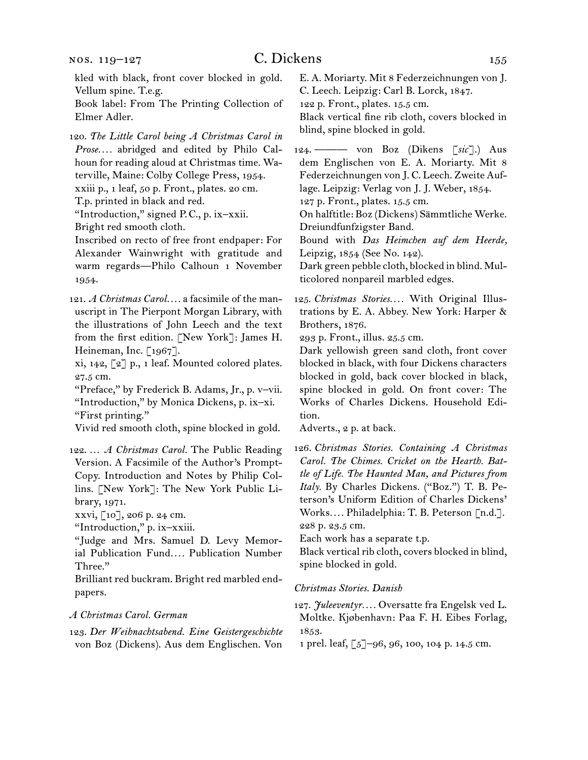kled with black, front cover blocked in gold. Vellum spine. T.e.g.
Book label: From The Printing Collection of Elmer Adler.

120. *The Little Carol being A Christmas Carol in Prose*.... abridged and edited by Philo Calhoun for reading aloud at Christmas time. Waterville, Maine: Colby College Press, 1954.
xxiii p., 1 leaf, 50 p. Front., plates. 20 cm.
T.p. printed in black and red.
"Introduction," signed P.C., p. ix–xxii.
Bright red smooth cloth.
Inscribed on recto of free front endpaper: For Alexander Wainwright with gratitude and warm regards—Philo Calhoun 1 November 1954.

121. *A Christmas Carol*.... a facsimile of the manuscript in The Pierpont Morgan Library, with the illustrations of John Leech and the text from the first edition. [New York]: James H. Heineman, Inc. [1967].
xi, 142, [2] p., 1 leaf. Mounted colored plates. 27.5 cm.
"Preface," by Frederick B. Adams, Jr., p. v–vii.
"Introduction," by Monica Dickens, p. ix–xi.
"First printing."
Vivid red smooth cloth, spine blocked in gold.

122. ... *A Christmas Carol*. The Public Reading Version. A Facsimile of the Author's Prompt-Copy. Introduction and Notes by Philip Collins. [New York]: The New York Public Library, 1971.
xxvi, [10], 206 p. 24 cm.
"Introduction," p. ix–xxiii.
"Judge and Mrs. Samuel D. Levy Memorial Publication Fund.... Publication Number Three."
Brilliant red buckram. Bright red marbled endpapers.

*A Christmas Carol. German*

123. *Der Weihnachtsabend. Eine Geistergeschichte* von Boz (Dickens). Aus dem Englischen. Von E. A. Moriarty. Mit 8 Federzeichnungen von J. C. Leech. Leipzig: Carl B. Lorck, 1847.
122 p. Front., plates. 15.5 cm.
Black vertical fine rib cloth, covers blocked in blind, spine blocked in gold.

124. ——— von Boz (Dikens [*sic*].) Aus dem Englischen von E. A. Moriarty. Mit 8 Federzeichnungen von J. C. Leech. Zweite Auflage. Leipzig: Verlag von J. J. Weber, 1854.
127 p. Front., plates. 15.5 cm.
On halftitle: Boz (Dickens) Sämmtliche Werke. Dreiundfunfzigster Band.
Bound with *Das Heimchen auf dem Heerde*, Leipzig, 1854 (See No. 142).
Dark green pebble cloth, blocked in blind. Multicolored nonpareil marbled edges.

125. *Christmas Stories*.... With Original Illustrations by E. A. Abbey. New York: Harper & Brothers, 1876.
293 p. Front., illus. 25.5 cm.
Dark yellowish green sand cloth, front cover blocked in black, with four Dickens characters blocked in gold, back cover blocked in black, spine blocked in gold. On front cover: The Works of Charles Dickens. Household Edition.
Adverts., 2 p. at back.

126. *Christmas Stories. Containing A Christmas Carol. The Chimes. Cricket on the Hearth. Battle of Life. The Haunted Man, and Pictures from Italy*. By Charles Dickens. ("Boz.") T. B. Peterson's Uniform Edition of Charles Dickens' Works.... Philadelphia: T. B. Peterson [n.d.].
228 p. 23.5 cm.
Each work has a separate t.p.
Black vertical rib cloth, covers blocked in blind, spine blocked in gold.

*Christmas Stories. Danish*

127. *Juleeventyr*.... Oversatte fra Engelsk ved L. Moltke. Kjøbenhavn: Paa F. H. Eibes Forlag, 1853.
1 prel. leaf, [5]–96, 96, 100, 104 p. 14.5 cm.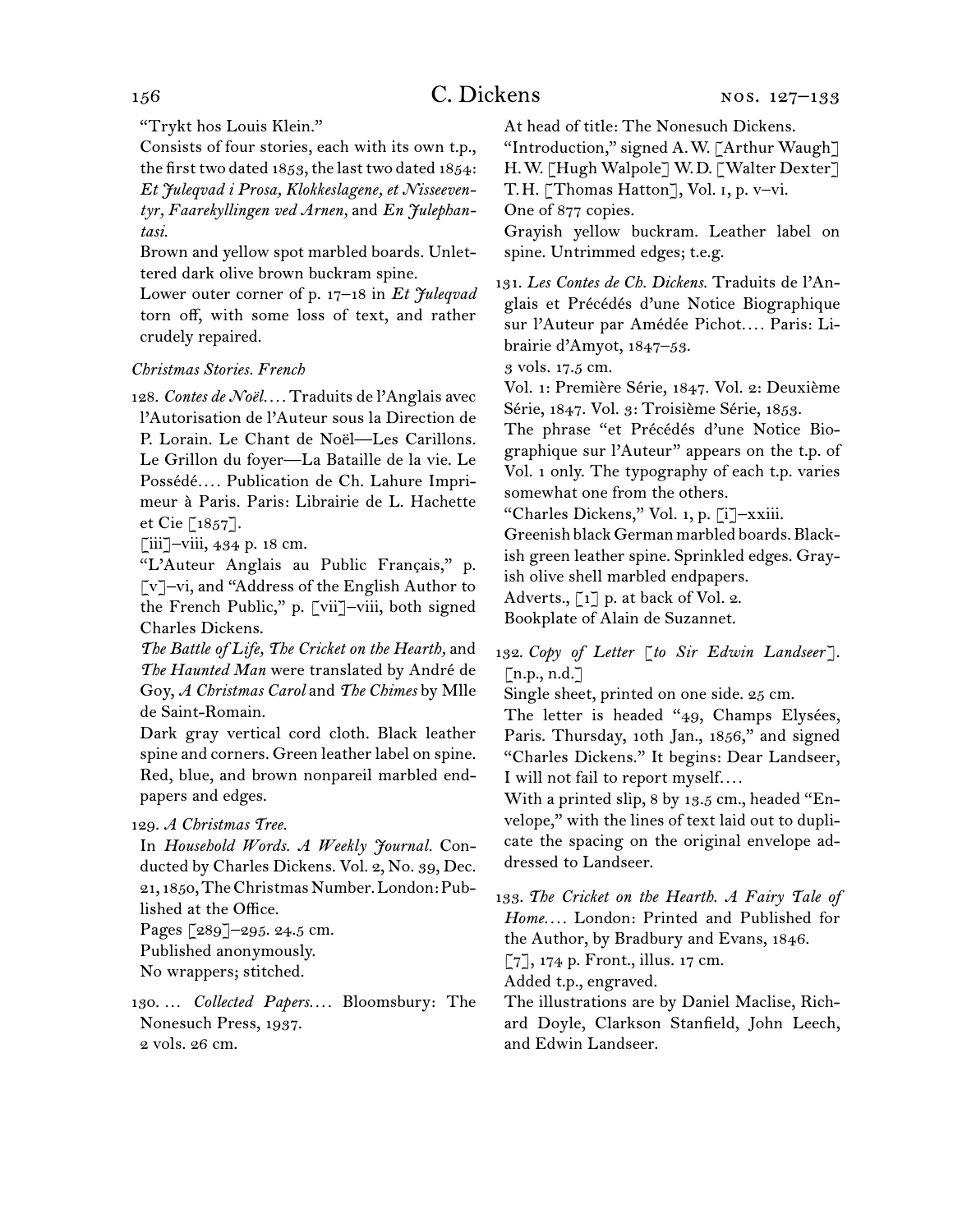"Trykt hos Louis Klein."

Consists of four stories, each with its own t.p., the first two dated 1853, the last two dated 1854: *Et Juleqvad i Prosa, Klokkeslagene, et Nisseeventyr, Faarekyllingen ved Arnen,* and *En Julephantasi.*

Brown and yellow spot marbled boards. Unlettered dark olive brown buckram spine.

Lower outer corner of p. 17–18 in *Et Juleqvad* torn off, with some loss of text, and rather crudely repaired.

*Christmas Stories. French*

128. *Contes de Noël.*… Traduits de l'Anglais avec l'Autorisation de l'Auteur sous la Direction de P. Lorain. Le Chant de Noël—Les Carillons. Le Grillon du foyer—La Bataille de la vie. Le Possédé.… Publication de Ch. Lahure Imprimeur à Paris. Paris: Librairie de L. Hachette et Cie [1857].

[iii]–viii, 434 p. 18 cm.

"L'Auteur Anglais au Public Français," p. [v]–vi, and "Address of the English Author to the French Public," p. [vii]–viii, both signed Charles Dickens.

*The Battle of Life, The Cricket on the Hearth,* and *The Haunted Man* were translated by André de Goy, *A Christmas Carol* and *The Chimes* by Mlle de Saint-Romain.

Dark gray vertical cord cloth. Black leather spine and corners. Green leather label on spine. Red, blue, and brown nonpareil marbled endpapers and edges.

129. *A Christmas Tree.*

In *Household Words. A Weekly Journal.* Conducted by Charles Dickens. Vol. 2, No. 39, Dec. 21, 1850, The Christmas Number. London: Published at the Office.

Pages [289]–295. 24.5 cm.

Published anonymously.

No wrappers; stitched.

130. … *Collected Papers.*… Bloomsbury: The Nonesuch Press, 1937.

2 vols. 26 cm.

At head of title: The Nonesuch Dickens.

"Introduction," signed A.W. [Arthur Waugh] H.W. [Hugh Walpole] W.D. [Walter Dexter] T.H. [Thomas Hatton], Vol. 1, p. v–vi.

One of 877 copies.

Grayish yellow buckram. Leather label on spine. Untrimmed edges; t.e.g.

131. *Les Contes de Ch. Dickens.* Traduits de l'Anglais et Précédés d'une Notice Biographique sur l'Auteur par Amédée Pichot.… Paris: Librairie d'Amyot, 1847–53.

3 vols. 17.5 cm.

Vol. 1: Première Série, 1847. Vol. 2: Deuxième Série, 1847. Vol. 3: Troisième Série, 1853.

The phrase "et Précédés d'une Notice Biographique sur l'Auteur" appears on the t.p. of Vol. 1 only. The typography of each t.p. varies somewhat one from the others.

"Charles Dickens," Vol. 1, p. [i]–xxiii.

Greenish black German marbled boards. Blackish green leather spine. Sprinkled edges. Grayish olive shell marbled endpapers.

Adverts., [1] p. at back of Vol. 2.

Bookplate of Alain de Suzannet.

132. *Copy of Letter [to Sir Edwin Landseer].* [n.p., n.d.]

Single sheet, printed on one side. 25 cm.

The letter is headed "49, Champs Elysées, Paris. Thursday, 10th Jan., 1856," and signed "Charles Dickens." It begins: Dear Landseer, I will not fail to report myself.…

With a printed slip, 8 by 13.5 cm., headed "Envelope," with the lines of text laid out to duplicate the spacing on the original envelope addressed to Landseer.

133. *The Cricket on the Hearth. A Fairy Tale of Home.*… London: Printed and Published for the Author, by Bradbury and Evans, 1846.

[7], 174 p. Front., illus. 17 cm.

Added t.p., engraved.

The illustrations are by Daniel Maclise, Richard Doyle, Clarkson Stanfield, John Leech, and Edwin Landseer.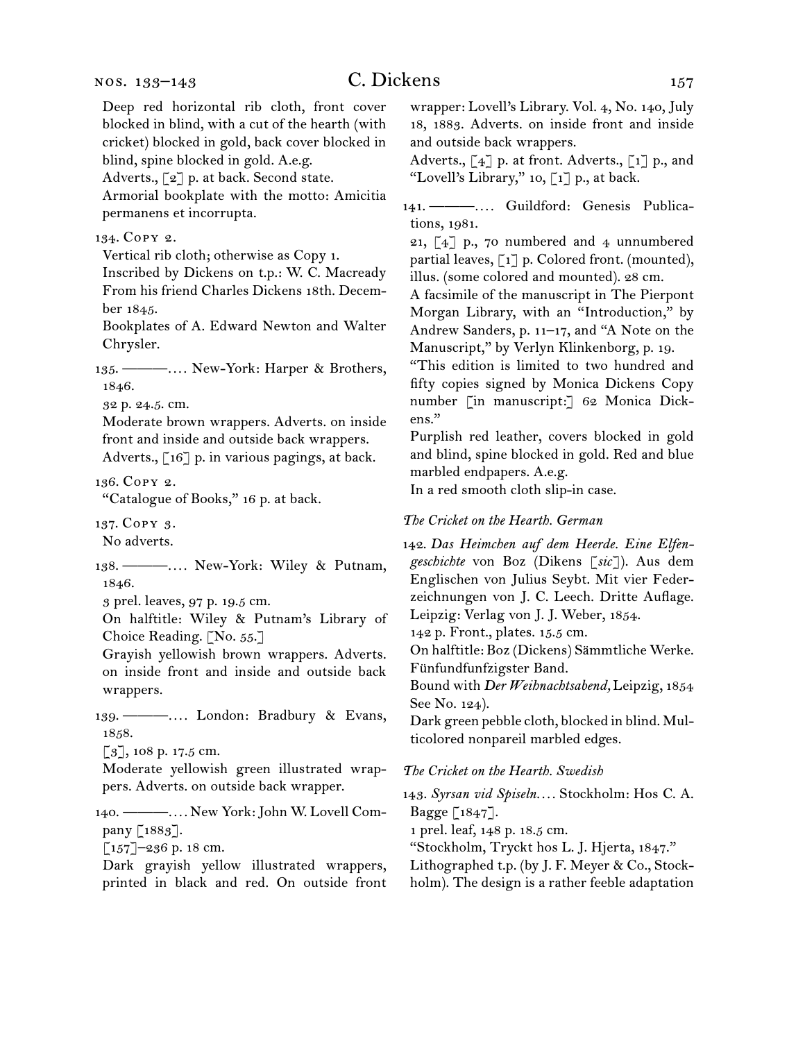Deep red horizontal rib cloth, front cover blocked in blind, with a cut of the hearth (with cricket) blocked in gold, back cover blocked in blind, spine blocked in gold. A.e.g.

Adverts., [2] p. at back. Second state.

Armorial bookplate with the motto: Amicitia permanens et incorrupta.

134. Copy 2.

Vertical rib cloth; otherwise as Copy 1.

Inscribed by Dickens on t.p.: W. C. Macready From his friend Charles Dickens 18th. December 1845.

Bookplates of A. Edward Newton and Walter Chrysler.

135. ———. . . . New-York: Harper & Brothers, 1846.

32 p. 24.5 cm.

Moderate brown wrappers. Adverts. on inside front and inside and outside back wrappers.

Adverts., [16] p. in various pagings, at back.

136. Copy 2.

"Catalogue of Books," 16 p. at back.

137. Copy 3.

No adverts.

138. ———. . . . New-York: Wiley & Putnam, 1846.

3 prel. leaves, 97 p. 19.5 cm.

On halftitle: Wiley & Putnam's Library of Choice Reading. [No. 55.]

Grayish yellowish brown wrappers. Adverts. on inside front and inside and outside back wrappers.

139. ———. . . . London: Bradbury & Evans, 1858.

[3], 108 p. 17.5 cm.

Moderate yellowish green illustrated wrappers. Adverts. on outside back wrapper.

140. ———. . . . New York: John W. Lovell Company [1883].

[157]–236 p. 18 cm.

Dark grayish yellow illustrated wrappers, printed in black and red. On outside front wrapper: Lovell's Library. Vol. 4, No. 140, July 18, 1883. Adverts. on inside front and inside and outside back wrappers.

Adverts., [4] p. at front. Adverts., [1] p., and "Lovell's Library," 10, [1] p., at back.

141. ———. . . . Guildford: Genesis Publications, 1981.

21, [4] p., 70 numbered and 4 unnumbered partial leaves, [1] p. Colored front. (mounted), illus. (some colored and mounted). 28 cm.

A facsimile of the manuscript in The Pierpont Morgan Library, with an "Introduction," by Andrew Sanders, p. 11–17, and "A Note on the Manuscript," by Verlyn Klinkenborg, p. 19.

"This edition is limited to two hundred and fifty copies signed by Monica Dickens Copy number [in manuscript:] 62 Monica Dickens."

Purplish red leather, covers blocked in gold and blind, spine blocked in gold. Red and blue marbled endpapers. A.e.g.

In a red smooth cloth slip-in case.

### *The Cricket on the Hearth. German*

142. *Das Heimchen auf dem Heerde. Eine Elfengeschichte* von Boz (Dikens [*sic*]). Aus dem Englischen von Julius Seybt. Mit vier Federzeichnungen von J. C. Leech. Dritte Auflage. Leipzig: Verlag von J. J. Weber, 1854.

142 p. Front., plates. 15.5 cm.

On halftitle: Boz (Dickens) Sämmtliche Werke. Fünfundfunfzigster Band.

Bound with *Der Weihnachtsabend,* Leipzig, 1854 See No. 124).

Dark green pebble cloth, blocked in blind. Multicolored nonpareil marbled edges.

### *The Cricket on the Hearth. Swedish*

143. *Syrsan vid Spiseln. . . .* Stockholm: Hos C. A. Bagge [1847].

1 prel. leaf, 148 p. 18.5 cm.

"Stockholm, Tryckt hos L. J. Hjerta, 1847."

Lithographed t.p. (by J. F. Meyer & Co., Stockholm). The design is a rather feeble adaptation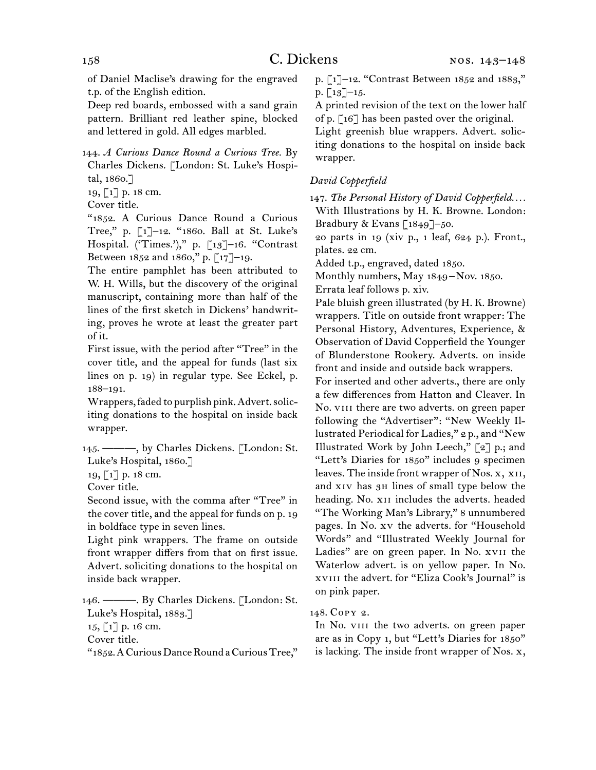of Daniel Maclise's drawing for the engraved t.p. of the English edition.

Deep red boards, embossed with a sand grain pattern. Brilliant red leather spine, blocked and lettered in gold. All edges marbled.

144. *A Curious Dance Round a Curious Tree.* By Charles Dickens. [London: St. Luke's Hospital, 1860.]

19, [1] p. 18 cm.

Cover title.

"1852. A Curious Dance Round a Curious Tree," p. [1]–12. "1860. Ball at St. Luke's Hospital. ('Times.')," p. [13]–16. "Contrast Between 1852 and 1860," p. [17]–19.

The entire pamphlet has been attributed to W. H. Wills, but the discovery of the original manuscript, containing more than half of the lines of the first sketch in Dickens' handwriting, proves he wrote at least the greater part of it.

First issue, with the period after "Tree" in the cover title, and the appeal for funds (last six lines on p. 19) in regular type. See Eckel, p. 188–191.

Wrappers, faded to purplish pink. Advert. soliciting donations to the hospital on inside back wrapper.

145. ———, by Charles Dickens. [London: St. Luke's Hospital, 1860.]

19, [1] p. 18 cm.

Cover title.

Second issue, with the comma after "Tree" in the cover title, and the appeal for funds on p. 19 in boldface type in seven lines.

Light pink wrappers. The frame on outside front wrapper differs from that on first issue. Advert. soliciting donations to the hospital on inside back wrapper.

146. ———. By Charles Dickens. [London: St. Luke's Hospital, 1883.]

15, [1] p. 16 cm.

Cover title.

"1852. A Curious Dance Round a Curious Tree," p. [1]–12. "Contrast Between 1852 and 1883," p. [13]–15.

A printed revision of the text on the lower half of p. [16] has been pasted over the original.

Light greenish blue wrappers. Advert. soliciting donations to the hospital on inside back wrapper.

### *David Copperfield*

147. *The Personal History of David Copperfield. . . .* With Illustrations by H. K. Browne. London: Bradbury & Evans [1849]–50.

20 parts in 19 (xiv p., 1 leaf, 624 p.). Front., plates. 22 cm.

Added t.p., engraved, dated 1850.

Monthly numbers, May 1849 – Nov. 1850.

Errata leaf follows p. xiv.

Pale bluish green illustrated (by H. K. Browne) wrappers. Title on outside front wrapper: The Personal History, Adventures, Experience, & Observation of David Copperfield the Younger of Blunderstone Rookery. Adverts. on inside front and inside and outside back wrappers.

For inserted and other adverts., there are only a few differences from Hatton and Cleaver. In No. VIII there are two adverts. on green paper following the "Advertiser": "New Weekly Illustrated Periodical for Ladies," 2 p., and "New Illustrated Work by John Leech," [2] p.; and "Lett's Diaries for 1850" includes 9 specimen leaves. The inside front wrapper of Nos. X, XII, and XIV has 3H lines of small type below the heading. No. XII includes the adverts. headed "The Working Man's Library," 8 unnumbered pages. In No. XV the adverts. for "Household Words" and "Illustrated Weekly Journal for Ladies" are on green paper. In No. XVII the Waterlow advert. is on yellow paper. In No. XVIII the advert. for "Eliza Cook's Journal" is on pink paper.

148. Copy 2.

In No. VIII the two adverts. on green paper are as in Copy 1, but "Lett's Diaries for 1850" is lacking. The inside front wrapper of Nos. X,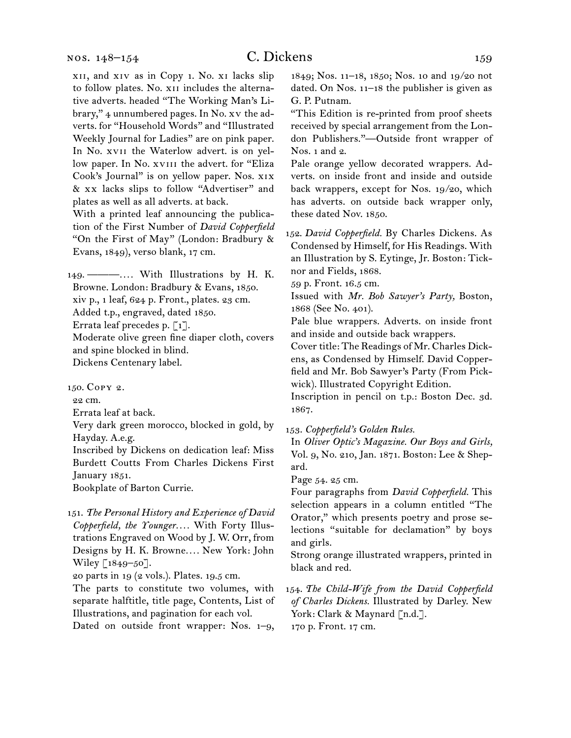xii, and xiv as in Copy 1. No. xi lacks slip to follow plates. No. xii includes the alternative adverts. headed "The Working Man's Library," 4 unnumbered pages. In No. xv the adverts. for "Household Words" and "Illustrated Weekly Journal for Ladies" are on pink paper. In No. xvii the Waterlow advert. is on yellow paper. In No. xviii the advert. for "Eliza Cook's Journal" is on yellow paper. Nos. xix & xx lacks slips to follow "Advertiser" and plates as well as all adverts. at back.

With a printed leaf announcing the publication of the First Number of *David Copperfield* "On the First of May" (London: Bradbury & Evans, 1849), verso blank, 17 cm.

149. ———. . . . With Illustrations by H. K. Browne. London: Bradbury & Evans, 1850.
xiv p., 1 leaf, 624 p. Front., plates. 23 cm.
Added t.p., engraved, dated 1850.
Errata leaf precedes p. [1].
Moderate olive green fine diaper cloth, covers and spine blocked in blind.
Dickens Centenary label.

150. Copy 2.
22 cm.
Errata leaf at back.
Very dark green morocco, blocked in gold, by Hayday. A.e.g.
Inscribed by Dickens on dedication leaf: Miss Burdett Coutts From Charles Dickens First January 1851.
Bookplate of Barton Currie.

151. *The Personal History and Experience of David Copperfield, the Younger. . . .* With Forty Illustrations Engraved on Wood by J. W. Orr, from Designs by H. K. Browne. . . . New York: John Wiley [1849–50].
20 parts in 19 (2 vols.). Plates. 19.5 cm.
The parts to constitute two volumes, with separate halftitle, title page, Contents, List of Illustrations, and pagination for each vol.
Dated on outside front wrapper: Nos. 1–9, 1849; Nos. 11–18, 1850; Nos. 10 and 19/20 not dated. On Nos. 11–18 the publisher is given as G. P. Putnam.
"This Edition is re-printed from proof sheets received by special arrangement from the London Publishers."—Outside front wrapper of Nos. 1 and 2.
Pale orange yellow decorated wrappers. Adverts. on inside front and inside and outside back wrappers, except for Nos. 19/20, which has adverts. on outside back wrapper only, these dated Nov. 1850.

152. *David Copperfield.* By Charles Dickens. As Condensed by Himself, for His Readings. With an Illustration by S. Eytinge, Jr. Boston: Ticknor and Fields, 1868.
59 p. Front. 16.5 cm.
Issued with *Mr. Bob Sawyer's Party,* Boston, 1868 (See No. 401).
Pale blue wrappers. Adverts. on inside front and inside and outside back wrappers.
Cover title: The Readings of Mr. Charles Dickens, as Condensed by Himself. David Copperfield and Mr. Bob Sawyer's Party (From Pickwick). Illustrated Copyright Edition.
Inscription in pencil on t.p.: Boston Dec. 3d. 1867.

153. *Copperfield's Golden Rules.*
In *Oliver Optic's Magazine. Our Boys and Girls,* Vol. 9, No. 210, Jan. 1871. Boston: Lee & Shepard.
Page 54. 25 cm.
Four paragraphs from *David Copperfield.* This selection appears in a column entitled "The Orator," which presents poetry and prose selections "suitable for declamation" by boys and girls.
Strong orange illustrated wrappers, printed in black and red.

154. *The Child-Wife from the David Copperfield of Charles Dickens.* Illustrated by Darley. New York: Clark & Maynard [n.d.].
170 p. Front. 17 cm.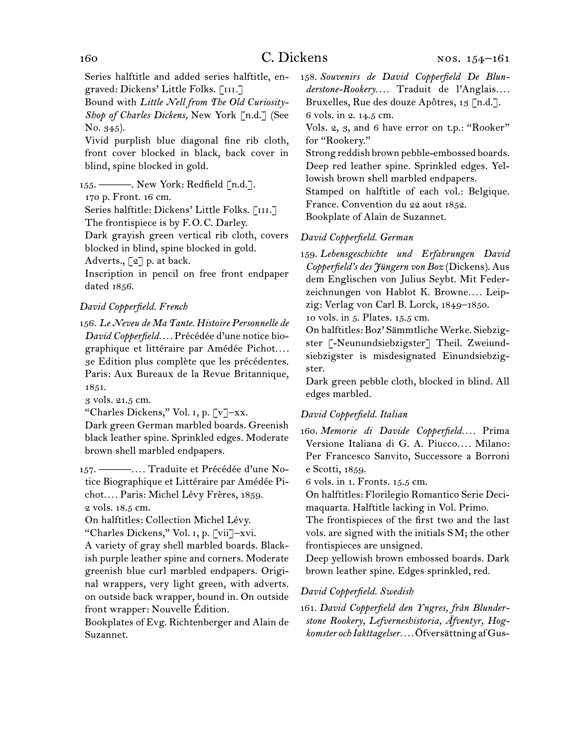Series halftitle and added series halftitle, engraved: Dickens' Little Folks. [III.]

Bound with *Little Nell from The Old Curiosity-Shop of Charles Dickens,* New York [n.d.] (See No. 345).

Vivid purplish blue diagonal fine rib cloth, front cover blocked in black, back cover in blind, spine blocked in gold.

155. ———. New York: Redfield [n.d.].

170 p. Front. 16 cm.

Series halftitle: Dickens' Little Folks. [III.]

The frontispiece is by F. O. C. Darley.

Dark grayish green vertical rib cloth, covers blocked in blind, spine blocked in gold.

Adverts., [2] p. at back.

Inscription in pencil on free front endpaper dated 1856.

*David Copperfield. French*

156. *Le Neveu de Ma Tante. Histoire Personnelle de David Copperfield.…* Précédée d'une notice biographique et littéraire par Amédée Pichot.… 3e Edition plus complète que les précédentes. Paris: Aux Bureaux de la Revue Britannique, 1851.

3 vols. 21.5 cm.

"Charles Dickens," Vol. I, p. [v]–xx.

Dark green German marbled boards. Greenish black leather spine. Sprinkled edges. Moderate brown shell marbled endpapers.

157. ———.… Traduite et Précédée d'une Notice Biographique et Littéraire par Amédée Pichot.… Paris: Michel Lévy Frères, 1859.

2 vols. 18.5 cm.

On halftitles: Collection Michel Lévy.

"Charles Dickens," Vol. I, p. [vii]–xvi.

A variety of gray shell marbled boards. Blackish purple leather spine and corners. Moderate greenish blue curl marbled endpapers. Original wrappers, very light green, with adverts. on outside back wrapper, bound in. On outside front wrapper: Nouvelle Édition.

Bookplates of Evg. Richtenberger and Alain de Suzannet.

158. *Souvenirs de David Copperfield De Blunderstone-Rookery.…* Traduit de l'Anglais.… Bruxelles, Rue des douze Apôtres, 13 [n.d.].

6 vols. in 2. 14.5 cm.

Vols. 2, 3, and 6 have error on t.p.: "Rooker" for "Rookery."

Strong reddish brown pebble-embossed boards. Deep red leather spine. Sprinkled edges. Yellowish brown shell marbled endpapers.

Stamped on halftitle of each vol.: Belgique. France. Convention du 22 aout 1852.

Bookplate of Alain de Suzannet.

*David Copperfield. German*

159. *Lebensgeschichte und Erfahrungen David Copperfield's des Jüngern von Boz* (Dickens). Aus dem Englischen von Julius Seybt. Mit Federzeichnungen von Hablot K. Browne.… Leipzig: Verlag von Carl B. Lorck, 1849–1850.

10 vols. in 5. Plates. 15.5 cm.

On halftitles: Boz' Sämmtliche Werke. Siebzigster [-Neunundsiebzigster] Theil. Zweiundsiebzigster is misdesignated Einundsiebzigster.

Dark green pebble cloth, blocked in blind. All edges marbled.

*David Copperfield. Italian*

160. *Memorie di Davide Copperfield.…* Prima Versione Italiana di G. A. Piucco.… Milano: Per Francesco Sanvito, Successore a Borroni e Scotti, 1859.

6 vols. in 1. Fronts. 15.5 cm.

On halftitles: Florilegio Romantico Serie Decimaquarta. Halftitle lacking in Vol. Primo.

The frontispieces of the first two and the last vols. are signed with the initials SM; the other frontispieces are unsigned.

Deep yellowish brown embossed boards. Dark brown leather spine. Edges sprinkled, red.

*David Copperfield. Swedish*

161. *David Copperfield den Yngres, från Blunderstone Rookery, Lefverneshistoria, Äfventyr, Hogkomster och Iakttagelser.…* Öfversättning af Gus-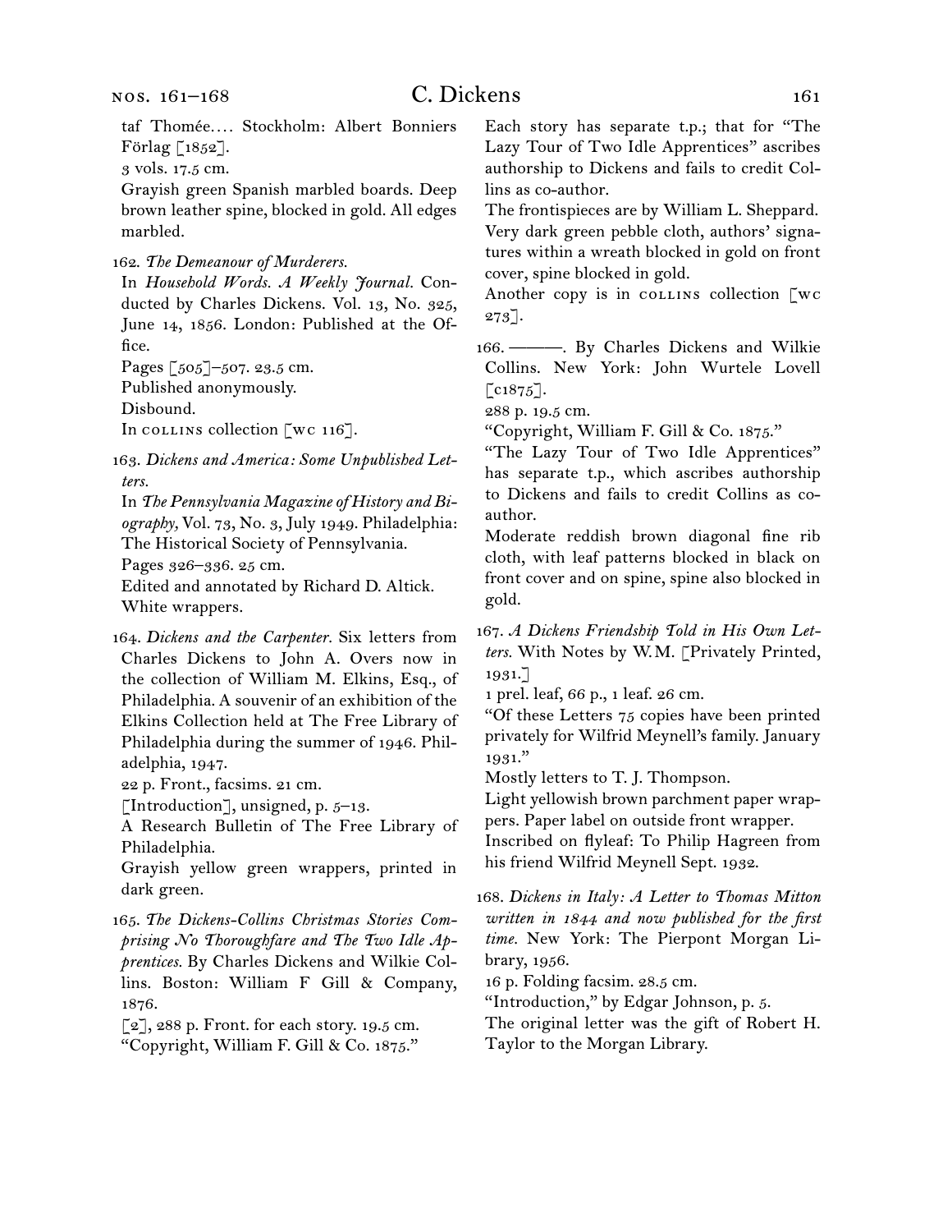taf Thomée.... Stockholm: Albert Bonniers Förlag [1852].

3 vols. 17.5 cm.

Grayish green Spanish marbled boards. Deep brown leather spine, blocked in gold. All edges marbled.

162. *The Demeanour of Murderers.*

In *Household Words. A Weekly Journal.* Conducted by Charles Dickens. Vol. 13, No. 325, June 14, 1856. London: Published at the Office.

Pages [505]–507. 23.5 cm.

Published anonymously.

Disbound.

In COLLINS collection [WC 116].

163. *Dickens and America: Some Unpublished Letters.*

In *The Pennsylvania Magazine of History and Biography,* Vol. 73, No. 3, July 1949. Philadelphia: The Historical Society of Pennsylvania.

Pages 326–336. 25 cm.

Edited and annotated by Richard D. Altick.

White wrappers.

164. *Dickens and the Carpenter.* Six letters from Charles Dickens to John A. Overs now in the collection of William M. Elkins, Esq., of Philadelphia. A souvenir of an exhibition of the Elkins Collection held at The Free Library of Philadelphia during the summer of 1946. Philadelphia, 1947.

22 p. Front., facsims. 21 cm.

[Introduction], unsigned, p. 5–13.

A Research Bulletin of The Free Library of Philadelphia.

Grayish yellow green wrappers, printed in dark green.

165. *The Dickens-Collins Christmas Stories Comprising No Thoroughfare and The Two Idle Apprentices.* By Charles Dickens and Wilkie Collins. Boston: William F Gill & Company, 1876.

[2], 288 p. Front. for each story. 19.5 cm.

"Copyright, William F. Gill & Co. 1875."

Each story has separate t.p.; that for "The Lazy Tour of Two Idle Apprentices" ascribes authorship to Dickens and fails to credit Collins as co-author.

The frontispieces are by William L. Sheppard.

Very dark green pebble cloth, authors' signatures within a wreath blocked in gold on front cover, spine blocked in gold.

Another copy is in COLLINS collection [WC 273].

166. ———. By Charles Dickens and Wilkie Collins. New York: John Wurtele Lovell [c1875].

288 p. 19.5 cm.

"Copyright, William F. Gill & Co. 1875."

"The Lazy Tour of Two Idle Apprentices" has separate t.p., which ascribes authorship to Dickens and fails to credit Collins as co-author.

Moderate reddish brown diagonal fine rib cloth, with leaf patterns blocked in black on front cover and on spine, spine also blocked in gold.

167. *A Dickens Friendship Told in His Own Letters.* With Notes by W.M. [Privately Printed, 1931.]

1 prel. leaf, 66 p., 1 leaf. 26 cm.

"Of these Letters 75 copies have been printed privately for Wilfrid Meynell's family. January 1931."

Mostly letters to T. J. Thompson.

Light yellowish brown parchment paper wrappers. Paper label on outside front wrapper.

Inscribed on flyleaf: To Philip Hagreen from his friend Wilfrid Meynell Sept. 1932.

168. *Dickens in Italy: A Letter to Thomas Mitton written in 1844 and now published for the first time.* New York: The Pierpont Morgan Library, 1956.

16 p. Folding facsim. 28.5 cm.

"Introduction," by Edgar Johnson, p. 5.

The original letter was the gift of Robert H. Taylor to the Morgan Library.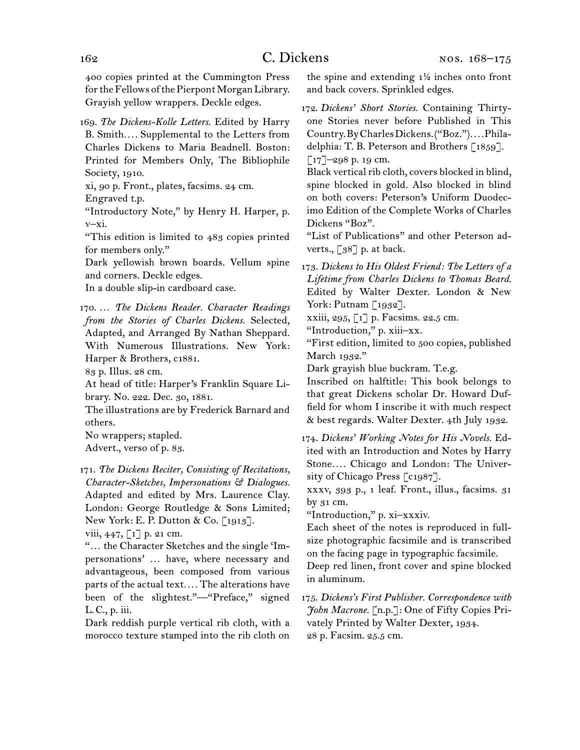400 copies printed at the Cummington Press for the Fellows of the Pierpont Morgan Library. Grayish yellow wrappers. Deckle edges.

169. *The Dickens-Kolle Letters.* Edited by Harry B. Smith. . . . Supplemental to the Letters from Charles Dickens to Maria Beadnell. Boston: Printed for Members Only, The Bibliophile Society, 1910.
xi, 90 p. Front., plates, facsims. 24 cm.
Engraved t.p.
"Introductory Note," by Henry H. Harper, p. v–xi.
"This edition is limited to 483 copies printed for members only."
Dark yellowish brown boards. Vellum spine and corners. Deckle edges.
In a double slip-in cardboard case.

170. . . . *The Dickens Reader. Character Readings from the Stories of Charles Dickens.* Selected, Adapted, and Arranged By Nathan Sheppard. With Numerous Illustrations. New York: Harper & Brothers, c1881.
83 p. Illus. 28 cm.
At head of title: Harper's Franklin Square Library. No. 222. Dec. 30, 1881.
The illustrations are by Frederick Barnard and others.
No wrappers; stapled.
Advert., verso of p. 83.

171. *The Dickens Reciter, Consisting of Recitations, Character-Sketches, Impersonations & Dialogues.* Adapted and edited by Mrs. Laurence Clay. London: George Routledge & Sons Limited; New York: E. P. Dutton & Co. [1913].
viii, 447, [1] p. 21 cm.
". . . the Character Sketches and the single 'Impersonations' . . . have, where necessary and advantageous, been composed from various parts of the actual text. . . . The alterations have been of the slightest."—"Preface," signed L. C., p. iii.
Dark reddish purple vertical rib cloth, with a morocco texture stamped into the rib cloth on the spine and extending 1½ inches onto front and back covers. Sprinkled edges.

172. *Dickens' Short Stories.* Containing Thirty-one Stories never before Published in This Country. By Charles Dickens. ("Boz."). . . . Philadelphia: T. B. Peterson and Brothers [1859].
[17]–298 p. 19 cm.
Black vertical rib cloth, covers blocked in blind, spine blocked in gold. Also blocked in blind on both covers: Peterson's Uniform Duodecimo Edition of the Complete Works of Charles Dickens "Boz".
"List of Publications" and other Peterson adverts., [38] p. at back.

173. *Dickens to His Oldest Friend: The Letters of a Lifetime from Charles Dickens to Thomas Beard.* Edited by Walter Dexter. London & New York: Putnam [1932].
xxiii, 295, [1] p. Facsims. 22.5 cm.
"Introduction," p. xiii–xx.
"First edition, limited to 500 copies, published March 1932."
Dark grayish blue buckram. T.e.g.
Inscribed on halftitle: This book belongs to that great Dickens scholar Dr. Howard Duffield for whom I inscribe it with much respect & best regards. Walter Dexter. 4th July 1932.

174. *Dickens' Working Notes for His Novels.* Edited with an Introduction and Notes by Harry Stone. . . . Chicago and London: The University of Chicago Press [c1987].
xxxv, 393 p., 1 leaf. Front., illus., facsims. 31 by 31 cm.
"Introduction," p. xi–xxxiv.
Each sheet of the notes is reproduced in full-size photographic facsimile and is transcribed on the facing page in typographic facsimile.
Deep red linen, front cover and spine blocked in aluminum.

175. *Dickens's First Publisher. Correspondence with John Macrone.* [n.p.]: One of Fifty Copies Privately Printed by Walter Dexter, 1934.
28 p. Facsim. 25.5 cm.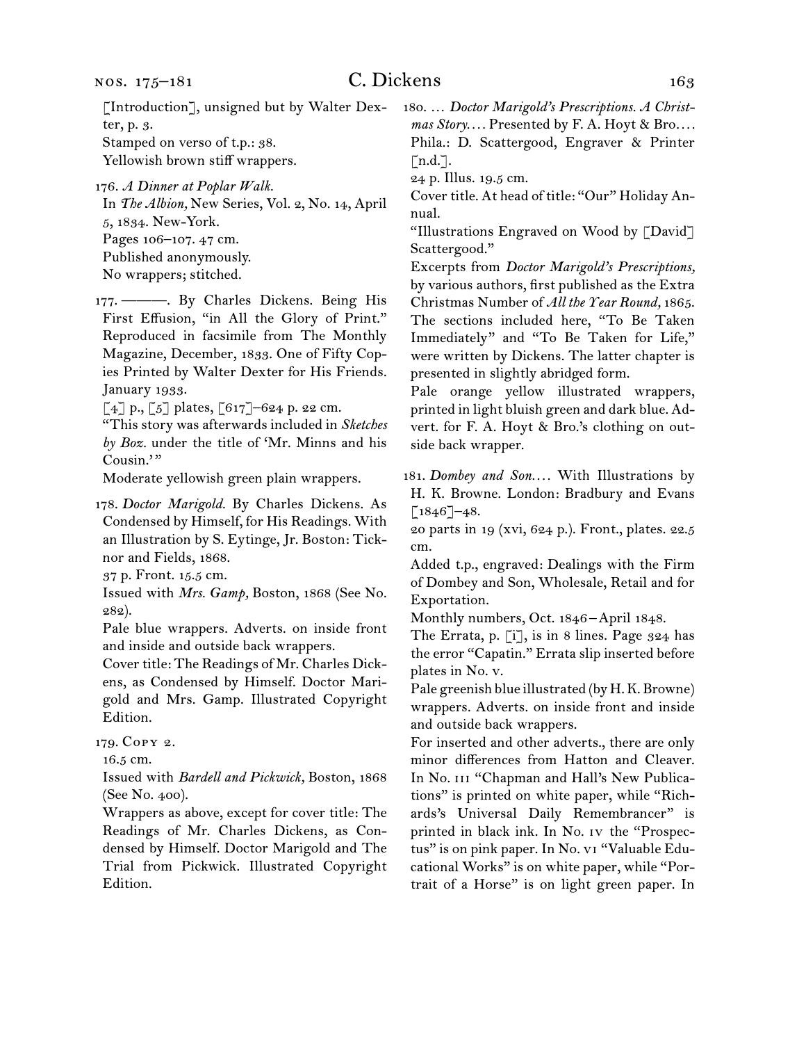[Introduction], unsigned but by Walter Dexter, p. 3.
Stamped on verso of t.p.: 38.
Yellowish brown stiff wrappers.

176. *A Dinner at Poplar Walk.*
In *The Albion,* New Series, Vol. 2, No. 14, April 5, 1834. New-York.
Pages 106–107. 47 cm.
Published anonymously.
No wrappers; stitched.

177. ———. By Charles Dickens. Being His First Effusion, "in All the Glory of Print." Reproduced in facsimile from The Monthly Magazine, December, 1833. One of Fifty Copies Printed by Walter Dexter for His Friends. January 1933.
[4] p., [5] plates, [617]–624 p. 22 cm.
"This story was afterwards included in *Sketches by Boz.* under the title of 'Mr. Minns and his Cousin.'"
Moderate yellowish green plain wrappers.

178. *Doctor Marigold.* By Charles Dickens. As Condensed by Himself, for His Readings. With an Illustration by S. Eytinge, Jr. Boston: Ticknor and Fields, 1868.
37 p. Front. 15.5 cm.
Issued with *Mrs. Gamp,* Boston, 1868 (See No. 282).
Pale blue wrappers. Adverts. on inside front and inside and outside back wrappers.
Cover title: The Readings of Mr. Charles Dickens, as Condensed by Himself. Doctor Marigold and Mrs. Gamp. Illustrated Copyright Edition.

179. Copy 2.
16.5 cm.
Issued with *Bardell and Pickwick,* Boston, 1868 (See No. 400).
Wrappers as above, except for cover title: The Readings of Mr. Charles Dickens, as Condensed by Himself. Doctor Marigold and The Trial from Pickwick. Illustrated Copyright Edition.

180. … *Doctor Marigold's Prescriptions. A Christmas Story.*… Presented by F. A. Hoyt & Bro.… Phila.: D. Scattergood, Engraver & Printer [n.d.].
24 p. Illus. 19.5 cm.
Cover title. At head of title: "Our" Holiday Annual.
"Illustrations Engraved on Wood by [David] Scattergood."
Excerpts from *Doctor Marigold's Prescriptions,* by various authors, first published as the Extra Christmas Number of *All the Year Round,* 1865. The sections included here, "To Be Taken Immediately" and "To Be Taken for Life," were written by Dickens. The latter chapter is presented in slightly abridged form.
Pale orange yellow illustrated wrappers, printed in light bluish green and dark blue. Advert. for F. A. Hoyt & Bro.'s clothing on outside back wrapper.

181. *Dombey and Son.*… With Illustrations by H. K. Browne. London: Bradbury and Evans [1846]–48.
20 parts in 19 (xvi, 624 p.). Front., plates. 22.5 cm.
Added t.p., engraved: Dealings with the Firm of Dombey and Son, Wholesale, Retail and for Exportation.
Monthly numbers, Oct. 1846 – April 1848.
The Errata, p. [i], is in 8 lines. Page 324 has the error "Capatin." Errata slip inserted before plates in No. v.
Pale greenish blue illustrated (by H. K. Browne) wrappers. Adverts. on inside front and inside and outside back wrappers.
For inserted and other adverts., there are only minor differences from Hatton and Cleaver. In No. iii "Chapman and Hall's New Publications" is printed on white paper, while "Richards's Universal Daily Remembrancer" is printed in black ink. In No. iv the "Prospectus" is on pink paper. In No. vi "Valuable Educational Works" is on white paper, while "Portrait of a Horse" is on light green paper. In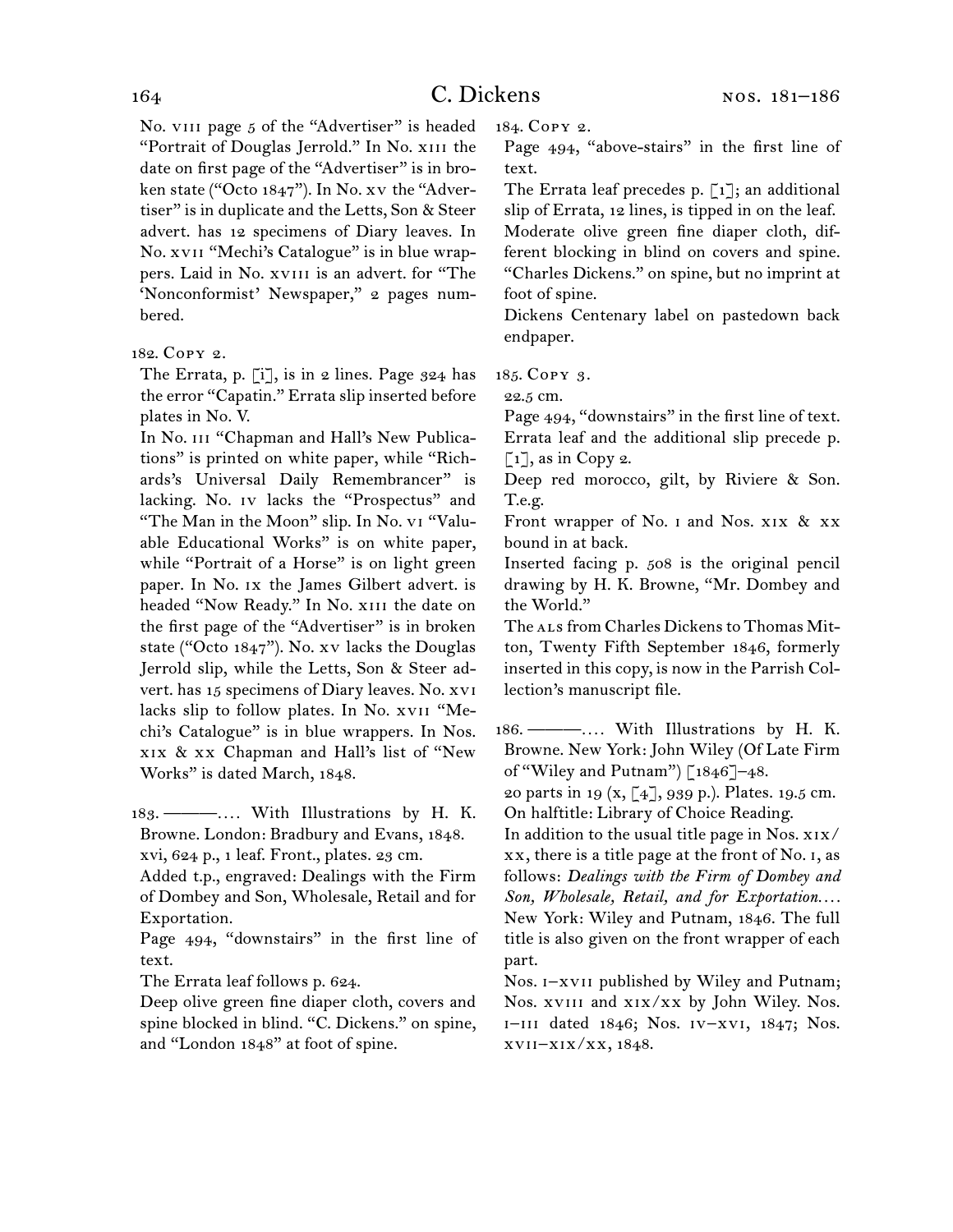No. viii page 5 of the "Advertiser" is headed "Portrait of Douglas Jerrold." In No. xiii the date on first page of the "Advertiser" is in broken state ("Octo 1847"). In No. xv the "Advertiser" is in duplicate and the Letts, Son & Steer advert. has 12 specimens of Diary leaves. In No. xvii "Mechi's Catalogue" is in blue wrappers. Laid in No. xviii is an advert. for "The 'Nonconformist' Newspaper," 2 pages numbered.

182. Copy 2.

The Errata, p. [i], is in 2 lines. Page 324 has the error "Capatin." Errata slip inserted before plates in No. V.

In No. iii "Chapman and Hall's New Publications" is printed on white paper, while "Richards's Universal Daily Remembrancer" is lacking. No. iv lacks the "Prospectus" and "The Man in the Moon" slip. In No. vi "Valuable Educational Works" is on white paper, while "Portrait of a Horse" is on light green paper. In No. ix the James Gilbert advert. is headed "Now Ready." In No. xiii the date on the first page of the "Advertiser" is in broken state ("Octo 1847"). No. xv lacks the Douglas Jerrold slip, while the Letts, Son & Steer advert. has 15 specimens of Diary leaves. No. xvi lacks slip to follow plates. In No. xvii "Mechi's Catalogue" is in blue wrappers. In Nos. xix & xx Chapman and Hall's list of "New Works" is dated March, 1848.

183. ———. . . . With Illustrations by H. K. Browne. London: Bradbury and Evans, 1848.

xvi, 624 p., 1 leaf. Front., plates. 23 cm.

Added t.p., engraved: Dealings with the Firm of Dombey and Son, Wholesale, Retail and for Exportation.

Page 494, "downstairs" in the first line of text.

The Errata leaf follows p. 624.

Deep olive green fine diaper cloth, covers and spine blocked in blind. "C. Dickens." on spine, and "London 1848" at foot of spine.

184. Copy 2.

Page 494, "above-stairs" in the first line of text.

The Errata leaf precedes p. [1]; an additional slip of Errata, 12 lines, is tipped in on the leaf.

Moderate olive green fine diaper cloth, different blocking in blind on covers and spine. "Charles Dickens." on spine, but no imprint at foot of spine.

Dickens Centenary label on pastedown back endpaper.

185. Copy 3.

22.5 cm.

Page 494, "downstairs" in the first line of text.

Errata leaf and the additional slip precede p. [1], as in Copy 2.

Deep red morocco, gilt, by Riviere & Son. T.e.g.

Front wrapper of No. i and Nos. xix & xx bound in at back.

Inserted facing p. 508 is the original pencil drawing by H. K. Browne, "Mr. Dombey and the World."

The ALS from Charles Dickens to Thomas Mitton, Twenty Fifth September 1846, formerly inserted in this copy, is now in the Parrish Collection's manuscript file.

186. ———. . . . With Illustrations by H. K. Browne. New York: John Wiley (Of Late Firm of "Wiley and Putnam") [1846]–48.

20 parts in 19 (x, [4], 939 p.). Plates. 19.5 cm.

On halftitle: Library of Choice Reading.

In addition to the usual title page in Nos. xix/xx, there is a title page at the front of No. i, as follows: *Dealings with the Firm of Dombey and Son, Wholesale, Retail, and for Exportation. . . .* New York: Wiley and Putnam, 1846. The full title is also given on the front wrapper of each part.

Nos. i–xvii published by Wiley and Putnam; Nos. xviii and xix/xx by John Wiley. Nos. i–iii dated 1846; Nos. iv–xvi, 1847; Nos. xvii–xix/xx, 1848.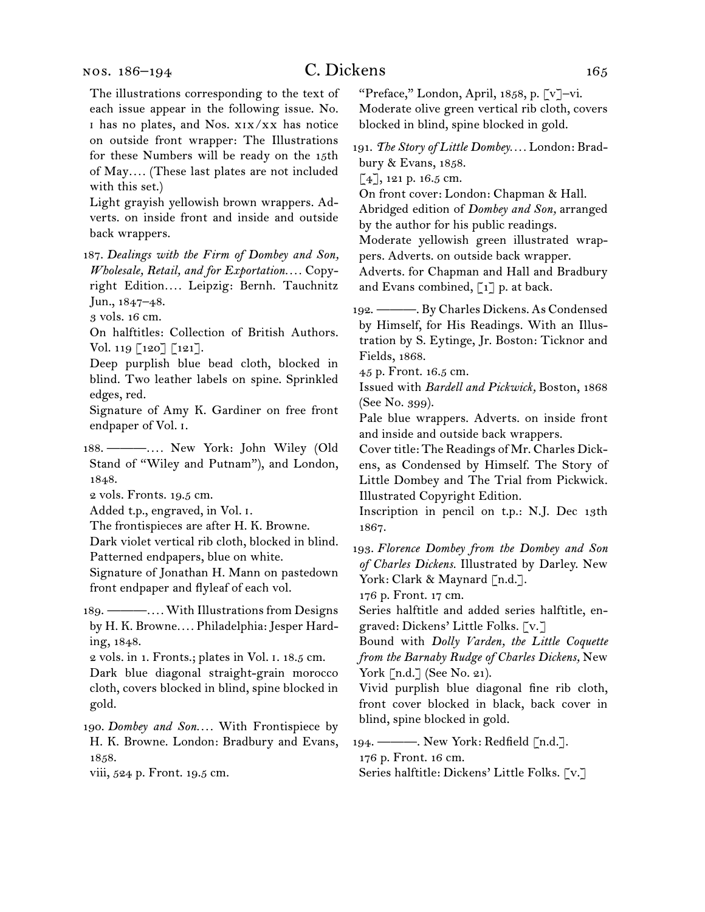The illustrations corresponding to the text of each issue appear in the following issue. No. i has no plates, and Nos. xix/xx has notice on outside front wrapper: The Illustrations for these Numbers will be ready on the 15th of May.... (These last plates are not included with this set.)
Light grayish yellowish brown wrappers. Adverts. on inside front and inside and outside back wrappers.

187. *Dealings with the Firm of Dombey and Son, Wholesale, Retail, and for Exportation....* Copyright Edition.... Leipzig: Bernh. Tauchnitz Jun., 1847–48.
3 vols. 16 cm.
On halftitles: Collection of British Authors. Vol. 119 [120] [121].
Deep purplish blue bead cloth, blocked in blind. Two leather labels on spine. Sprinkled edges, red.
Signature of Amy K. Gardiner on free front endpaper of Vol. i.

188. ———.... New York: John Wiley (Old Stand of "Wiley and Putnam"), and London, 1848.
2 vols. Fronts. 19.5 cm.
Added t.p., engraved, in Vol. i.
The frontispieces are after H. K. Browne.
Dark violet vertical rib cloth, blocked in blind. Patterned endpapers, blue on white.
Signature of Jonathan H. Mann on pastedown front endpaper and flyleaf of each vol.

189. ———.... With Illustrations from Designs by H. K. Browne.... Philadelphia: Jesper Harding, 1848.
2 vols. in 1. Fronts.; plates in Vol. i. 18.5 cm.
Dark blue diagonal straight-grain morocco cloth, covers blocked in blind, spine blocked in gold.

190. *Dombey and Son....* With Frontispiece by H. K. Browne. London: Bradbury and Evans, 1858.
viii, 524 p. Front. 19.5 cm.
"Preface," London, April, 1858, p. [v]–vi.
Moderate olive green vertical rib cloth, covers blocked in blind, spine blocked in gold.

191. *The Story of Little Dombey....* London: Bradbury & Evans, 1858.
[4], 121 p. 16.5 cm.
On front cover: London: Chapman & Hall.
Abridged edition of *Dombey and Son,* arranged by the author for his public readings.
Moderate yellowish green illustrated wrappers. Adverts. on outside back wrapper.
Adverts. for Chapman and Hall and Bradbury and Evans combined, [1] p. at back.

192. ———. By Charles Dickens. As Condensed by Himself, for His Readings. With an Illustration by S. Eytinge, Jr. Boston: Ticknor and Fields, 1868.
45 p. Front. 16.5 cm.
Issued with *Bardell and Pickwick,* Boston, 1868 (See No. 399).
Pale blue wrappers. Adverts. on inside front and inside and outside back wrappers.
Cover title: The Readings of Mr. Charles Dickens, as Condensed by Himself. The Story of Little Dombey and The Trial from Pickwick. Illustrated Copyright Edition.
Inscription in pencil on t.p.: N.J. Dec 13th 1867.

193. *Florence Dombey from the Dombey and Son of Charles Dickens.* Illustrated by Darley. New York: Clark & Maynard [n.d.].
176 p. Front. 17 cm.
Series halftitle and added series halftitle, engraved: Dickens' Little Folks. [v.]
Bound with *Dolly Varden, the Little Coquette from the Barnaby Rudge of Charles Dickens,* New York [n.d.] (See No. 21).
Vivid purplish blue diagonal fine rib cloth, front cover blocked in black, back cover in blind, spine blocked in gold.

194. ———. New York: Redfield [n.d.].
176 p. Front. 16 cm.
Series halftitle: Dickens' Little Folks. [v.]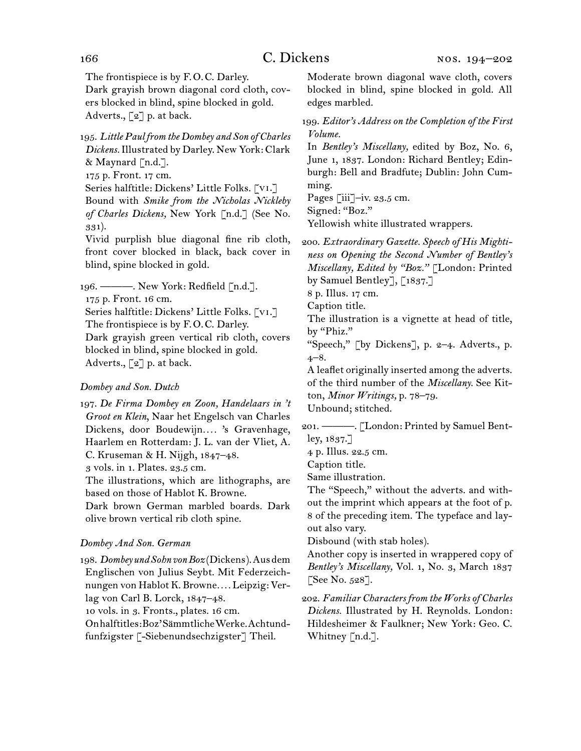The frontispiece is by F. O. C. Darley.
Dark grayish brown diagonal cord cloth, covers blocked in blind, spine blocked in gold.
Adverts., [2] p. at back.

195. *Little Paul from the Dombey and Son of Charles Dickens.* Illustrated by Darley. New York: Clark & Maynard [n.d.].
175 p. Front. 17 cm.
Series halftitle: Dickens' Little Folks. [VI.]
Bound with *Smike from the Nicholas Nickleby of Charles Dickens,* New York [n.d.] (See No. 331).
Vivid purplish blue diagonal fine rib cloth, front cover blocked in black, back cover in blind, spine blocked in gold.

196. ———. New York: Redfield [n.d.].
175 p. Front. 16 cm.
Series halftitle: Dickens' Little Folks. [VI.]
The frontispiece is by F. O. C. Darley.
Dark grayish green vertical rib cloth, covers blocked in blind, spine blocked in gold.
Adverts., [2] p. at back.

*Dombey and Son. Dutch*

197. *De Firma Dombey en Zoon, Handelaars in 't Groot en Klein,* Naar het Engelsch van Charles Dickens, door Boudewijn.... 's Gravenhage, Haarlem en Rotterdam: J. L. van der Vliet, A. C. Kruseman & H. Nijgh, 1847–48.
3 vols. in 1. Plates. 23.5 cm.
The illustrations, which are lithographs, are based on those of Hablot K. Browne.
Dark brown German marbled boards. Dark olive brown vertical rib cloth spine.

*Dombey And Son. German*

198. *Dombey und Sohn von Boz* (Dickens). Aus dem Englischen von Julius Seybt. Mit Federzeichnungen von Hablot K. Browne.... Leipzig: Verlag von Carl B. Lorck, 1847–48.
10 vols. in 3. Fronts., plates. 16 cm.
On halftitles: Boz' Sämmtliche Werke. Achtundfunfzigster [-Siebenundsechzigster] Theil.
Moderate brown diagonal wave cloth, covers blocked in blind, spine blocked in gold. All edges marbled.

199. *Editor's Address on the Completion of the First Volume.*
In *Bentley's Miscellany,* edited by Boz, No. 6, June 1, 1837. London: Richard Bentley; Edinburgh: Bell and Bradfute; Dublin: John Cumming.
Pages [iii]–iv. 23.5 cm.
Signed: "Boz."
Yellowish white illustrated wrappers.

200. *Extraordinary Gazette. Speech of His Mightiness on Opening the Second Number of Bentley's Miscellany, Edited by "Boz."* [London: Printed by Samuel Bentley], [1837.]
8 p. Illus. 17 cm.
Caption title.
The illustration is a vignette at head of title, by "Phiz."
"Speech," [by Dickens], p. 2–4. Adverts., p. 4–8.
A leaflet originally inserted among the adverts. of the third number of the *Miscellany.* See Kitton, *Minor Writings,* p. 78–79.
Unbound; stitched.

201. ———. [London: Printed by Samuel Bentley, 1837.]
4 p. Illus. 22.5 cm.
Caption title.
Same illustration.
The "Speech," without the adverts. and without the imprint which appears at the foot of p. 8 of the preceding item. The typeface and layout also vary.
Disbound (with stab holes).
Another copy is inserted in wrappered copy of *Bentley's Miscellany,* Vol. 1, No. 3, March 1837 [See No. 528].

202. *Familiar Characters from the Works of Charles Dickens.* Illustrated by H. Reynolds. London: Hildesheimer & Faulkner; New York: Geo. C. Whitney [n.d.].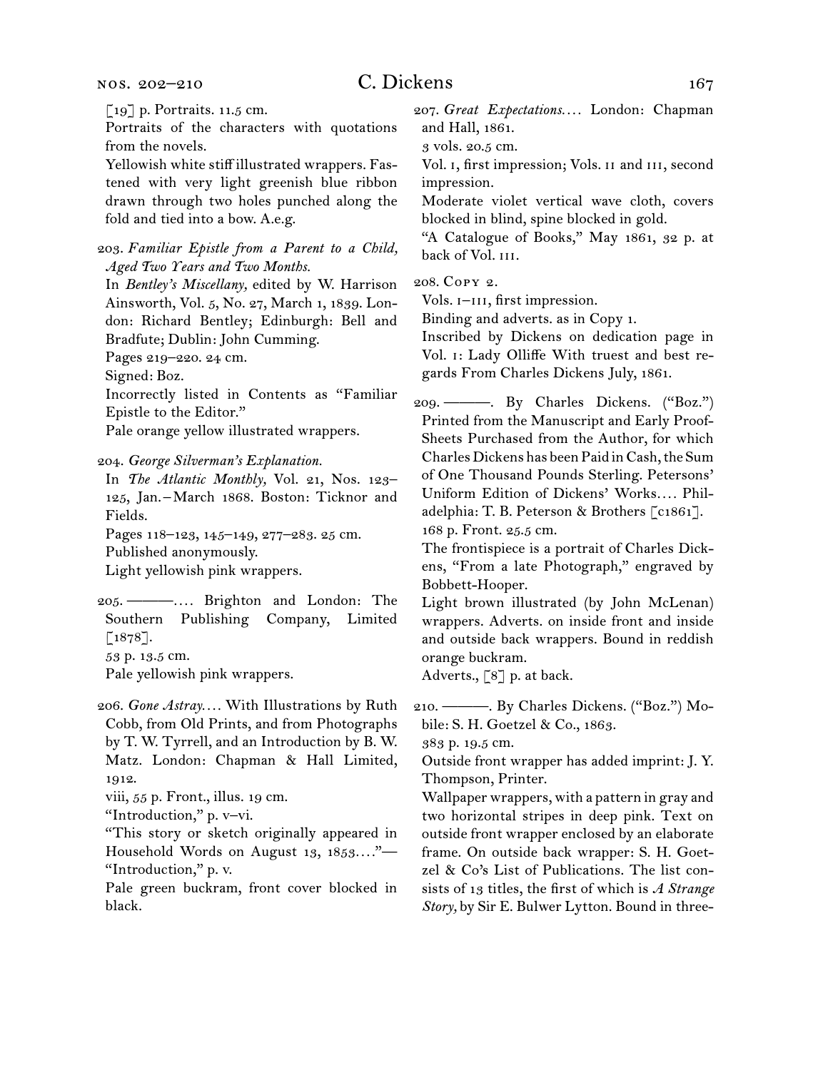[19] p. Portraits. 11.5 cm.

Portraits of the characters with quotations from the novels.

Yellowish white stiff illustrated wrappers. Fastened with very light greenish blue ribbon drawn through two holes punched along the fold and tied into a bow. A.e.g.

203. *Familiar Epistle from a Parent to a Child, Aged Two Years and Two Months.*

In *Bentley's Miscellany,* edited by W. Harrison Ainsworth, Vol. 5, No. 27, March 1, 1839. London: Richard Bentley; Edinburgh: Bell and Bradfute; Dublin: John Cumming.

Pages 219–220. 24 cm.

Signed: Boz.

Incorrectly listed in Contents as "Familiar Epistle to the Editor."

Pale orange yellow illustrated wrappers.

204. *George Silverman's Explanation.*

In *The Atlantic Monthly,* Vol. 21, Nos. 123–125, Jan.–March 1868. Boston: Ticknor and Fields.

Pages 118–123, 145–149, 277–283. 25 cm.

Published anonymously.

Light yellowish pink wrappers.

205. ———.... Brighton and London: The Southern Publishing Company, Limited [1878].

53 p. 13.5 cm.

Pale yellowish pink wrappers.

206. *Gone Astray....* With Illustrations by Ruth Cobb, from Old Prints, and from Photographs by T. W. Tyrrell, and an Introduction by B. W. Matz. London: Chapman & Hall Limited, 1912.

viii, 55 p. Front., illus. 19 cm.

"Introduction," p. v–vi.

"This story or sketch originally appeared in Household Words on August 13, 1853...."—"Introduction," p. v.

Pale green buckram, front cover blocked in black.

207. *Great Expectations....* London: Chapman and Hall, 1861.

3 vols. 20.5 cm.

Vol. I, first impression; Vols. II and III, second impression.

Moderate violet vertical wave cloth, covers blocked in blind, spine blocked in gold.

"A Catalogue of Books," May 1861, 32 p. at back of Vol. III.

208. Copy 2.

Vols. I–III, first impression.

Binding and adverts. as in Copy 1.

Inscribed by Dickens on dedication page in Vol. I: Lady Olliffe With truest and best regards From Charles Dickens July, 1861.

209. ———. By Charles Dickens. ("Boz.") Printed from the Manuscript and Early Proof-Sheets Purchased from the Author, for which Charles Dickens has been Paid in Cash, the Sum of One Thousand Pounds Sterling. Petersons' Uniform Edition of Dickens' Works.... Philadelphia: T. B. Peterson & Brothers [c1861].

168 p. Front. 25.5 cm.

The frontispiece is a portrait of Charles Dickens, "From a late Photograph," engraved by Bobbett-Hooper.

Light brown illustrated (by John McLenan) wrappers. Adverts. on inside front and inside and outside back wrappers. Bound in reddish orange buckram.

Adverts., [8] p. at back.

210. ———. By Charles Dickens. ("Boz.") Mobile: S. H. Goetzel & Co., 1863.

383 p. 19.5 cm.

Outside front wrapper has added imprint: J. Y. Thompson, Printer.

Wallpaper wrappers, with a pattern in gray and two horizontal stripes in deep pink. Text on outside front wrapper enclosed by an elaborate frame. On outside back wrapper: S. H. Goetzel & Co's List of Publications. The list consists of 13 titles, the first of which is *A Strange Story,* by Sir E. Bulwer Lytton. Bound in three-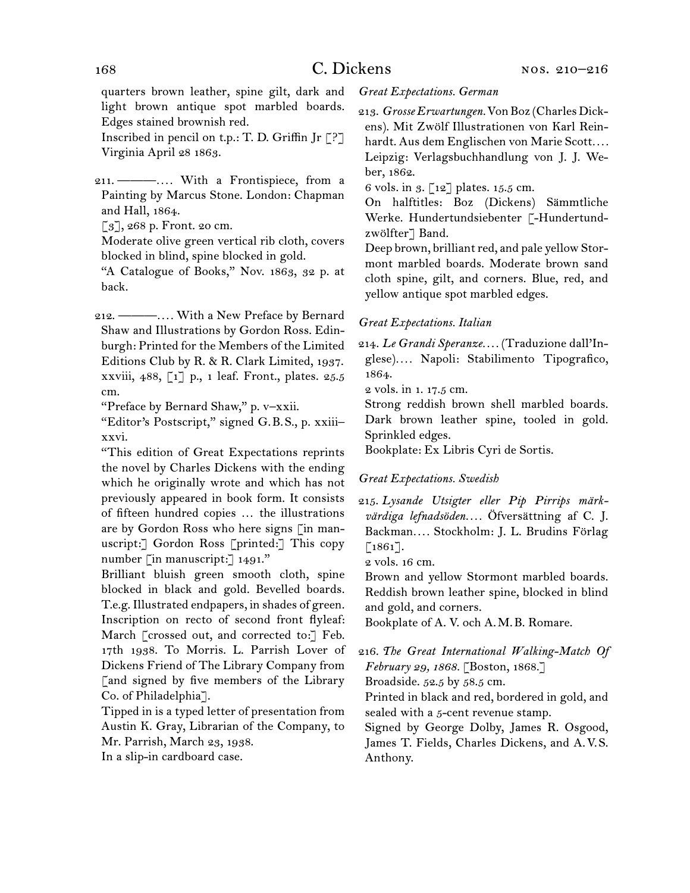quarters brown leather, spine gilt, dark and light brown antique spot marbled boards. Edges stained brownish red.
Inscribed in pencil on t.p.: T. D. Griffin Jr [?] Virginia April 28 1863.

211. ———. . . . With a Frontispiece, from a Painting by Marcus Stone. London: Chapman and Hall, 1864.
[3], 268 p. Front. 20 cm.
Moderate olive green vertical rib cloth, covers blocked in blind, spine blocked in gold.
"A Catalogue of Books," Nov. 1863, 32 p. at back.

212. ———. . . . With a New Preface by Bernard Shaw and Illustrations by Gordon Ross. Edinburgh: Printed for the Members of the Limited Editions Club by R. & R. Clark Limited, 1937.
xxviii, 488, [1] p., 1 leaf. Front., plates. 25.5 cm.
"Preface by Bernard Shaw," p. v–xxii.
"Editor's Postscript," signed G. B. S., p. xxiii–xxvi.
"This edition of Great Expectations reprints the novel by Charles Dickens with the ending which he originally wrote and which has not previously appeared in book form. It consists of fifteen hundred copies … the illustrations are by Gordon Ross who here signs [in manuscript:] Gordon Ross [printed:] This copy number [in manuscript:] 1491."
Brilliant bluish green smooth cloth, spine blocked in black and gold. Bevelled boards. T.e.g. Illustrated endpapers, in shades of green.
Inscription on recto of second front flyleaf: March [crossed out, and corrected to:] Feb. 17th 1938. To Morris. L. Parrish Lover of Dickens Friend of The Library Company from [and signed by five members of the Library Co. of Philadelphia].
Tipped in is a typed letter of presentation from Austin K. Gray, Librarian of the Company, to Mr. Parrish, March 23, 1938.
In a slip-in cardboard case.

*Great Expectations. German*

213. *Grosse Erwartungen.* Von Boz (Charles Dickens). Mit Zwölf Illustrationen von Karl Reinhardt. Aus dem Englischen von Marie Scott. . . . Leipzig: Verlagsbuchhandlung von J. J. Weber, 1862.
6 vols. in 3. [12] plates. 15.5 cm.
On halftitles: Boz (Dickens) Sämmtliche Werke. Hundertundsiebenter [-Hundertundzwölfter] Band.
Deep brown, brilliant red, and pale yellow Stormont marbled boards. Moderate brown sand cloth spine, gilt, and corners. Blue, red, and yellow antique spot marbled edges.

*Great Expectations. Italian*

214. *Le Grandi Speranze.* . . . (Traduzione dall'Inglese). . . . Napoli: Stabilimento Tipografico, 1864.
2 vols. in 1. 17.5 cm.
Strong reddish brown shell marbled boards. Dark brown leather spine, tooled in gold. Sprinkled edges.
Bookplate: Ex Libris Cyri de Sortis.

*Great Expectations. Swedish*

215. *Lysande Utsigter eller Pip Pirrips märkvärdiga lefnadsöden.* . . . Öfversättning af C. J. Backman. . . . Stockholm: J. L. Brudins Förlag [1861].
2 vols. 16 cm.
Brown and yellow Stormont marbled boards. Reddish brown leather spine, blocked in blind and gold, and corners.
Bookplate of A. V. och A. M. B. Romare.

216. *The Great International Walking-Match Of February 29, 1868.* [Boston, 1868.]
Broadside. 52.5 by 58.5 cm.
Printed in black and red, bordered in gold, and sealed with a 5-cent revenue stamp.
Signed by George Dolby, James R. Osgood, James T. Fields, Charles Dickens, and A. V. S. Anthony.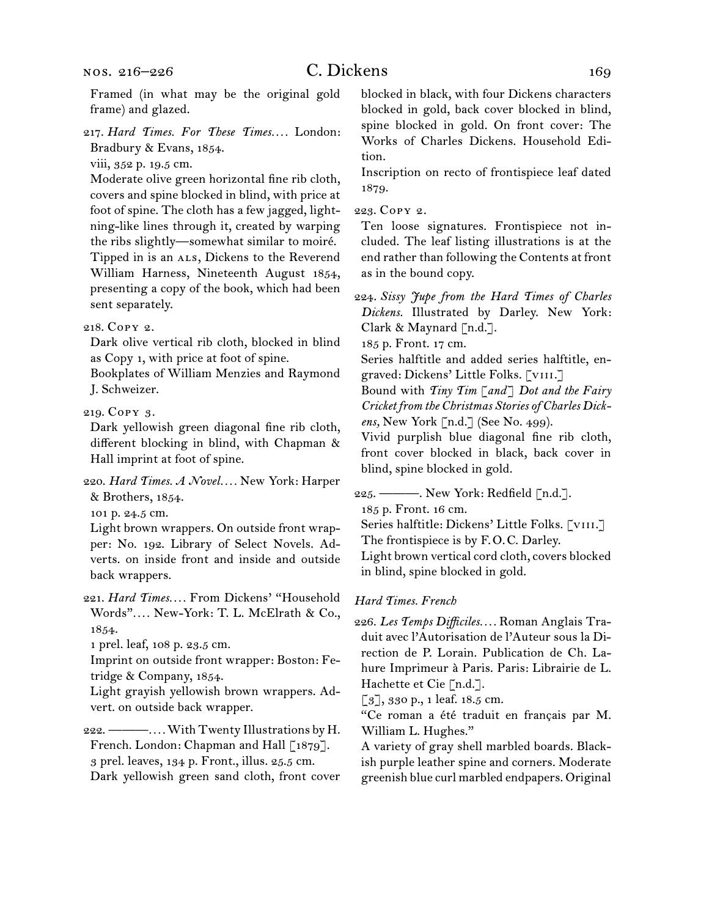Framed (in what may be the original gold frame) and glazed.

217. *Hard Times. For These Times*.… London: Bradbury & Evans, 1854.
viii, 352 p. 19.5 cm.
Moderate olive green horizontal fine rib cloth, covers and spine blocked in blind, with price at foot of spine. The cloth has a few jagged, lightning-like lines through it, created by warping the ribs slightly—somewhat similar to moiré.
Tipped in is an ALS, Dickens to the Reverend William Harness, Nineteenth August 1854, presenting a copy of the book, which had been sent separately.

218. Copy 2.
Dark olive vertical rib cloth, blocked in blind as Copy 1, with price at foot of spine.
Bookplates of William Menzies and Raymond J. Schweizer.

219. Copy 3.
Dark yellowish green diagonal fine rib cloth, different blocking in blind, with Chapman & Hall imprint at foot of spine.

220. *Hard Times. A Novel*.… New York: Harper & Brothers, 1854.
101 p. 24.5 cm.
Light brown wrappers. On outside front wrapper: No. 192. Library of Select Novels. Adverts. on inside front and inside and outside back wrappers.

221. *Hard Times*.… From Dickens' "Household Words".… New-York: T. L. McElrath & Co., 1854.
1 prel. leaf, 108 p. 23.5 cm.
Imprint on outside front wrapper: Boston: Fetridge & Company, 1854.
Light grayish yellowish brown wrappers. Advert. on outside back wrapper.

222. ———.… With Twenty Illustrations by H. French. London: Chapman and Hall [1879].
3 prel. leaves, 134 p. Front., illus. 25.5 cm.
Dark yellowish green sand cloth, front cover blocked in black, with four Dickens characters blocked in gold, back cover blocked in blind, spine blocked in gold. On front cover: The Works of Charles Dickens. Household Edition.
Inscription on recto of frontispiece leaf dated 1879.

223. Copy 2.
Ten loose signatures. Frontispiece not included. The leaf listing illustrations is at the end rather than following the Contents at front as in the bound copy.

224. *Sissy Jupe from the Hard Times of Charles Dickens*. Illustrated by Darley. New York: Clark & Maynard [n.d.].
185 p. Front. 17 cm.
Series halftitle and added series halftitle, engraved: Dickens' Little Folks. [viii.]
Bound with *Tiny Tim [and] Dot and the Fairy Cricket from the Christmas Stories of Charles Dickens*, New York [n.d.] (See No. 499).
Vivid purplish blue diagonal fine rib cloth, front cover blocked in black, back cover in blind, spine blocked in gold.

225. ———. New York: Redfield [n.d.].
185 p. Front. 16 cm.
Series halftitle: Dickens' Little Folks. [viii.]
The frontispiece is by F. O. C. Darley.
Light brown vertical cord cloth, covers blocked in blind, spine blocked in gold.

*Hard Times. French*

226. *Les Temps Difficiles*.… Roman Anglais Traduit avec l'Autorisation de l'Auteur sous la Direction de P. Lorain. Publication de Ch. Lahure Imprimeur à Paris. Paris: Librairie de L. Hachette et Cie [n.d.].
[3], 330 p., 1 leaf. 18.5 cm.
"Ce roman a été traduit en français par M. William L. Hughes."
A variety of gray shell marbled boards. Blackish purple leather spine and corners. Moderate greenish blue curl marbled endpapers. Original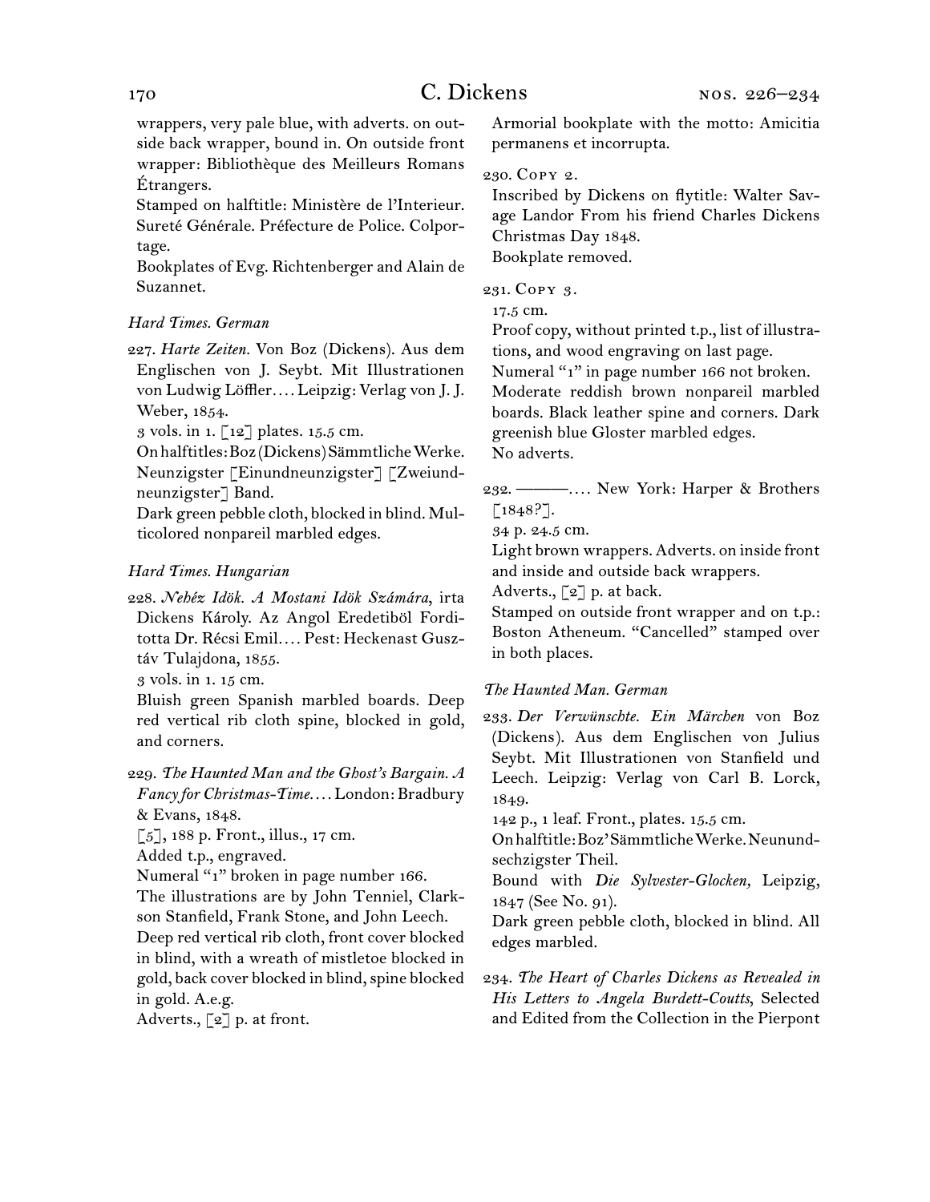wrappers, very pale blue, with adverts. on outside back wrapper, bound in. On outside front wrapper: Bibliothèque des Meilleurs Romans Étrangers.

Stamped on halftitle: Ministère de l'Interieur. Sureté Générale. Préfecture de Police. Colportage.

Bookplates of Evg. Richtenberger and Alain de Suzannet.

*Hard Times. German*

227. *Harte Zeiten.* Von Boz (Dickens). Aus dem Englischen von J. Seybt. Mit Illustrationen von Ludwig Löffler.... Leipzig: Verlag von J. J. Weber, 1854.

3 vols. in 1. [12] plates. 15.5 cm.

On halftitles: Boz (Dickens) Sämmtliche Werke. Neunzigster [Einundneunzigster] [Zweiundneunzigster] Band.

Dark green pebble cloth, blocked in blind. Multicolored nonpareil marbled edges.

*Hard Times. Hungarian*

228. *Nehéz Idök. A Mostani Idök Számára*, irta Dickens Károly. Az Angol Eredetiböl Forditotta Dr. Récsi Emil.... Pest: Heckenast Gusztáv Tulajdona, 1855.

3 vols. in 1. 15 cm.

Bluish green Spanish marbled boards. Deep red vertical rib cloth spine, blocked in gold, and corners.

229. *The Haunted Man and the Ghost's Bargain. A Fancy for Christmas-Time.*... London: Bradbury & Evans, 1848.

[5], 188 p. Front., illus., 17 cm.

Added t.p., engraved.

Numeral "1" broken in page number 166.

The illustrations are by John Tenniel, Clarkson Stanfield, Frank Stone, and John Leech.

Deep red vertical rib cloth, front cover blocked in blind, with a wreath of mistletoe blocked in gold, back cover blocked in blind, spine blocked in gold. A.e.g.

Adverts., [2] p. at front.

Armorial bookplate with the motto: Amicitia permanens et incorrupta.

230. Copy 2.

Inscribed by Dickens on flytitle: Walter Savage Landor From his friend Charles Dickens Christmas Day 1848.

Bookplate removed.

231. Copy 3.

17.5 cm.

Proof copy, without printed t.p., list of illustrations, and wood engraving on last page.

Numeral "1" in page number 166 not broken.

Moderate reddish brown nonpareil marbled boards. Black leather spine and corners. Dark greenish blue Gloster marbled edges.

No adverts.

232. ———.... New York: Harper & Brothers [1848?].

34 p. 24.5 cm.

Light brown wrappers. Adverts. on inside front and inside and outside back wrappers.

Adverts., [2] p. at back.

Stamped on outside front wrapper and on t.p.: Boston Atheneum. "Cancelled" stamped over in both places.

*The Haunted Man. German*

233. *Der Verwünschte. Ein Märchen* von Boz (Dickens). Aus dem Englischen von Julius Seybt. Mit Illustrationen von Stanfield und Leech. Leipzig: Verlag von Carl B. Lorck, 1849.

142 p., 1 leaf. Front., plates. 15.5 cm.

On halftitle: Boz' Sämmtliche Werke. Neunundsechzigster Theil.

Bound with *Die Sylvester-Glocken,* Leipzig, 1847 (See No. 91).

Dark green pebble cloth, blocked in blind. All edges marbled.

234. *The Heart of Charles Dickens as Revealed in His Letters to Angela Burdett-Coutts,* Selected and Edited from the Collection in the Pierpont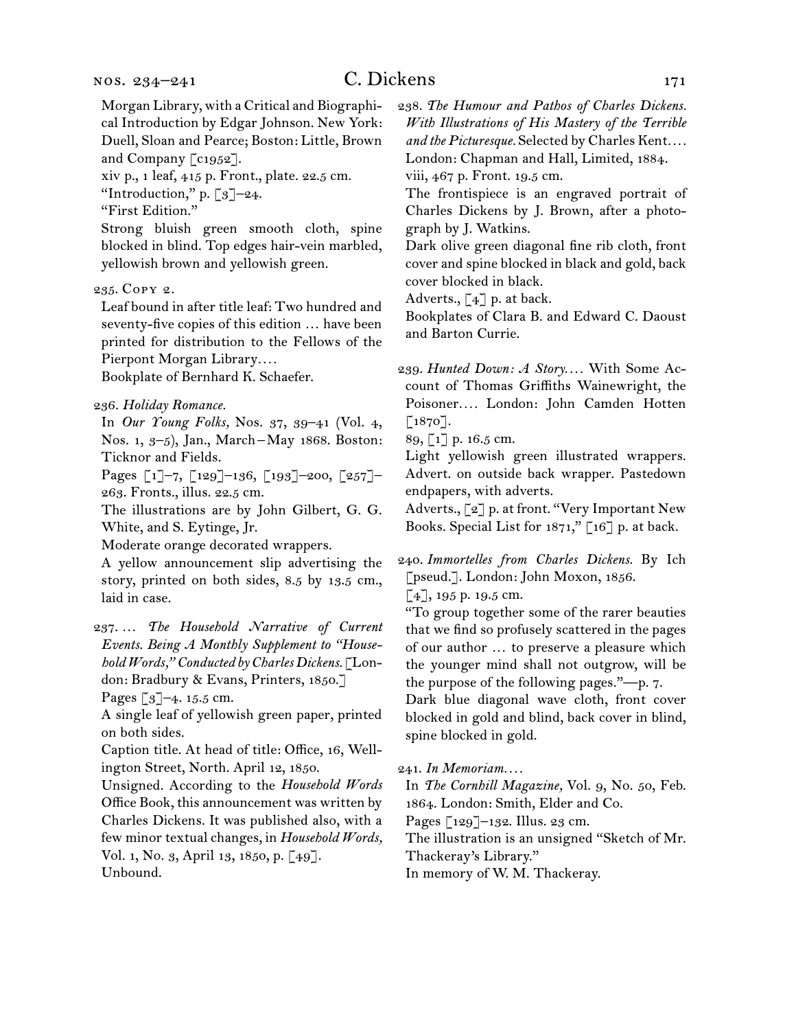Morgan Library, with a Critical and Biographical Introduction by Edgar Johnson. New York: Duell, Sloan and Pearce; Boston: Little, Brown and Company [c1952].

xiv p., 1 leaf, 415 p. Front., plate. 22.5 cm.

“Introduction,” p. [3]–24.

“First Edition.”

Strong bluish green smooth cloth, spine blocked in blind. Top edges hair-vein marbled, yellowish brown and yellowish green.

235. Copy 2.

Leaf bound in after title leaf: Two hundred and seventy-five copies of this edition … have been printed for distribution to the Fellows of the Pierpont Morgan Library.…

Bookplate of Bernhard K. Schaefer.

236. *Holiday Romance.*

In *Our Young Folks,* Nos. 37, 39–41 (Vol. 4, Nos. 1, 3–5), Jan., March–May 1868. Boston: Ticknor and Fields.

Pages [1]–7, [129]–136, [193]–200, [257]–263. Fronts., illus. 22.5 cm.

The illustrations are by John Gilbert, G. G. White, and S. Eytinge, Jr.

Moderate orange decorated wrappers.

A yellow announcement slip advertising the story, printed on both sides, 8.5 by 13.5 cm., laid in case.

237. … *The Household Narrative of Current Events. Being A Monthly Supplement to “Household Words,” Conducted by Charles Dickens.* [London: Bradbury & Evans, Printers, 1850.]

Pages [3]–4. 15.5 cm.

A single leaf of yellowish green paper, printed on both sides.

Caption title. At head of title: Office, 16, Wellington Street, North. April 12, 1850.

Unsigned. According to the *Household Words* Office Book, this announcement was written by Charles Dickens. It was published also, with a few minor textual changes, in *Household Words,* Vol. 1, No. 3, April 13, 1850, p. [49].

Unbound.

238. *The Humour and Pathos of Charles Dickens. With Illustrations of His Mastery of the Terrible and the Picturesque.* Selected by Charles Kent.… London: Chapman and Hall, Limited, 1884.

viii, 467 p. Front. 19.5 cm.

The frontispiece is an engraved portrait of Charles Dickens by J. Brown, after a photograph by J. Watkins.

Dark olive green diagonal fine rib cloth, front cover and spine blocked in black and gold, back cover blocked in black.

Adverts., [4] p. at back.

Bookplates of Clara B. and Edward C. Daoust and Barton Currie.

239. *Hunted Down: A Story.…* With Some Account of Thomas Griffiths Wainewright, the Poisoner.… London: John Camden Hotten [1870].

89, [1] p. 16.5 cm.

Light yellowish green illustrated wrappers. Advert. on outside back wrapper. Pastedown endpapers, with adverts.

Adverts., [2] p. at front. “Very Important New Books. Special List for 1871,” [16] p. at back.

240. *Immortelles from Charles Dickens.* By Ich [pseud.]. London: John Moxon, 1856.

[4], 195 p. 19.5 cm.

“To group together some of the rarer beauties that we find so profusely scattered in the pages of our author … to preserve a pleasure which the younger mind shall not outgrow, will be the purpose of the following pages.”—p. 7.

Dark blue diagonal wave cloth, front cover blocked in gold and blind, back cover in blind, spine blocked in gold.

241. *In Memoriam.…*

In *The Cornhill Magazine,* Vol. 9, No. 50, Feb. 1864. London: Smith, Elder and Co.

Pages [129]–132. Illus. 23 cm.

The illustration is an unsigned “Sketch of Mr. Thackeray’s Library.”

In memory of W. M. Thackeray.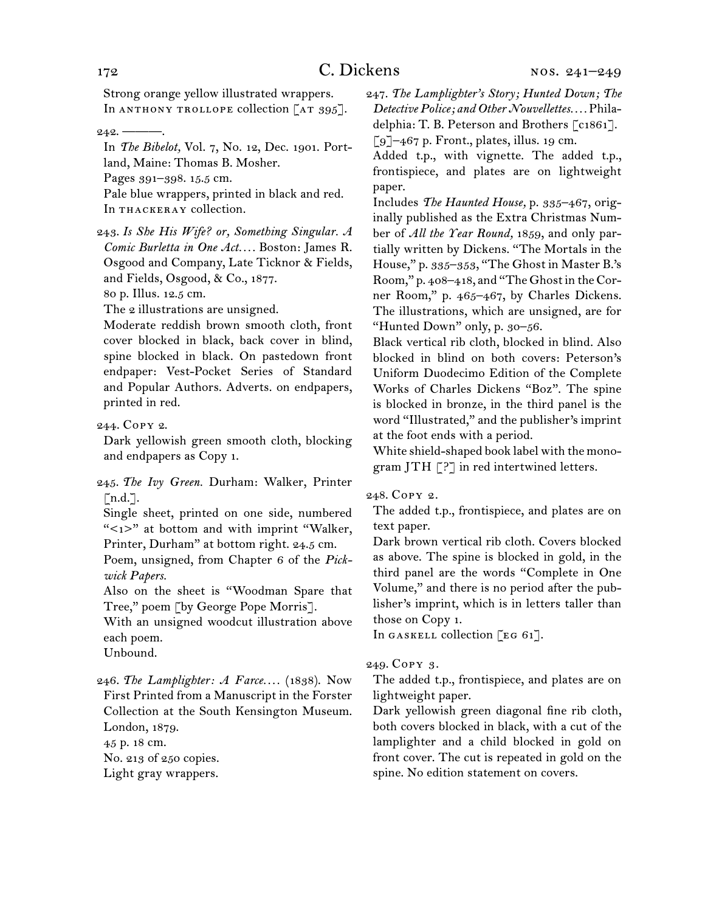Strong orange yellow illustrated wrappers.
In ANTHONY TROLLOPE collection [AT 395].

242. ———.
In *The Bibelot,* Vol. 7, No. 12, Dec. 1901. Portland, Maine: Thomas B. Mosher.
Pages 391–398. 15.5 cm.
Pale blue wrappers, printed in black and red.
In THACKERAY collection.

243. *Is She His Wife? or, Something Singular. A Comic Burletta in One Act.*... Boston: James R. Osgood and Company, Late Ticknor & Fields, and Fields, Osgood, & Co., 1877.
80 p. Illus. 12.5 cm.
The 2 illustrations are unsigned.
Moderate reddish brown smooth cloth, front cover blocked in black, back cover in blind, spine blocked in black. On pastedown front endpaper: Vest-Pocket Series of Standard and Popular Authors. Adverts. on endpapers, printed in red.

244. COPY 2.
Dark yellowish green smooth cloth, blocking and endpapers as Copy 1.

245. *The Ivy Green.* Durham: Walker, Printer [n.d.].
Single sheet, printed on one side, numbered "<1>" at bottom and with imprint "Walker, Printer, Durham" at bottom right. 24.5 cm.
Poem, unsigned, from Chapter 6 of the *Pickwick Papers.*
Also on the sheet is "Woodman Spare that Tree," poem [by George Pope Morris].
With an unsigned woodcut illustration above each poem.
Unbound.

246. *The Lamplighter: A Farce.*... (1838). Now First Printed from a Manuscript in the Forster Collection at the South Kensington Museum. London, 1879.
45 p. 18 cm.
No. 213 of 250 copies.
Light gray wrappers.

247. *The Lamplighter's Story; Hunted Down; The Detective Police; and Other Nouvellettes.*... Philadelphia: T. B. Peterson and Brothers [c1861].
[9]–467 p. Front., plates, illus. 19 cm.
Added t.p., with vignette. The added t.p., frontispiece, and plates are on lightweight paper.
Includes *The Haunted House,* p. 335–467, originally published as the Extra Christmas Number of *All the Year Round,* 1859, and only partially written by Dickens. "The Mortals in the House," p. 335–353, "The Ghost in Master B.'s Room," p. 408–418, and "The Ghost in the Corner Room," p. 465–467, by Charles Dickens. The illustrations, which are unsigned, are for "Hunted Down" only, p. 30–56.
Black vertical rib cloth, blocked in blind. Also blocked in blind on both covers: Peterson's Uniform Duodecimo Edition of the Complete Works of Charles Dickens "Boz". The spine is blocked in bronze, in the third panel is the word "Illustrated," and the publisher's imprint at the foot ends with a period.
White shield-shaped book label with the monogram JTH [?] in red intertwined letters.

248. COPY 2.
The added t.p., frontispiece, and plates are on text paper.
Dark brown vertical rib cloth. Covers blocked as above. The spine is blocked in gold, in the third panel are the words "Complete in One Volume," and there is no period after the publisher's imprint, which is in letters taller than those on Copy 1.
In GASKELL collection [EG 61].

249. COPY 3.
The added t.p., frontispiece, and plates are on lightweight paper.
Dark yellowish green diagonal fine rib cloth, both covers blocked in black, with a cut of the lamplighter and a child blocked in gold on front cover. The cut is repeated in gold on the spine. No edition statement on covers.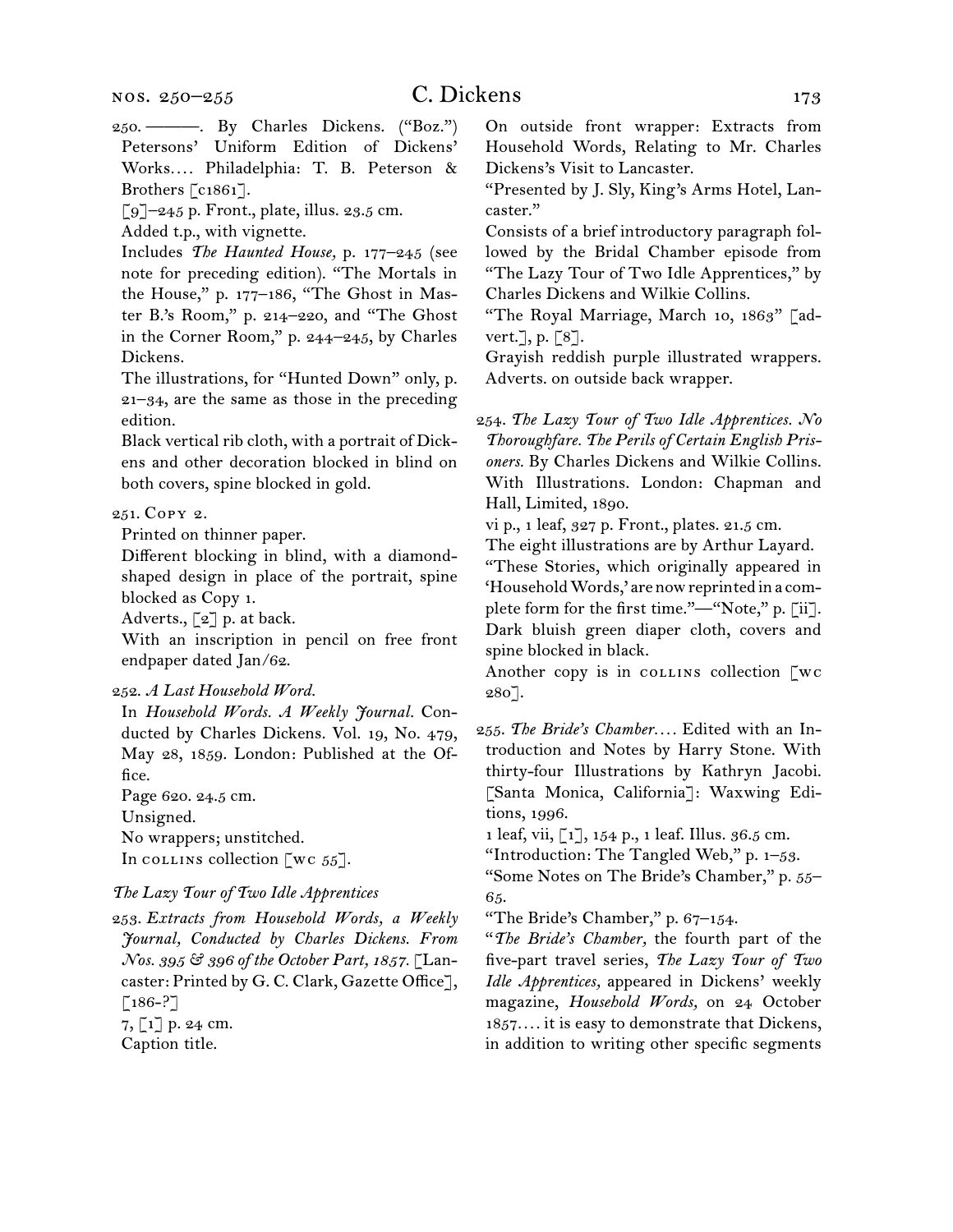250. ———. By Charles Dickens. ("Boz.") Petersons' Uniform Edition of Dickens' Works.... Philadelphia: T. B. Peterson & Brothers [c1861].
[9]–245 p. Front., plate, illus. 23.5 cm.
Added t.p., with vignette.
Includes *The Haunted House,* p. 177–245 (see note for preceding edition). "The Mortals in the House," p. 177–186, "The Ghost in Master B.'s Room," p. 214–220, and "The Ghost in the Corner Room," p. 244–245, by Charles Dickens.
The illustrations, for "Hunted Down" only, p. 21–34, are the same as those in the preceding edition.
Black vertical rib cloth, with a portrait of Dickens and other decoration blocked in blind on both covers, spine blocked in gold.

251. Copy 2.
Printed on thinner paper.
Different blocking in blind, with a diamond-shaped design in place of the portrait, spine blocked as Copy 1.
Adverts., [2] p. at back.
With an inscription in pencil on free front endpaper dated Jan/62.

252. *A Last Household Word.*
In *Household Words. A Weekly Journal.* Conducted by Charles Dickens. Vol. 19, No. 479, May 28, 1859. London: Published at the Office.
Page 620. 24.5 cm.
Unsigned.
No wrappers; unstitched.
In collins collection [wc 55].

*The Lazy Tour of Two Idle Apprentices*

253. *Extracts from Household Words, a Weekly Journal, Conducted by Charles Dickens. From Nos. 395 & 396 of the October Part, 1857.* [Lancaster: Printed by G. C. Clark, Gazette Office], [186-?]
7, [1] p. 24 cm.
Caption title.
On outside front wrapper: Extracts from Household Words, Relating to Mr. Charles Dickens's Visit to Lancaster.
"Presented by J. Sly, King's Arms Hotel, Lancaster."
Consists of a brief introductory paragraph followed by the Bridal Chamber episode from "The Lazy Tour of Two Idle Apprentices," by Charles Dickens and Wilkie Collins.
"The Royal Marriage, March 10, 1863" [advert.], p. [8].
Grayish reddish purple illustrated wrappers. Adverts. on outside back wrapper.

254. *The Lazy Tour of Two Idle Apprentices. No Thoroughfare. The Perils of Certain English Prisoners.* By Charles Dickens and Wilkie Collins. With Illustrations. London: Chapman and Hall, Limited, 1890.
vi p., 1 leaf, 327 p. Front., plates. 21.5 cm.
The eight illustrations are by Arthur Layard.
"These Stories, which originally appeared in 'Household Words,' are now reprinted in a complete form for the first time."—"Note," p. [ii].
Dark bluish green diaper cloth, covers and spine blocked in black.
Another copy is in collins collection [wc 280].

255. *The Bride's Chamber....* Edited with an Introduction and Notes by Harry Stone. With thirty-four Illustrations by Kathryn Jacobi. [Santa Monica, California]: Waxwing Editions, 1996.
1 leaf, vii, [1], 154 p., 1 leaf. Illus. 36.5 cm.
"Introduction: The Tangled Web," p. 1–53.
"Some Notes on The Bride's Chamber," p. 55–65.
"The Bride's Chamber," p. 67–154.
"*The Bride's Chamber,* the fourth part of the five-part travel series, *The Lazy Tour of Two Idle Apprentices,* appeared in Dickens' weekly magazine, *Household Words,* on 24 October 1857.... it is easy to demonstrate that Dickens, in addition to writing other specific segments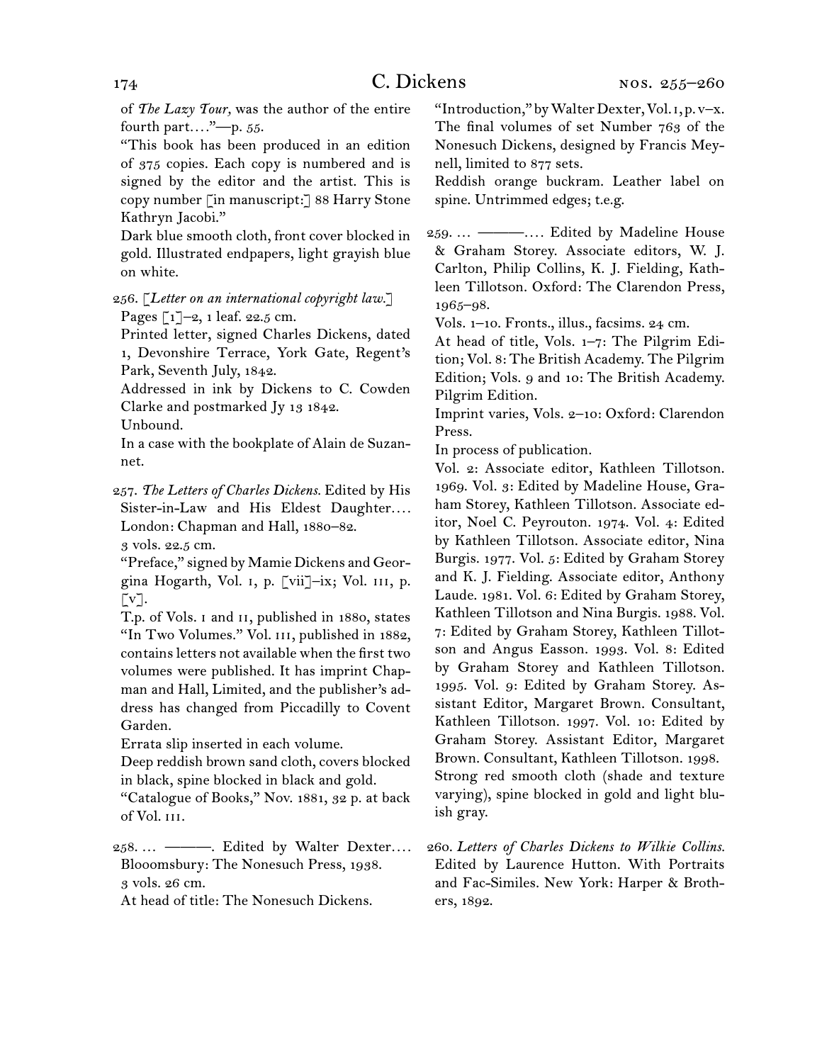of *The Lazy Tour,* was the author of the entire fourth part. . . .”—p. 55.

“This book has been produced in an edition of 375 copies. Each copy is numbered and is signed by the editor and the artist. This is copy number [in manuscript:] 88 Harry Stone Kathryn Jacobi.”

Dark blue smooth cloth, front cover blocked in gold. Illustrated endpapers, light grayish blue on white.

256. [*Letter on an international copyright law.*]
Pages [1]–2, 1 leaf. 22.5 cm.
Printed letter, signed Charles Dickens, dated 1, Devonshire Terrace, York Gate, Regent’s Park, Seventh July, 1842.
Addressed in ink by Dickens to C. Cowden Clarke and postmarked Jy 13 1842.
Unbound.
In a case with the bookplate of Alain de Suzannet.

257. *The Letters of Charles Dickens.* Edited by His Sister-in-Law and His Eldest Daughter. . . . London: Chapman and Hall, 1880–82.
3 vols. 22.5 cm.
“Preface,” signed by Mamie Dickens and Georgina Hogarth, Vol. I, p. [vii]–ix; Vol. III, p. [v].
T.p. of Vols. I and II, published in 1880, states “In Two Volumes.” Vol. III, published in 1882, contains letters not available when the first two volumes were published. It has imprint Chapman and Hall, Limited, and the publisher’s address has changed from Piccadilly to Covent Garden.
Errata slip inserted in each volume.
Deep reddish brown sand cloth, covers blocked in black, spine blocked in black and gold.
“Catalogue of Books,” Nov. 1881, 32 p. at back of Vol. III.

258. . . . ———. Edited by Walter Dexter. . . . Blooomsbury: The Nonesuch Press, 1938.
3 vols. 26 cm.
At head of title: The Nonesuch Dickens.
“Introduction,” by Walter Dexter, Vol. I, p. v–x.
The final volumes of set Number 763 of the Nonesuch Dickens, designed by Francis Meynell, limited to 877 sets.
Reddish orange buckram. Leather label on spine. Untrimmed edges; t.e.g.

259. . . . ———. . . . Edited by Madeline House & Graham Storey. Associate editors, W. J. Carlton, Philip Collins, K. J. Fielding, Kathleen Tillotson. Oxford: The Clarendon Press, 1965–98.
Vols. 1–10. Fronts., illus., facsims. 24 cm.
At head of title, Vols. 1–7: The Pilgrim Edition; Vol. 8: The British Academy. The Pilgrim Edition; Vols. 9 and 10: The British Academy. Pilgrim Edition.
Imprint varies, Vols. 2–10: Oxford: Clarendon Press.
In process of publication.
Vol. 2: Associate editor, Kathleen Tillotson. 1969. Vol. 3: Edited by Madeline House, Graham Storey, Kathleen Tillotson. Associate editor, Noel C. Peyrouton. 1974. Vol. 4: Edited by Kathleen Tillotson. Associate editor, Nina Burgis. 1977. Vol. 5: Edited by Graham Storey and K. J. Fielding. Associate editor, Anthony Laude. 1981. Vol. 6: Edited by Graham Storey, Kathleen Tillotson and Nina Burgis. 1988. Vol. 7: Edited by Graham Storey, Kathleen Tillotson and Angus Easson. 1993. Vol. 8: Edited by Graham Storey and Kathleen Tillotson. 1995. Vol. 9: Edited by Graham Storey. Assistant Editor, Margaret Brown. Consultant, Kathleen Tillotson. 1997. Vol. 10: Edited by Graham Storey. Assistant Editor, Margaret Brown. Consultant, Kathleen Tillotson. 1998.
Strong red smooth cloth (shade and texture varying), spine blocked in gold and light bluish gray.

260. *Letters of Charles Dickens to Wilkie Collins.* Edited by Laurence Hutton. With Portraits and Fac-Similes. New York: Harper & Brothers, 1892.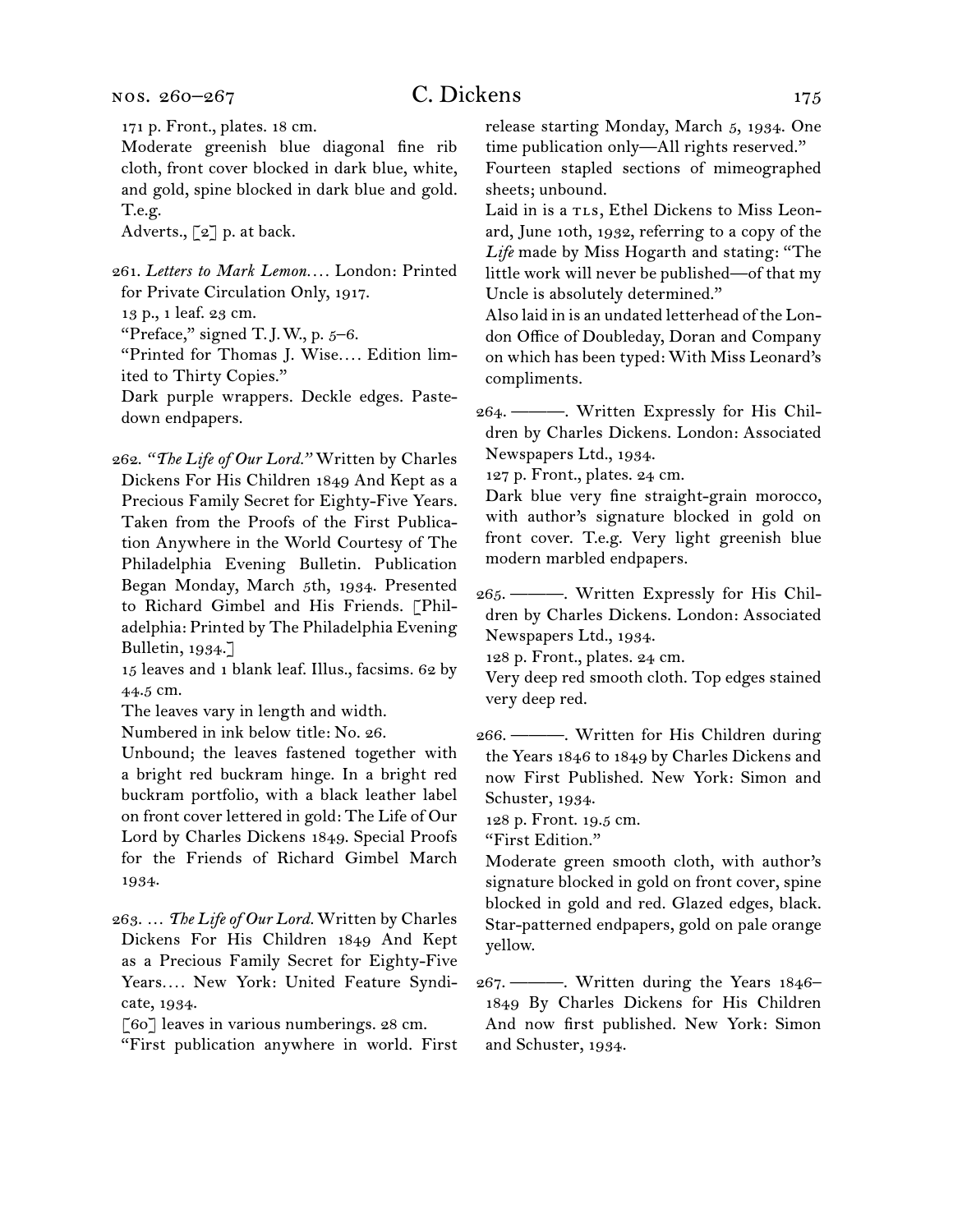171 p. Front., plates. 18 cm.

Moderate greenish blue diagonal fine rib cloth, front cover blocked in dark blue, white, and gold, spine blocked in dark blue and gold. T.e.g.

Adverts., [2] p. at back.

261. *Letters to Mark Lemon.*… London: Printed for Private Circulation Only, 1917.

13 p., 1 leaf. 23 cm.

"Preface," signed T. J. W., p. 5–6.

"Printed for Thomas J. Wise.… Edition limited to Thirty Copies."

Dark purple wrappers. Deckle edges. Pastedown endpapers.

262. *"The Life of Our Lord."* Written by Charles Dickens For His Children 1849 And Kept as a Precious Family Secret for Eighty-Five Years. Taken from the Proofs of the First Publication Anywhere in the World Courtesy of The Philadelphia Evening Bulletin. Publication Began Monday, March 5th, 1934. Presented to Richard Gimbel and His Friends. [Philadelphia: Printed by The Philadelphia Evening Bulletin, 1934.]

15 leaves and 1 blank leaf. Illus., facsims. 62 by 44.5 cm.

The leaves vary in length and width.

Numbered in ink below title: No. 26.

Unbound; the leaves fastened together with a bright red buckram hinge. In a bright red buckram portfolio, with a black leather label on front cover lettered in gold: The Life of Our Lord by Charles Dickens 1849. Special Proofs for the Friends of Richard Gimbel March 1934.

263. … *The Life of Our Lord.* Written by Charles Dickens For His Children 1849 And Kept as a Precious Family Secret for Eighty-Five Years.… New York: United Feature Syndicate, 1934.

[60] leaves in various numberings. 28 cm.

"First publication anywhere in world. First release starting Monday, March 5, 1934. One time publication only—All rights reserved."

Fourteen stapled sections of mimeographed sheets; unbound.

Laid in is a TLS, Ethel Dickens to Miss Leonard, June 10th, 1932, referring to a copy of the *Life* made by Miss Hogarth and stating: "The little work will never be published—of that my Uncle is absolutely determined."

Also laid in is an undated letterhead of the London Office of Doubleday, Doran and Company on which has been typed: With Miss Leonard's compliments.

264. ———. Written Expressly for His Children by Charles Dickens. London: Associated Newspapers Ltd., 1934.

127 p. Front., plates. 24 cm.

Dark blue very fine straight-grain morocco, with author's signature blocked in gold on front cover. T.e.g. Very light greenish blue modern marbled endpapers.

265. ———. Written Expressly for His Children by Charles Dickens. London: Associated Newspapers Ltd., 1934.

128 p. Front., plates. 24 cm.

Very deep red smooth cloth. Top edges stained very deep red.

266. ———. Written for His Children during the Years 1846 to 1849 by Charles Dickens and now First Published. New York: Simon and Schuster, 1934.

128 p. Front. 19.5 cm.

"First Edition."

Moderate green smooth cloth, with author's signature blocked in gold on front cover, spine blocked in gold and red. Glazed edges, black. Star-patterned endpapers, gold on pale orange yellow.

267. ———. Written during the Years 1846–1849 By Charles Dickens for His Children And now first published. New York: Simon and Schuster, 1934.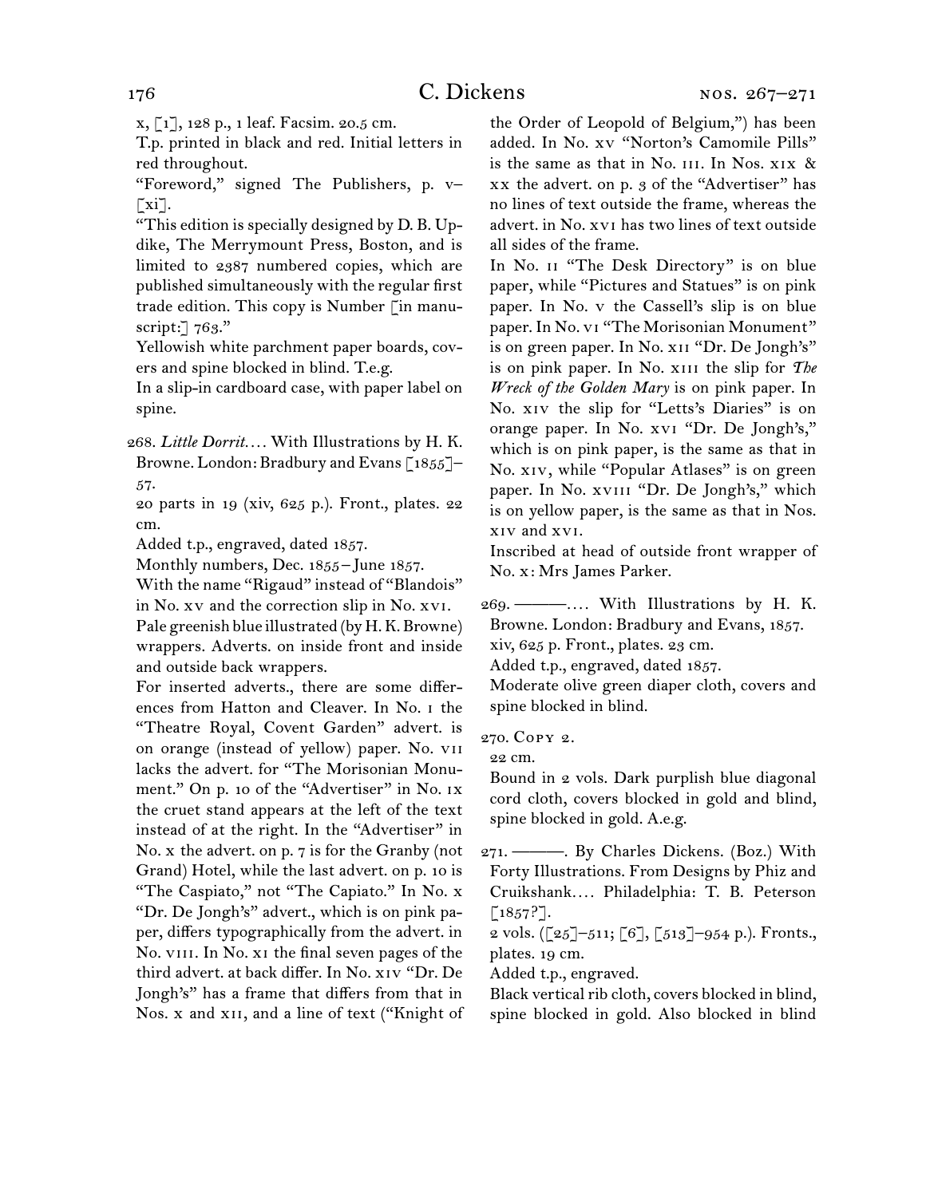x, [1], 128 p., 1 leaf. Facsim. 20.5 cm.

T.p. printed in black and red. Initial letters in red throughout.

“Foreword,” signed The Publishers, p. v–[xi].

“This edition is specially designed by D. B. Updike, The Merrymount Press, Boston, and is limited to 2387 numbered copies, which are published simultaneously with the regular first trade edition. This copy is Number [in manuscript:] 763.”

Yellowish white parchment paper boards, covers and spine blocked in blind. T.e.g.

In a slip-in cardboard case, with paper label on spine.

268. *Little Dorrit*. . . . With Illustrations by H. K. Browne. London: Bradbury and Evans [1855]–57.

20 parts in 19 (xiv, 625 p.). Front., plates. 22 cm.

Added t.p., engraved, dated 1857.

Monthly numbers, Dec. 1855 – June 1857.

With the name “Rigaud” instead of “Blandois” in No. xv and the correction slip in No. xvi.

Pale greenish blue illustrated (by H. K. Browne) wrappers. Adverts. on inside front and inside and outside back wrappers.

For inserted adverts., there are some differences from Hatton and Cleaver. In No. i the “Theatre Royal, Covent Garden” advert. is on orange (instead of yellow) paper. No. vii lacks the advert. for “The Morisonian Monument.” On p. 10 of the “Advertiser” in No. ix the cruet stand appears at the left of the text instead of at the right. In the “Advertiser” in No. x the advert. on p. 7 is for the Granby (not Grand) Hotel, while the last advert. on p. 10 is “The Caspiato,” not “The Capiato.” In No. x “Dr. De Jongh’s” advert., which is on pink paper, differs typographically from the advert. in No. viii. In No. xi the final seven pages of the third advert. at back differ. In No. xiv “Dr. De Jongh’s” has a frame that differs from that in Nos. x and xii, and a line of text (“Knight of the Order of Leopold of Belgium,”) has been added. In No. xv “Norton’s Camomile Pills” is the same as that in No. iii. In Nos. xix & xx the advert. on p. 3 of the “Advertiser” has no lines of text outside the frame, whereas the advert. in No. xvi has two lines of text outside all sides of the frame.

In No. ii “The Desk Directory” is on blue paper, while “Pictures and Statues” is on pink paper. In No. v the Cassell’s slip is on blue paper. In No. vi “The Morisonian Monument” is on green paper. In No. xii “Dr. De Jongh’s” is on pink paper. In No. xiii the slip for *The Wreck of the Golden Mary* is on pink paper. In No. xiv the slip for “Letts’s Diaries” is on orange paper. In No. xvi “Dr. De Jongh’s,” which is on pink paper, is the same as that in No. xiv, while “Popular Atlases” is on green paper. In No. xviii “Dr. De Jongh’s,” which is on yellow paper, is the same as that in Nos. xiv and xvi.

Inscribed at head of outside front wrapper of No. x: Mrs James Parker.

269. ———. . . . With Illustrations by H. K. Browne. London: Bradbury and Evans, 1857.

xiv, 625 p. Front., plates. 23 cm.

Added t.p., engraved, dated 1857.

Moderate olive green diaper cloth, covers and spine blocked in blind.

270. Copy 2.

22 cm.

Bound in 2 vols. Dark purplish blue diagonal cord cloth, covers blocked in gold and blind, spine blocked in gold. A.e.g.

271. ———. By Charles Dickens. (Boz.) With Forty Illustrations. From Designs by Phiz and Cruikshank. . . . Philadelphia: T. B. Peterson [1857?].

2 vols. ([25]–511; [6], [513]–954 p.). Fronts., plates. 19 cm.

Added t.p., engraved.

Black vertical rib cloth, covers blocked in blind, spine blocked in gold. Also blocked in blind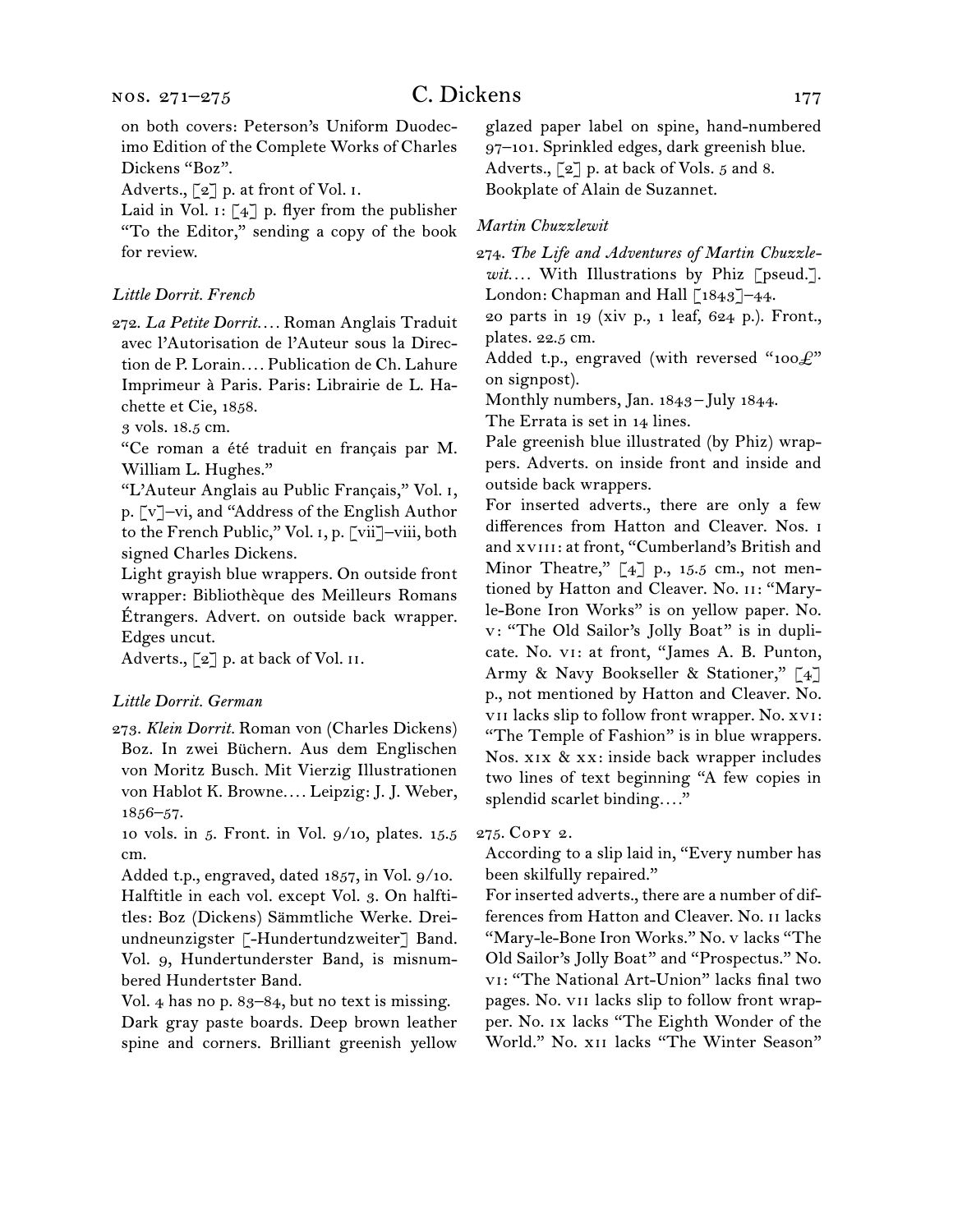on both covers: Peterson's Uniform Duodecimo Edition of the Complete Works of Charles Dickens "Boz".

Adverts., [2] p. at front of Vol. 1.

Laid in Vol. 1: [4] p. flyer from the publisher "To the Editor," sending a copy of the book for review.

### *Little Dorrit. French*

272. *La Petite Dorrit*.... Roman Anglais Traduit avec l'Autorisation de l'Auteur sous la Direction de P. Lorain.... Publication de Ch. Lahure Imprimeur à Paris. Paris: Librairie de L. Hachette et Cie, 1858.

3 vols. 18.5 cm.

"Ce roman a été traduit en français par M. William L. Hughes."

"L'Auteur Anglais au Public Français," Vol. 1, p. [v]–vi, and "Address of the English Author to the French Public," Vol. 1, p. [vii]–viii, both signed Charles Dickens.

Light grayish blue wrappers. On outside front wrapper: Bibliothèque des Meilleurs Romans Étrangers. Advert. on outside back wrapper. Edges uncut.

Adverts., [2] p. at back of Vol. II.

### *Little Dorrit. German*

273. *Klein Dorrit.* Roman von (Charles Dickens) Boz. In zwei Büchern. Aus dem Englischen von Moritz Busch. Mit Vierzig Illustrationen von Hablot K. Browne.... Leipzig: J. J. Weber, 1856–57.

10 vols. in 5. Front. in Vol. 9/10, plates. 15.5 cm.

Added t.p., engraved, dated 1857, in Vol. 9/10. Halftitle in each vol. except Vol. 3. On halftitles: Boz (Dickens) Sämmtliche Werke. Dreiundneunzigster [-Hundertundzweiter] Band. Vol. 9, Hundertunderster Band, is misnumbered Hundertster Band.

Vol. 4 has no p. 83–84, but no text is missing.

Dark gray paste boards. Deep brown leather spine and corners. Brilliant greenish yellow glazed paper label on spine, hand-numbered 97–101. Sprinkled edges, dark greenish blue.

Adverts., [2] p. at back of Vols. 5 and 8.

Bookplate of Alain de Suzannet.

### *Martin Chuzzlewit*

274. *The Life and Adventures of Martin Chuzzlewit*.... With Illustrations by Phiz [pseud.]. London: Chapman and Hall [1843]–44.

20 parts in 19 (xiv p., 1 leaf, 624 p.). Front., plates. 22.5 cm.

Added t.p., engraved (with reversed "100£" on signpost).

Monthly numbers, Jan. 1843–July 1844.

The Errata is set in 14 lines.

Pale greenish blue illustrated (by Phiz) wrappers. Adverts. on inside front and inside and outside back wrappers.

For inserted adverts., there are only a few differences from Hatton and Cleaver. Nos. I and XVIII: at front, "Cumberland's British and Minor Theatre," [4] p., 15.5 cm., not mentioned by Hatton and Cleaver. No. II: "Mary-le-Bone Iron Works" is on yellow paper. No. V: "The Old Sailor's Jolly Boat" is in duplicate. No. VI: at front, "James A. B. Punton, Army & Navy Bookseller & Stationer," [4] p., not mentioned by Hatton and Cleaver. No. VII lacks slip to follow front wrapper. No. XVI: "The Temple of Fashion" is in blue wrappers. Nos. XIX & XX: inside back wrapper includes two lines of text beginning "A few copies in splendid scarlet binding...."

275. Copy 2.

According to a slip laid in, "Every number has been skilfully repaired."

For inserted adverts., there are a number of differences from Hatton and Cleaver. No. II lacks "Mary-le-Bone Iron Works." No. V lacks "The Old Sailor's Jolly Boat" and "Prospectus." No. VI: "The National Art-Union" lacks final two pages. No. VII lacks slip to follow front wrapper. No. IX lacks "The Eighth Wonder of the World." No. XII lacks "The Winter Season"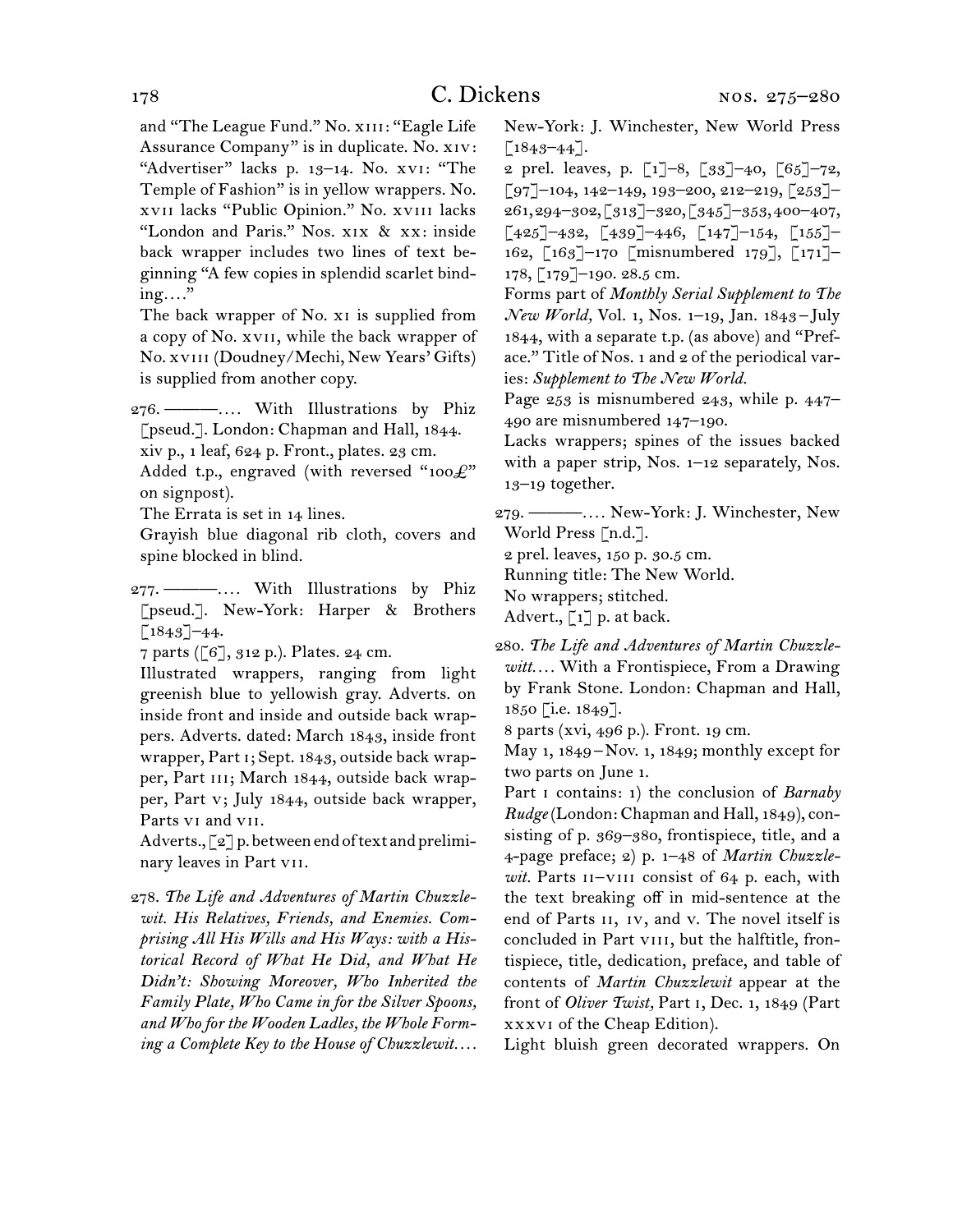and "The League Fund." No. xiii: "Eagle Life Assurance Company" is in duplicate. No. xiv: "Advertiser" lacks p. 13–14. No. xvi: "The Temple of Fashion" is in yellow wrappers. No. xvii lacks "Public Opinion." No. xviii lacks "London and Paris." Nos. xix & xx: inside back wrapper includes two lines of text beginning "A few copies in splendid scarlet binding...."

The back wrapper of No. xi is supplied from a copy of No. xvii, while the back wrapper of No. xviii (Doudney/Mechi, New Years' Gifts) is supplied from another copy.

276. ———.... With Illustrations by Phiz [pseud.]. London: Chapman and Hall, 1844.
xiv p., 1 leaf, 624 p. Front., plates. 23 cm.
Added t.p., engraved (with reversed "100£" on signpost).
The Errata is set in 14 lines.
Grayish blue diagonal rib cloth, covers and spine blocked in blind.

277. ———.... With Illustrations by Phiz [pseud.]. New-York: Harper & Brothers [1843]–44.
7 parts ([6], 312 p.). Plates. 24 cm.
Illustrated wrappers, ranging from light greenish blue to yellowish gray. Adverts. on inside front and inside and outside back wrappers. Adverts. dated: March 1843, inside front wrapper, Part i; Sept. 1843, outside back wrapper, Part iii; March 1844, outside back wrapper, Part v; July 1844, outside back wrapper, Parts vi and vii.
Adverts., [2] p. between end of text and preliminary leaves in Part vii.

278. *The Life and Adventures of Martin Chuzzlewit. His Relatives, Friends, and Enemies. Comprising All His Wills and His Ways: with a Historical Record of What He Did, and What He Didn't: Showing Moreover, Who Inherited the Family Plate, Who Came in for the Silver Spoons, and Who for the Wooden Ladles, the Whole Forming a Complete Key to the House of Chuzzlewit....* New-York: J. Winchester, New World Press [1843–44].
2 prel. leaves, p. [1]–8, [33]–40, [65]–72, [97]–104, 142–149, 193–200, 212–219, [253]–261, 294–302, [313]–320, [345]–353, 400–407, [425]–432, [439]–446, [147]–154, [155]–162, [163]–170 [misnumbered 179], [171]–178, [179]–190. 28.5 cm.
Forms part of *Monthly Serial Supplement to The New World,* Vol. 1, Nos. 1–19, Jan. 1843–July 1844, with a separate t.p. (as above) and "Preface." Title of Nos. 1 and 2 of the periodical varies: *Supplement to The New World.*
Page 253 is misnumbered 243, while p. 447–490 are misnumbered 147–190.
Lacks wrappers; spines of the issues backed with a paper strip, Nos. 1–12 separately, Nos. 13–19 together.

279. ———.... New-York: J. Winchester, New World Press [n.d.].
2 prel. leaves, 150 p. 30.5 cm.
Running title: The New World.
No wrappers; stitched.
Advert., [1] p. at back.

280. *The Life and Adventures of Martin Chuzzlewitt....* With a Frontispiece, From a Drawing by Frank Stone. London: Chapman and Hall, 1850 [i.e. 1849].
8 parts (xvi, 496 p.). Front. 19 cm.
May 1, 1849–Nov. 1, 1849; monthly except for two parts on June 1.
Part i contains: 1) the conclusion of *Barnaby Rudge* (London: Chapman and Hall, 1849), consisting of p. 369–380, frontispiece, title, and a 4-page preface; 2) p. 1–48 of *Martin Chuzzlewit.* Parts ii–viii consist of 64 p. each, with the text breaking off in mid-sentence at the end of Parts ii, iv, and v. The novel itself is concluded in Part viii, but the halftitle, frontispiece, title, dedication, preface, and table of contents of *Martin Chuzzlewit* appear at the front of *Oliver Twist,* Part i, Dec. 1, 1849 (Part xxxvi of the Cheap Edition).
Light bluish green decorated wrappers. On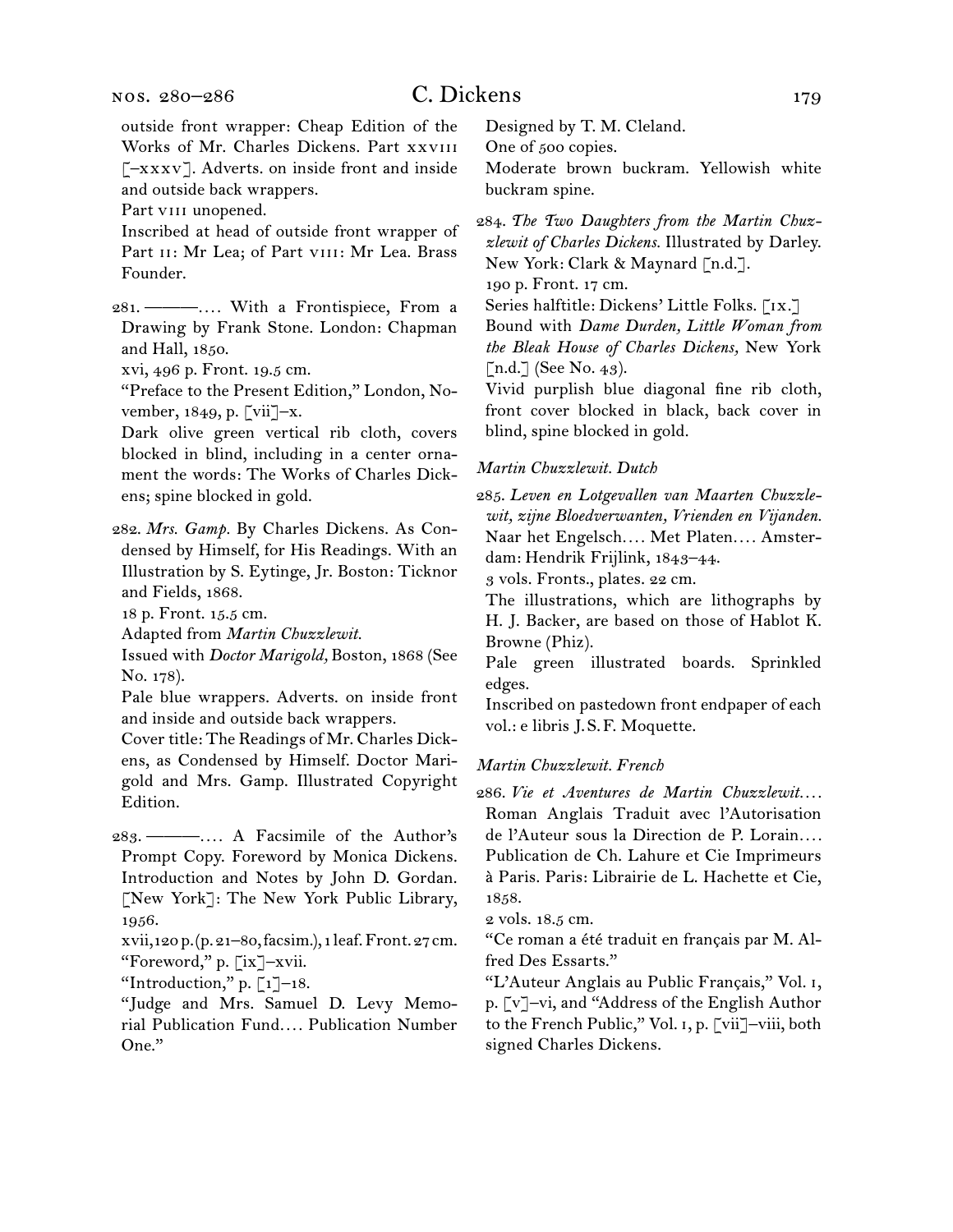outside front wrapper: Cheap Edition of the Works of Mr. Charles Dickens. Part xxviii [–xxxv]. Adverts. on inside front and inside and outside back wrappers.
Part viii unopened.
Inscribed at head of outside front wrapper of Part ii: Mr Lea; of Part viii: Mr Lea. Brass Founder.

281. ———.... With a Frontispiece, From a Drawing by Frank Stone. London: Chapman and Hall, 1850.
xvi, 496 p. Front. 19.5 cm.
"Preface to the Present Edition," London, November, 1849, p. [vii]–x.
Dark olive green vertical rib cloth, covers blocked in blind, including in a center ornament the words: The Works of Charles Dickens; spine blocked in gold.

282. *Mrs. Gamp.* By Charles Dickens. As Condensed by Himself, for His Readings. With an Illustration by S. Eytinge, Jr. Boston: Ticknor and Fields, 1868.
18 p. Front. 15.5 cm.
Adapted from *Martin Chuzzlewit.*
Issued with *Doctor Marigold,* Boston, 1868 (See No. 178).
Pale blue wrappers. Adverts. on inside front and inside and outside back wrappers.
Cover title: The Readings of Mr. Charles Dickens, as Condensed by Himself. Doctor Marigold and Mrs. Gamp. Illustrated Copyright Edition.

283. ———.... A Facsimile of the Author's Prompt Copy. Foreword by Monica Dickens. Introduction and Notes by John D. Gordan. [New York]: The New York Public Library, 1956.
xvii, 120 p. (p. 21–80, facsim.), 1 leaf. Front. 27 cm.
"Foreword," p. [ix]–xvii.
"Introduction," p. [1]–18.
"Judge and Mrs. Samuel D. Levy Memorial Publication Fund.... Publication Number One."
Designed by T. M. Cleland.
One of 500 copies.
Moderate brown buckram. Yellowish white buckram spine.

284. *The Two Daughters from the Martin Chuzzlewit of Charles Dickens.* Illustrated by Darley. New York: Clark & Maynard [n.d.].
190 p. Front. 17 cm.
Series halftitle: Dickens' Little Folks. [ix.]
Bound with *Dame Durden, Little Woman from the Bleak House of Charles Dickens,* New York [n.d.] (See No. 43).
Vivid purplish blue diagonal fine rib cloth, front cover blocked in black, back cover in blind, spine blocked in gold.

*Martin Chuzzlewit. Dutch*

285. *Leven en Lotgevallen van Maarten Chuzzlewit, zijne Bloedverwanten, Vrienden en Vijanden.* Naar het Engelsch.... Met Platen.... Amsterdam: Hendrik Frijlink, 1843–44.
3 vols. Fronts., plates. 22 cm.
The illustrations, which are lithographs by H. J. Backer, are based on those of Hablot K. Browne (Phiz).
Pale green illustrated boards. Sprinkled edges.
Inscribed on pastedown front endpaper of each vol.: e libris J. S. F. Moquette.

*Martin Chuzzlewit. French*

286. *Vie et Aventures de Martin Chuzzlewit....* Roman Anglais Traduit avec l'Autorisation de l'Auteur sous la Direction de P. Lorain.... Publication de Ch. Lahure et Cie Imprimeurs à Paris. Paris: Librairie de L. Hachette et Cie, 1858.
2 vols. 18.5 cm.
"Ce roman a été traduit en français par M. Alfred Des Essarts."
"L'Auteur Anglais au Public Français," Vol. i, p. [v]–vi, and "Address of the English Author to the French Public," Vol. i, p. [vii]–viii, both signed Charles Dickens.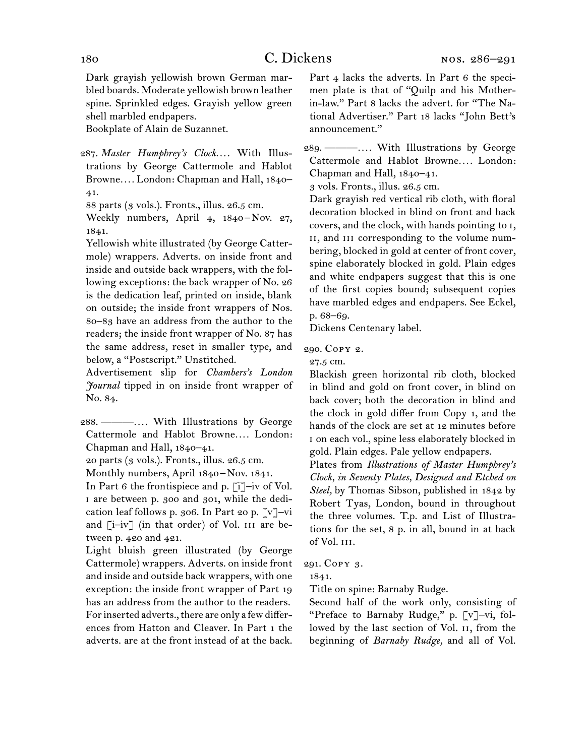Dark grayish yellowish brown German marbled boards. Moderate yellowish brown leather spine. Sprinkled edges. Grayish yellow green shell marbled endpapers.

Bookplate of Alain de Suzannet.

287. *Master Humphrey's Clock*. . . . With Illustrations by George Cattermole and Hablot Browne. . . . London: Chapman and Hall, 1840–41.

88 parts (3 vols.). Fronts., illus. 26.5 cm.

Weekly numbers, April 4, 1840–Nov. 27, 1841.

Yellowish white illustrated (by George Cattermole) wrappers. Adverts. on inside front and inside and outside back wrappers, with the following exceptions: the back wrapper of No. 26 is the dedication leaf, printed on inside, blank on outside; the inside front wrappers of Nos. 80–83 have an address from the author to the readers; the inside front wrapper of No. 87 has the same address, reset in smaller type, and below, a "Postscript." Unstitched.

Advertisement slip for *Chambers's London Journal* tipped in on inside front wrapper of No. 84.

288. ———. . . . With Illustrations by George Cattermole and Hablot Browne. . . . London: Chapman and Hall, 1840–41.

20 parts (3 vols.). Fronts., illus. 26.5 cm.

Monthly numbers, April 1840–Nov. 1841.

In Part 6 the frontispiece and p. [i]–iv of Vol. I are between p. 300 and 301, while the dedication leaf follows p. 306. In Part 20 p. [v]–vi and [i–iv] (in that order) of Vol. III are between p. 420 and 421.

Light bluish green illustrated (by George Cattermole) wrappers. Adverts. on inside front and inside and outside back wrappers, with one exception: the inside front wrapper of Part 19 has an address from the author to the readers. For inserted adverts., there are only a few differences from Hatton and Cleaver. In Part 1 the adverts. are at the front instead of at the back. Part 4 lacks the adverts. In Part 6 the specimen plate is that of "Quilp and his Mother-in-law." Part 8 lacks the advert. for "The National Advertiser." Part 18 lacks "John Bett's announcement."

289. ———. . . . With Illustrations by George Cattermole and Hablot Browne. . . . London: Chapman and Hall, 1840–41.

3 vols. Fronts., illus. 26.5 cm.

Dark grayish red vertical rib cloth, with floral decoration blocked in blind on front and back covers, and the clock, with hands pointing to I, II, and III corresponding to the volume numbering, blocked in gold at center of front cover, spine elaborately blocked in gold. Plain edges and white endpapers suggest that this is one of the first copies bound; subsequent copies have marbled edges and endpapers. See Eckel, p. 68–69.

Dickens Centenary label.

290. Copy 2.

27.5 cm.

Blackish green horizontal rib cloth, blocked in blind and gold on front cover, in blind on back cover; both the decoration in blind and the clock in gold differ from Copy 1, and the hands of the clock are set at 12 minutes before I on each vol., spine less elaborately blocked in gold. Plain edges. Pale yellow endpapers.

Plates from *Illustrations of Master Humphrey's Clock, in Seventy Plates, Designed and Etched on Steel,* by Thomas Sibson, published in 1842 by Robert Tyas, London, bound in throughout the three volumes. T.p. and List of Illustrations for the set, 8 p. in all, bound in at back of Vol. III.

291. Copy 3.

1841.

Title on spine: Barnaby Rudge.

Second half of the work only, consisting of "Preface to Barnaby Rudge," p. [v]–vi, followed by the last section of Vol. II, from the beginning of *Barnaby Rudge,* and all of Vol.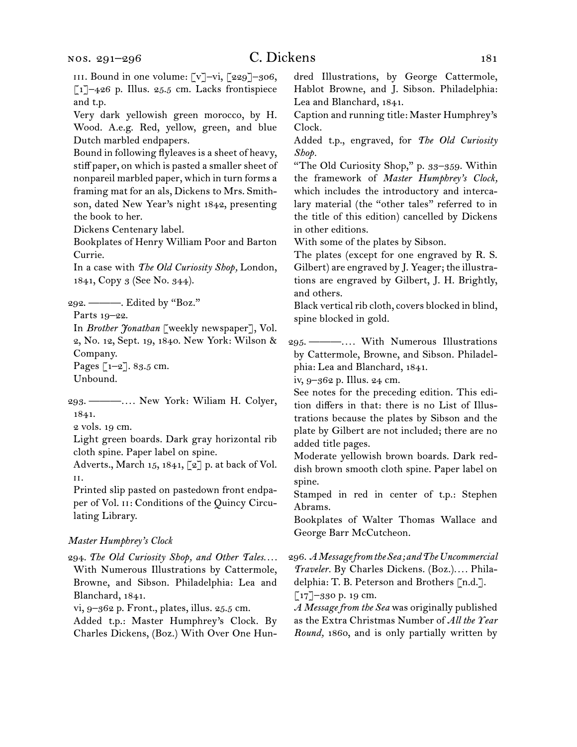III. Bound in one volume: [v]–vi, [229]–306, [1]–426 p. Illus. 25.5 cm. Lacks frontispiece and t.p.

Very dark yellowish green morocco, by H. Wood. A.e.g. Red, yellow, green, and blue Dutch marbled endpapers.

Bound in following flyleaves is a sheet of heavy, stiff paper, on which is pasted a smaller sheet of nonpareil marbled paper, which in turn forms a framing mat for an als, Dickens to Mrs. Smithson, dated New Year's night 1842, presenting the book to her.

Dickens Centenary label.

Bookplates of Henry William Poor and Barton Currie.

In a case with *The Old Curiosity Shop,* London, 1841, Copy 3 (See No. 344).

292. ———. Edited by "Boz."

Parts 19–22.

In *Brother Jonathan* [weekly newspaper], Vol. 2, No. 12, Sept. 19, 1840. New York: Wilson & Company.

Pages [1–2]. 83.5 cm.

Unbound.

293. ———.... New York: Wiliam H. Colyer, 1841.

2 vols. 19 cm.

Light green boards. Dark gray horizontal rib cloth spine. Paper label on spine.

Adverts., March 15, 1841, [2] p. at back of Vol. II.

Printed slip pasted on pastedown front endpaper of Vol. II: Conditions of the Quincy Circulating Library.

*Master Humphrey's Clock*

294. *The Old Curiosity Shop, and Other Tales....* With Numerous Illustrations by Cattermole, Browne, and Sibson. Philadelphia: Lea and Blanchard, 1841.

vi, 9–362 p. Front., plates, illus. 25.5 cm.

Added t.p.: Master Humphrey's Clock. By Charles Dickens, (Boz.) With Over One Hundred Illustrations, by George Cattermole, Hablot Browne, and J. Sibson. Philadelphia: Lea and Blanchard, 1841.

Caption and running title: Master Humphrey's Clock.

Added t.p., engraved, for *The Old Curiosity Shop.*

"The Old Curiosity Shop," p. 33–359. Within the framework of *Master Humphrey's Clock,* which includes the introductory and intercalary material (the "other tales" referred to in the title of this edition) cancelled by Dickens in other editions.

With some of the plates by Sibson.

The plates (except for one engraved by R. S. Gilbert) are engraved by J. Yeager; the illustrations are engraved by Gilbert, J. H. Brightly, and others.

Black vertical rib cloth, covers blocked in blind, spine blocked in gold.

295. ———.... With Numerous Illustrations by Cattermole, Browne, and Sibson. Philadelphia: Lea and Blanchard, 1841.

iv, 9–362 p. Illus. 24 cm.

See notes for the preceding edition. This edition differs in that: there is no List of Illustrations because the plates by Sibson and the plate by Gilbert are not included; there are no added title pages.

Moderate yellowish brown boards. Dark reddish brown smooth cloth spine. Paper label on spine.

Stamped in red in center of t.p.: Stephen Abrams.

Bookplates of Walter Thomas Wallace and George Barr McCutcheon.

296. *A Message from the Sea; and The Uncommercial Traveler.* By Charles Dickens. (Boz.).... Philadelphia: T. B. Peterson and Brothers [n.d.].

[17]–330 p. 19 cm.

*A Message from the Sea* was originally published as the Extra Christmas Number of *All the Year Round,* 1860, and is only partially written by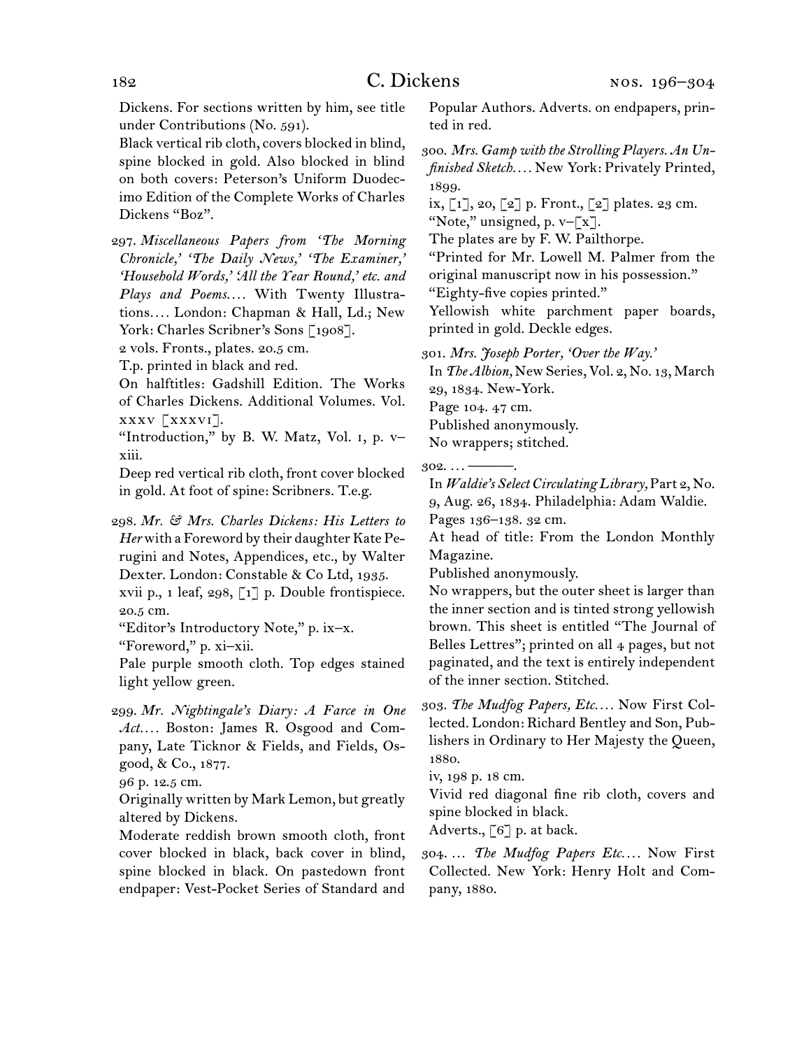Dickens. For sections written by him, see title under Contributions (No. 591).

Black vertical rib cloth, covers blocked in blind, spine blocked in gold. Also blocked in blind on both covers: Peterson's Uniform Duodecimo Edition of the Complete Works of Charles Dickens "Boz".

297. *Miscellaneous Papers from 'The Morning Chronicle,' 'The Daily News,' 'The Examiner,' 'Household Words,' 'All the Year Round,' etc. and Plays and Poems.*... With Twenty Illustrations.... London: Chapman & Hall, Ld.; New York: Charles Scribner's Sons [1908].

2 vols. Fronts., plates. 20.5 cm.

T.p. printed in black and red.

On halftitles: Gadshill Edition. The Works of Charles Dickens. Additional Volumes. Vol. xxxv [xxxvi].

"Introduction," by B. W. Matz, Vol. 1, p. v–xiii.

Deep red vertical rib cloth, front cover blocked in gold. At foot of spine: Scribners. T.e.g.

298. *Mr. & Mrs. Charles Dickens: His Letters to Her* with a Foreword by their daughter Kate Perugini and Notes, Appendices, etc., by Walter Dexter. London: Constable & Co Ltd, 1935.

xvii p., 1 leaf, 298, [1] p. Double frontispiece. 20.5 cm.

"Editor's Introductory Note," p. ix–x.

"Foreword," p. xi–xii.

Pale purple smooth cloth. Top edges stained light yellow green.

299. *Mr. Nightingale's Diary: A Farce in One Act.*... Boston: James R. Osgood and Company, Late Ticknor & Fields, and Fields, Osgood, & Co., 1877.

96 p. 12.5 cm.

Originally written by Mark Lemon, but greatly altered by Dickens.

Moderate reddish brown smooth cloth, front cover blocked in black, back cover in blind, spine blocked in black. On pastedown front endpaper: Vest-Pocket Series of Standard and Popular Authors. Adverts. on endpapers, printed in red.

300. *Mrs. Gamp with the Strolling Players. An Unfinished Sketch.*... New York: Privately Printed, 1899.

ix, [1], 20, [2] p. Front., [2] plates. 23 cm.

"Note," unsigned, p. v–[x].

The plates are by F. W. Pailthorpe.

"Printed for Mr. Lowell M. Palmer from the original manuscript now in his possession."

"Eighty-five copies printed."

Yellowish white parchment paper boards, printed in gold. Deckle edges.

301. *Mrs. Joseph Porter, 'Over the Way.'*

In *The Albion,* New Series, Vol. 2, No. 13, March 29, 1834. New-York.

Page 104. 47 cm.

Published anonymously.

No wrappers; stitched.

302. ... ———.

In *Waldie's Select Circulating Library,* Part 2, No. 9, Aug. 26, 1834. Philadelphia: Adam Waldie.

Pages 136–138. 32 cm.

At head of title: From the London Monthly Magazine.

Published anonymously.

No wrappers, but the outer sheet is larger than the inner section and is tinted strong yellowish brown. This sheet is entitled "The Journal of Belles Lettres"; printed on all 4 pages, but not paginated, and the text is entirely independent of the inner section. Stitched.

303. *The Mudfog Papers, Etc.*... Now First Collected. London: Richard Bentley and Son, Publishers in Ordinary to Her Majesty the Queen, 1880.

iv, 198 p. 18 cm.

Vivid red diagonal fine rib cloth, covers and spine blocked in black.

Adverts., [6] p. at back.

304. ... *The Mudfog Papers Etc.*... Now First Collected. New York: Henry Holt and Company, 1880.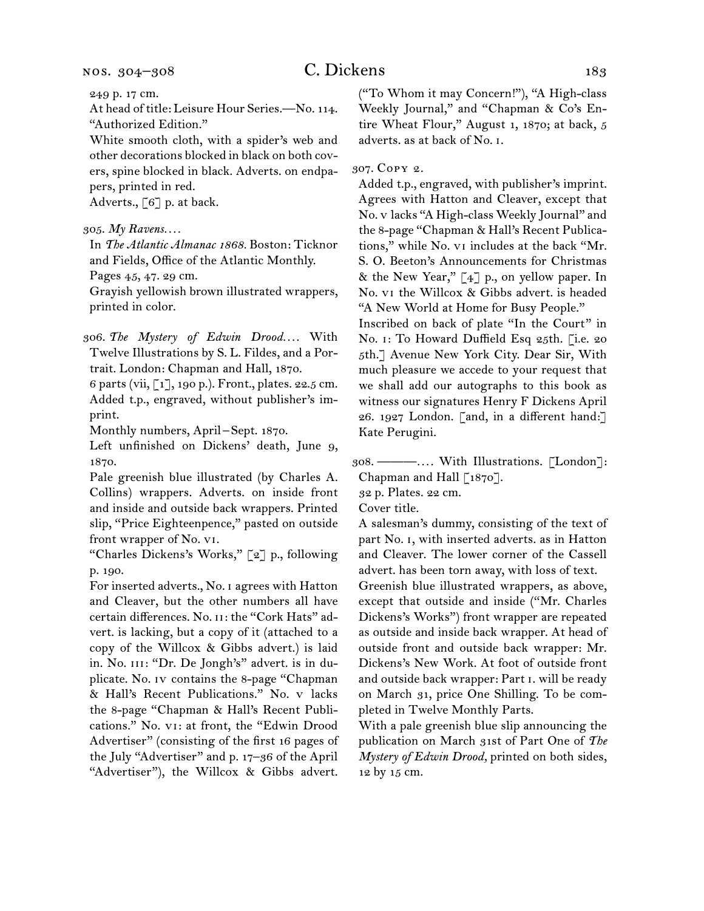249 p. 17 cm.

At head of title: Leisure Hour Series.—No. 114. "Authorized Edition."

White smooth cloth, with a spider's web and other decorations blocked in black on both covers, spine blocked in black. Adverts. on endpapers, printed in red.

Adverts., [6] p. at back.

305. *My Ravens.*...

In *The Atlantic Almanac 1868.* Boston: Ticknor and Fields, Office of the Atlantic Monthly.

Pages 45, 47. 29 cm.

Grayish yellowish brown illustrated wrappers, printed in color.

306. *The Mystery of Edwin Drood.*... With Twelve Illustrations by S. L. Fildes, and a Portrait. London: Chapman and Hall, 1870.

6 parts (vii, [1], 190 p.). Front., plates. 22.5 cm.

Added t.p., engraved, without publisher's imprint.

Monthly numbers, April–Sept. 1870.

Left unfinished on Dickens' death, June 9, 1870.

Pale greenish blue illustrated (by Charles A. Collins) wrappers. Adverts. on inside front and inside and outside back wrappers. Printed slip, "Price Eighteenpence," pasted on outside front wrapper of No. vi.

"Charles Dickens's Works," [2] p., following p. 190.

For inserted adverts., No. i agrees with Hatton and Cleaver, but the other numbers all have certain differences. No. ii: the "Cork Hats" advert. is lacking, but a copy of it (attached to a copy of the Willcox & Gibbs advert.) is laid in. No. iii: "Dr. De Jongh's" advert. is in duplicate. No. iv contains the 8-page "Chapman & Hall's Recent Publications." No. v lacks the 8-page "Chapman & Hall's Recent Publications." No. vi: at front, the "Edwin Drood Advertiser" (consisting of the first 16 pages of the July "Advertiser" and p. 17–36 of the April "Advertiser"), the Willcox & Gibbs advert. ("To Whom it may Concern!"), "A High-class Weekly Journal," and "Chapman & Co's Entire Wheat Flour," August 1, 1870; at back, 5 adverts. as at back of No. i.

307. Copy 2.

Added t.p., engraved, with publisher's imprint. Agrees with Hatton and Cleaver, except that No. v lacks "A High-class Weekly Journal" and the 8-page "Chapman & Hall's Recent Publications," while No. vi includes at the back "Mr. S. O. Beeton's Announcements for Christmas & the New Year," [4] p., on yellow paper. In No. vi the Willcox & Gibbs advert. is headed "A New World at Home for Busy People."

Inscribed on back of plate "In the Court" in No. i: To Howard Duffield Esq 25th. [i.e. 20 5th.] Avenue New York City. Dear Sir, With much pleasure we accede to your request that we shall add our autographs to this book as witness our signatures Henry F Dickens April 26. 1927 London. [and, in a different hand:] Kate Perugini.

308. ———.... With Illustrations. [London]: Chapman and Hall [1870].

32 p. Plates. 22 cm.

Cover title.

A salesman's dummy, consisting of the text of part No. i, with inserted adverts. as in Hatton and Cleaver. The lower corner of the Cassell advert. has been torn away, with loss of text.

Greenish blue illustrated wrappers, as above, except that outside and inside ("Mr. Charles Dickens's Works") front wrapper are repeated as outside and inside back wrapper. At head of outside front and outside back wrapper: Mr. Dickens's New Work. At foot of outside front and outside back wrapper: Part i. will be ready on March 31, price One Shilling. To be completed in Twelve Monthly Parts.

With a pale greenish blue slip announcing the publication on March 31st of Part One of *The Mystery of Edwin Drood,* printed on both sides, 12 by 15 cm.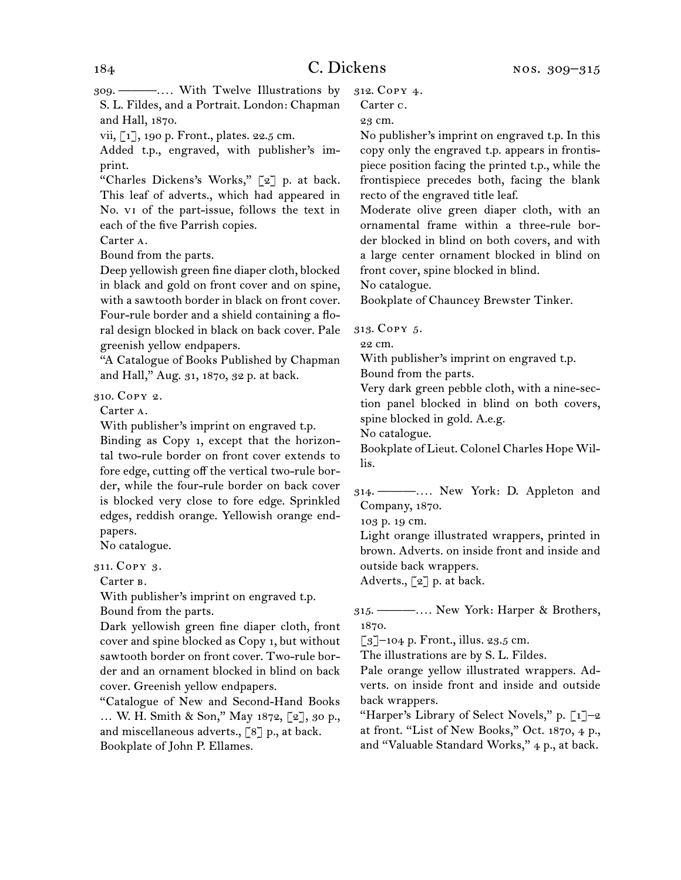309. ———. . . . With Twelve Illustrations by S. L. Fildes, and a Portrait. London: Chapman and Hall, 1870.

vii, [1], 190 p. Front., plates. 22.5 cm.

Added t.p., engraved, with publisher's imprint.

"Charles Dickens's Works," [2] p. at back. This leaf of adverts., which had appeared in No. VI of the part-issue, follows the text in each of the five Parrish copies.

Carter A.

Bound from the parts.

Deep yellowish green fine diaper cloth, blocked in black and gold on front cover and on spine, with a sawtooth border in black on front cover. Four-rule border and a shield containing a floral design blocked in black on back cover. Pale greenish yellow endpapers.

"A Catalogue of Books Published by Chapman and Hall," Aug. 31, 1870, 32 p. at back.

310. Copy 2.

Carter A.

With publisher's imprint on engraved t.p.

Binding as Copy 1, except that the horizontal two-rule border on front cover extends to fore edge, cutting off the vertical two-rule border, while the four-rule border on back cover is blocked very close to fore edge. Sprinkled edges, reddish orange. Yellowish orange endpapers.

No catalogue.

311. Copy 3.

Carter B.

With publisher's imprint on engraved t.p.

Bound from the parts.

Dark yellowish green fine diaper cloth, front cover and spine blocked as Copy 1, but without sawtooth border on front cover. Two-rule border and an ornament blocked in blind on back cover. Greenish yellow endpapers.

"Catalogue of New and Second-Hand Books … W. H. Smith & Son," May 1872, [2], 30 p., and miscellaneous adverts., [8] p., at back.

Bookplate of John P. Ellames.

312. Copy 4.

Carter C.

23 cm.

No publisher's imprint on engraved t.p. In this copy only the engraved t.p. appears in frontispiece position facing the printed t.p., while the frontispiece precedes both, facing the blank recto of the engraved title leaf.

Moderate olive green diaper cloth, with an ornamental frame within a three-rule border blocked in blind on both covers, and with a large center ornament blocked in blind on front cover, spine blocked in blind.

No catalogue.

Bookplate of Chauncey Brewster Tinker.

313. Copy 5.

22 cm.

With publisher's imprint on engraved t.p.

Bound from the parts.

Very dark green pebble cloth, with a nine-section panel blocked in blind on both covers, spine blocked in gold. A.e.g.

No catalogue.

Bookplate of Lieut. Colonel Charles Hope Willis.

314. ———. . . . New York: D. Appleton and Company, 1870.

103 p. 19 cm.

Light orange illustrated wrappers, printed in brown. Adverts. on inside front and inside and outside back wrappers.

Adverts., [2] p. at back.

315. ———. . . . New York: Harper & Brothers, 1870.

[3]–104 p. Front., illus. 23.5 cm.

The illustrations are by S. L. Fildes.

Pale orange yellow illustrated wrappers. Adverts. on inside front and inside and outside back wrappers.

"Harper's Library of Select Novels," p. [1]–2 at front. "List of New Books," Oct. 1870, 4 p., and "Valuable Standard Works," 4 p., at back.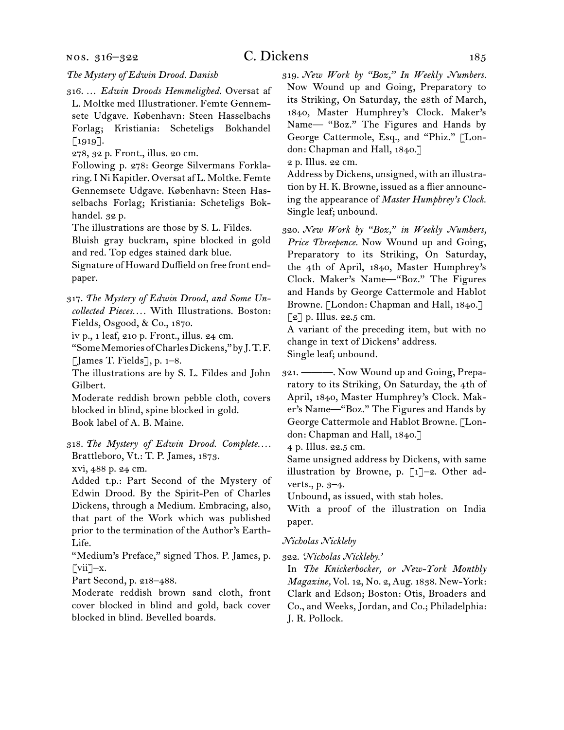*The Mystery of Edwin Drood. Danish*

316. … *Edwin Droods Hemmelighed.* Oversat af L. Moltke med Illustrationer. Femte Gennemsete Udgave. København: Steen Hasselbachs Forlag; Kristiania: Scheteligs Bokhandel [1919].

278, 32 p. Front., illus. 20 cm.

Following p. 278: George Silvermans Forklaring. I Ni Kapitler. Oversat af L. Moltke. Femte Gennemsete Udgave. København: Steen Hasselbachs Forlag; Kristiania: Scheteligs Bokhandel. 32 p.

The illustrations are those by S. L. Fildes.

Bluish gray buckram, spine blocked in gold and red. Top edges stained dark blue.

Signature of Howard Duffield on free front endpaper.

317. *The Mystery of Edwin Drood, and Some Uncollected Pieces.…* With Illustrations. Boston: Fields, Osgood, & Co., 1870.

iv p., 1 leaf, 210 p. Front., illus. 24 cm.

"Some Memories of Charles Dickens," by J. T. F. [James T. Fields], p. 1–8.

The illustrations are by S. L. Fildes and John Gilbert.

Moderate reddish brown pebble cloth, covers blocked in blind, spine blocked in gold.

Book label of A. B. Maine.

318. *The Mystery of Edwin Drood. Complete.…* Brattleboro, Vt.: T. P. James, 1873.

xvi, 488 p. 24 cm.

Added t.p.: Part Second of the Mystery of Edwin Drood. By the Spirit-Pen of Charles Dickens, through a Medium. Embracing, also, that part of the Work which was published prior to the termination of the Author's Earth-Life.

"Medium's Preface," signed Thos. P. James, p. [vii]–x.

Part Second, p. 218–488.

Moderate reddish brown sand cloth, front cover blocked in blind and gold, back cover blocked in blind. Bevelled boards.

319. *New Work by "Boz," In Weekly Numbers.* Now Wound up and Going, Preparatory to its Striking, On Saturday, the 28th of March, 1840, Master Humphrey's Clock. Maker's Name— "Boz." The Figures and Hands by George Cattermole, Esq., and "Phiz." [London: Chapman and Hall, 1840.]

2 p. Illus. 22 cm.

Address by Dickens, unsigned, with an illustration by H. K. Browne, issued as a flier announcing the appearance of *Master Humphrey's Clock.*

Single leaf; unbound.

320. *New Work by "Boz," in Weekly Numbers, Price Threepence.* Now Wound up and Going, Preparatory to its Striking, On Saturday, the 4th of April, 1840, Master Humphrey's Clock. Maker's Name—"Boz." The Figures and Hands by George Cattermole and Hablot Browne. [London: Chapman and Hall, 1840.]

[2] p. Illus. 22.5 cm.

A variant of the preceding item, but with no change in text of Dickens' address.

Single leaf; unbound.

321. ———. Now Wound up and Going, Preparatory to its Striking, On Saturday, the 4th of April, 1840, Master Humphrey's Clock. Maker's Name—"Boz." The Figures and Hands by George Cattermole and Hablot Browne. [London: Chapman and Hall, 1840.]

4 p. Illus. 22.5 cm.

Same unsigned address by Dickens, with same illustration by Browne, p. [1]–2. Other adverts., p. 3–4.

Unbound, as issued, with stab holes.

With a proof of the illustration on India paper.

*Nicholas Nickleby*

322. *'Nicholas Nickleby.'*

In *The Knickerbocker, or New-York Monthly Magazine,* Vol. 12, No. 2, Aug. 1838. New-York: Clark and Edson; Boston: Otis, Broaders and Co., and Weeks, Jordan, and Co.; Philadelphia: J. R. Pollock.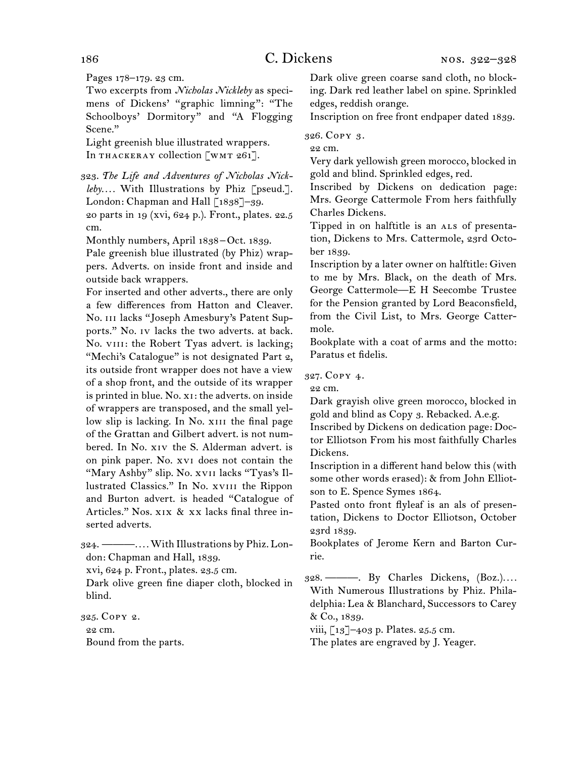Pages 178–179. 23 cm.

Two excerpts from *Nicholas Nickleby* as specimens of Dickens' "graphic limning": "The Schoolboys' Dormitory" and "A Flogging Scene."

Light greenish blue illustrated wrappers.

In THACKERAY collection [WMT 261].

323. *The Life and Adventures of Nicholas Nickleby*.... With Illustrations by Phiz [pseud.]. London: Chapman and Hall [1838]–39.

20 parts in 19 (xvi, 624 p.). Front., plates. 22.5 cm.

Monthly numbers, April 1838–Oct. 1839.

Pale greenish blue illustrated (by Phiz) wrappers. Adverts. on inside front and inside and outside back wrappers.

For inserted and other adverts., there are only a few differences from Hatton and Cleaver. No. III lacks "Joseph Amesbury's Patent Supports." No. IV lacks the two adverts. at back. No. VIII: the Robert Tyas advert. is lacking; "Mechi's Catalogue" is not designated Part 2, its outside front wrapper does not have a view of a shop front, and the outside of its wrapper is printed in blue. No. XI: the adverts. on inside of wrappers are transposed, and the small yellow slip is lacking. In No. XIII the final page of the Grattan and Gilbert advert. is not numbered. In No. XIV the S. Alderman advert. is on pink paper. No. XVI does not contain the "Mary Ashby" slip. No. XVII lacks "Tyas's Illustrated Classics." In No. XVIII the Rippon and Burton advert. is headed "Catalogue of Articles." Nos. XIX & XX lacks final three inserted adverts.

324. ———.... With Illustrations by Phiz. London: Chapman and Hall, 1839.

xvi, 624 p. Front., plates. 23.5 cm.

Dark olive green fine diaper cloth, blocked in blind.

325. COPY 2.

22 cm.

Bound from the parts.

Dark olive green coarse sand cloth, no blocking. Dark red leather label on spine. Sprinkled edges, reddish orange.

Inscription on free front endpaper dated 1839.

326. COPY 3.

22 cm.

Very dark yellowish green morocco, blocked in gold and blind. Sprinkled edges, red.

Inscribed by Dickens on dedication page: Mrs. George Cattermole From hers faithfully Charles Dickens.

Tipped in on halftitle is an ALS of presentation, Dickens to Mrs. Cattermole, 23rd October 1839.

Inscription by a later owner on halftitle: Given to me by Mrs. Black, on the death of Mrs. George Cattermole—E H Seecombe Trustee for the Pension granted by Lord Beaconsfield, from the Civil List, to Mrs. George Cattermole.

Bookplate with a coat of arms and the motto: Paratus et fidelis.

327. COPY 4.

22 cm.

Dark grayish olive green morocco, blocked in gold and blind as Copy 3. Rebacked. A.e.g.

Inscribed by Dickens on dedication page: Doctor Elliotson From his most faithfully Charles Dickens.

Inscription in a different hand below this (with some other words erased): & from John Elliotson to E. Spence Symes 1864.

Pasted onto front flyleaf is an als of presentation, Dickens to Doctor Elliotson, October 23rd 1839.

Bookplates of Jerome Kern and Barton Currie.

328. ———. By Charles Dickens, (Boz.).... With Numerous Illustrations by Phiz. Philadelphia: Lea & Blanchard, Successors to Carey & Co., 1839.

viii, [13]–403 p. Plates. 25.5 cm.

The plates are engraved by J. Yeager.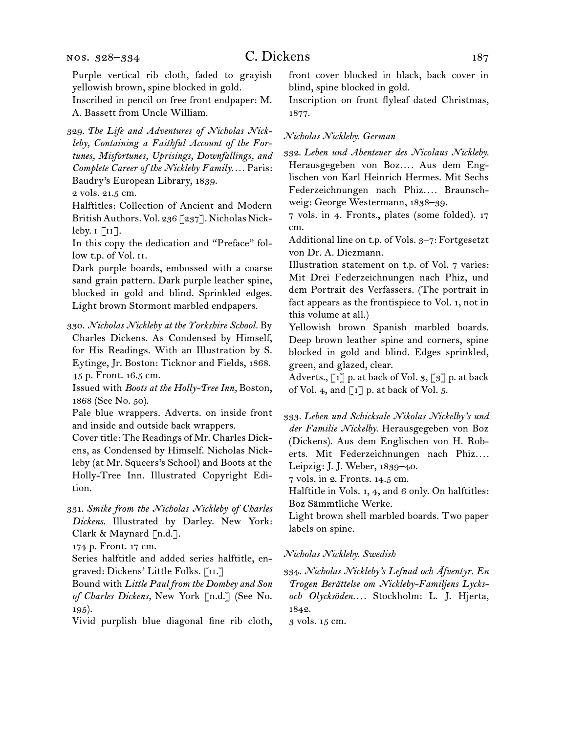Purple vertical rib cloth, faded to grayish yellowish brown, spine blocked in gold.
Inscribed in pencil on free front endpaper: M. A. Bassett from Uncle William.

329. *The Life and Adventures of Nicholas Nickleby, Containing a Faithful Account of the Fortunes, Misfortunes, Uprisings, Downfallings, and Complete Career of the Nickleby Family. . . .* Paris: Baudry's European Library, 1839.
2 vols. 21.5 cm.
Halftitles: Collection of Ancient and Modern British Authors. Vol. 236 [237]. Nicholas Nickleby. I [II].
In this copy the dedication and "Preface" follow t.p. of Vol. II.
Dark purple boards, embossed with a coarse sand grain pattern. Dark purple leather spine, blocked in gold and blind. Sprinkled edges. Light brown Stormont marbled endpapers.

330. *Nicholas Nickleby at the Yorkshire School.* By Charles Dickens. As Condensed by Himself, for His Readings. With an Illustration by S. Eytinge, Jr. Boston: Ticknor and Fields, 1868.
45 p. Front. 16.5 cm.
Issued with *Boots at the Holly-Tree Inn,* Boston, 1868 (See No. 50).
Pale blue wrappers. Adverts. on inside front and inside and outside back wrappers.
Cover title: The Readings of Mr. Charles Dickens, as Condensed by Himself. Nicholas Nickleby (at Mr. Squeers's School) and Boots at the Holly-Tree Inn. Illustrated Copyright Edition.

331. *Smike from the Nicholas Nickleby of Charles Dickens.* Illustrated by Darley. New York: Clark & Maynard [n.d.].
174 p. Front. 17 cm.
Series halftitle and added series halftitle, engraved: Dickens' Little Folks. [II.]
Bound with *Little Paul from the Dombey and Son of Charles Dickens,* New York [n.d.] (See No. 195).
Vivid purplish blue diagonal fine rib cloth, front cover blocked in black, back cover in blind, spine blocked in gold.
Inscription on front flyleaf dated Christmas, 1877.

*Nicholas Nickleby. German*

332. *Leben und Abenteuer des Nicolaus Nickleby.* Herausgegeben von Boz. . . . Aus dem Englischen von Karl Heinrich Hermes. Mit Sechs Federzeichnungen nach Phiz. . . . Braunschweig: George Westermann, 1838–39.
7 vols. in 4. Fronts., plates (some folded). 17 cm.
Additional line on t.p. of Vols. 3–7: Fortgesetzt von Dr. A. Diezmann.
Illustration statement on t.p. of Vol. 7 varies: Mit Drei Federzeichnungen nach Phiz, und dem Portrait des Verfassers. (The portrait in fact appears as the frontispiece to Vol. 1, not in this volume at all.)
Yellowish brown Spanish marbled boards. Deep brown leather spine and corners, spine blocked in gold and blind. Edges sprinkled, green, and glazed, clear.
Adverts., [1] p. at back of Vol. 3, [3] p. at back of Vol. 4, and [1] p. at back of Vol. 5.

333. *Leben und Schicksale Nikolas Nickelby's und der Familie Nickelby.* Herausgegeben von Boz (Dickens). Aus dem Englischen von H. Roberts. Mit Federzeichnungen nach Phiz. . . . Leipzig: J. J. Weber, 1839–40.
7 vols. in 2. Fronts. 14.5 cm.
Halftitle in Vols. 1, 4, and 6 only. On halftitles: Boz Sämmtliche Werke.
Light brown shell marbled boards. Two paper labels on spine.

*Nicholas Nickleby. Swedish*

334. *Nicholas Nickleby's Lefnad och Äfventyr. En Trogen Berättelse om Nickleby-Familjens Lycks- och Olycksöden. . . .* Stockholm: L. J. Hjerta, 1842.
3 vols. 15 cm.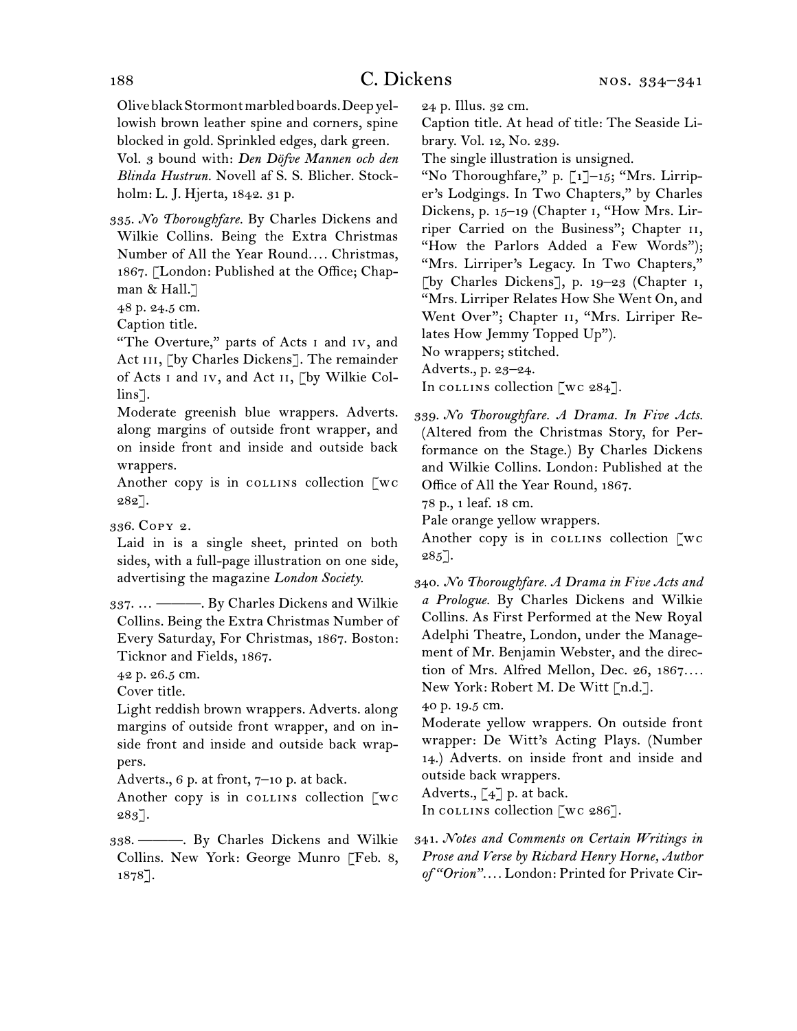Olive black Stormont marbled boards. Deep yellowish brown leather spine and corners, spine blocked in gold. Sprinkled edges, dark green.

Vol. 3 bound with: ***Den Döfve Mannen och den Blinda Hustrun.*** Novell af S. S. Blicher. Stockholm: L. J. Hjerta, 1842. 31 p.

335. *No Thoroughfare.* By Charles Dickens and Wilkie Collins. Being the Extra Christmas Number of All the Year Round.... Christmas, 1867. [London: Published at the Office; Chapman & Hall.]

48 p. 24.5 cm.

Caption title.

"The Overture," parts of Acts I and IV, and Act III, [by Charles Dickens]. The remainder of Acts I and IV, and Act II, [by Wilkie Collins].

Moderate greenish blue wrappers. Adverts. along margins of outside front wrapper, and on inside front and inside and outside back wrappers.

Another copy is in COLLINS collection [WC 282].

336. Copy 2.

Laid in is a single sheet, printed on both sides, with a full-page illustration on one side, advertising the magazine *London Society.*

337. ... ———. By Charles Dickens and Wilkie Collins. Being the Extra Christmas Number of Every Saturday, For Christmas, 1867. Boston: Ticknor and Fields, 1867.

42 p. 26.5 cm.

Cover title.

Light reddish brown wrappers. Adverts. along margins of outside front wrapper, and on inside front and inside and outside back wrappers.

Adverts., 6 p. at front, 7–10 p. at back.

Another copy is in COLLINS collection [WC 283].

338. ———. By Charles Dickens and Wilkie Collins. New York: George Munro [Feb. 8, 1878].

24 p. Illus. 32 cm.

Caption title. At head of title: The Seaside Library. Vol. 12, No. 239.

The single illustration is unsigned.

"No Thoroughfare," p. [1]–15; "Mrs. Lirriper's Lodgings. In Two Chapters," by Charles Dickens, p. 15–19 (Chapter I, "How Mrs. Lirriper Carried on the Business"; Chapter II, "How the Parlors Added a Few Words"); "Mrs. Lirriper's Legacy. In Two Chapters," [by Charles Dickens], p. 19–23 (Chapter I, "Mrs. Lirriper Relates How She Went On, and Went Over"; Chapter II, "Mrs. Lirriper Relates How Jemmy Topped Up").

No wrappers; stitched.

Adverts., p. 23–24.

In COLLINS collection [WC 284].

339. *No Thoroughfare. A Drama. In Five Acts.* (Altered from the Christmas Story, for Performance on the Stage.) By Charles Dickens and Wilkie Collins. London: Published at the Office of All the Year Round, 1867.

78 p., 1 leaf. 18 cm.

Pale orange yellow wrappers.

Another copy is in COLLINS collection [WC 285].

340. *No Thoroughfare. A Drama in Five Acts and a Prologue.* By Charles Dickens and Wilkie Collins. As First Performed at the New Royal Adelphi Theatre, London, under the Management of Mr. Benjamin Webster, and the direction of Mrs. Alfred Mellon, Dec. 26, 1867.... New York: Robert M. De Witt [n.d.].

40 p. 19.5 cm.

Moderate yellow wrappers. On outside front wrapper: De Witt's Acting Plays. (Number 14.) Adverts. on inside front and inside and outside back wrappers.

Adverts., [4] p. at back.

In COLLINS collection [WC 286].

341. *Notes and Comments on Certain Writings in Prose and Verse by Richard Henry Horne, Author of "Orion"....* London: Printed for Private Cir-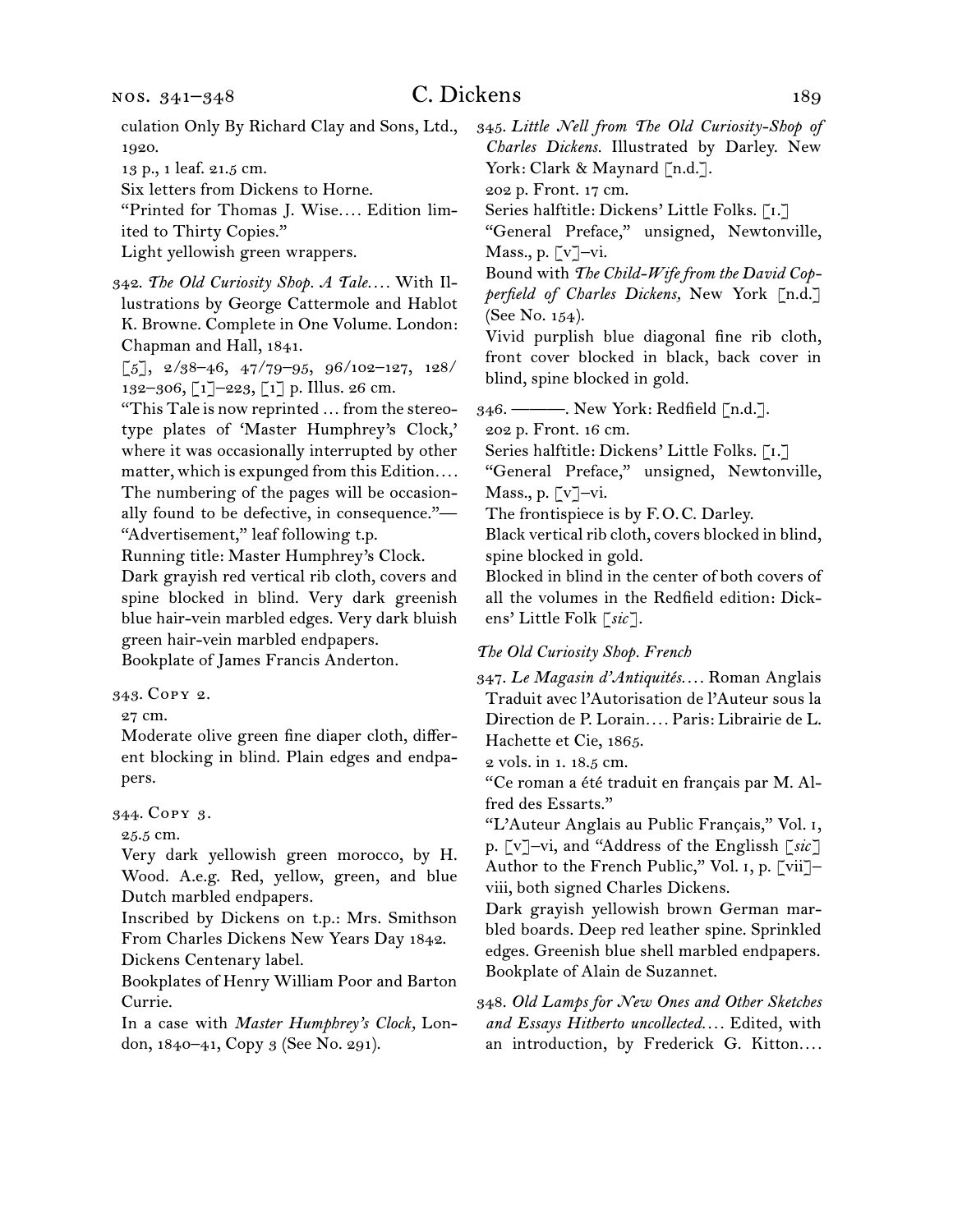culation Only By Richard Clay and Sons, Ltd., 1920.

13 p., 1 leaf. 21.5 cm.

Six letters from Dickens to Horne.

"Printed for Thomas J. Wise.... Edition limited to Thirty Copies."

Light yellowish green wrappers.

342. *The Old Curiosity Shop. A Tale....* With Illustrations by George Cattermole and Hablot K. Browne. Complete in One Volume. London: Chapman and Hall, 1841.

[5], 2/38–46, 47/79–95, 96/102–127, 128/132–306, [1]–223, [1] p. Illus. 26 cm.

"This Tale is now reprinted ... from the stereotype plates of 'Master Humphrey's Clock,' where it was occasionally interrupted by other matter, which is expunged from this Edition.... The numbering of the pages will be occasionally found to be defective, in consequence."—"Advertisement," leaf following t.p.

Running title: Master Humphrey's Clock.

Dark grayish red vertical rib cloth, covers and spine blocked in blind. Very dark greenish blue hair-vein marbled edges. Very dark bluish green hair-vein marbled endpapers.

Bookplate of James Francis Anderton.

343. Copy 2.

27 cm.

Moderate olive green fine diaper cloth, different blocking in blind. Plain edges and endpapers.

344. Copy 3.

25.5 cm.

Very dark yellowish green morocco, by H. Wood. A.e.g. Red, yellow, green, and blue Dutch marbled endpapers.

Inscribed by Dickens on t.p.: Mrs. Smithson From Charles Dickens New Years Day 1842.

Dickens Centenary label.

Bookplates of Henry William Poor and Barton Currie.

In a case with *Master Humphrey's Clock,* London, 1840–41, Copy 3 (See No. 291).

345. *Little Nell from The Old Curiosity-Shop of Charles Dickens.* Illustrated by Darley. New York: Clark & Maynard [n.d.].

202 p. Front. 17 cm.

Series halftitle: Dickens' Little Folks. [1.]

"General Preface," unsigned, Newtonville, Mass., p. [v]–vi.

Bound with *The Child-Wife from the David Copperfield of Charles Dickens,* New York [n.d.] (See No. 154).

Vivid purplish blue diagonal fine rib cloth, front cover blocked in black, back cover in blind, spine blocked in gold.

346. ———. New York: Redfield [n.d.].

202 p. Front. 16 cm.

Series halftitle: Dickens' Little Folks. [1.]

"General Preface," unsigned, Newtonville, Mass., p. [v]–vi.

The frontispiece is by F. O. C. Darley.

Black vertical rib cloth, covers blocked in blind, spine blocked in gold.

Blocked in blind in the center of both covers of all the volumes in the Redfield edition: Dickens' Little Folk [*sic*].

*The Old Curiosity Shop. French*

347. *Le Magasin d'Antiquités....* Roman Anglais Traduit avec l'Autorisation de l'Auteur sous la Direction de P. Lorain.... Paris: Librairie de L. Hachette et Cie, 1865.

2 vols. in 1. 18.5 cm.

"Ce roman a été traduit en français par M. Alfred des Essarts."

"L'Auteur Anglais au Public Français," Vol. 1, p. [v]–vi, and "Address of the Englissh [*sic*] Author to the French Public," Vol. 1, p. [vii]–viii, both signed Charles Dickens.

Dark grayish yellowish brown German marbled boards. Deep red leather spine. Sprinkled edges. Greenish blue shell marbled endpapers.

Bookplate of Alain de Suzannet.

348. *Old Lamps for New Ones and Other Sketches and Essays Hitherto uncollected....* Edited, with an introduction, by Frederick G. Kitton....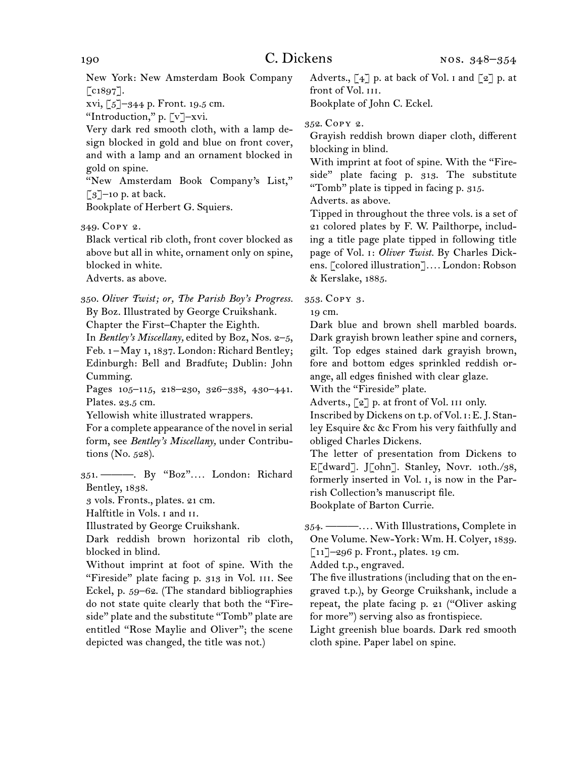New York: New Amsterdam Book Company [c1897].
xvi, [5]–344 p. Front. 19.5 cm.
"Introduction," p. [v]–xvi.
Very dark red smooth cloth, with a lamp design blocked in gold and blue on front cover, and with a lamp and an ornament blocked in gold on spine.
"New Amsterdam Book Company's List," [3]–10 p. at back.
Bookplate of Herbert G. Squiers.

349. Copy 2.
Black vertical rib cloth, front cover blocked as above but all in white, ornament only on spine, blocked in white.
Adverts. as above.

350. *Oliver Twist; or, The Parish Boy's Progress.* By Boz. Illustrated by George Cruikshank.
Chapter the First–Chapter the Eighth.
In *Bentley's Miscellany,* edited by Boz, Nos. 2–5, Feb. 1–May 1, 1837. London: Richard Bentley; Edinburgh: Bell and Bradfute; Dublin: John Cumming.
Pages 105–115, 218–230, 326–338, 430–441. Plates. 23.5 cm.
Yellowish white illustrated wrappers.
For a complete appearance of the novel in serial form, see *Bentley's Miscellany,* under Contributions (No. 528).

351. ———. By "Boz".... London: Richard Bentley, 1838.
3 vols. Fronts., plates. 21 cm.
Halftitle in Vols. i and ii.
Illustrated by George Cruikshank.
Dark reddish brown horizontal rib cloth, blocked in blind.
Without imprint at foot of spine. With the "Fireside" plate facing p. 313 in Vol. iii. See Eckel, p. 59–62. (The standard bibliographies do not state quite clearly that both the "Fireside" plate and the substitute "Tomb" plate are entitled "Rose Maylie and Oliver"; the scene depicted was changed, the title was not.)
Adverts., [4] p. at back of Vol. i and [2] p. at front of Vol. iii.
Bookplate of John C. Eckel.

352. Copy 2.
Grayish reddish brown diaper cloth, different blocking in blind.
With imprint at foot of spine. With the "Fireside" plate facing p. 313. The substitute "Tomb" plate is tipped in facing p. 315.
Adverts. as above.
Tipped in throughout the three vols. is a set of 21 colored plates by F. W. Pailthorpe, including a title page plate tipped in following title page of Vol. i: *Oliver Twist.* By Charles Dickens. [colored illustration].... London: Robson & Kerslake, 1885.

353. Copy 3.
19 cm.
Dark blue and brown shell marbled boards. Dark grayish brown leather spine and corners, gilt. Top edges stained dark grayish brown, fore and bottom edges sprinkled reddish orange, all edges finished with clear glaze.
With the "Fireside" plate.
Adverts., [2] p. at front of Vol. iii only.
Inscribed by Dickens on t.p. of Vol. i: E. J. Stanley Esquire &c &c From his very faithfully and obliged Charles Dickens.
The letter of presentation from Dickens to E[dward]. J[ohn]. Stanley, Novr. 10th./38, formerly inserted in Vol. i, is now in the Parrish Collection's manuscript file.
Bookplate of Barton Currie.

354. ———.... With Illustrations, Complete in One Volume. New-York: Wm. H. Colyer, 1839.
[11]–296 p. Front., plates. 19 cm.
Added t.p., engraved.
The five illustrations (including that on the engraved t.p.), by George Cruikshank, include a repeat, the plate facing p. 21 ("Oliver asking for more") serving also as frontispiece.
Light greenish blue boards. Dark red smooth cloth spine. Paper label on spine.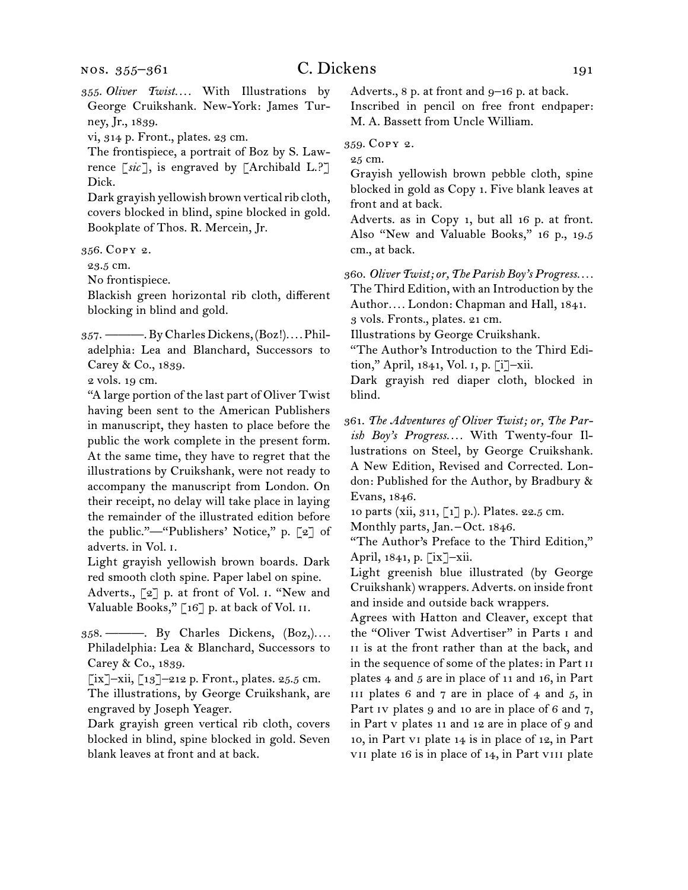355. *Oliver Twist.*… With Illustrations by George Cruikshank. New-York: James Turney, Jr., 1839.
vi, 314 p. Front., plates. 23 cm.
The frontispiece, a portrait of Boz by S. Lawrence [*sic*], is engraved by [Archibald L.?] Dick.
Dark grayish yellowish brown vertical rib cloth, covers blocked in blind, spine blocked in gold. Bookplate of Thos. R. Mercein, Jr.

356. Copy 2.
23.5 cm.
No frontispiece.
Blackish green horizontal rib cloth, different blocking in blind and gold.

357. ———. By Charles Dickens, (Boz!).… Philadelphia: Lea and Blanchard, Successors to Carey & Co., 1839.
2 vols. 19 cm.
"A large portion of the last part of Oliver Twist having been sent to the American Publishers in manuscript, they hasten to place before the public the work complete in the present form. At the same time, they have to regret that the illustrations by Cruikshank, were not ready to accompany the manuscript from London. On their receipt, no delay will take place in laying the remainder of the illustrated edition before the public."—"Publishers' Notice," p. [2] of adverts. in Vol. i.
Light grayish yellowish brown boards. Dark red smooth cloth spine. Paper label on spine.
Adverts., [2] p. at front of Vol. i. "New and Valuable Books," [16] p. at back of Vol. ii.

358. ———. By Charles Dickens, (Boz,).… Philadelphia: Lea & Blanchard, Successors to Carey & Co., 1839.
[ix]–xii, [13]–212 p. Front., plates. 25.5 cm.
The illustrations, by George Cruikshank, are engraved by Joseph Yeager.
Dark grayish green vertical rib cloth, covers blocked in blind, spine blocked in gold. Seven blank leaves at front and at back.
Adverts., 8 p. at front and 9–16 p. at back.
Inscribed in pencil on free front endpaper: M. A. Bassett from Uncle William.

359. Copy 2.
25 cm.
Grayish yellowish brown pebble cloth, spine blocked in gold as Copy 1. Five blank leaves at front and at back.
Adverts. as in Copy 1, but all 16 p. at front. Also "New and Valuable Books," 16 p., 19.5 cm., at back.

360. *Oliver Twist; or, The Parish Boy's Progress.*… The Third Edition, with an Introduction by the Author.… London: Chapman and Hall, 1841.
3 vols. Fronts., plates. 21 cm.
Illustrations by George Cruikshank.
"The Author's Introduction to the Third Edition," April, 1841, Vol. i, p. [i]–xii.
Dark grayish red diaper cloth, blocked in blind.

361. *The Adventures of Oliver Twist; or, The Parish Boy's Progress.*… With Twenty-four Illustrations on Steel, by George Cruikshank. A New Edition, Revised and Corrected. London: Published for the Author, by Bradbury & Evans, 1846.
10 parts (xii, 311, [1] p.). Plates. 22.5 cm.
Monthly parts, Jan.–Oct. 1846.
"The Author's Preface to the Third Edition," April, 1841, p. [ix]–xii.
Light greenish blue illustrated (by George Cruikshank) wrappers. Adverts. on inside front and inside and outside back wrappers.
Agrees with Hatton and Cleaver, except that the "Oliver Twist Advertiser" in Parts i and ii is at the front rather than at the back, and in the sequence of some of the plates: in Part ii plates 4 and 5 are in place of 11 and 16, in Part iii plates 6 and 7 are in place of 4 and 5, in Part iv plates 9 and 10 are in place of 6 and 7, in Part v plates 11 and 12 are in place of 9 and 10, in Part vi plate 14 is in place of 12, in Part vii plate 16 is in place of 14, in Part viii plate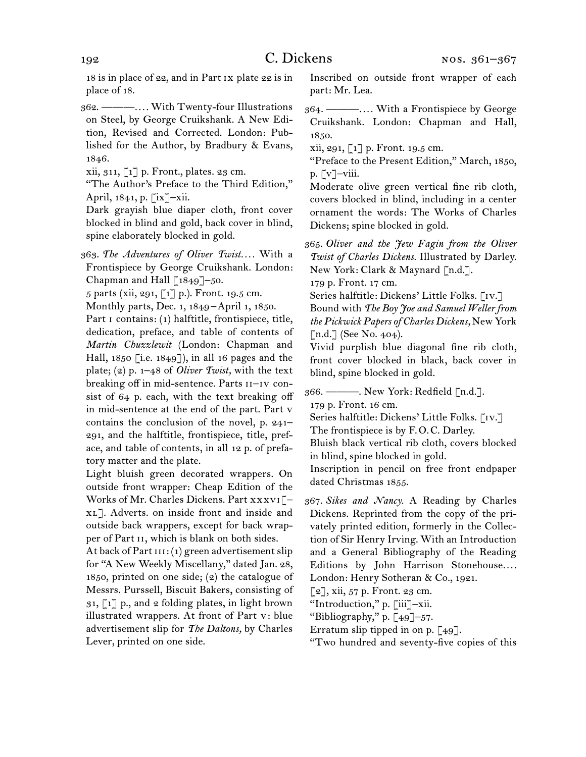18 is in place of 22, and in Part IX plate 22 is in place of 18.

362. ———. . . . With Twenty-four Illustrations on Steel, by George Cruikshank. A New Edition, Revised and Corrected. London: Published for the Author, by Bradbury & Evans, 1846.
xii, 311, [1] p. Front., plates. 23 cm.
"The Author's Preface to the Third Edition," April, 1841, p. [ix]–xii.
Dark grayish blue diaper cloth, front cover blocked in blind and gold, back cover in blind, spine elaborately blocked in gold.

363. *The Adventures of Oliver Twist*. . . . With a Frontispiece by George Cruikshank. London: Chapman and Hall [1849]–50.
5 parts (xii, 291, [1] p.). Front. 19.5 cm.
Monthly parts, Dec. 1, 1849–April 1, 1850.
Part I contains: (1) halftitle, frontispiece, title, dedication, preface, and table of contents of *Martin Chuzzlewit* (London: Chapman and Hall, 1850 [i.e. 1849]), in all 16 pages and the plate; (2) p. 1–48 of *Oliver Twist*, with the text breaking off in mid-sentence. Parts II–IV consist of 64 p. each, with the text breaking off in mid-sentence at the end of the part. Part V contains the conclusion of the novel, p. 241–291, and the halftitle, frontispiece, title, preface, and table of contents, in all 12 p. of prefatory matter and the plate.
Light bluish green decorated wrappers. On outside front wrapper: Cheap Edition of the Works of Mr. Charles Dickens. Part XXXVI[–XL]. Adverts. on inside front and inside and outside back wrappers, except for back wrapper of Part II, which is blank on both sides.
At back of Part III: (1) green advertisement slip for "A New Weekly Miscellany," dated Jan. 28, 1850, printed on one side; (2) the catalogue of Messrs. Purssell, Biscuit Bakers, consisting of 31, [1] p., and 2 folding plates, in light brown illustrated wrappers. At front of Part V: blue advertisement slip for *The Daltons*, by Charles Lever, printed on one side.
Inscribed on outside front wrapper of each part: Mr. Lea.

364. ———. . . . With a Frontispiece by George Cruikshank. London: Chapman and Hall, 1850.
xii, 291, [1] p. Front. 19.5 cm.
"Preface to the Present Edition," March, 1850, p. [v]–viii.
Moderate olive green vertical fine rib cloth, covers blocked in blind, including in a center ornament the words: The Works of Charles Dickens; spine blocked in gold.

365. *Oliver and the Jew Fagin from the Oliver Twist of Charles Dickens*. Illustrated by Darley. New York: Clark & Maynard [n.d.].
179 p. Front. 17 cm.
Series halftitle: Dickens' Little Folks. [IV.]
Bound with *The Boy Joe and Samuel Weller from the Pickwick Papers of Charles Dickens*, New York [n.d.] (See No. 404).
Vivid purplish blue diagonal fine rib cloth, front cover blocked in black, back cover in blind, spine blocked in gold.

366. ———. New York: Redfield [n.d.].
179 p. Front. 16 cm.
Series halftitle: Dickens' Little Folks. [IV.]
The frontispiece is by F. O. C. Darley.
Bluish black vertical rib cloth, covers blocked in blind, spine blocked in gold.
Inscription in pencil on free front endpaper dated Christmas 1855.

367. *Sikes and Nancy*. A Reading by Charles Dickens. Reprinted from the copy of the privately printed edition, formerly in the Collection of Sir Henry Irving. With an Introduction and a General Bibliography of the Reading Editions by John Harrison Stonehouse. . . . London: Henry Sotheran & Co., 1921.
[2], xii, 57 p. Front. 23 cm.
"Introduction," p. [iii]–xii.
"Bibliography," p. [49]–57.
Erratum slip tipped in on p. [49].
"Two hundred and seventy-five copies of this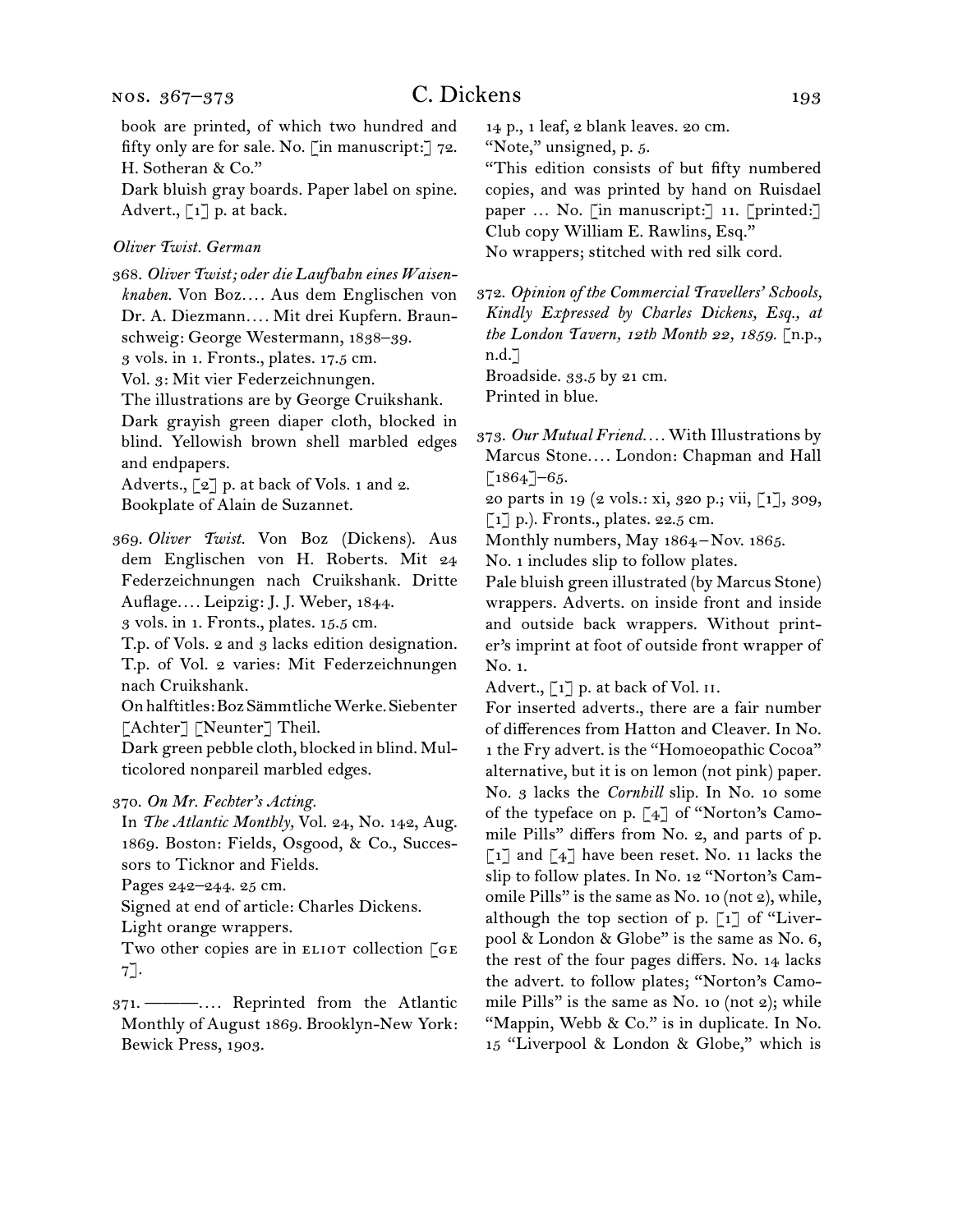book are printed, of which two hundred and fifty only are for sale. No. [in manuscript:] 72. H. Sotheran & Co."

Dark bluish gray boards. Paper label on spine.

Advert., [1] p. at back.

*Oliver Twist. German*

368. *Oliver Twist; oder die Laufbahn eines Waisenknaben.* Von Boz. . . . Aus dem Englischen von Dr. A. Diezmann. . . . Mit drei Kupfern. Braunschweig: George Westermann, 1838–39.

3 vols. in 1. Fronts., plates. 17.5 cm.

Vol. 3: Mit vier Federzeichnungen.

The illustrations are by George Cruikshank.

Dark grayish green diaper cloth, blocked in blind. Yellowish brown shell marbled edges and endpapers.

Adverts., [2] p. at back of Vols. 1 and 2.

Bookplate of Alain de Suzannet.

369. *Oliver Twist.* Von Boz (Dickens). Aus dem Englischen von H. Roberts. Mit 24 Federzeichnungen nach Cruikshank. Dritte Auflage. . . . Leipzig: J. J. Weber, 1844.

3 vols. in 1. Fronts., plates. 15.5 cm.

T.p. of Vols. 2 and 3 lacks edition designation.

T.p. of Vol. 2 varies: Mit Federzeichnungen nach Cruikshank.

On halftitles: Boz Sämmtliche Werke. Siebenter [Achter] [Neunter] Theil.

Dark green pebble cloth, blocked in blind. Multicolored nonpareil marbled edges.

370. *On Mr. Fechter's Acting.*

In *The Atlantic Monthly,* Vol. 24, No. 142, Aug. 1869. Boston: Fields, Osgood, & Co., Successors to Ticknor and Fields.

Pages 242–244. 25 cm.

Signed at end of article: Charles Dickens.

Light orange wrappers.

Two other copies are in ELIOT collection [GE 7].

371. ———. . . . Reprinted from the Atlantic Monthly of August 1869. Brooklyn-New York: Bewick Press, 1903.

14 p., 1 leaf, 2 blank leaves. 20 cm.

"Note," unsigned, p. 5.

"This edition consists of but fifty numbered copies, and was printed by hand on Ruisdael paper … No. [in manuscript:] 11. [printed:] Club copy William E. Rawlins, Esq."

No wrappers; stitched with red silk cord.

372. *Opinion of the Commercial Travellers' Schools, Kindly Expressed by Charles Dickens, Esq., at the London Tavern, 12th Month 22, 1859.* [n.p., n.d.]

Broadside. 33.5 by 21 cm.

Printed in blue.

373. *Our Mutual Friend.* . . . With Illustrations by Marcus Stone. . . . London: Chapman and Hall [1864]–65.

20 parts in 19 (2 vols.: xi, 320 p.; vii, [1], 309, [1] p.). Fronts., plates. 22.5 cm.

Monthly numbers, May 1864–Nov. 1865.

No. 1 includes slip to follow plates.

Pale bluish green illustrated (by Marcus Stone) wrappers. Adverts. on inside front and inside and outside back wrappers. Without printer's imprint at foot of outside front wrapper of No. 1.

Advert., [1] p. at back of Vol. II.

For inserted adverts., there are a fair number of differences from Hatton and Cleaver. In No. 1 the Fry advert. is the "Homoeopathic Cocoa" alternative, but it is on lemon (not pink) paper. No. 3 lacks the *Cornhill* slip. In No. 10 some of the typeface on p. [4] of "Norton's Camomile Pills" differs from No. 2, and parts of p. [1] and [4] have been reset. No. 11 lacks the slip to follow plates. In No. 12 "Norton's Camomile Pills" is the same as No. 10 (not 2), while, although the top section of p. [1] of "Liverpool & London & Globe" is the same as No. 6, the rest of the four pages differs. No. 14 lacks the advert. to follow plates; "Norton's Camomile Pills" is the same as No. 10 (not 2); while "Mappin, Webb & Co." is in duplicate. In No. 15 "Liverpool & London & Globe," which is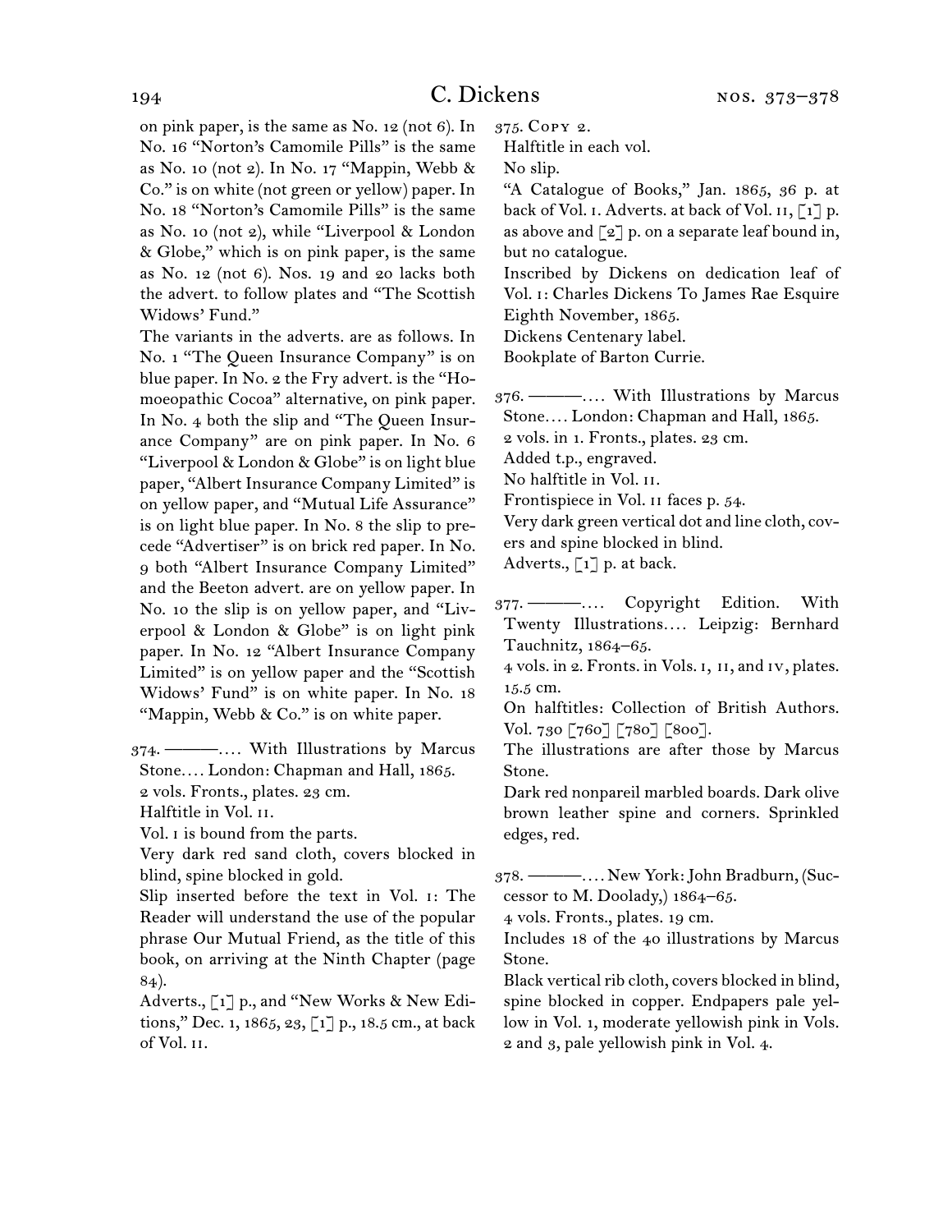on pink paper, is the same as No. 12 (not 6). In No. 16 "Norton's Camomile Pills" is the same as No. 10 (not 2). In No. 17 "Mappin, Webb & Co." is on white (not green or yellow) paper. In No. 18 "Norton's Camomile Pills" is the same as No. 10 (not 2), while "Liverpool & London & Globe," which is on pink paper, is the same as No. 12 (not 6). Nos. 19 and 20 lacks both the advert. to follow plates and "The Scottish Widows' Fund."

The variants in the adverts. are as follows. In No. 1 "The Queen Insurance Company" is on blue paper. In No. 2 the Fry advert. is the "Homoeopathic Cocoa" alternative, on pink paper. In No. 4 both the slip and "The Queen Insurance Company" are on pink paper. In No. 6 "Liverpool & London & Globe" is on light blue paper, "Albert Insurance Company Limited" is on yellow paper, and "Mutual Life Assurance" is on light blue paper. In No. 8 the slip to precede "Advertiser" is on brick red paper. In No. 9 both "Albert Insurance Company Limited" and the Beeton advert. are on yellow paper. In No. 10 the slip is on yellow paper, and "Liverpool & London & Globe" is on light pink paper. In No. 12 "Albert Insurance Company Limited" is on yellow paper and the "Scottish Widows' Fund" is on white paper. In No. 18 "Mappin, Webb & Co." is on white paper.

374. ———.... With Illustrations by Marcus Stone.... London: Chapman and Hall, 1865.
2 vols. Fronts., plates. 23 cm.
Halftitle in Vol. II.
Vol. I is bound from the parts.
Very dark red sand cloth, covers blocked in blind, spine blocked in gold.
Slip inserted before the text in Vol. I: The Reader will understand the use of the popular phrase Our Mutual Friend, as the title of this book, on arriving at the Ninth Chapter (page 84).
Adverts., [1] p., and "New Works & New Editions," Dec. 1, 1865, 23, [1] p., 18.5 cm., at back of Vol. II.

375. Copy 2.
Halftitle in each vol.
No slip.
"A Catalogue of Books," Jan. 1865, 36 p. at back of Vol. I. Adverts. at back of Vol. II, [1] p. as above and [2] p. on a separate leaf bound in, but no catalogue.
Inscribed by Dickens on dedication leaf of Vol. I: Charles Dickens To James Rae Esquire Eighth November, 1865.
Dickens Centenary label.
Bookplate of Barton Currie.

376. ———.... With Illustrations by Marcus Stone.... London: Chapman and Hall, 1865.
2 vols. in 1. Fronts., plates. 23 cm.
Added t.p., engraved.
No halftitle in Vol. II.
Frontispiece in Vol. II faces p. 54.
Very dark green vertical dot and line cloth, covers and spine blocked in blind.
Adverts., [1] p. at back.

377. ———.... Copyright Edition. With Twenty Illustrations.... Leipzig: Bernhard Tauchnitz, 1864–65.
4 vols. in 2. Fronts. in Vols. I, II, and IV, plates. 15.5 cm.
On halftitles: Collection of British Authors. Vol. 730 [760] [780] [800].
The illustrations are after those by Marcus Stone.
Dark red nonpareil marbled boards. Dark olive brown leather spine and corners. Sprinkled edges, red.

378. ———.... New York: John Bradburn, (Successor to M. Doolady,) 1864–65.
4 vols. Fronts., plates. 19 cm.
Includes 18 of the 40 illustrations by Marcus Stone.
Black vertical rib cloth, covers blocked in blind, spine blocked in copper. Endpapers pale yellow in Vol. 1, moderate yellowish pink in Vols. 2 and 3, pale yellowish pink in Vol. 4.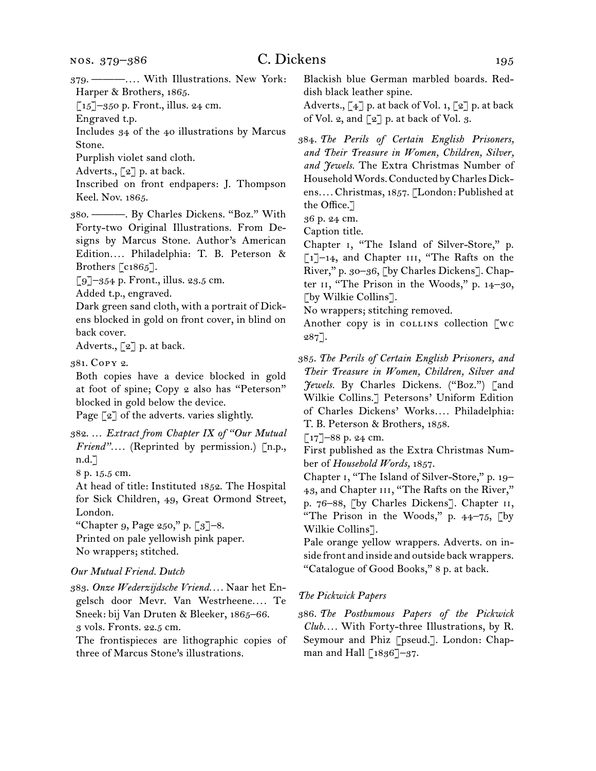379. ———. . . . With Illustrations. New York: Harper & Brothers, 1865.
[15]–350 p. Front., illus. 24 cm.
Engraved t.p.
Includes 34 of the 40 illustrations by Marcus Stone.
Purplish violet sand cloth.
Adverts., [2] p. at back.
Inscribed on front endpapers: J. Thompson Keel. Nov. 1865.

380. ———. By Charles Dickens. "Boz." With Forty-two Original Illustrations. From Designs by Marcus Stone. Author's American Edition. . . . Philadelphia: T. B. Peterson & Brothers [c1865].
[9]–354 p. Front., illus. 23.5 cm.
Added t.p., engraved.
Dark green sand cloth, with a portrait of Dickens blocked in gold on front cover, in blind on back cover.
Adverts., [2] p. at back.

381. Copy 2.
Both copies have a device blocked in gold at foot of spine; Copy 2 also has "Peterson" blocked in gold below the device.
Page [2] of the adverts. varies slightly.

382. . . . *Extract from Chapter IX of "Our Mutual Friend"*. . . . (Reprinted by permission.) [n.p., n.d.]
8 p. 15.5 cm.
At head of title: Instituted 1852. The Hospital for Sick Children, 49, Great Ormond Street, London.
"Chapter 9, Page 250," p. [3]–8.
Printed on pale yellowish pink paper.
No wrappers; stitched.

*Our Mutual Friend. Dutch*

383. *Onze Wederzijdsche Vriend*. . . . Naar het Engelsch door Mevr. Van Westrheene. . . . Te Sneek: bij Van Druten & Bleeker, 1865–66.
3 vols. Fronts. 22.5 cm.
The frontispieces are lithographic copies of three of Marcus Stone's illustrations.
Blackish blue German marbled boards. Reddish black leather spine.
Adverts., [4] p. at back of Vol. 1, [2] p. at back of Vol. 2, and [2] p. at back of Vol. 3.

384. *The Perils of Certain English Prisoners, and Their Treasure in Women, Children, Silver, and Jewels*. The Extra Christmas Number of Household Words. Conducted by Charles Dickens. . . . Christmas, 1857. [London: Published at the Office.]
36 p. 24 cm.
Caption title.
Chapter i, "The Island of Silver-Store," p. [1]–14, and Chapter iii, "The Rafts on the River," p. 30–36, [by Charles Dickens]. Chapter ii, "The Prison in the Woods," p. 14–30, [by Wilkie Collins].
No wrappers; stitching removed.
Another copy is in collins collection [wc 287].

385. *The Perils of Certain English Prisoners, and Their Treasure in Women, Children, Silver and Jewels*. By Charles Dickens. ("Boz.") [and Wilkie Collins.] Petersons' Uniform Edition of Charles Dickens' Works. . . . Philadelphia: T. B. Peterson & Brothers, 1858.
[17]–88 p. 24 cm.
First published as the Extra Christmas Number of *Household Words*, 1857.
Chapter i, "The Island of Silver-Store," p. 19–43, and Chapter iii, "The Rafts on the River," p. 76–88, [by Charles Dickens]. Chapter ii, "The Prison in the Woods," p. 44–75, [by Wilkie Collins].
Pale orange yellow wrappers. Adverts. on inside front and inside and outside back wrappers.
"Catalogue of Good Books," 8 p. at back.

*The Pickwick Papers*

386. *The Posthumous Papers of the Pickwick Club*. . . . With Forty-three Illustrations, by R. Seymour and Phiz [pseud.]. London: Chapman and Hall [1836]–37.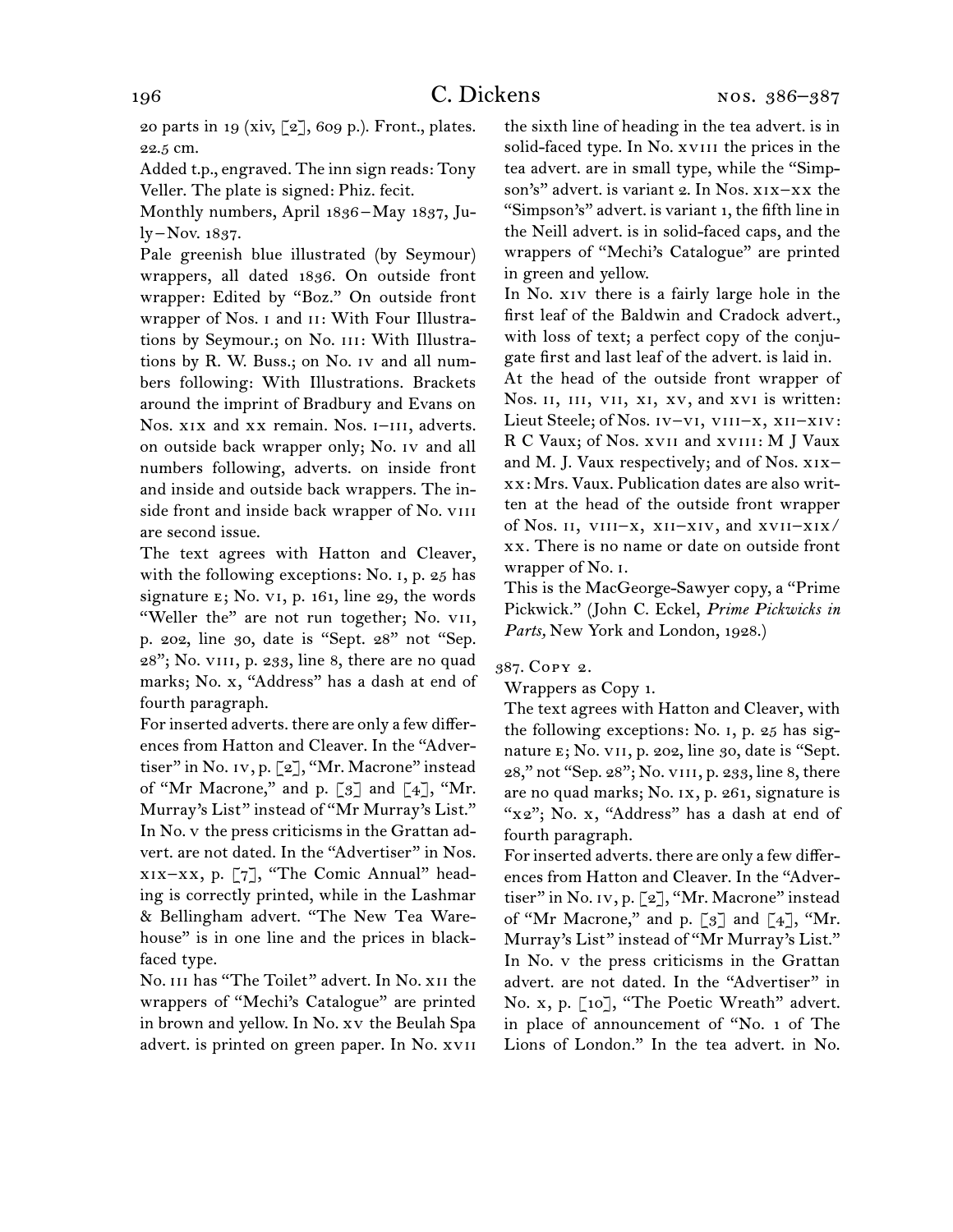20 parts in 19 (xiv, [2], 609 p.). Front., plates. 22.5 cm.

Added t.p., engraved. The inn sign reads: Tony Veller. The plate is signed: Phiz. fecit.

Monthly numbers, April 1836 – May 1837, July – Nov. 1837.

Pale greenish blue illustrated (by Seymour) wrappers, all dated 1836. On outside front wrapper: Edited by "Boz." On outside front wrapper of Nos. I and II: With Four Illustrations by Seymour.; on No. III: With Illustrations by R. W. Buss.; on No. IV and all numbers following: With Illustrations. Brackets around the imprint of Bradbury and Evans on Nos. XIX and XX remain. Nos. I–III, adverts. on outside back wrapper only; No. IV and all numbers following, adverts. on inside front and inside and outside back wrappers. The inside front and inside back wrapper of No. VIII are second issue.

The text agrees with Hatton and Cleaver, with the following exceptions: No. I, p. 25 has signature E; No. VI, p. 161, line 29, the words "Weller the" are not run together; No. VII, p. 202, line 30, date is "Sept. 28" not "Sep. 28"; No. VIII, p. 233, line 8, there are no quad marks; No. X, "Address" has a dash at end of fourth paragraph.

For inserted adverts. there are only a few differences from Hatton and Cleaver. In the "Advertiser" in No. IV, p. [2], "Mr. Macrone" instead of "Mr Macrone," and p. [3] and [4], "Mr. Murray's List" instead of "Mr Murray's List." In No. V the press criticisms in the Grattan advert. are not dated. In the "Advertiser" in Nos. XIX–XX, p. [7], "The Comic Annual" heading is correctly printed, while in the Lashmar & Bellingham advert. "The New Tea Warehouse" is in one line and the prices in black-faced type.

No. III has "The Toilet" advert. In No. XII the wrappers of "Mechi's Catalogue" are printed in brown and yellow. In No. XV the Beulah Spa advert. is printed on green paper. In No. XVII the sixth line of heading in the tea advert. is in solid-faced type. In No. XVIII the prices in the tea advert. are in small type, while the "Simpson's" advert. is variant 2. In Nos. XIX–XX the "Simpson's" advert. is variant 1, the fifth line in the Neill advert. is in solid-faced caps, and the wrappers of "Mechi's Catalogue" are printed in green and yellow.

In No. XIV there is a fairly large hole in the first leaf of the Baldwin and Cradock advert., with loss of text; a perfect copy of the conjugate first and last leaf of the advert. is laid in.

At the head of the outside front wrapper of Nos. II, III, VII, XI, XV, and XVI is written: Lieut Steele; of Nos. IV–VI, VIII–X, XII–XIV: R C Vaux; of Nos. XVII and XVIII: M J Vaux and M. J. Vaux respectively; and of Nos. XIX–XX: Mrs. Vaux. Publication dates are also written at the head of the outside front wrapper of Nos. II, VIII–X, XII–XIV, and XVII–XIX/XX. There is no name or date on outside front wrapper of No. I.

This is the MacGeorge-Sawyer copy, a "Prime Pickwick." (John C. Eckel, *Prime Pickwicks in Parts,* New York and London, 1928.)

387. Copy 2.

Wrappers as Copy 1.

The text agrees with Hatton and Cleaver, with the following exceptions: No. I, p. 25 has signature E; No. VII, p. 202, line 30, date is "Sept. 28," not "Sep. 28"; No. VIII, p. 233, line 8, there are no quad marks; No. IX, p. 261, signature is "X2"; No. X, "Address" has a dash at end of fourth paragraph.

For inserted adverts. there are only a few differences from Hatton and Cleaver. In the "Advertiser" in No. IV, p. [2], "Mr. Macrone" instead of "Mr Macrone," and p. [3] and [4], "Mr. Murray's List" instead of "Mr Murray's List." In No. V the press criticisms in the Grattan advert. are not dated. In the "Advertiser" in No. X, p. [10], "The Poetic Wreath" advert. in place of announcement of "No. 1 of The Lions of London." In the tea advert. in No.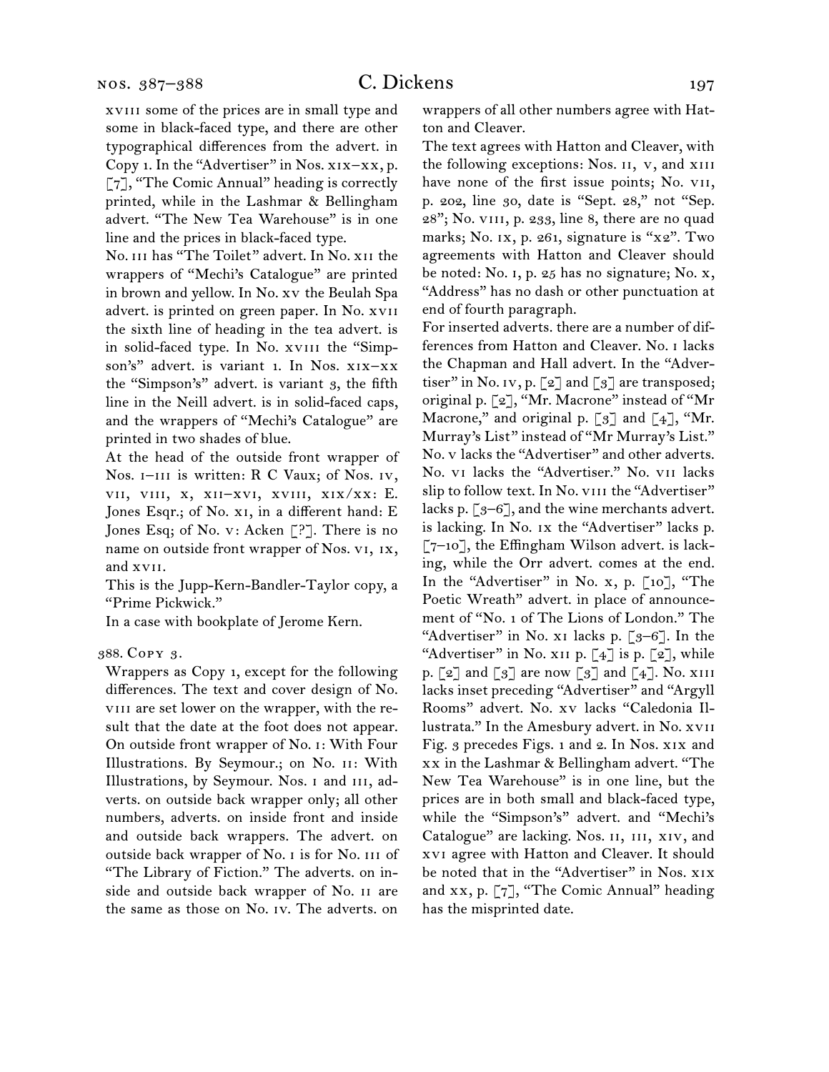xviii some of the prices are in small type and some in black-faced type, and there are other typographical differences from the advert. in Copy 1. In the "Advertiser" in Nos. xix–xx, p. [7], "The Comic Annual" heading is correctly printed, while in the Lashmar & Bellingham advert. "The New Tea Warehouse" is in one line and the prices in black-faced type.

No. iii has "The Toilet" advert. In No. xii the wrappers of "Mechi's Catalogue" are printed in brown and yellow. In No. xv the Beulah Spa advert. is printed on green paper. In No. xvii the sixth line of heading in the tea advert. is in solid-faced type. In No. xviii the "Simpson's" advert. is variant 1. In Nos. xix–xx the "Simpson's" advert. is variant 3, the fifth line in the Neill advert. is in solid-faced caps, and the wrappers of "Mechi's Catalogue" are printed in two shades of blue.

At the head of the outside front wrapper of Nos. i–iii is written: R C Vaux; of Nos. iv, vii, viii, x, xii–xvi, xviii, xix/xx: E. Jones Esqr.; of No. xi, in a different hand: E Jones Esq; of No. v: Acken [?]. There is no name on outside front wrapper of Nos. vi, ix, and xvii.

This is the Jupp-Kern-Bandler-Taylor copy, a "Prime Pickwick."

In a case with bookplate of Jerome Kern.

388. Copy 3.

Wrappers as Copy 1, except for the following differences. The text and cover design of No. viii are set lower on the wrapper, with the result that the date at the foot does not appear. On outside front wrapper of No. i: With Four Illustrations. By Seymour.; on No. ii: With Illustrations, by Seymour. Nos. i and iii, adverts. on outside back wrapper only; all other numbers, adverts. on inside front and inside and outside back wrappers. The advert. on outside back wrapper of No. i is for No. iii of "The Library of Fiction." The adverts. on inside and outside back wrapper of No. ii are the same as those on No. iv. The adverts. on wrappers of all other numbers agree with Hatton and Cleaver.

The text agrees with Hatton and Cleaver, with the following exceptions: Nos. ii, v, and xiii have none of the first issue points; No. vii, p. 202, line 30, date is "Sept. 28," not "Sep. 28"; No. viii, p. 233, line 8, there are no quad marks; No. ix, p. 261, signature is "x2". Two agreements with Hatton and Cleaver should be noted: No. i, p. 25 has no signature; No. x, "Address" has no dash or other punctuation at end of fourth paragraph.

For inserted adverts. there are a number of differences from Hatton and Cleaver. No. i lacks the Chapman and Hall advert. In the "Advertiser" in No. iv, p. [2] and [3] are transposed; original p. [2], "Mr. Macrone" instead of "Mr Macrone," and original p. [3] and [4], "Mr. Murray's List" instead of "Mr Murray's List." No. v lacks the "Advertiser" and other adverts. No. vi lacks the "Advertiser." No. vii lacks slip to follow text. In No. viii the "Advertiser" lacks p. [3–6], and the wine merchants advert. is lacking. In No. ix the "Advertiser" lacks p. [7–10], the Effingham Wilson advert. is lacking, while the Orr advert. comes at the end. In the "Advertiser" in No. x, p. [10], "The Poetic Wreath" advert. in place of announcement of "No. 1 of The Lions of London." The "Advertiser" in No. xi lacks p. [3–6]. In the "Advertiser" in No. xii p. [4] is p. [2], while p. [2] and [3] are now [3] and [4]. No. xiii lacks inset preceding "Advertiser" and "Argyll Rooms" advert. No. xv lacks "Caledonia Illustrata." In the Amesbury advert. in No. xvii Fig. 3 precedes Figs. 1 and 2. In Nos. xix and xx in the Lashmar & Bellingham advert. "The New Tea Warehouse" is in one line, but the prices are in both small and black-faced type, while the "Simpson's" advert. and "Mechi's Catalogue" are lacking. Nos. ii, iii, xiv, and xvi agree with Hatton and Cleaver. It should be noted that in the "Advertiser" in Nos. xix and xx, p. [7], "The Comic Annual" heading has the misprinted date.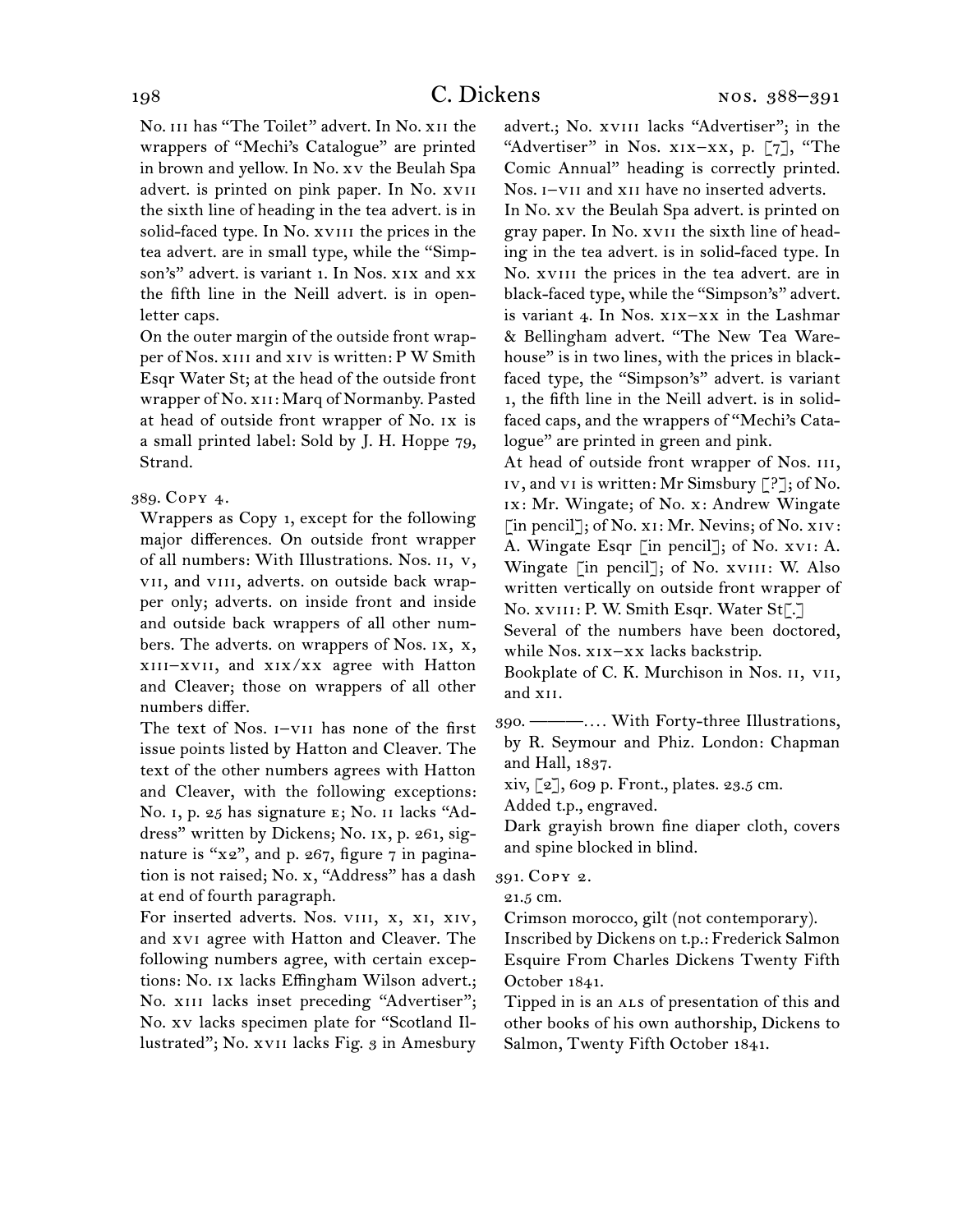No. III has "The Toilet" advert. In No. XII the wrappers of "Mechi's Catalogue" are printed in brown and yellow. In No. XV the Beulah Spa advert. is printed on pink paper. In No. XVII the sixth line of heading in the tea advert. is in solid-faced type. In No. XVIII the prices in the tea advert. are in small type, while the "Simpson's" advert. is variant 1. In Nos. XIX and XX the fifth line in the Neill advert. is in open-letter caps.

On the outer margin of the outside front wrapper of Nos. XIII and XIV is written: P W Smith Esqr Water St; at the head of the outside front wrapper of No. XII: Marq of Normanby. Pasted at head of outside front wrapper of No. IX is a small printed label: Sold by J. H. Hoppe 79, Strand.

389. Copy 4.

Wrappers as Copy 1, except for the following major differences. On outside front wrapper of all numbers: With Illustrations. Nos. II, V, VII, and VIII, adverts. on outside back wrapper only; adverts. on inside front and inside and outside back wrappers of all other numbers. The adverts. on wrappers of Nos. IX, X, XIII–XVII, and XIX/XX agree with Hatton and Cleaver; those on wrappers of all other numbers differ.

The text of Nos. I–VII has none of the first issue points listed by Hatton and Cleaver. The text of the other numbers agrees with Hatton and Cleaver, with the following exceptions: No. I, p. 25 has signature E; No. II lacks "Address" written by Dickens; No. IX, p. 261, signature is "X2", and p. 267, figure 7 in pagination is not raised; No. X, "Address" has a dash at end of fourth paragraph.

For inserted adverts. Nos. VIII, X, XI, XIV, and XVI agree with Hatton and Cleaver. The following numbers agree, with certain exceptions: No. IX lacks Effingham Wilson advert.; No. XIII lacks inset preceding "Advertiser"; No. XV lacks specimen plate for "Scotland Illustrated"; No. XVII lacks Fig. 3 in Amesbury advert.; No. XVIII lacks "Advertiser"; in the "Advertiser" in Nos. XIX–XX, p. [7], "The Comic Annual" heading is correctly printed. Nos. I–VII and XII have no inserted adverts.

In No. XV the Beulah Spa advert. is printed on gray paper. In No. XVII the sixth line of heading in the tea advert. is in solid-faced type. In No. XVIII the prices in the tea advert. are in black-faced type, while the "Simpson's" advert. is variant 4. In Nos. XIX–XX in the Lashmar & Bellingham advert. "The New Tea Warehouse" is in two lines, with the prices in black-faced type, the "Simpson's" advert. is variant 1, the fifth line in the Neill advert. is in solid-faced caps, and the wrappers of "Mechi's Catalogue" are printed in green and pink.

At head of outside front wrapper of Nos. III, IV, and VI is written: Mr Simsbury [?]; of No. IX: Mr. Wingate; of No. X: Andrew Wingate [in pencil]; of No. XI: Mr. Nevins; of No. XIV: A. Wingate Esqr [in pencil]; of No. XVI: A. Wingate [in pencil]; of No. XVIII: W. Also written vertically on outside front wrapper of No. XVIII: P. W. Smith Esqr. Water St[.]

Several of the numbers have been doctored, while Nos. XIX–XX lacks backstrip.

Bookplate of C. K. Murchison in Nos. II, VII, and XII.

390. ———. … With Forty-three Illustrations, by R. Seymour and Phiz. London: Chapman and Hall, 1837.

xiv, [2], 609 p. Front., plates. 23.5 cm.

Added t.p., engraved.

Dark grayish brown fine diaper cloth, covers and spine blocked in blind.

391. Copy 2.

21.5 cm.

Crimson morocco, gilt (not contemporary).

Inscribed by Dickens on t.p.: Frederick Salmon Esquire From Charles Dickens Twenty Fifth October 1841.

Tipped in is an ALS of presentation of this and other books of his own authorship, Dickens to Salmon, Twenty Fifth October 1841.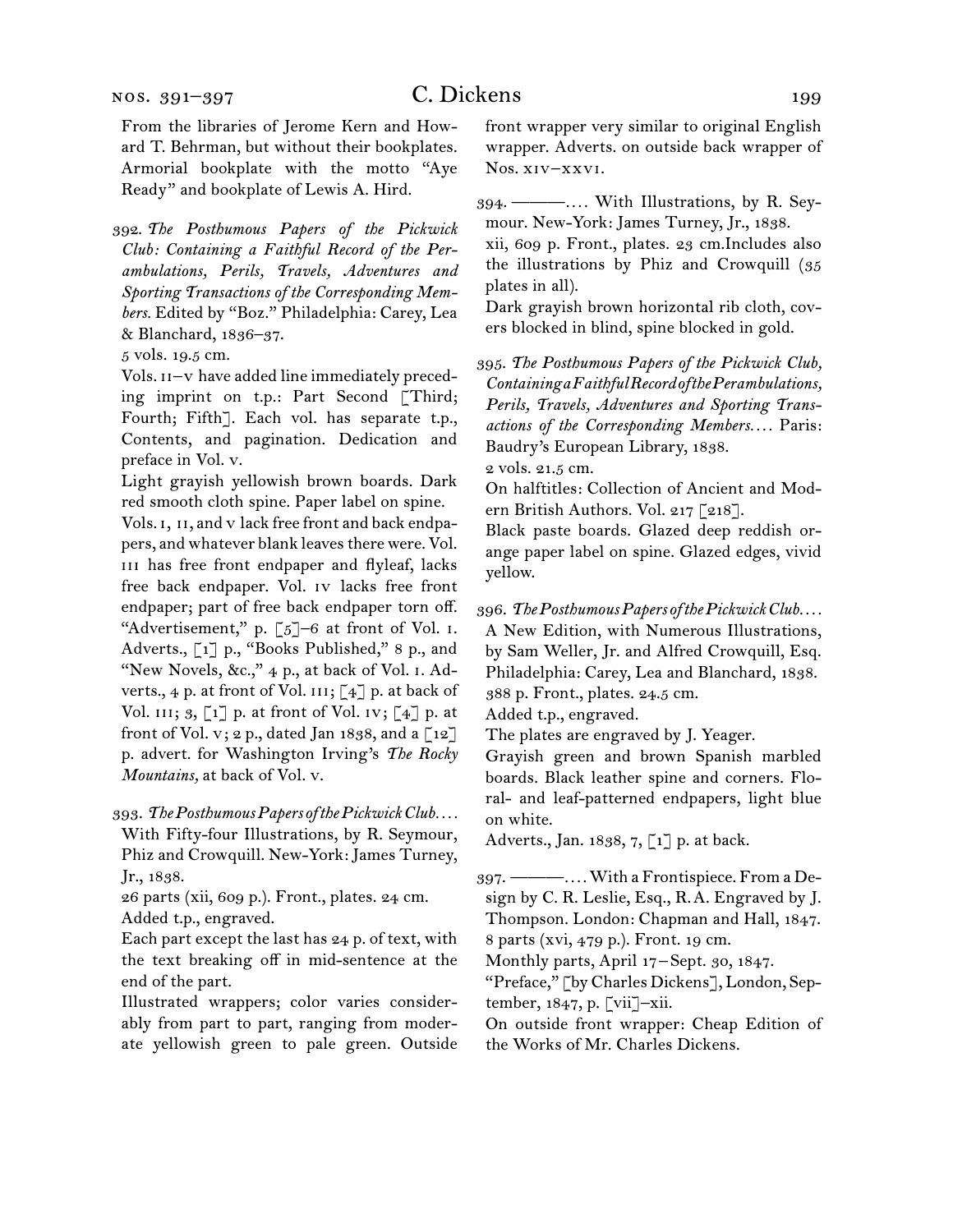From the libraries of Jerome Kern and Howard T. Behrman, but without their bookplates. Armorial bookplate with the motto "Aye Ready" and bookplate of Lewis A. Hird.

392. *The Posthumous Papers of the Pickwick Club: Containing a Faithful Record of the Perambulations, Perils, Travels, Adventures and Sporting Transactions of the Corresponding Members.* Edited by "Boz." Philadelphia: Carey, Lea & Blanchard, 1836–37.
5 vols. 19.5 cm.
Vols. II–V have added line immediately preceding imprint on t.p.: Part Second [Third; Fourth; Fifth]. Each vol. has separate t.p., Contents, and pagination. Dedication and preface in Vol. V.
Light grayish yellowish brown boards. Dark red smooth cloth spine. Paper label on spine.
Vols. I, II, and V lack free front and back endpapers, and whatever blank leaves there were. Vol. III has free front endpaper and flyleaf, lacks free back endpaper. Vol. IV lacks free front endpaper; part of free back endpaper torn off.
"Advertisement," p. [5]–6 at front of Vol. I. Adverts., [1] p., "Books Published," 8 p., and "New Novels, &c.," 4 p., at back of Vol. I. Adverts., 4 p. at front of Vol. III; [4] p. at back of Vol. III; 3, [1] p. at front of Vol. IV; [4] p. at front of Vol. V; 2 p., dated Jan 1838, and a [12] p. advert. for Washington Irving's *The Rocky Mountains,* at back of Vol. V.

393. *The Posthumous Papers of the Pickwick Club. . . .* With Fifty-four Illustrations, by R. Seymour, Phiz and Crowquill. New-York: James Turney, Jr., 1838.
26 parts (xii, 609 p.). Front., plates. 24 cm.
Added t.p., engraved.
Each part except the last has 24 p. of text, with the text breaking off in mid-sentence at the end of the part.
Illustrated wrappers; color varies considerably from part to part, ranging from moderate yellowish green to pale green. Outside front wrapper very similar to original English wrapper. Adverts. on outside back wrapper of Nos. XIV–XXVI.

394. ———. . . . With Illustrations, by R. Seymour. New-York: James Turney, Jr., 1838.
xii, 609 p. Front., plates. 23 cm.Includes also the illustrations by Phiz and Crowquill (35 plates in all).
Dark grayish brown horizontal rib cloth, covers blocked in blind, spine blocked in gold.

395. *The Posthumous Papers of the Pickwick Club, Containing a Faithful Record of the Perambulations, Perils, Travels, Adventures and Sporting Transactions of the Corresponding Members. . . .* Paris: Baudry's European Library, 1838.
2 vols. 21.5 cm.
On halftitles: Collection of Ancient and Modern British Authors. Vol. 217 [218].
Black paste boards. Glazed deep reddish orange paper label on spine. Glazed edges, vivid yellow.

396. *The Posthumous Papers of the Pickwick Club. . . .* A New Edition, with Numerous Illustrations, by Sam Weller, Jr. and Alfred Crowquill, Esq. Philadelphia: Carey, Lea and Blanchard, 1838.
388 p. Front., plates. 24.5 cm.
Added t.p., engraved.
The plates are engraved by J. Yeager.
Grayish green and brown Spanish marbled boards. Black leather spine and corners. Floral- and leaf-patterned endpapers, light blue on white.
Adverts., Jan. 1838, 7, [1] p. at back.

397. ———. . . . With a Frontispiece. From a Design by C. R. Leslie, Esq., R.A. Engraved by J. Thompson. London: Chapman and Hall, 1847.
8 parts (xvi, 479 p.). Front. 19 cm.
Monthly parts, April 17–Sept. 30, 1847.
"Preface," [by Charles Dickens], London, September, 1847, p. [vii]–xii.
On outside front wrapper: Cheap Edition of the Works of Mr. Charles Dickens.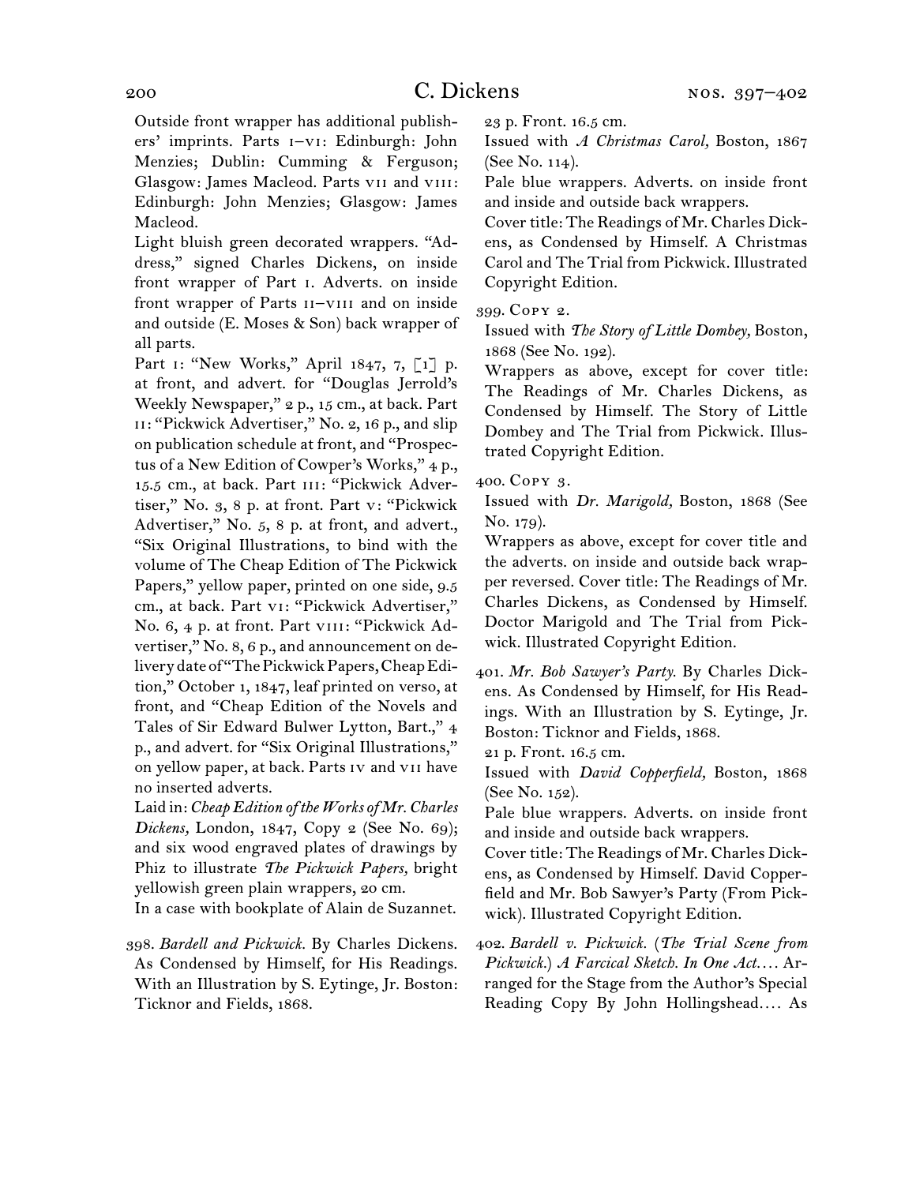Outside front wrapper has additional publishers' imprints. Parts i–vi: Edinburgh: John Menzies; Dublin: Cumming & Ferguson; Glasgow: James Macleod. Parts vii and viii: Edinburgh: John Menzies; Glasgow: James Macleod.

Light bluish green decorated wrappers. "Address," signed Charles Dickens, on inside front wrapper of Part i. Adverts. on inside front wrapper of Parts ii–viii and on inside and outside (E. Moses & Son) back wrapper of all parts.

Part i: "New Works," April 1847, 7, [1] p. at front, and advert. for "Douglas Jerrold's Weekly Newspaper," 2 p., 15 cm., at back. Part ii: "Pickwick Advertiser," No. 2, 16 p., and slip on publication schedule at front, and "Prospectus of a New Edition of Cowper's Works," 4 p., 15.5 cm., at back. Part iii: "Pickwick Advertiser," No. 3, 8 p. at front. Part v: "Pickwick Advertiser," No. 5, 8 p. at front, and advert., "Six Original Illustrations, to bind with the volume of The Cheap Edition of The Pickwick Papers," yellow paper, printed on one side, 9.5 cm., at back. Part vi: "Pickwick Advertiser," No. 6, 4 p. at front. Part viii: "Pickwick Advertiser," No. 8, 6 p., and announcement on delivery date of "The Pickwick Papers, Cheap Edition," October 1, 1847, leaf printed on verso, at front, and "Cheap Edition of the Novels and Tales of Sir Edward Bulwer Lytton, Bart.," 4 p., and advert. for "Six Original Illustrations," on yellow paper, at back. Parts iv and vii have no inserted adverts.

Laid in: *Cheap Edition of the Works of Mr. Charles Dickens,* London, 1847, Copy 2 (See No. 69); and six wood engraved plates of drawings by Phiz to illustrate *The Pickwick Papers,* bright yellowish green plain wrappers, 20 cm.

In a case with bookplate of Alain de Suzannet.

398. *Bardell and Pickwick.* By Charles Dickens. As Condensed by Himself, for His Readings. With an Illustration by S. Eytinge, Jr. Boston: Ticknor and Fields, 1868.

23 p. Front. 16.5 cm.

Issued with *A Christmas Carol,* Boston, 1867 (See No. 114).

Pale blue wrappers. Adverts. on inside front and inside and outside back wrappers.

Cover title: The Readings of Mr. Charles Dickens, as Condensed by Himself. A Christmas Carol and The Trial from Pickwick. Illustrated Copyright Edition.

399. Copy 2.

Issued with *The Story of Little Dombey,* Boston, 1868 (See No. 192).

Wrappers as above, except for cover title: The Readings of Mr. Charles Dickens, as Condensed by Himself. The Story of Little Dombey and The Trial from Pickwick. Illustrated Copyright Edition.

400. Copy 3.

Issued with *Dr. Marigold,* Boston, 1868 (See No. 179).

Wrappers as above, except for cover title and the adverts. on inside and outside back wrapper reversed. Cover title: The Readings of Mr. Charles Dickens, as Condensed by Himself. Doctor Marigold and The Trial from Pickwick. Illustrated Copyright Edition.

401. *Mr. Bob Sawyer's Party.* By Charles Dickens. As Condensed by Himself, for His Readings. With an Illustration by S. Eytinge, Jr. Boston: Ticknor and Fields, 1868.

21 p. Front. 16.5 cm.

Issued with *David Copperfield,* Boston, 1868 (See No. 152).

Pale blue wrappers. Adverts. on inside front and inside and outside back wrappers.

Cover title: The Readings of Mr. Charles Dickens, as Condensed by Himself. David Copperfield and Mr. Bob Sawyer's Party (From Pickwick). Illustrated Copyright Edition.

402. *Bardell v. Pickwick.* (*The Trial Scene from Pickwick.*) *A Farcical Sketch. In One Act.…* Arranged for the Stage from the Author's Special Reading Copy By John Hollingshead.… As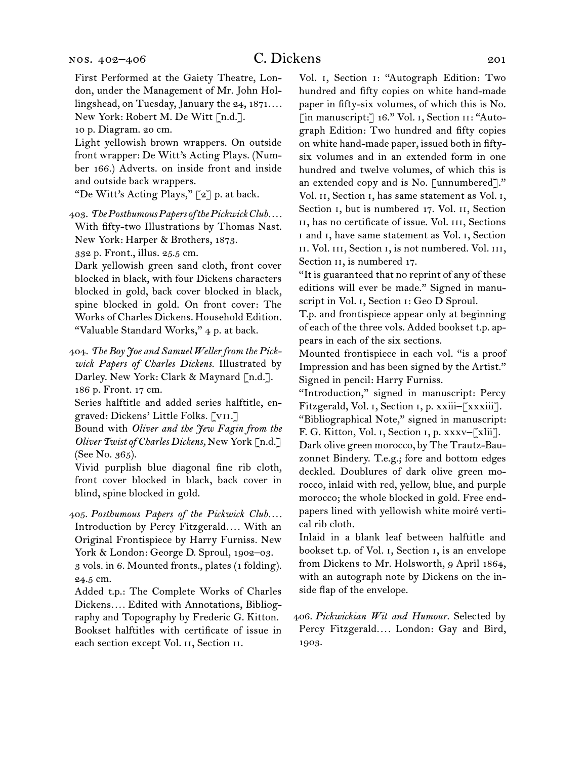First Performed at the Gaiety Theatre, London, under the Management of Mr. John Hollingshead, on Tuesday, January the 24, 1871.… New York: Robert M. De Witt [n.d.].
10 p. Diagram. 20 cm.
Light yellowish brown wrappers. On outside front wrapper: De Witt's Acting Plays. (Number 166.) Adverts. on inside front and inside and outside back wrappers.
"De Witt's Acting Plays," [2] p. at back.

403. *The Posthumous Papers of the Pickwick Club.…* With fifty-two Illustrations by Thomas Nast. New York: Harper & Brothers, 1873.
332 p. Front., illus. 25.5 cm.
Dark yellowish green sand cloth, front cover blocked in black, with four Dickens characters blocked in gold, back cover blocked in black, spine blocked in gold. On front cover: The Works of Charles Dickens. Household Edition.
"Valuable Standard Works," 4 p. at back.

404. *The Boy Joe and Samuel Weller from the Pickwick Papers of Charles Dickens.* Illustrated by Darley. New York: Clark & Maynard [n.d.].
186 p. Front. 17 cm.
Series halftitle and added series halftitle, engraved: Dickens' Little Folks. [VII.]
Bound with *Oliver and the Jew Fagin from the Oliver Twist of Charles Dickens,* New York [n.d.] (See No. 365).
Vivid purplish blue diagonal fine rib cloth, front cover blocked in black, back cover in blind, spine blocked in gold.

405. *Posthumous Papers of the Pickwick Club.…* Introduction by Percy Fitzgerald.… With an Original Frontispiece by Harry Furniss. New York & London: George D. Sproul, 1902–03.
3 vols. in 6. Mounted fronts., plates (1 folding). 24.5 cm.
Added t.p.: The Complete Works of Charles Dickens.… Edited with Annotations, Bibliography and Topography by Frederic G. Kitton.
Bookset halftitles with certificate of issue in each section except Vol. II, Section II.
Vol. I, Section I: "Autograph Edition: Two hundred and fifty copies on white hand-made paper in fifty-six volumes, of which this is No. [in manuscript:] 16." Vol. I, Section II: "Autograph Edition: Two hundred and fifty copies on white hand-made paper, issued both in fifty-six volumes and in an extended form in one hundred and twelve volumes, of which this is an extended copy and is No. [unnumbered]." Vol. II, Section I, has same statement as Vol. I, Section I, but is numbered 17. Vol. II, Section II, has no certificate of issue. Vol. III, Sections I and I, have same statement as Vol. I, Section II. Vol. III, Section I, is not numbered. Vol. III, Section II, is numbered 17.
"It is guaranteed that no reprint of any of these editions will ever be made." Signed in manuscript in Vol. I, Section I: Geo D Sproul.
T.p. and frontispiece appear only at beginning of each of the three vols. Added bookset t.p. appears in each of the six sections.
Mounted frontispiece in each vol. "is a proof Impression and has been signed by the Artist." Signed in pencil: Harry Furniss.
"Introduction," signed in manuscript: Percy Fitzgerald, Vol. I, Section I, p. xxiii–[xxxiii].
"Bibliographical Note," signed in manuscript: F. G. Kitton, Vol. I, Section I, p. xxxv–[xlii].
Dark olive green morocco, by The Trautz-Bauzonnet Bindery. T.e.g.; fore and bottom edges deckled. Doublures of dark olive green morocco, inlaid with red, yellow, blue, and purple morocco; the whole blocked in gold. Free endpapers lined with yellowish white moiré vertical rib cloth.
Inlaid in a blank leaf between halftitle and bookset t.p. of Vol. I, Section I, is an envelope from Dickens to Mr. Holsworth, 9 April 1864, with an autograph note by Dickens on the inside flap of the envelope.

406. *Pickwickian Wit and Humour.* Selected by Percy Fitzgerald.… London: Gay and Bird, 1903.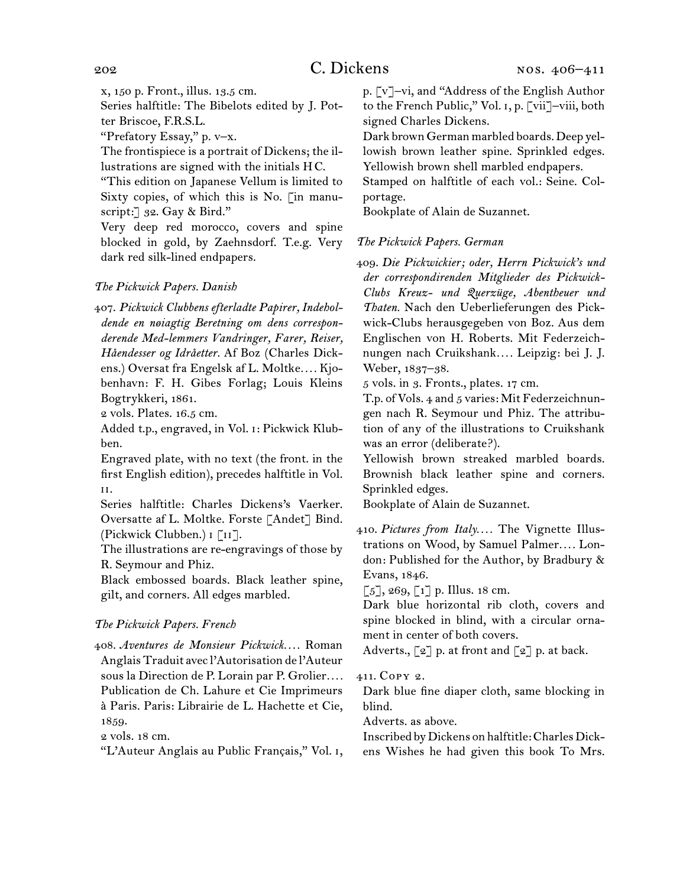x, 150 p. Front., illus. 13.5 cm.

Series halftitle: The Bibelots edited by J. Potter Briscoe, F.R.S.L.

"Prefatory Essay," p. v–x.

The frontispiece is a portrait of Dickens; the illustrations are signed with the initials HC.

"This edition on Japanese Vellum is limited to Sixty copies, of which this is No. [in manuscript:] 32. Gay & Bird."

Very deep red morocco, covers and spine blocked in gold, by Zaehnsdorf. T.e.g. Very dark red silk-lined endpapers.

*The Pickwick Papers. Danish*

407. *Pickwick Clubbens efterladte Papirer, Indeholdende en nøiagtig Beretning om dens corresponderende Med-lemmers Vandringer, Farer, Reiser, Håendesser og Idråetter.* Af Boz (Charles Dickens.) Oversat fra Engelsk af L. Moltke.… Kjobenhavn: F. H. Gibes Forlag; Louis Kleins Bogtrykkeri, 1861.

2 vols. Plates. 16.5 cm.

Added t.p., engraved, in Vol. I: Pickwick Klubben.

Engraved plate, with no text (the front. in the first English edition), precedes halftitle in Vol. II.

Series halftitle: Charles Dickens's Vaerker. Oversatte af L. Moltke. Forste [Andet] Bind. (Pickwick Clubben.) I [II].

The illustrations are re-engravings of those by R. Seymour and Phiz.

Black embossed boards. Black leather spine, gilt, and corners. All edges marbled.

*The Pickwick Papers. French*

408. *Aventures de Monsieur Pickwick.*… Roman Anglais Traduit avec l'Autorisation de l'Auteur sous la Direction de P. Lorain par P. Grolier.… Publication de Ch. Lahure et Cie Imprimeurs à Paris. Paris: Librairie de L. Hachette et Cie, 1859.

2 vols. 18 cm.

"L'Auteur Anglais au Public Français," Vol. I, p. [v]–vi, and "Address of the English Author to the French Public," Vol. I, p. [vii]–viii, both signed Charles Dickens.

Dark brown German marbled boards. Deep yellowish brown leather spine. Sprinkled edges. Yellowish brown shell marbled endpapers.

Stamped on halftitle of each vol.: Seine. Colportage.

Bookplate of Alain de Suzannet.

*The Pickwick Papers. German*

409. *Die Pickwickier; oder, Herrn Pickwick's und der correspondirenden Mitglieder des Pickwick-Clubs Kreuz- und Querzüge, Abentheuer und Thaten.* Nach den Ueberlieferungen des Pickwick-Clubs herausgegeben von Boz. Aus dem Englischen von H. Roberts. Mit Federzeichnungen nach Cruikshank.… Leipzig: bei J. J. Weber, 1837–38.

5 vols. in 3. Fronts., plates. 17 cm.

T.p. of Vols. 4 and 5 varies: Mit Federzeichnungen nach R. Seymour und Phiz. The attribution of any of the illustrations to Cruikshank was an error (deliberate?).

Yellowish brown streaked marbled boards. Brownish black leather spine and corners. Sprinkled edges.

Bookplate of Alain de Suzannet.

410. *Pictures from Italy.*… The Vignette Illustrations on Wood, by Samuel Palmer.… London: Published for the Author, by Bradbury & Evans, 1846.

[5], 269, [1] p. Illus. 18 cm.

Dark blue horizontal rib cloth, covers and spine blocked in blind, with a circular ornament in center of both covers.

Adverts., [2] p. at front and [2] p. at back.

411. Copy 2.

Dark blue fine diaper cloth, same blocking in blind.

Adverts. as above.

Inscribed by Dickens on halftitle: Charles Dickens Wishes he had given this book To Mrs.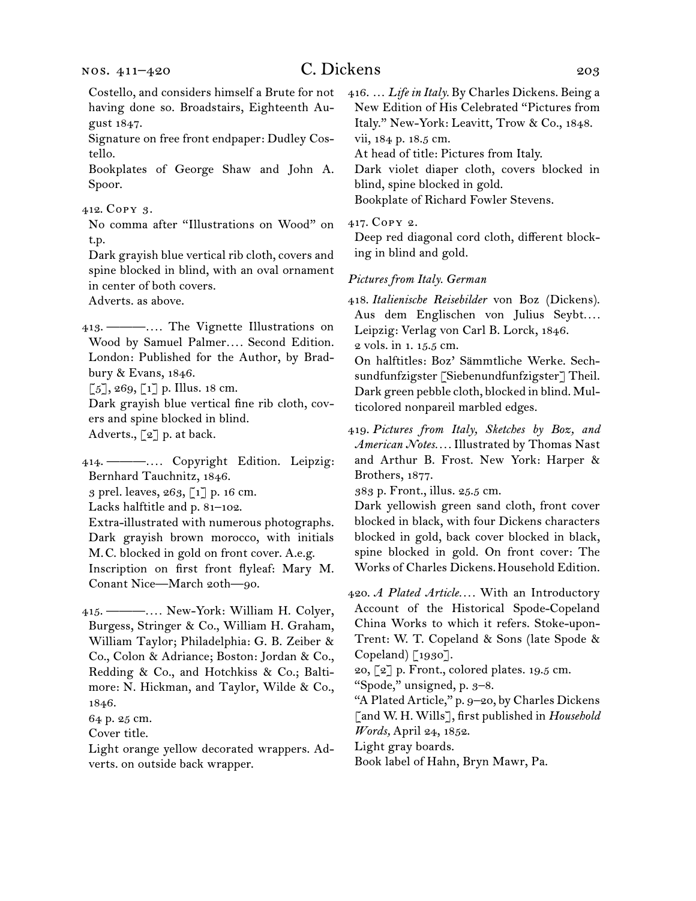Costello, and considers himself a Brute for not having done so. Broadstairs, Eighteenth August 1847.

Signature on free front endpaper: Dudley Costello.

Bookplates of George Shaw and John A. Spoor.

412. Copy 3.

No comma after "Illustrations on Wood" on t.p.

Dark grayish blue vertical rib cloth, covers and spine blocked in blind, with an oval ornament in center of both covers.

Adverts. as above.

413. ———. . . . The Vignette Illustrations on Wood by Samuel Palmer. . . . Second Edition. London: Published for the Author, by Bradbury & Evans, 1846.

[5], 269, [1] p. Illus. 18 cm.

Dark grayish blue vertical fine rib cloth, covers and spine blocked in blind.

Adverts., [2] p. at back.

414. ———. . . . Copyright Edition. Leipzig: Bernhard Tauchnitz, 1846.

3 prel. leaves, 263, [1] p. 16 cm.

Lacks halftitle and p. 81–102.

Extra-illustrated with numerous photographs.

Dark grayish brown morocco, with initials M. C. blocked in gold on front cover. A.e.g.

Inscription on first front flyleaf: Mary M. Conant Nice—March 20th—90.

415. ———. . . . New-York: William H. Colyer, Burgess, Stringer & Co., William H. Graham, William Taylor; Philadelphia: G. B. Zeiber & Co., Colon & Adriance; Boston: Jordan & Co., Redding & Co., and Hotchkiss & Co.; Baltimore: N. Hickman, and Taylor, Wilde & Co., 1846.

64 p. 25 cm.

Cover title.

Light orange yellow decorated wrappers. Adverts. on outside back wrapper.

416. . . . *Life in Italy.* By Charles Dickens. Being a New Edition of His Celebrated "Pictures from Italy." New-York: Leavitt, Trow & Co., 1848.

vii, 184 p. 18.5 cm.

At head of title: Pictures from Italy.

Dark violet diaper cloth, covers blocked in blind, spine blocked in gold.

Bookplate of Richard Fowler Stevens.

417. Copy 2.

Deep red diagonal cord cloth, different blocking in blind and gold.

*Pictures from Italy. German*

418. *Italienische Reisebilder* von Boz (Dickens). Aus dem Englischen von Julius Seybt. . . . Leipzig: Verlag von Carl B. Lorck, 1846.

2 vols. in 1. 15.5 cm.

On halftitles: Boz' Sämmtliche Werke. Sechsundfunfzigster [Siebenundfunfzigster] Theil.

Dark green pebble cloth, blocked in blind. Multicolored nonpareil marbled edges.

419. *Pictures from Italy, Sketches by Boz, and American Notes.* . . . Illustrated by Thomas Nast and Arthur B. Frost. New York: Harper & Brothers, 1877.

383 p. Front., illus. 25.5 cm.

Dark yellowish green sand cloth, front cover blocked in black, with four Dickens characters blocked in gold, back cover blocked in black, spine blocked in gold. On front cover: The Works of Charles Dickens. Household Edition.

420. *A Plated Article.* . . . With an Introductory Account of the Historical Spode-Copeland China Works to which it refers. Stoke-upon-Trent: W. T. Copeland & Sons (late Spode & Copeland) [1930].

20, [2] p. Front., colored plates. 19.5 cm.

"Spode," unsigned, p. 3–8.

"A Plated Article," p. 9–20, by Charles Dickens [and W. H. Wills], first published in *Household Words,* April 24, 1852.

Light gray boards.

Book label of Hahn, Bryn Mawr, Pa.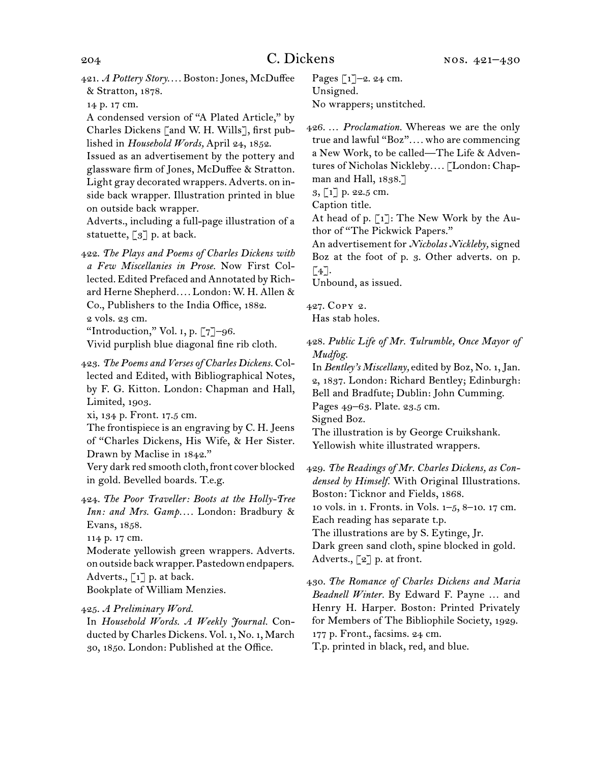421. *A Pottery Story*.... Boston: Jones, McDuffee & Stratton, 1878.
14 p. 17 cm.
A condensed version of "A Plated Article," by Charles Dickens [and W. H. Wills], first published in *Household Words,* April 24, 1852.
Issued as an advertisement by the pottery and glassware firm of Jones, McDuffee & Stratton.
Light gray decorated wrappers. Adverts. on inside back wrapper. Illustration printed in blue on outside back wrapper.
Adverts., including a full-page illustration of a statuette, [3] p. at back.

422. *The Plays and Poems of Charles Dickens with a Few Miscellanies in Prose.* Now First Collected. Edited Prefaced and Annotated by Richard Herne Shepherd.... London: W. H. Allen & Co., Publishers to the India Office, 1882.
2 vols. 23 cm.
"Introduction," Vol. 1, p. [7]–96.
Vivid purplish blue diagonal fine rib cloth.

423. *The Poems and Verses of Charles Dickens.* Collected and Edited, with Bibliographical Notes, by F. G. Kitton. London: Chapman and Hall, Limited, 1903.
xi, 134 p. Front. 17.5 cm.
The frontispiece is an engraving by C. H. Jeens of "Charles Dickens, His Wife, & Her Sister. Drawn by Maclise in 1842."
Very dark red smooth cloth, front cover blocked in gold. Bevelled boards. T.e.g.

424. *The Poor Traveller: Boots at the Holly-Tree Inn: and Mrs. Gamp*.... London: Bradbury & Evans, 1858.
114 p. 17 cm.
Moderate yellowish green wrappers. Adverts. on outside back wrapper. Pastedown endpapers.
Adverts., [1] p. at back.
Bookplate of William Menzies.

425. *A Preliminary Word.*
In *Household Words. A Weekly Journal.* Conducted by Charles Dickens. Vol. 1, No. 1, March 30, 1850. London: Published at the Office.
Pages [1]–2. 24 cm.
Unsigned.
No wrappers; unstitched.

426. ... *Proclamation.* Whereas we are the only true and lawful "Boz".... who are commencing a New Work, to be called—The Life & Adventures of Nicholas Nickleby.... [London: Chapman and Hall, 1838.]
3, [1] p. 22.5 cm.
Caption title.
At head of p. [1]: The New Work by the Author of "The Pickwick Papers."
An advertisement for *Nicholas Nickleby,* signed Boz at the foot of p. 3. Other adverts. on p. [4].
Unbound, as issued.

427. Copy 2.
Has stab holes.

428. *Public Life of Mr. Tulrumble, Once Mayor of Mudfog.*
In *Bentley's Miscellany,* edited by Boz, No. 1, Jan. 2, 1837. London: Richard Bentley; Edinburgh: Bell and Bradfute; Dublin: John Cumming.
Pages 49–63. Plate. 23.5 cm.
Signed Boz.
The illustration is by George Cruikshank.
Yellowish white illustrated wrappers.

429. *The Readings of Mr. Charles Dickens, as Condensed by Himself.* With Original Illustrations. Boston: Ticknor and Fields, 1868.
10 vols. in 1. Fronts. in Vols. 1–5, 8–10. 17 cm.
Each reading has separate t.p.
The illustrations are by S. Eytinge, Jr.
Dark green sand cloth, spine blocked in gold.
Adverts., [2] p. at front.

430. *The Romance of Charles Dickens and Maria Beadnell Winter.* By Edward F. Payne ... and Henry H. Harper. Boston: Printed Privately for Members of The Bibliophile Society, 1929.
177 p. Front., facsims. 24 cm.
T.p. printed in black, red, and blue.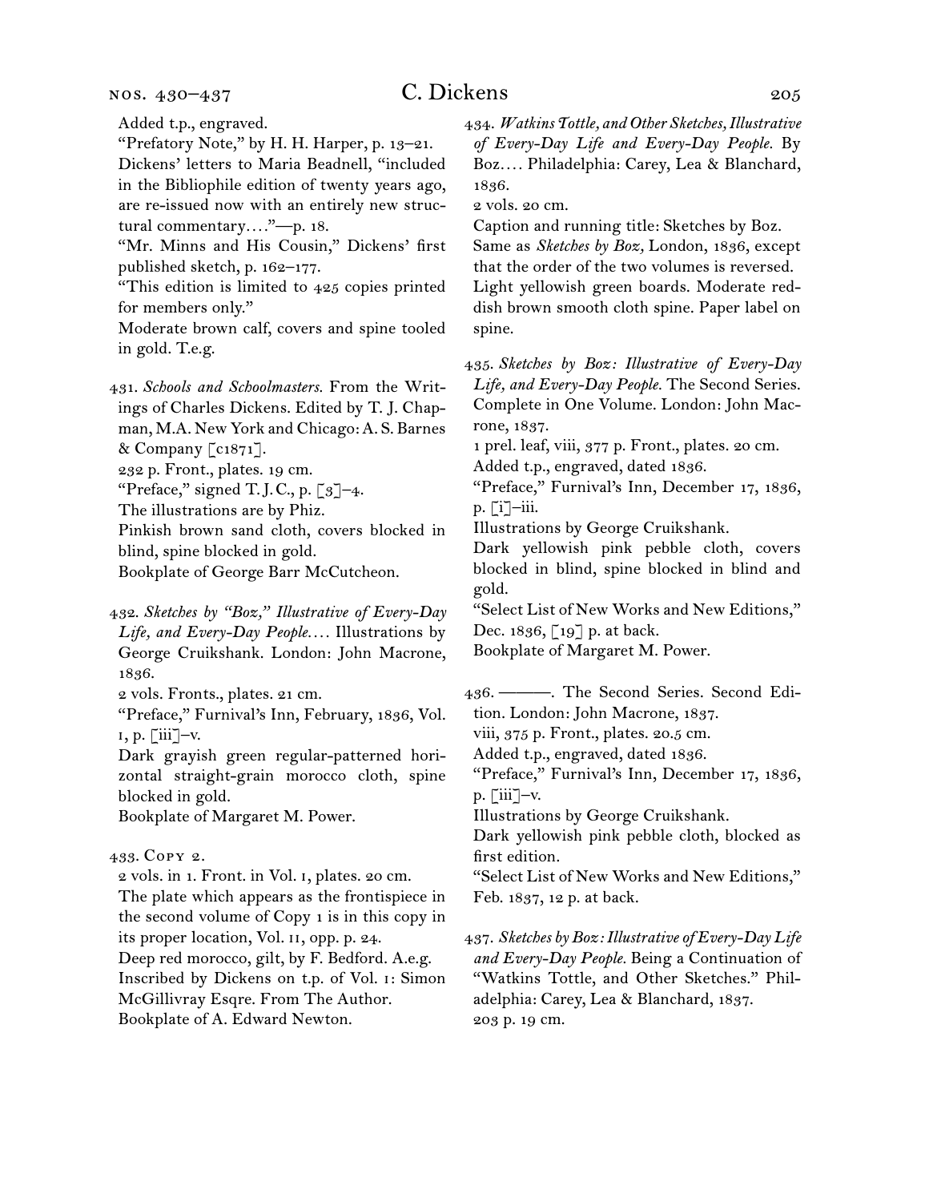Added t.p., engraved.

"Prefatory Note," by H. H. Harper, p. 13–21.

Dickens' letters to Maria Beadnell, "included in the Bibliophile edition of twenty years ago, are re-issued now with an entirely new structural commentary. . . ."—p. 18.

"Mr. Minns and His Cousin," Dickens' first published sketch, p. 162–177.

"This edition is limited to 425 copies printed for members only."

Moderate brown calf, covers and spine tooled in gold. T.e.g.

431. *Schools and Schoolmasters.* From the Writings of Charles Dickens. Edited by T. J. Chapman, M.A. New York and Chicago: A. S. Barnes & Company [c1871].

232 p. Front., plates. 19 cm.

"Preface," signed T. J. C., p. [3]–4.

The illustrations are by Phiz.

Pinkish brown sand cloth, covers blocked in blind, spine blocked in gold.

Bookplate of George Barr McCutcheon.

432. *Sketches by "Boz," Illustrative of Every-Day Life, and Every-Day People. . . .* Illustrations by George Cruikshank. London: John Macrone, 1836.

2 vols. Fronts., plates. 21 cm.

"Preface," Furnival's Inn, February, 1836, Vol. I, p. [iii]–v.

Dark grayish green regular-patterned horizontal straight-grain morocco cloth, spine blocked in gold.

Bookplate of Margaret M. Power.

433. Copy 2.

2 vols. in 1. Front. in Vol. I, plates. 20 cm.

The plate which appears as the frontispiece in the second volume of Copy 1 is in this copy in its proper location, Vol. II, opp. p. 24.

Deep red morocco, gilt, by F. Bedford. A.e.g.

Inscribed by Dickens on t.p. of Vol. I: Simon McGillivray Esqre. From The Author.

Bookplate of A. Edward Newton.

434. *Watkins Tottle, and Other Sketches, Illustrative of Every-Day Life and Every-Day People.* By Boz. . . . Philadelphia: Carey, Lea & Blanchard, 1836.

2 vols. 20 cm.

Caption and running title: Sketches by Boz.

Same as *Sketches by Boz,* London, 1836, except that the order of the two volumes is reversed.

Light yellowish green boards. Moderate reddish brown smooth cloth spine. Paper label on spine.

435. *Sketches by Boz: Illustrative of Every-Day Life, and Every-Day People.* The Second Series. Complete in One Volume. London: John Macrone, 1837.

1 prel. leaf, viii, 377 p. Front., plates. 20 cm.

Added t.p., engraved, dated 1836.

"Preface," Furnival's Inn, December 17, 1836, p. [i]–iii.

Illustrations by George Cruikshank.

Dark yellowish pink pebble cloth, covers blocked in blind, spine blocked in blind and gold.

"Select List of New Works and New Editions," Dec. 1836, [19] p. at back.

Bookplate of Margaret M. Power.

436. ———. The Second Series. Second Edition. London: John Macrone, 1837.

viii, 375 p. Front., plates. 20.5 cm.

Added t.p., engraved, dated 1836.

"Preface," Furnival's Inn, December 17, 1836, p. [iii]–v.

Illustrations by George Cruikshank.

Dark yellowish pink pebble cloth, blocked as first edition.

"Select List of New Works and New Editions," Feb. 1837, 12 p. at back.

437. *Sketches by Boz: Illustrative of Every-Day Life and Every-Day People.* Being a Continuation of "Watkins Tottle, and Other Sketches." Philadelphia: Carey, Lea & Blanchard, 1837.

203 p. 19 cm.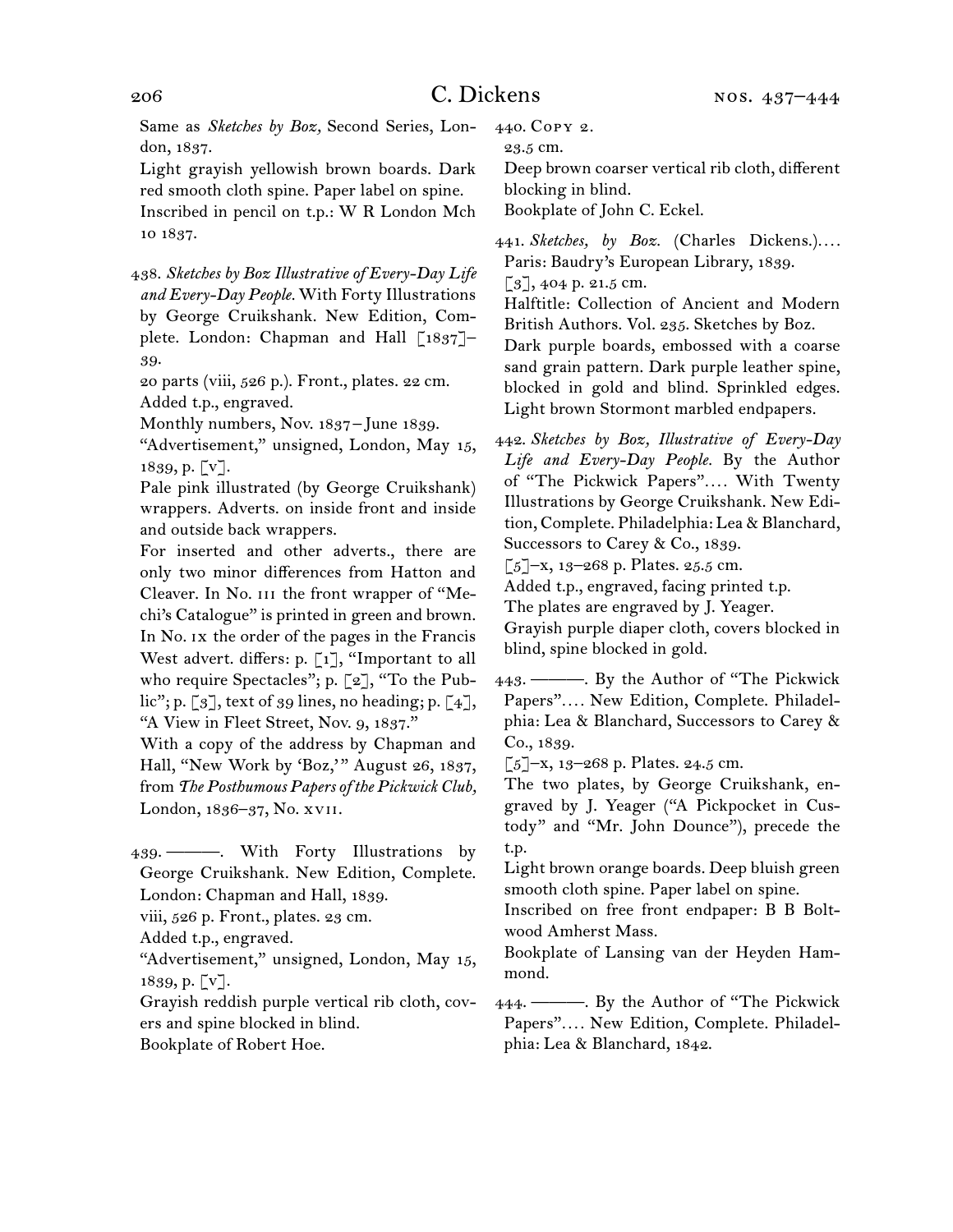Same as *Sketches by Boz,* Second Series, London, 1837.

Light grayish yellowish brown boards. Dark red smooth cloth spine. Paper label on spine.

Inscribed in pencil on t.p.: W R London Mch 10 1837.

438. *Sketches by Boz Illustrative of Every-Day Life and Every-Day People.* With Forty Illustrations by George Cruikshank. New Edition, Complete. London: Chapman and Hall [1837]–39.

20 parts (viii, 526 p.). Front., plates. 22 cm.

Added t.p., engraved.

Monthly numbers, Nov. 1837–June 1839.

"Advertisement," unsigned, London, May 15, 1839, p. [v].

Pale pink illustrated (by George Cruikshank) wrappers. Adverts. on inside front and inside and outside back wrappers.

For inserted and other adverts., there are only two minor differences from Hatton and Cleaver. In No. III the front wrapper of "Mechi's Catalogue" is printed in green and brown. In No. IX the order of the pages in the Francis West advert. differs: p. [1], "Important to all who require Spectacles"; p. [2], "To the Public"; p. [3], text of 39 lines, no heading; p. [4], "A View in Fleet Street, Nov. 9, 1837."

With a copy of the address by Chapman and Hall, "New Work by 'Boz,'" August 26, 1837, from *The Posthumous Papers of the Pickwick Club,* London, 1836–37, No. XVII.

439. ———. With Forty Illustrations by George Cruikshank. New Edition, Complete. London: Chapman and Hall, 1839.

viii, 526 p. Front., plates. 23 cm.

Added t.p., engraved.

"Advertisement," unsigned, London, May 15, 1839, p. [v].

Grayish reddish purple vertical rib cloth, covers and spine blocked in blind.

Bookplate of Robert Hoe.

440. Copy 2.

23.5 cm.

Deep brown coarser vertical rib cloth, different blocking in blind.

Bookplate of John C. Eckel.

441. *Sketches, by Boz.* (Charles Dickens.).... Paris: Baudry's European Library, 1839.

[3], 404 p. 21.5 cm.

Halftitle: Collection of Ancient and Modern British Authors. Vol. 235. Sketches by Boz.

Dark purple boards, embossed with a coarse sand grain pattern. Dark purple leather spine, blocked in gold and blind. Sprinkled edges. Light brown Stormont marbled endpapers.

442. *Sketches by Boz, Illustrative of Every-Day Life and Every-Day People.* By the Author of "The Pickwick Papers".... With Twenty Illustrations by George Cruikshank. New Edition, Complete. Philadelphia: Lea & Blanchard, Successors to Carey & Co., 1839.

[5]–x, 13–268 p. Plates. 25.5 cm.

Added t.p., engraved, facing printed t.p.

The plates are engraved by J. Yeager.

Grayish purple diaper cloth, covers blocked in blind, spine blocked in gold.

443. ———. By the Author of "The Pickwick Papers".... New Edition, Complete. Philadelphia: Lea & Blanchard, Successors to Carey & Co., 1839.

[5]–x, 13–268 p. Plates. 24.5 cm.

The two plates, by George Cruikshank, engraved by J. Yeager ("A Pickpocket in Custody" and "Mr. John Dounce"), precede the t.p.

Light brown orange boards. Deep bluish green smooth cloth spine. Paper label on spine.

Inscribed on free front endpaper: B B Boltwood Amherst Mass.

Bookplate of Lansing van der Heyden Hammond.

444. ———. By the Author of "The Pickwick Papers".... New Edition, Complete. Philadelphia: Lea & Blanchard, 1842.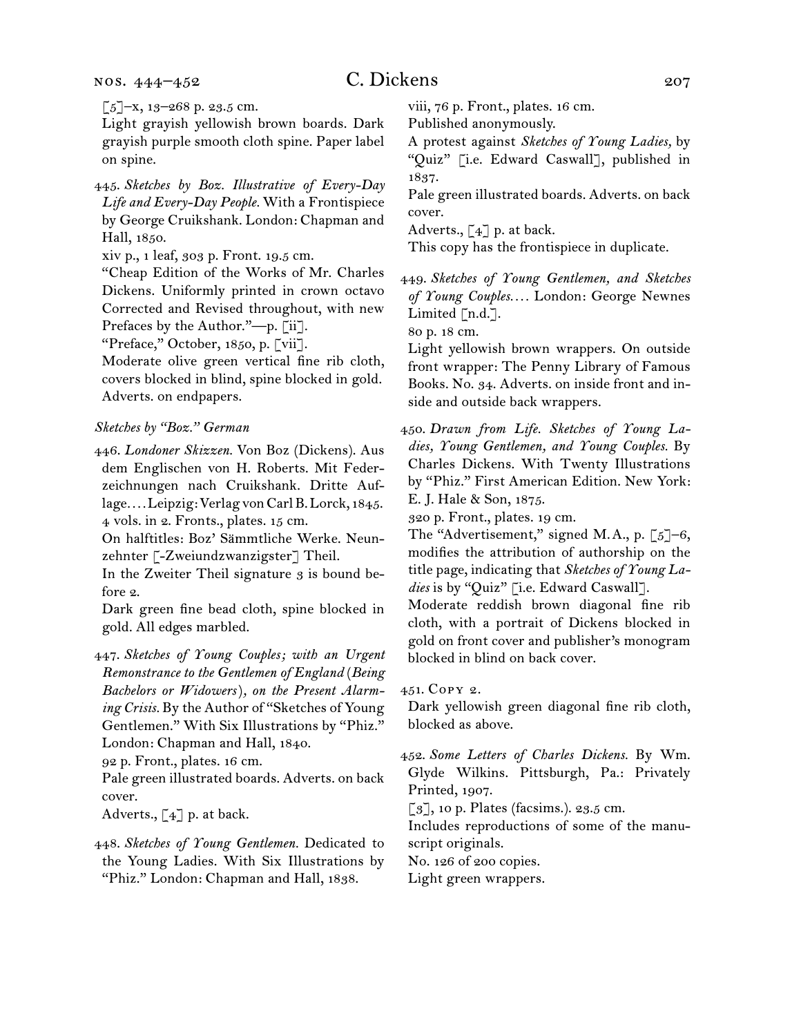[5]–x, 13–268 p. 23.5 cm.

Light grayish yellowish brown boards. Dark grayish purple smooth cloth spine. Paper label on spine.

445. *Sketches by Boz. Illustrative of Every-Day Life and Every-Day People.* With a Frontispiece by George Cruikshank. London: Chapman and Hall, 1850.

xiv p., 1 leaf, 303 p. Front. 19.5 cm.

"Cheap Edition of the Works of Mr. Charles Dickens. Uniformly printed in crown octavo Corrected and Revised throughout, with new Prefaces by the Author."—p. [ii].

"Preface," October, 1850, p. [vii].

Moderate olive green vertical fine rib cloth, covers blocked in blind, spine blocked in gold. Adverts. on endpapers.

*Sketches by "Boz." German*

446. *Londoner Skizzen.* Von Boz (Dickens). Aus dem Englischen von H. Roberts. Mit Federzeichnungen nach Cruikshank. Dritte Auflage.... Leipzig: Verlag von Carl B. Lorck, 1845.

4 vols. in 2. Fronts., plates. 15 cm.

On halftitles: Boz' Sämmtliche Werke. Neunzehnter [-Zweiundzwanzigster] Theil.

In the Zweiter Theil signature 3 is bound before 2.

Dark green fine bead cloth, spine blocked in gold. All edges marbled.

447. *Sketches of Young Couples; with an Urgent Remonstrance to the Gentlemen of England (Being Bachelors or Widowers), on the Present Alarming Crisis.* By the Author of "Sketches of Young Gentlemen." With Six Illustrations by "Phiz." London: Chapman and Hall, 1840.

92 p. Front., plates. 16 cm.

Pale green illustrated boards. Adverts. on back cover.

Adverts., [4] p. at back.

448. *Sketches of Young Gentlemen.* Dedicated to the Young Ladies. With Six Illustrations by "Phiz." London: Chapman and Hall, 1838.

viii, 76 p. Front., plates. 16 cm.

Published anonymously.

A protest against *Sketches of Young Ladies,* by "Quiz" [i.e. Edward Caswall], published in 1837.

Pale green illustrated boards. Adverts. on back cover.

Adverts., [4] p. at back.

This copy has the frontispiece in duplicate.

449. *Sketches of Young Gentlemen, and Sketches of Young Couples....* London: George Newnes Limited [n.d.].

80 p. 18 cm.

Light yellowish brown wrappers. On outside front wrapper: The Penny Library of Famous Books. No. 34. Adverts. on inside front and inside and outside back wrappers.

450. *Drawn from Life. Sketches of Young Ladies, Young Gentlemen, and Young Couples.* By Charles Dickens. With Twenty Illustrations by "Phiz." First American Edition. New York: E. J. Hale & Son, 1875.

320 p. Front., plates. 19 cm.

The "Advertisement," signed M.A., p. [5]–6, modifies the attribution of authorship on the title page, indicating that *Sketches of Young Ladies* is by "Quiz" [i.e. Edward Caswall].

Moderate reddish brown diagonal fine rib cloth, with a portrait of Dickens blocked in gold on front cover and publisher's monogram blocked in blind on back cover.

451. Copy 2.

Dark yellowish green diagonal fine rib cloth, blocked as above.

452. *Some Letters of Charles Dickens.* By Wm. Glyde Wilkins. Pittsburgh, Pa.: Privately Printed, 1907.

[3], 10 p. Plates (facsims.). 23.5 cm.

Includes reproductions of some of the manuscript originals.

No. 126 of 200 copies.

Light green wrappers.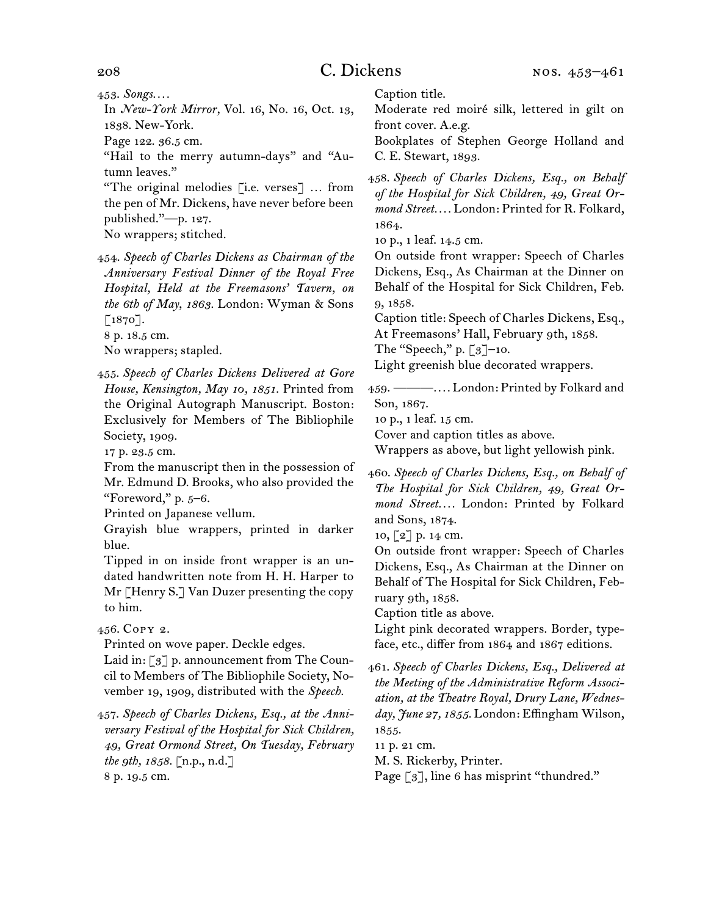453. *Songs.* . . .

In *New-York Mirror,* Vol. 16, No. 16, Oct. 13, 1838. New-York.

Page 122. 36.5 cm.

"Hail to the merry autumn-days" and "Autumn leaves."

"The original melodies [i.e. verses] . . . from the pen of Mr. Dickens, have never before been published."—p. 127.

No wrappers; stitched.

454. *Speech of Charles Dickens as Chairman of the Anniversary Festival Dinner of the Royal Free Hospital, Held at the Freemasons' Tavern, on the 6th of May, 1863.* London: Wyman & Sons [1870].

8 p. 18.5 cm.

No wrappers; stapled.

455. *Speech of Charles Dickens Delivered at Gore House, Kensington, May 10, 1851.* Printed from the Original Autograph Manuscript. Boston: Exclusively for Members of The Bibliophile Society, 1909.

17 p. 23.5 cm.

From the manuscript then in the possession of Mr. Edmund D. Brooks, who also provided the "Foreword," p. 5–6.

Printed on Japanese vellum.

Grayish blue wrappers, printed in darker blue.

Tipped in on inside front wrapper is an undated handwritten note from H. H. Harper to Mr [Henry S.] Van Duzer presenting the copy to him.

456. Copy 2.

Printed on wove paper. Deckle edges.

Laid in: [3] p. announcement from The Council to Members of The Bibliophile Society, November 19, 1909, distributed with the *Speech.*

457. *Speech of Charles Dickens, Esq., at the Anniversary Festival of the Hospital for Sick Children, 49, Great Ormond Street, On Tuesday, February the 9th, 1858.* [n.p., n.d.]

8 p. 19.5 cm.

Caption title.

Moderate red moiré silk, lettered in gilt on front cover. A.e.g.

Bookplates of Stephen George Holland and C. E. Stewart, 1893.

458. *Speech of Charles Dickens, Esq., on Behalf of the Hospital for Sick Children, 49, Great Ormond Street.* . . . London: Printed for R. Folkard, 1864.

10 p., 1 leaf. 14.5 cm.

On outside front wrapper: Speech of Charles Dickens, Esq., As Chairman at the Dinner on Behalf of the Hospital for Sick Children, Feb. 9, 1858.

Caption title: Speech of Charles Dickens, Esq., At Freemasons' Hall, February 9th, 1858.

The "Speech," p. [3]–10.

Light greenish blue decorated wrappers.

459. ———. . . . London: Printed by Folkard and Son, 1867.

10 p., 1 leaf. 15 cm.

Cover and caption titles as above.

Wrappers as above, but light yellowish pink.

460. *Speech of Charles Dickens, Esq., on Behalf of The Hospital for Sick Children, 49, Great Ormond Street.* . . . London: Printed by Folkard and Sons, 1874.

10, [2] p. 14 cm.

On outside front wrapper: Speech of Charles Dickens, Esq., As Chairman at the Dinner on Behalf of The Hospital for Sick Children, February 9th, 1858.

Caption title as above.

Light pink decorated wrappers. Border, typeface, etc., differ from 1864 and 1867 editions.

461. *Speech of Charles Dickens, Esq., Delivered at the Meeting of the Administrative Reform Association, at the Theatre Royal, Drury Lane, Wednesday, June 27, 1855.* London: Effingham Wilson, 1855.

11 p. 21 cm.

M. S. Rickerby, Printer.

Page [3], line 6 has misprint "thundred."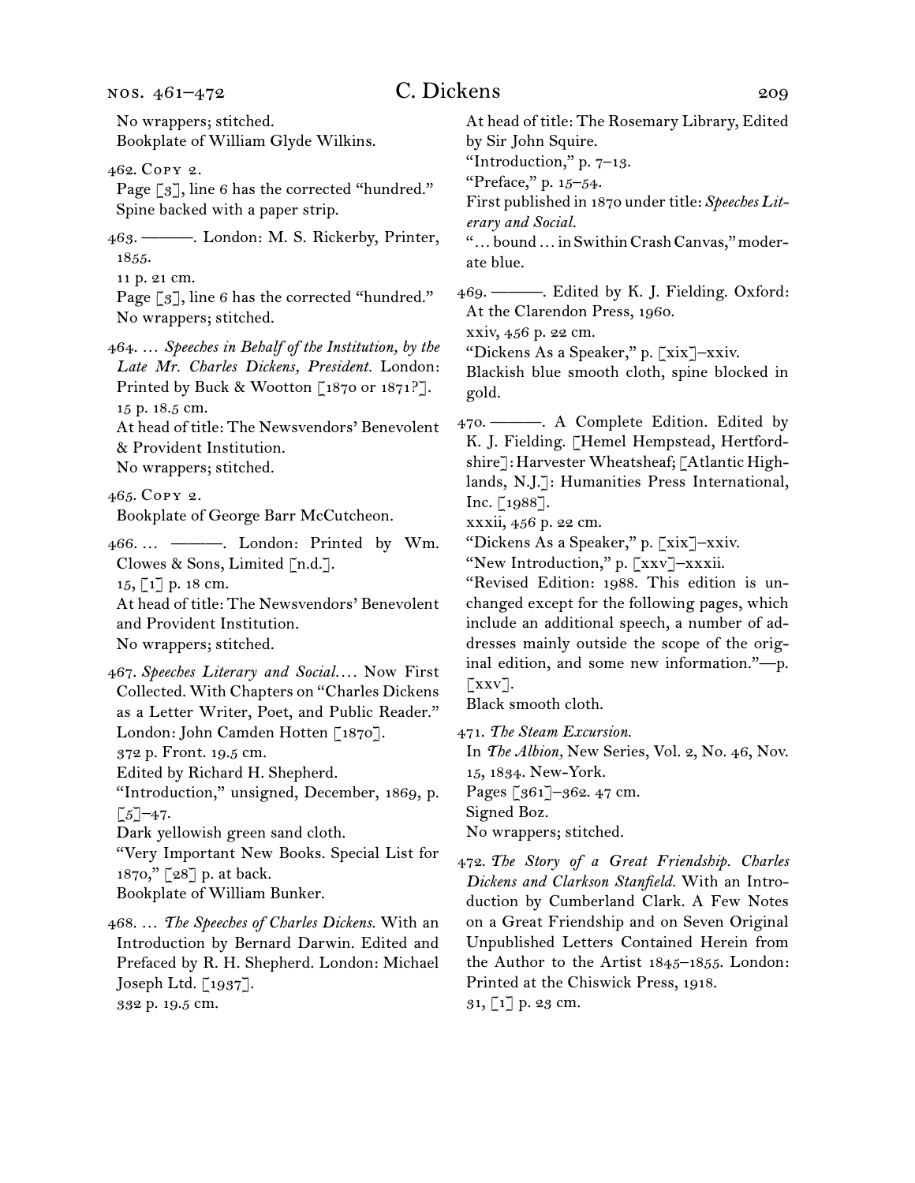No wrappers; stitched.
Bookplate of William Glyde Wilkins.

462. Copy 2.
Page [3], line 6 has the corrected "hundred."
Spine backed with a paper strip.

463. ———. London: M. S. Rickerby, Printer, 1855.
11 p. 21 cm.
Page [3], line 6 has the corrected "hundred."
No wrappers; stitched.

464. … *Speeches in Behalf of the Institution, by the Late Mr. Charles Dickens, President.* London: Printed by Buck & Wootton [1870 or 1871?].
15 p. 18.5 cm.
At head of title: The Newsvendors' Benevolent & Provident Institution.
No wrappers; stitched.

465. Copy 2.
Bookplate of George Barr McCutcheon.

466. … ———. London: Printed by Wm. Clowes & Sons, Limited [n.d.].
15, [1] p. 18 cm.
At head of title: The Newsvendors' Benevolent and Provident Institution.
No wrappers; stitched.

467. *Speeches Literary and Social.…* Now First Collected. With Chapters on "Charles Dickens as a Letter Writer, Poet, and Public Reader." London: John Camden Hotten [1870].
372 p. Front. 19.5 cm.
Edited by Richard H. Shepherd.
"Introduction," unsigned, December, 1869, p. [5]–47.
Dark yellowish green sand cloth.
"Very Important New Books. Special List for 1870," [28] p. at back.
Bookplate of William Bunker.

468. … *The Speeches of Charles Dickens.* With an Introduction by Bernard Darwin. Edited and Prefaced by R. H. Shepherd. London: Michael Joseph Ltd. [1937].
332 p. 19.5 cm.
At head of title: The Rosemary Library, Edited by Sir John Squire.
"Introduction," p. 7–13.
"Preface," p. 15–54.
First published in 1870 under title: *Speeches Literary and Social.*
"… bound … in Swithin Crash Canvas," moderate blue.

469. ———. Edited by K. J. Fielding. Oxford: At the Clarendon Press, 1960.
xxiv, 456 p. 22 cm.
"Dickens As a Speaker," p. [xix]–xxiv.
Blackish blue smooth cloth, spine blocked in gold.

470. ———. A Complete Edition. Edited by K. J. Fielding. [Hemel Hempstead, Hertfordshire]: Harvester Wheatsheaf; [Atlantic Highlands, N.J.]: Humanities Press International, Inc. [1988].
xxxii, 456 p. 22 cm.
"Dickens As a Speaker," p. [xix]–xxiv.
"New Introduction," p. [xxv]–xxxii.
"Revised Edition: 1988. This edition is unchanged except for the following pages, which include an additional speech, a number of addresses mainly outside the scope of the original edition, and some new information."—p. [xxv].
Black smooth cloth.

471. *The Steam Excursion.*
In *The Albion,* New Series, Vol. 2, No. 46, Nov. 15, 1834. New-York.
Pages [361]–362. 47 cm.
Signed Boz.
No wrappers; stitched.

472. *The Story of a Great Friendship. Charles Dickens and Clarkson Stanfield.* With an Introduction by Cumberland Clark. A Few Notes on a Great Friendship and on Seven Original Unpublished Letters Contained Herein from the Author to the Artist 1845–1855. London: Printed at the Chiswick Press, 1918.
31, [1] p. 23 cm.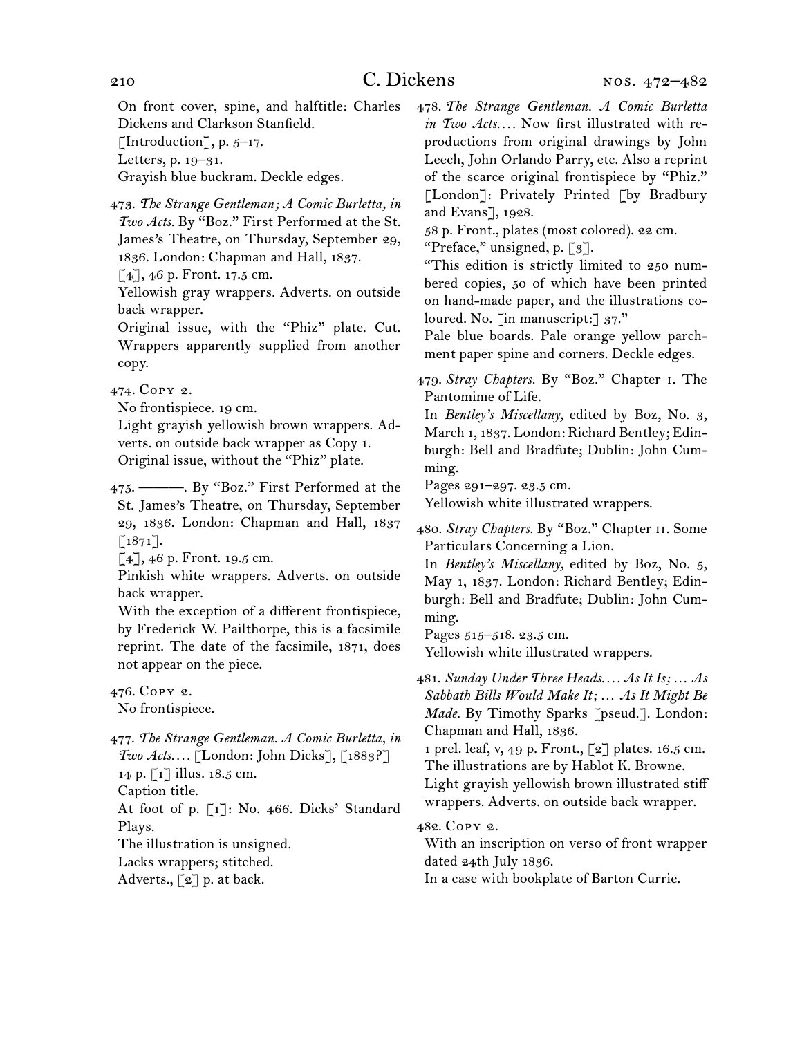On front cover, spine, and halftitle: Charles Dickens and Clarkson Stanfield.
[Introduction], p. 5–17.
Letters, p. 19–31.
Grayish blue buckram. Deckle edges.

473. *The Strange Gentleman; A Comic Burletta, in Two Acts.* By "Boz." First Performed at the St. James's Theatre, on Thursday, September 29, 1836. London: Chapman and Hall, 1837.
[4], 46 p. Front. 17.5 cm.
Yellowish gray wrappers. Adverts. on outside back wrapper.
Original issue, with the "Phiz" plate. Cut. Wrappers apparently supplied from another copy.

474. Copy 2.
No frontispiece. 19 cm.
Light grayish yellowish brown wrappers. Adverts. on outside back wrapper as Copy 1.
Original issue, without the "Phiz" plate.

475. ———. By "Boz." First Performed at the St. James's Theatre, on Thursday, September 29, 1836. London: Chapman and Hall, 1837 [1871].
[4], 46 p. Front. 19.5 cm.
Pinkish white wrappers. Adverts. on outside back wrapper.
With the exception of a different frontispiece, by Frederick W. Pailthorpe, this is a facsimile reprint. The date of the facsimile, 1871, does not appear on the piece.

476. Copy 2.
No frontispiece.

477. *The Strange Gentleman. A Comic Burletta, in Two Acts.…* [London: John Dicks], [1883?]
14 p. [1] illus. 18.5 cm.
Caption title.
At foot of p. [1]: No. 466. Dicks' Standard Plays.
The illustration is unsigned.
Lacks wrappers; stitched.
Adverts., [2] p. at back.

478. *The Strange Gentleman. A Comic Burletta in Two Acts.…* Now first illustrated with reproductions from original drawings by John Leech, John Orlando Parry, etc. Also a reprint of the scarce original frontispiece by "Phiz." [London]: Privately Printed [by Bradbury and Evans], 1928.
58 p. Front., plates (most colored). 22 cm.
"Preface," unsigned, p. [3].
"This edition is strictly limited to 250 numbered copies, 50 of which have been printed on hand-made paper, and the illustrations coloured. No. [in manuscript:] 37."
Pale blue boards. Pale orange yellow parchment paper spine and corners. Deckle edges.

479. *Stray Chapters.* By "Boz." Chapter I. The Pantomime of Life.
In *Bentley's Miscellany,* edited by Boz, No. 3, March 1, 1837. London: Richard Bentley; Edinburgh: Bell and Bradfute; Dublin: John Cumming.
Pages 291–297. 23.5 cm.
Yellowish white illustrated wrappers.

480. *Stray Chapters.* By "Boz." Chapter II. Some Particulars Concerning a Lion.
In *Bentley's Miscellany,* edited by Boz, No. 5, May 1, 1837. London: Richard Bentley; Edinburgh: Bell and Bradfute; Dublin: John Cumming.
Pages 515–518. 23.5 cm.
Yellowish white illustrated wrappers.

481. *Sunday Under Three Heads.… As It Is; … As Sabbath Bills Would Make It; … As It Might Be Made.* By Timothy Sparks [pseud.]. London: Chapman and Hall, 1836.
1 prel. leaf, v, 49 p. Front., [2] plates. 16.5 cm.
The illustrations are by Hablot K. Browne.
Light grayish yellowish brown illustrated stiff wrappers. Adverts. on outside back wrapper.

482. Copy 2.
With an inscription on verso of front wrapper dated 24th July 1836.
In a case with bookplate of Barton Currie.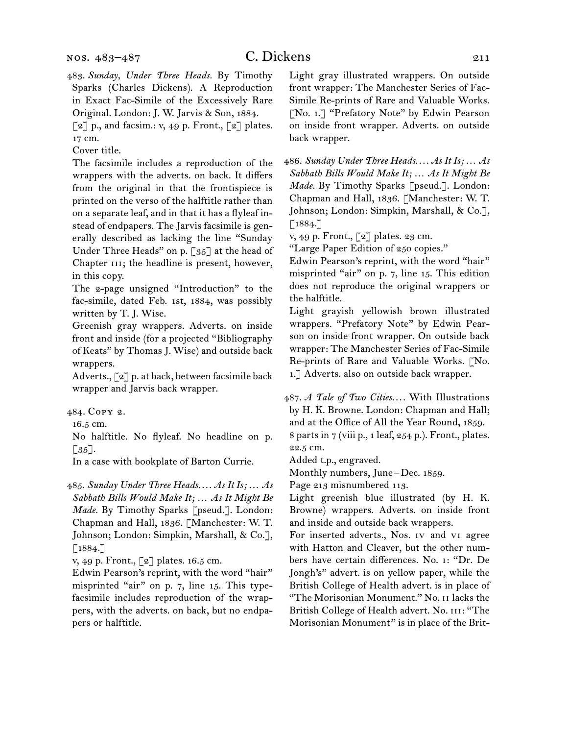483. *Sunday, Under Three Heads.* By Timothy Sparks (Charles Dickens). A Reproduction in Exact Fac-Simile of the Excessively Rare Original. London: J. W. Jarvis & Son, 1884.
[2] p., and facsim.: v, 49 p. Front., [2] plates. 17 cm.
Cover title.
The facsimile includes a reproduction of the wrappers with the adverts. on back. It differs from the original in that the frontispiece is printed on the verso of the halftitle rather than on a separate leaf, and in that it has a flyleaf instead of endpapers. The Jarvis facsimile is generally described as lacking the line "Sunday Under Three Heads" on p. [35] at the head of Chapter III; the headline is present, however, in this copy.
The 2-page unsigned "Introduction" to the fac-simile, dated Feb. 1st, 1884, was possibly written by T. J. Wise.
Greenish gray wrappers. Adverts. on inside front and inside (for a projected "Bibliography of Keats" by Thomas J. Wise) and outside back wrappers.
Adverts., [2] p. at back, between facsimile back wrapper and Jarvis back wrapper.

484. Copy 2.
16.5 cm.
No halftitle. No flyleaf. No headline on p. [35].
In a case with bookplate of Barton Currie.

485. *Sunday Under Three Heads.... As It Is; ... As Sabbath Bills Would Make It; ... As It Might Be Made.* By Timothy Sparks [pseud.]. London: Chapman and Hall, 1836. [Manchester: W. T. Johnson; London: Simpkin, Marshall, & Co.], [1884.]
v, 49 p. Front., [2] plates. 16.5 cm.
Edwin Pearson's reprint, with the word "hair" misprinted "air" on p. 7, line 15. This type-facsimile includes reproduction of the wrappers, with the adverts. on back, but no endpapers or halftitle.
Light gray illustrated wrappers. On outside front wrapper: The Manchester Series of Fac-Simile Re-prints of Rare and Valuable Works. [No. 1.] "Prefatory Note" by Edwin Pearson on inside front wrapper. Adverts. on outside back wrapper.

486. *Sunday Under Three Heads.... As It Is; ... As Sabbath Bills Would Make It; ... As It Might Be Made.* By Timothy Sparks [pseud.]. London: Chapman and Hall, 1836. [Manchester: W. T. Johnson; London: Simpkin, Marshall, & Co.], [1884.]
v, 49 p. Front., [2] plates. 23 cm.
"Large Paper Edition of 250 copies."
Edwin Pearson's reprint, with the word "hair" misprinted "air" on p. 7, line 15. This edition does not reproduce the original wrappers or the halftitle.
Light grayish yellowish brown illustrated wrappers. "Prefatory Note" by Edwin Pearson on inside front wrapper. On outside back wrapper: The Manchester Series of Fac-Simile Re-prints of Rare and Valuable Works. [No. 1.] Adverts. also on outside back wrapper.

487. *A Tale of Two Cities....* With Illustrations by H. K. Browne. London: Chapman and Hall; and at the Office of All the Year Round, 1859.
8 parts in 7 (viii p., 1 leaf, 254 p.). Front., plates. 22.5 cm.
Added t.p., engraved.
Monthly numbers, June–Dec. 1859.
Page 213 misnumbered 113.
Light greenish blue illustrated (by H. K. Browne) wrappers. Adverts. on inside front and inside and outside back wrappers.
For inserted adverts., Nos. IV and VI agree with Hatton and Cleaver, but the other numbers have certain differences. No. I: "Dr. De Jongh's" advert. is on yellow paper, while the British College of Health advert. is in place of "The Morisonian Monument." No. II lacks the British College of Health advert. No. III: "The Morisonian Monument" is in place of the Brit-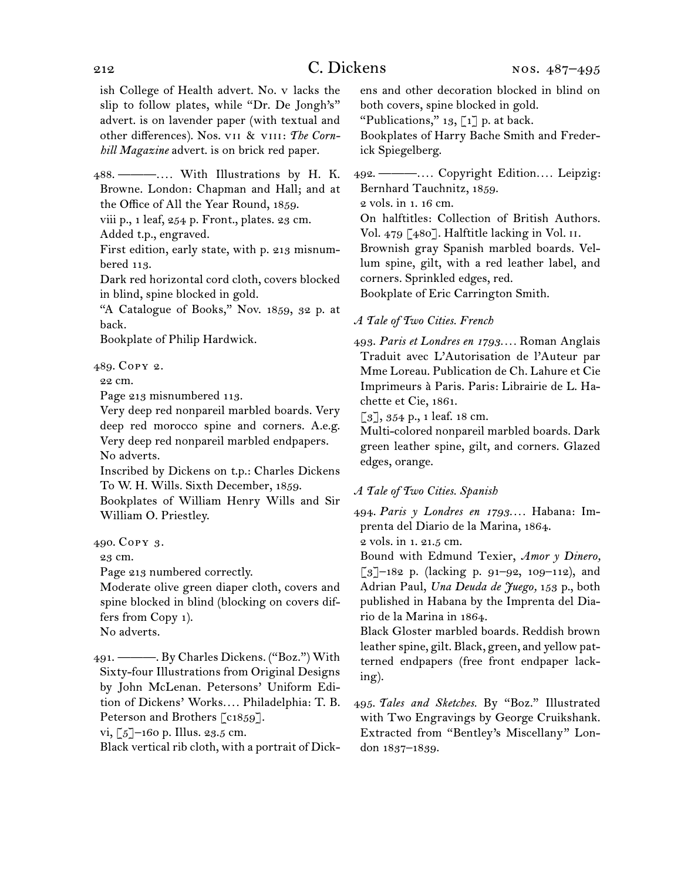ish College of Health advert. No. v lacks the slip to follow plates, while "Dr. De Jongh's" advert. is on lavender paper (with textual and other differences). Nos. vii & viii: *The Cornhill Magazine* advert. is on brick red paper.

488. ———.… With Illustrations by H. K. Browne. London: Chapman and Hall; and at the Office of All the Year Round, 1859.
viii p., 1 leaf, 254 p. Front., plates. 23 cm.
Added t.p., engraved.
First edition, early state, with p. 213 misnumbered 113.
Dark red horizontal cord cloth, covers blocked in blind, spine blocked in gold.
"A Catalogue of Books," Nov. 1859, 32 p. at back.
Bookplate of Philip Hardwick.

489. Copy 2.
22 cm.
Page 213 misnumbered 113.
Very deep red nonpareil marbled boards. Very deep red morocco spine and corners. A.e.g. Very deep red nonpareil marbled endpapers.
No adverts.
Inscribed by Dickens on t.p.: Charles Dickens To W. H. Wills. Sixth December, 1859.
Bookplates of William Henry Wills and Sir William O. Priestley.

490. Copy 3.
23 cm.
Page 213 numbered correctly.
Moderate olive green diaper cloth, covers and spine blocked in blind (blocking on covers differs from Copy 1).
No adverts.

491. ———. By Charles Dickens. ("Boz.") With Sixty-four Illustrations from Original Designs by John McLenan. Petersons' Uniform Edition of Dickens' Works.… Philadelphia: T. B. Peterson and Brothers [c1859].
vi, [5]–160 p. Illus. 23.5 cm.
Black vertical rib cloth, with a portrait of Dickens and other decoration blocked in blind on both covers, spine blocked in gold.
"Publications," 13, [1] p. at back.
Bookplates of Harry Bache Smith and Frederick Spiegelberg.

492. ———.… Copyright Edition.… Leipzig: Bernhard Tauchnitz, 1859.
2 vols. in 1. 16 cm.
On halftitles: Collection of British Authors. Vol. 479 [480]. Halftitle lacking in Vol. ii.
Brownish gray Spanish marbled boards. Vellum spine, gilt, with a red leather label, and corners. Sprinkled edges, red.
Bookplate of Eric Carrington Smith.

*A Tale of Two Cities. French*

493. *Paris et Londres en 1793.…* Roman Anglais Traduit avec L'Autorisation de l'Auteur par Mme Loreau. Publication de Ch. Lahure et Cie Imprimeurs à Paris. Paris: Librairie de L. Hachette et Cie, 1861.
[3], 354 p., 1 leaf. 18 cm.
Multi-colored nonpareil marbled boards. Dark green leather spine, gilt, and corners. Glazed edges, orange.

*A Tale of Two Cities. Spanish*

494. *Paris y Londres en 1793.…* Habana: Imprenta del Diario de la Marina, 1864.
2 vols. in 1. 21.5 cm.
Bound with Edmund Texier, *Amor y Dinero,* [3]–182 p. (lacking p. 91–92, 109–112), and Adrian Paul, *Una Deuda de Juego,* 153 p., both published in Habana by the Imprenta del Diario de la Marina in 1864.
Black Gloster marbled boards. Reddish brown leather spine, gilt. Black, green, and yellow patterned endpapers (free front endpaper lacking).

495. *Tales and Sketches.* By "Boz." Illustrated with Two Engravings by George Cruikshank. Extracted from "Bentley's Miscellany" London 1837–1839.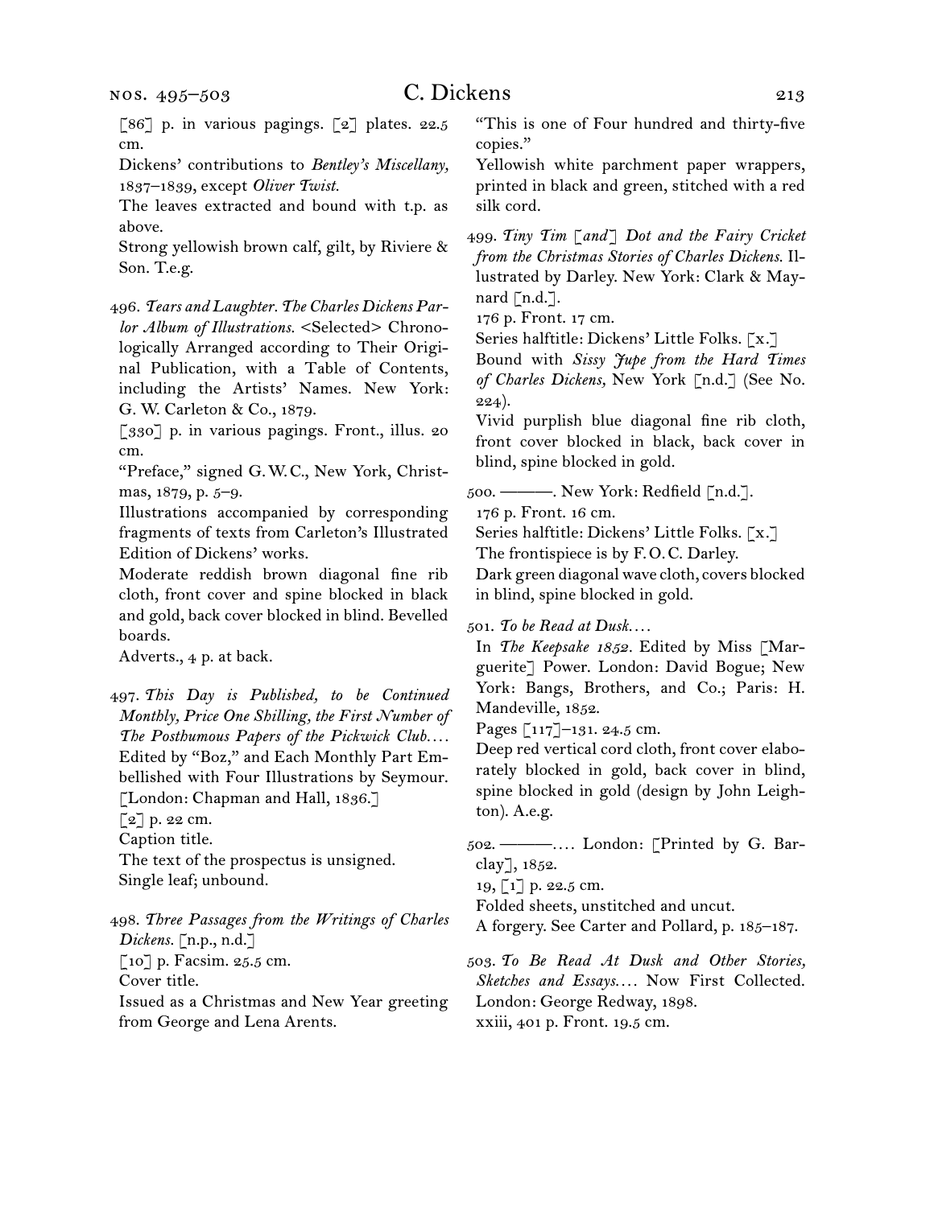[86] p. in various pagings. [2] plates. 22.5 cm.

Dickens' contributions to *Bentley's Miscellany,* 1837–1839, except *Oliver Twist.*

The leaves extracted and bound with t.p. as above.

Strong yellowish brown calf, gilt, by Riviere & Son. T.e.g.

496. *Tears and Laughter. The Charles Dickens Parlor Album of Illustrations.* <Selected> Chronologically Arranged according to Their Original Publication, with a Table of Contents, including the Artists' Names. New York: G. W. Carleton & Co., 1879.

[330] p. in various pagings. Front., illus. 20 cm.

"Preface," signed G.W.C., New York, Christmas, 1879, p. 5–9.

Illustrations accompanied by corresponding fragments of texts from Carleton's Illustrated Edition of Dickens' works.

Moderate reddish brown diagonal fine rib cloth, front cover and spine blocked in black and gold, back cover blocked in blind. Bevelled boards.

Adverts., 4 p. at back.

497. *This Day is Published, to be Continued Monthly, Price One Shilling, the First Number of The Posthumous Papers of the Pickwick Club. . . .* Edited by "Boz," and Each Monthly Part Embellished with Four Illustrations by Seymour. [London: Chapman and Hall, 1836.]

[2] p. 22 cm.

Caption title.

The text of the prospectus is unsigned.

Single leaf; unbound.

498. *Three Passages from the Writings of Charles Dickens.* [n.p., n.d.]

[10] p. Facsim. 25.5 cm.

Cover title.

Issued as a Christmas and New Year greeting from George and Lena Arents.

"This is one of Four hundred and thirty-five copies."

Yellowish white parchment paper wrappers, printed in black and green, stitched with a red silk cord.

499. *Tiny Tim [and] Dot and the Fairy Cricket from the Christmas Stories of Charles Dickens.* Illustrated by Darley. New York: Clark & Maynard [n.d.].

176 p. Front. 17 cm.

Series halftitle: Dickens' Little Folks. [x.]

Bound with *Sissy Jupe from the Hard Times of Charles Dickens,* New York [n.d.] (See No. 224).

Vivid purplish blue diagonal fine rib cloth, front cover blocked in black, back cover in blind, spine blocked in gold.

500. ———. New York: Redfield [n.d.].

176 p. Front. 16 cm.

Series halftitle: Dickens' Little Folks. [x.]

The frontispiece is by F. O. C. Darley.

Dark green diagonal wave cloth, covers blocked in blind, spine blocked in gold.

501. *To be Read at Dusk. . . .*

In *The Keepsake 1852.* Edited by Miss [Marguerite] Power. London: David Bogue; New York: Bangs, Brothers, and Co.; Paris: H. Mandeville, 1852.

Pages [117]–131. 24.5 cm.

Deep red vertical cord cloth, front cover elaborately blocked in gold, back cover in blind, spine blocked in gold (design by John Leighton). A.e.g.

502. ———. . . . London: [Printed by G. Barclay], 1852.

19, [1] p. 22.5 cm.

Folded sheets, unstitched and uncut.

A forgery. See Carter and Pollard, p. 185–187.

503. *To Be Read At Dusk and Other Stories, Sketches and Essays. . . .* Now First Collected. London: George Redway, 1898.

xxiii, 401 p. Front. 19.5 cm.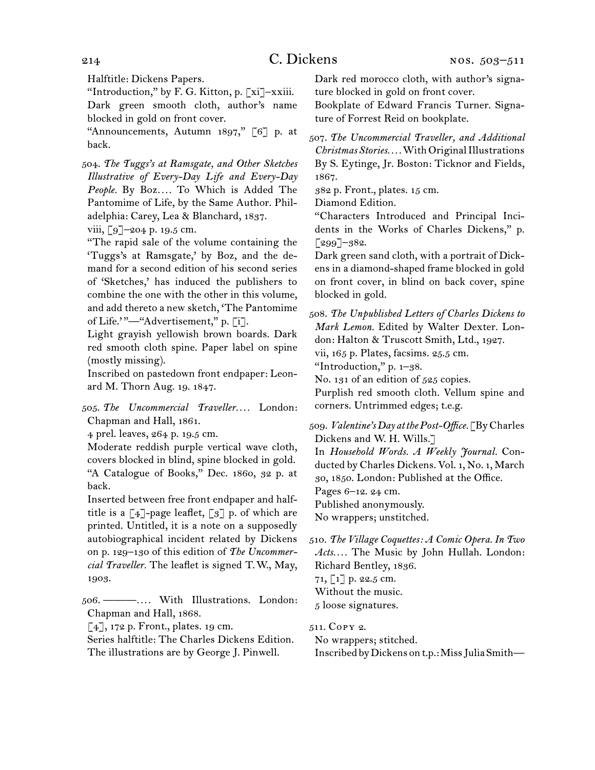Halftitle: Dickens Papers.
"Introduction," by F. G. Kitton, p. [xi]–xxiii.
Dark green smooth cloth, author's name blocked in gold on front cover.
"Announcements, Autumn 1897," [6] p. at back.

504. *The Tuggs's at Ramsgate, and Other Sketches Illustrative of Every-Day Life and Every-Day People.* By Boz.... To Which is Added The Pantomime of Life, by the Same Author. Philadelphia: Carey, Lea & Blanchard, 1837.
viii, [9]–204 p. 19.5 cm.
"The rapid sale of the volume containing the 'Tuggs's at Ramsgate,' by Boz, and the demand for a second edition of his second series of 'Sketches,' has induced the publishers to combine the one with the other in this volume, and add thereto a new sketch, 'The Pantomime of Life.'"—"Advertisement," p. [i].
Light grayish yellowish brown boards. Dark red smooth cloth spine. Paper label on spine (mostly missing).
Inscribed on pastedown front endpaper: Leonard M. Thorn Aug. 19. 1847.

505. *The Uncommercial Traveller....* London: Chapman and Hall, 1861.
4 prel. leaves, 264 p. 19.5 cm.
Moderate reddish purple vertical wave cloth, covers blocked in blind, spine blocked in gold.
"A Catalogue of Books," Dec. 1860, 32 p. at back.
Inserted between free front endpaper and halftitle is a [4]-page leaflet, [3] p. of which are printed. Untitled, it is a note on a supposedly autobiographical incident related by Dickens on p. 129–130 of this edition of *The Uncommercial Traveller.* The leaflet is signed T. W., May, 1903.

506. ———.... With Illustrations. London: Chapman and Hall, 1868.
[4], 172 p. Front., plates. 19 cm.
Series halftitle: The Charles Dickens Edition.
The illustrations are by George J. Pinwell.
Dark red morocco cloth, with author's signature blocked in gold on front cover.
Bookplate of Edward Francis Turner. Signature of Forrest Reid on bookplate.

507. *The Uncommercial Traveller, and Additional Christmas Stories....* With Original Illustrations By S. Eytinge, Jr. Boston: Ticknor and Fields, 1867.
382 p. Front., plates. 15 cm.
Diamond Edition.
"Characters Introduced and Principal Incidents in the Works of Charles Dickens," p. [299]–382.
Dark green sand cloth, with a portrait of Dickens in a diamond-shaped frame blocked in gold on front cover, in blind on back cover, spine blocked in gold.

508. *The Unpublished Letters of Charles Dickens to Mark Lemon.* Edited by Walter Dexter. London: Halton & Truscott Smith, Ltd., 1927.
vii, 165 p. Plates, facsims. 25.5 cm.
"Introduction," p. 1–38.
No. 131 of an edition of 525 copies.
Purplish red smooth cloth. Vellum spine and corners. Untrimmed edges; t.e.g.

509. *Valentine's Day at the Post-Office.* [By Charles Dickens and W. H. Wills.]
In *Household Words. A Weekly Journal.* Conducted by Charles Dickens. Vol. 1, No. 1, March 30, 1850. London: Published at the Office.
Pages 6–12. 24 cm.
Published anonymously.
No wrappers; unstitched.

510. *The Village Coquettes: A Comic Opera. In Two Acts....* The Music by John Hullah. London: Richard Bentley, 1836.
71, [1] p. 22.5 cm.
Without the music.
5 loose signatures.

511. Copy 2.
No wrappers; stitched.
Inscribed by Dickens on t.p.: Miss Julia Smith—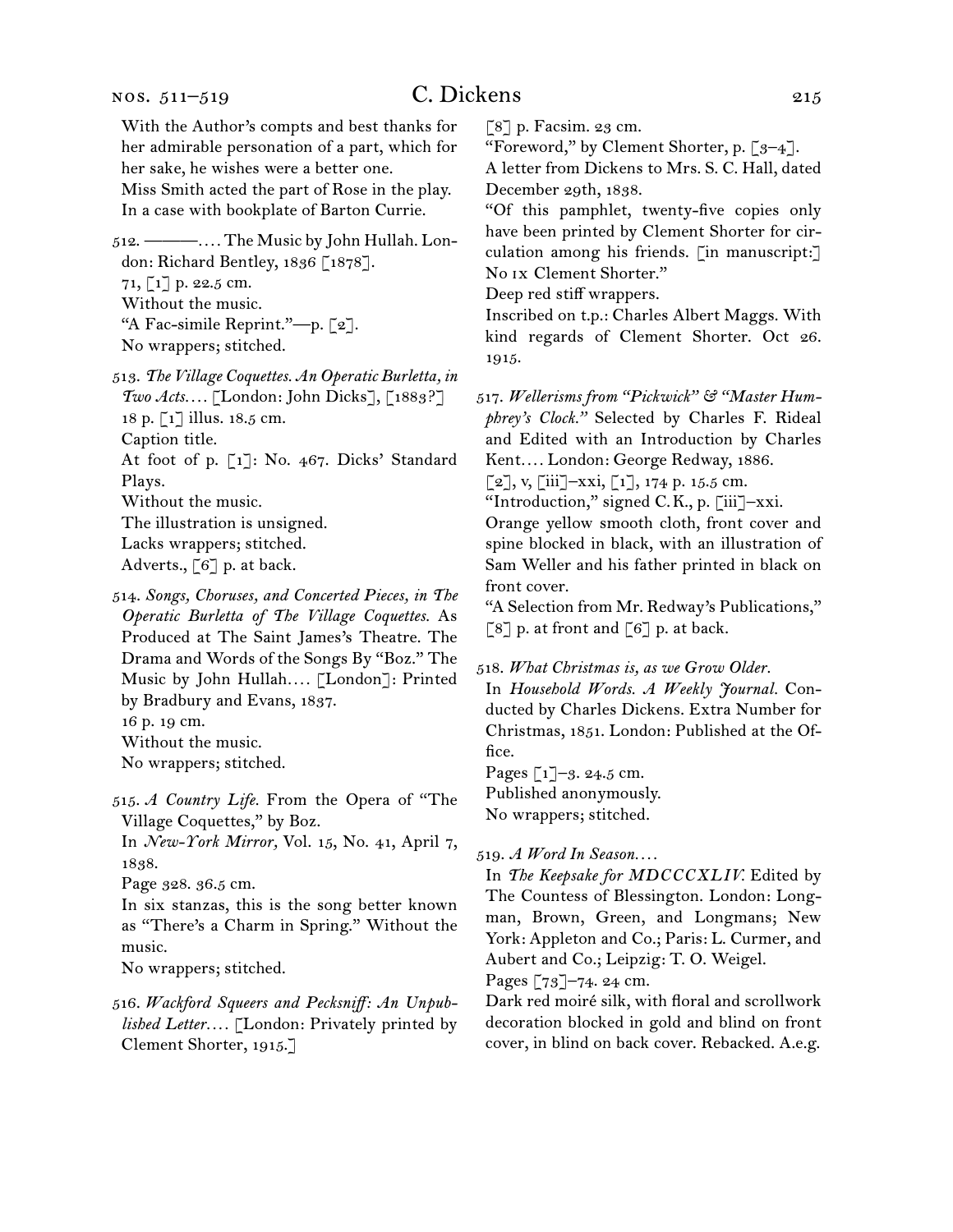With the Author's compts and best thanks for her admirable personation of a part, which for her sake, he wishes were a better one.
Miss Smith acted the part of Rose in the play.
In a case with bookplate of Barton Currie.

512. ———. . . . The Music by John Hullah. London: Richard Bentley, 1836 [1878].
71, [1] p. 22.5 cm.
Without the music.
"A Fac-simile Reprint."—p. [2].
No wrappers; stitched.

513. *The Village Coquettes. An Operatic Burletta, in Two Acts. . . .* [London: John Dicks], [1883?]
18 p. [1] illus. 18.5 cm.
Caption title.
At foot of p. [1]: No. 467. Dicks' Standard Plays.
Without the music.
The illustration is unsigned.
Lacks wrappers; stitched.
Adverts., [6] p. at back.

514. *Songs, Choruses, and Concerted Pieces, in The Operatic Burletta of The Village Coquettes.* As Produced at The Saint James's Theatre. The Drama and Words of the Songs By "Boz." The Music by John Hullah. . . . [London]: Printed by Bradbury and Evans, 1837.
16 p. 19 cm.
Without the music.
No wrappers; stitched.

515. *A Country Life.* From the Opera of "The Village Coquettes," by Boz.
In *New-York Mirror,* Vol. 15, No. 41, April 7, 1838.
Page 328. 36.5 cm.
In six stanzas, this is the song better known as "There's a Charm in Spring." Without the music.
No wrappers; stitched.

516. *Wackford Squeers and Pecksniff: An Unpublished Letter. . . .* [London: Privately printed by Clement Shorter, 1915.]
[8] p. Facsim. 23 cm.
"Foreword," by Clement Shorter, p. [3–4].
A letter from Dickens to Mrs. S. C. Hall, dated December 29th, 1838.
"Of this pamphlet, twenty-five copies only have been printed by Clement Shorter for circulation among his friends. [in manuscript:] No IX Clement Shorter."
Deep red stiff wrappers.
Inscribed on t.p.: Charles Albert Maggs. With kind regards of Clement Shorter. Oct 26. 1915.

517. *Wellerisms from "Pickwick" & "Master Humphrey's Clock."* Selected by Charles F. Rideal and Edited with an Introduction by Charles Kent. . . . London: George Redway, 1886.
[2], v, [iii]–xxi, [1], 174 p. 15.5 cm.
"Introduction," signed C. K., p. [iii]–xxi.
Orange yellow smooth cloth, front cover and spine blocked in black, with an illustration of Sam Weller and his father printed in black on front cover.
"A Selection from Mr. Redway's Publications," [8] p. at front and [6] p. at back.

518. *What Christmas is, as we Grow Older.*
In *Household Words. A Weekly Journal.* Conducted by Charles Dickens. Extra Number for Christmas, 1851. London: Published at the Office.
Pages [1]–3. 24.5 cm.
Published anonymously.
No wrappers; stitched.

519. *A Word In Season. . . .*
In *The Keepsake for MDCCCXLIV.* Edited by The Countess of Blessington. London: Longman, Brown, Green, and Longmans; New York: Appleton and Co.; Paris: L. Curmer, and Aubert and Co.; Leipzig: T. O. Weigel.
Pages [73]–74. 24 cm.
Dark red moiré silk, with floral and scrollwork decoration blocked in gold and blind on front cover, in blind on back cover. Rebacked. A.e.g.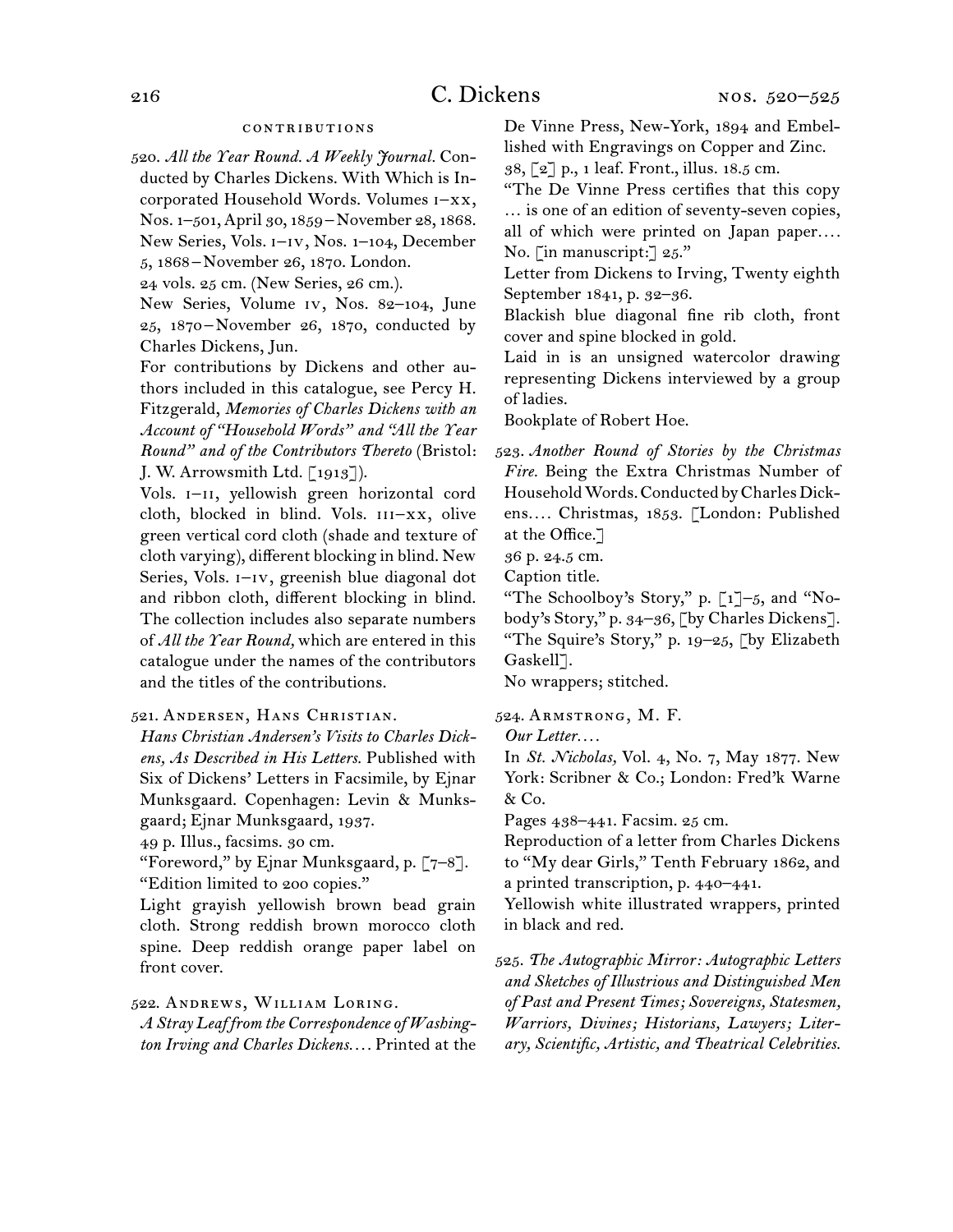## contributions

520. *All the Year Round. A Weekly Journal.* Conducted by Charles Dickens. With Which is Incorporated Household Words. Volumes i–xx, Nos. 1–501, April 30, 1859 – November 28, 1868. New Series, Vols. i–iv, Nos. 1–104, December 5, 1868 – November 26, 1870. London.
24 vols. 25 cm. (New Series, 26 cm.).
New Series, Volume iv, Nos. 82–104, June 25, 1870 – November 26, 1870, conducted by Charles Dickens, Jun.
For contributions by Dickens and other authors included in this catalogue, see Percy H. Fitzgerald, *Memories of Charles Dickens with an Account of "Household Words" and "All the Year Round" and of the Contributors Thereto* (Bristol: J. W. Arrowsmith Ltd. [1913]).
Vols. i–ii, yellowish green horizontal cord cloth, blocked in blind. Vols. iii–xx, olive green vertical cord cloth (shade and texture of cloth varying), different blocking in blind. New Series, Vols. i–iv, greenish blue diagonal dot and ribbon cloth, different blocking in blind. The collection includes also separate numbers of *All the Year Round,* which are entered in this catalogue under the names of the contributors and the titles of the contributions.

521. Andersen, Hans Christian.
*Hans Christian Andersen's Visits to Charles Dickens, As Described in His Letters.* Published with Six of Dickens' Letters in Facsimile, by Ejnar Munksgaard. Copenhagen: Levin & Munksgaard; Ejnar Munksgaard, 1937.
49 p. Illus., facsims. 30 cm.
"Foreword," by Ejnar Munksgaard, p. [7–8].
"Edition limited to 200 copies."
Light grayish yellowish brown bead grain cloth. Strong reddish brown morocco cloth spine. Deep reddish orange paper label on front cover.

522. Andrews, William Loring.
*A Stray Leaf from the Correspondence of Washington Irving and Charles Dickens. . . .* Printed at the De Vinne Press, New-York, 1894 and Embellished with Engravings on Copper and Zinc.
38, [2] p., 1 leaf. Front., illus. 18.5 cm.
"The De Vinne Press certifies that this copy . . . is one of an edition of seventy-seven copies, all of which were printed on Japan paper. . . . No. [in manuscript:] 25."
Letter from Dickens to Irving, Twenty eighth September 1841, p. 32–36.
Blackish blue diagonal fine rib cloth, front cover and spine blocked in gold.
Laid in is an unsigned watercolor drawing representing Dickens interviewed by a group of ladies.
Bookplate of Robert Hoe.

523. *Another Round of Stories by the Christmas Fire.* Being the Extra Christmas Number of Household Words. Conducted by Charles Dickens. . . . Christmas, 1853. [London: Published at the Office.]
36 p. 24.5 cm.
Caption title.
"The Schoolboy's Story," p. [1]–5, and "Nobody's Story," p. 34–36, [by Charles Dickens].
"The Squire's Story," p. 19–25, [by Elizabeth Gaskell].
No wrappers; stitched.

524. Armstrong, M. F.
*Our Letter. . . .*
In *St. Nicholas,* Vol. 4, No. 7, May 1877. New York: Scribner & Co.; London: Fred'k Warne & Co.
Pages 438–441. Facsim. 25 cm.
Reproduction of a letter from Charles Dickens to "My dear Girls," Tenth February 1862, and a printed transcription, p. 440–441.
Yellowish white illustrated wrappers, printed in black and red.

525. *The Autographic Mirror: Autographic Letters and Sketches of Illustrious and Distinguished Men of Past and Present Times; Sovereigns, Statesmen, Warriors, Divines; Historians, Lawyers; Literary, Scientific, Artistic, and Theatrical Celebrities.*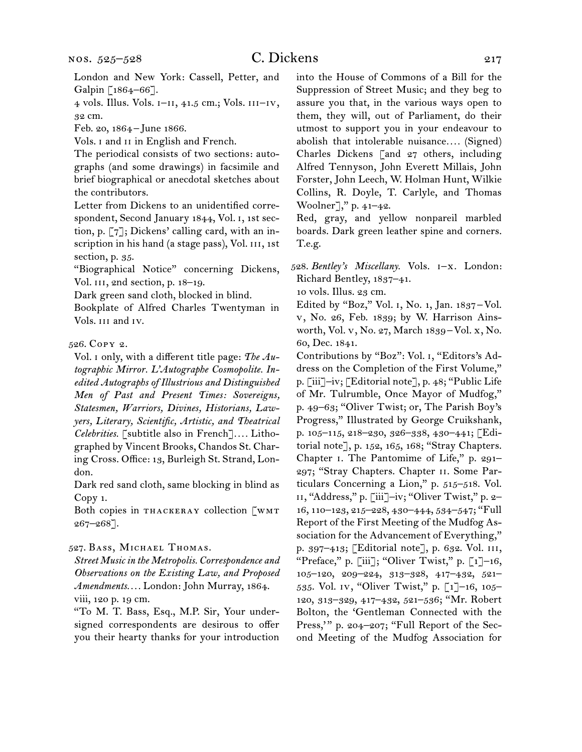London and New York: Cassell, Petter, and Galpin [1864–66].

4 vols. Illus. Vols. I–II, 41.5 cm.; Vols. III–IV, 32 cm.

Feb. 20, 1864 – June 1866.

Vols. I and II in English and French.

The periodical consists of two sections: autographs (and some drawings) in facsimile and brief biographical or anecdotal sketches about the contributors.

Letter from Dickens to an unidentified correspondent, Second January 1844, Vol. I, 1st section, p. [7]; Dickens' calling card, with an inscription in his hand (a stage pass), Vol. III, 1st section, p. 35.

"Biographical Notice" concerning Dickens, Vol. III, 2nd section, p. 18–19.

Dark green sand cloth, blocked in blind.

Bookplate of Alfred Charles Twentyman in Vols. III and IV.

526. Copy 2.

Vol. I only, with a different title page: *The Autographic Mirror. L'Autographe Cosmopolite. Inedited Autographs of Illustrious and Distinguished Men of Past and Present Times: Sovereigns, Statesmen, Warriors, Divines, Historians, Lawyers, Literary, Scientific, Artistic, and Theatrical Celebrities.* [subtitle also in French].... Lithographed by Vincent Brooks, Chandos St. Charing Cross. Office: 13, Burleigh St. Strand, London.

Dark red sand cloth, same blocking in blind as Copy 1.

Both copies in THACKERAY collection [WMT 267–268].

527. Bass, Michael Thomas.

*Street Music in the Metropolis. Correspondence and Observations on the Existing Law, and Proposed Amendments....* London: John Murray, 1864.

viii, 120 p. 19 cm.

"To M. T. Bass, Esq., M.P. Sir, Your undersigned correspondents are desirous to offer you their hearty thanks for your introduction into the House of Commons of a Bill for the Suppression of Street Music; and they beg to assure you that, in the various ways open to them, they will, out of Parliament, do their utmost to support you in your endeavour to abolish that intolerable nuisance.... (Signed) Charles Dickens [and 27 others, including Alfred Tennyson, John Everett Millais, John Forster, John Leech, W. Holman Hunt, Wilkie Collins, R. Doyle, T. Carlyle, and Thomas Woolner]," p. 41–42.

Red, gray, and yellow nonpareil marbled boards. Dark green leather spine and corners. T.e.g.

528. *Bentley's Miscellany.* Vols. I–X. London: Richard Bentley, 1837–41.

10 vols. Illus. 23 cm.

Edited by "Boz," Vol. I, No. 1, Jan. 1837 – Vol. V, No. 26, Feb. 1839; by W. Harrison Ainsworth, Vol. V, No. 27, March 1839 – Vol. X, No. 60, Dec. 1841.

Contributions by "Boz": Vol. I, "Editors's Address on the Completion of the First Volume," p. [iii]–iv; [Editorial note], p. 48; "Public Life of Mr. Tulrumble, Once Mayor of Mudfog," p. 49–63; "Oliver Twist; or, The Parish Boy's Progress," Illustrated by George Cruikshank, p. 105–115, 218–230, 326–338, 430–441; [Editorial note], p. 152, 165, 168; "Stray Chapters. Chapter I. The Pantomime of Life," p. 291–297; "Stray Chapters. Chapter II. Some Particulars Concerning a Lion," p. 515–518. Vol. II, "Address," p. [iii]–iv; "Oliver Twist," p. 2–16, 110–123, 215–228, 430–444, 534–547; "Full Report of the First Meeting of the Mudfog Association for the Advancement of Everything," p. 397–413; [Editorial note], p. 632. Vol. III, "Preface," p. [iii]; "Oliver Twist," p. [1]–16, 105–120, 209–224, 313–328, 417–432, 521–535. Vol. IV, "Oliver Twist," p. [1]–16, 105–120, 313–329, 417–432, 521–536; "Mr. Robert Bolton, the 'Gentleman Connected with the Press,'" p. 204–207; "Full Report of the Second Meeting of the Mudfog Association for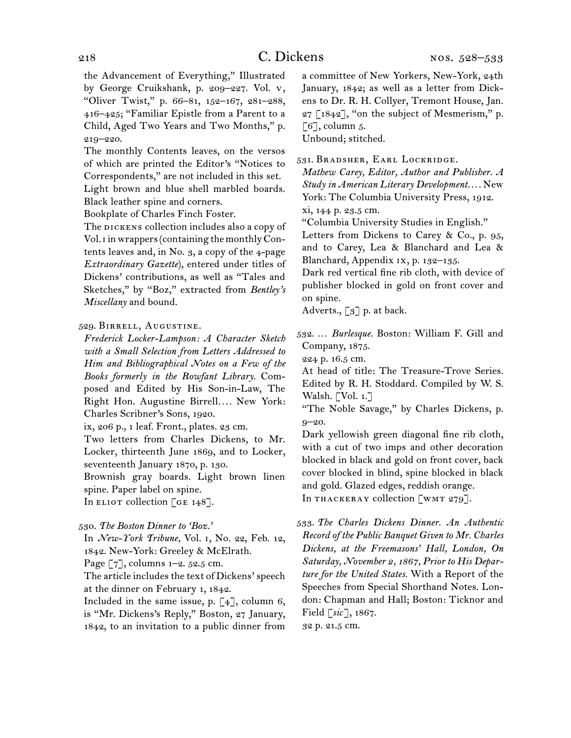the Advancement of Everything," Illustrated by George Cruikshank, p. 209–227. Vol. v, "Oliver Twist," p. 66–81, 152–167, 281–288, 416–425; "Familiar Epistle from a Parent to a Child, Aged Two Years and Two Months," p. 219–220.

The monthly Contents leaves, on the versos of which are printed the Editor's "Notices to Correspondents," are not included in this set.

Light brown and blue shell marbled boards. Black leather spine and corners.

Bookplate of Charles Finch Foster.

The DICKENS collection includes also a copy of Vol. I in wrappers (containing the monthly Contents leaves and, in No. 3, a copy of the 4-page *Extraordinary Gazette*), entered under titles of Dickens' contributions, as well as "Tales and Sketches," by "Boz," extracted from *Bentley's Miscellany* and bound.

529. BIRRELL, AUGUSTINE.

*Frederick Locker-Lampson: A Character Sketch with a Small Selection from Letters Addressed to Him and Bibliographical Notes on a Few of the Books formerly in the Rowfant Library.* Composed and Edited by His Son-in-Law, The Right Hon. Augustine Birrell.... New York: Charles Scribner's Sons, 1920.

ix, 206 p., 1 leaf. Front., plates. 23 cm.

Two letters from Charles Dickens, to Mr. Locker, thirteenth June 1869, and to Locker, seventeenth January 1870, p. 130.

Brownish gray boards. Light brown linen spine. Paper label on spine.

In ELIOT collection [GE 148].

530. *The Boston Dinner to 'Boz.'*

In *New-York Tribune,* Vol. 1, No. 22, Feb. 12, 1842. New-York: Greeley & McElrath.

Page [7], columns 1–2. 52.5 cm.

The article includes the text of Dickens' speech at the dinner on February 1, 1842.

Included in the same issue, p. [4], column 6, is "Mr. Dickens's Reply," Boston, 27 January, 1842, to an invitation to a public dinner from a committee of New Yorkers, New-York, 24th January, 1842; as well as a letter from Dickens to Dr. R. H. Collyer, Tremont House, Jan. 27 [1842], "on the subject of Mesmerism," p. [6], column 5.

Unbound; stitched.

531. BRADSHER, EARL LOCKRIDGE.

*Mathew Carey, Editor, Author and Publisher. A Study in American Literary Development....* New York: The Columbia University Press, 1912.

xi, 144 p. 23.5 cm.

"Columbia University Studies in English."

Letters from Dickens to Carey & Co., p. 95, and to Carey, Lea & Blanchard and Lea & Blanchard, Appendix IX, p. 132–135.

Dark red vertical fine rib cloth, with device of publisher blocked in gold on front cover and on spine.

Adverts., [3] p. at back.

532. ... *Burlesque.* Boston: William F. Gill and Company, 1875.

224 p. 16.5 cm.

At head of title: The Treasure-Trove Series. Edited by R. H. Stoddard. Compiled by W. S. Walsh. [Vol. 1.]

"The Noble Savage," by Charles Dickens, p. 9–20.

Dark yellowish green diagonal fine rib cloth, with a cut of two imps and other decoration blocked in black and gold on front cover, back cover blocked in blind, spine blocked in black and gold. Glazed edges, reddish orange.

In THACKERAY collection [WMT 279].

533. *The Charles Dickens Dinner. An Authentic Record of the Public Banquet Given to Mr. Charles Dickens, at the Freemasons' Hall, London, On Saturday, November 2, 1867, Prior to His Departure for the United States.* With a Report of the Speeches from Special Shorthand Notes. London: Chapman and Hall; Boston: Ticknor and Field [*sic*], 1867.

32 p. 21.5 cm.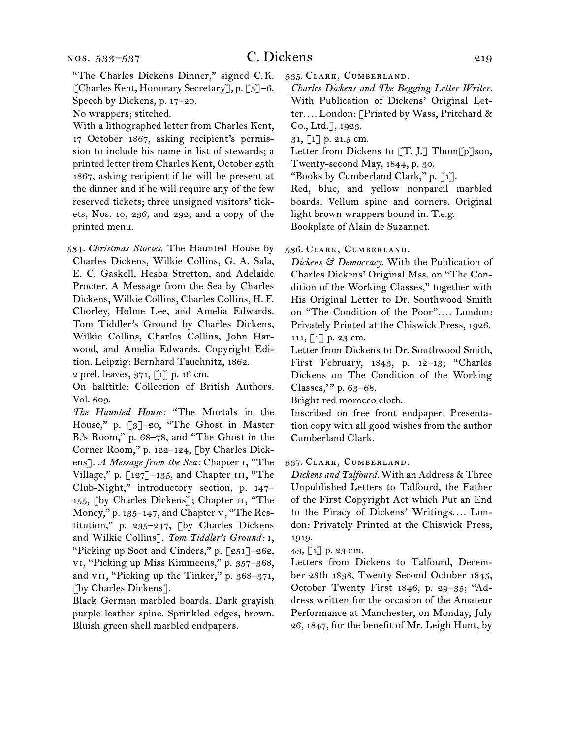"The Charles Dickens Dinner," signed C.K. [Charles Kent, Honorary Secretary], p. [5]–6. Speech by Dickens, p. 17–20.

No wrappers; stitched.

With a lithographed letter from Charles Kent, 17 October 1867, asking recipient's permission to include his name in list of stewards; a printed letter from Charles Kent, October 25th 1867, asking recipient if he will be present at the dinner and if he will require any of the few reserved tickets; three unsigned visitors' tickets, Nos. 10, 236, and 292; and a copy of the printed menu.

534. *Christmas Stories.* The Haunted House by Charles Dickens, Wilkie Collins, G. A. Sala, E. C. Gaskell, Hesba Stretton, and Adelaide Procter. A Message from the Sea by Charles Dickens, Wilkie Collins, Charles Collins, H. F. Chorley, Holme Lee, and Amelia Edwards. Tom Tiddler's Ground by Charles Dickens, Wilkie Collins, Charles Collins, John Harwood, and Amelia Edwards. Copyright Edition. Leipzig: Bernhard Tauchnitz, 1862.

2 prel. leaves, 371, [1] p. 16 cm.

On halftitle: Collection of British Authors. Vol. 609.

*The Haunted House:* "The Mortals in the House," p. [3]–20, "The Ghost in Master B.'s Room," p. 68–78, and "The Ghost in the Corner Room," p. 122–124, [by Charles Dickens]. *A Message from the Sea:* Chapter i, "The Village," p. [127]–135, and Chapter iii, "The Club-Night," introductory section, p. 147–155, [by Charles Dickens]; Chapter ii, "The Money," p. 135–147, and Chapter v, "The Restitution," p. 235–247, [by Charles Dickens and Wilkie Collins]. *Tom Tiddler's Ground:* i, "Picking up Soot and Cinders," p. [251]–262, vi, "Picking up Miss Kimmeens," p. 357–368, and vii, "Picking up the Tinker," p. 368–371, [by Charles Dickens].

Black German marbled boards. Dark grayish purple leather spine. Sprinkled edges, brown. Bluish green shell marbled endpapers.

535. Clark, Cumberland.

*Charles Dickens and The Begging Letter Writer.* With Publication of Dickens' Original Letter.... London: [Printed by Wass, Pritchard & Co., Ltd.], 1923.

31, [1] p. 21.5 cm.

Letter from Dickens to [T. J.] Thom[p]son, Twenty-second May, 1844, p. 30.

"Books by Cumberland Clark," p. [1].

Red, blue, and yellow nonpareil marbled boards. Vellum spine and corners. Original light brown wrappers bound in. T.e.g.

Bookplate of Alain de Suzannet.

536. Clark, Cumberland.

*Dickens & Democracy.* With the Publication of Charles Dickens' Original Mss. on "The Condition of the Working Classes," together with His Original Letter to Dr. Southwood Smith on "The Condition of the Poor".... London: Privately Printed at the Chiswick Press, 1926.

111, [1] p. 23 cm.

Letter from Dickens to Dr. Southwood Smith, First February, 1843, p. 12–13; "Charles Dickens on The Condition of the Working Classes,'" p. 63–68.

Bright red morocco cloth.

Inscribed on free front endpaper: Presentation copy with all good wishes from the author Cumberland Clark.

537. Clark, Cumberland.

*Dickens and Talfourd.* With an Address & Three Unpublished Letters to Talfourd, the Father of the First Copyright Act which Put an End to the Piracy of Dickens' Writings.... London: Privately Printed at the Chiswick Press, 1919.

43, [1] p. 23 cm.

Letters from Dickens to Talfourd, December 28th 1838, Twenty Second October 1845, October Twenty First 1846, p. 29–35; "Address written for the occasion of the Amateur Performance at Manchester, on Monday, July 26, 1847, for the benefit of Mr. Leigh Hunt, by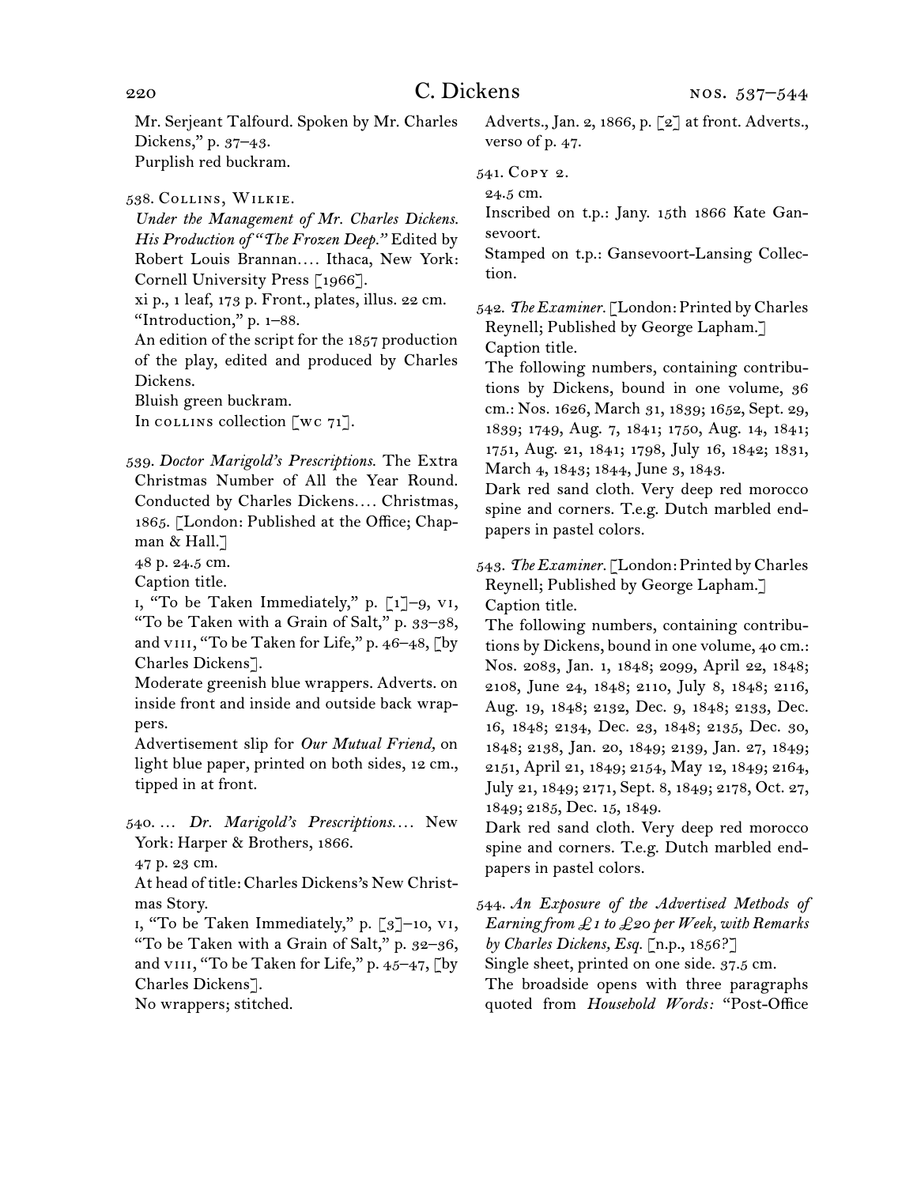Mr. Serjeant Talfourd. Spoken by Mr. Charles Dickens," p. 37–43.
Purplish red buckram.

538. Collins, Wilkie.
*Under the Management of Mr. Charles Dickens. His Production of "The Frozen Deep."* Edited by Robert Louis Brannan.... Ithaca, New York: Cornell University Press [1966].
xi p., 1 leaf, 173 p. Front., plates, illus. 22 cm.
"Introduction," p. 1–88.
An edition of the script for the 1857 production of the play, edited and produced by Charles Dickens.
Bluish green buckram.
In collins collection [wc 71].

539. *Doctor Marigold's Prescriptions.* The Extra Christmas Number of All the Year Round. Conducted by Charles Dickens.... Christmas, 1865. [London: Published at the Office; Chapman & Hall.]
48 p. 24.5 cm.
Caption title.
i, "To be Taken Immediately," p. [1]–9, vi, "To be Taken with a Grain of Salt," p. 33–38, and viii, "To be Taken for Life," p. 46–48, [by Charles Dickens].
Moderate greenish blue wrappers. Adverts. on inside front and inside and outside back wrappers.
Advertisement slip for *Our Mutual Friend,* on light blue paper, printed on both sides, 12 cm., tipped in at front.

540. ... *Dr. Marigold's Prescriptions....* New York: Harper & Brothers, 1866.
47 p. 23 cm.
At head of title: Charles Dickens's New Christmas Story.
i, "To be Taken Immediately," p. [3]–10, vi, "To be Taken with a Grain of Salt," p. 32–36, and viii, "To be Taken for Life," p. 45–47, [by Charles Dickens].
No wrappers; stitched.
Adverts., Jan. 2, 1866, p. [2] at front. Adverts., verso of p. 47.

541. Copy 2.
24.5 cm.
Inscribed on t.p.: Jany. 15th 1866 Kate Gansevoort.
Stamped on t.p.: Gansevoort-Lansing Collection.

542. *The Examiner.* [London: Printed by Charles Reynell; Published by George Lapham.]
Caption title.
The following numbers, containing contributions by Dickens, bound in one volume, 36 cm.: Nos. 1626, March 31, 1839; 1652, Sept. 29, 1839; 1749, Aug. 7, 1841; 1750, Aug. 14, 1841; 1751, Aug. 21, 1841; 1798, July 16, 1842; 1831, March 4, 1843; 1844, June 3, 1843.
Dark red sand cloth. Very deep red morocco spine and corners. T.e.g. Dutch marbled endpapers in pastel colors.

543. *The Examiner.* [London: Printed by Charles Reynell; Published by George Lapham.]
Caption title.
The following numbers, containing contributions by Dickens, bound in one volume, 40 cm.: Nos. 2083, Jan. 1, 1848; 2099, April 22, 1848; 2108, June 24, 1848; 2110, July 8, 1848; 2116, Aug. 19, 1848; 2132, Dec. 9, 1848; 2133, Dec. 16, 1848; 2134, Dec. 23, 1848; 2135, Dec. 30, 1848; 2138, Jan. 20, 1849; 2139, Jan. 27, 1849; 2151, April 21, 1849; 2154, May 12, 1849; 2164, July 21, 1849; 2171, Sept. 8, 1849; 2178, Oct. 27, 1849; 2185, Dec. 15, 1849.
Dark red sand cloth. Very deep red morocco spine and corners. T.e.g. Dutch marbled endpapers in pastel colors.

544. *An Exposure of the Advertised Methods of Earning from £1 to £20 per Week, with Remarks by Charles Dickens, Esq.* [n.p., 1856?]
Single sheet, printed on one side. 37.5 cm.
The broadside opens with three paragraphs quoted from *Household Words:* "Post-Office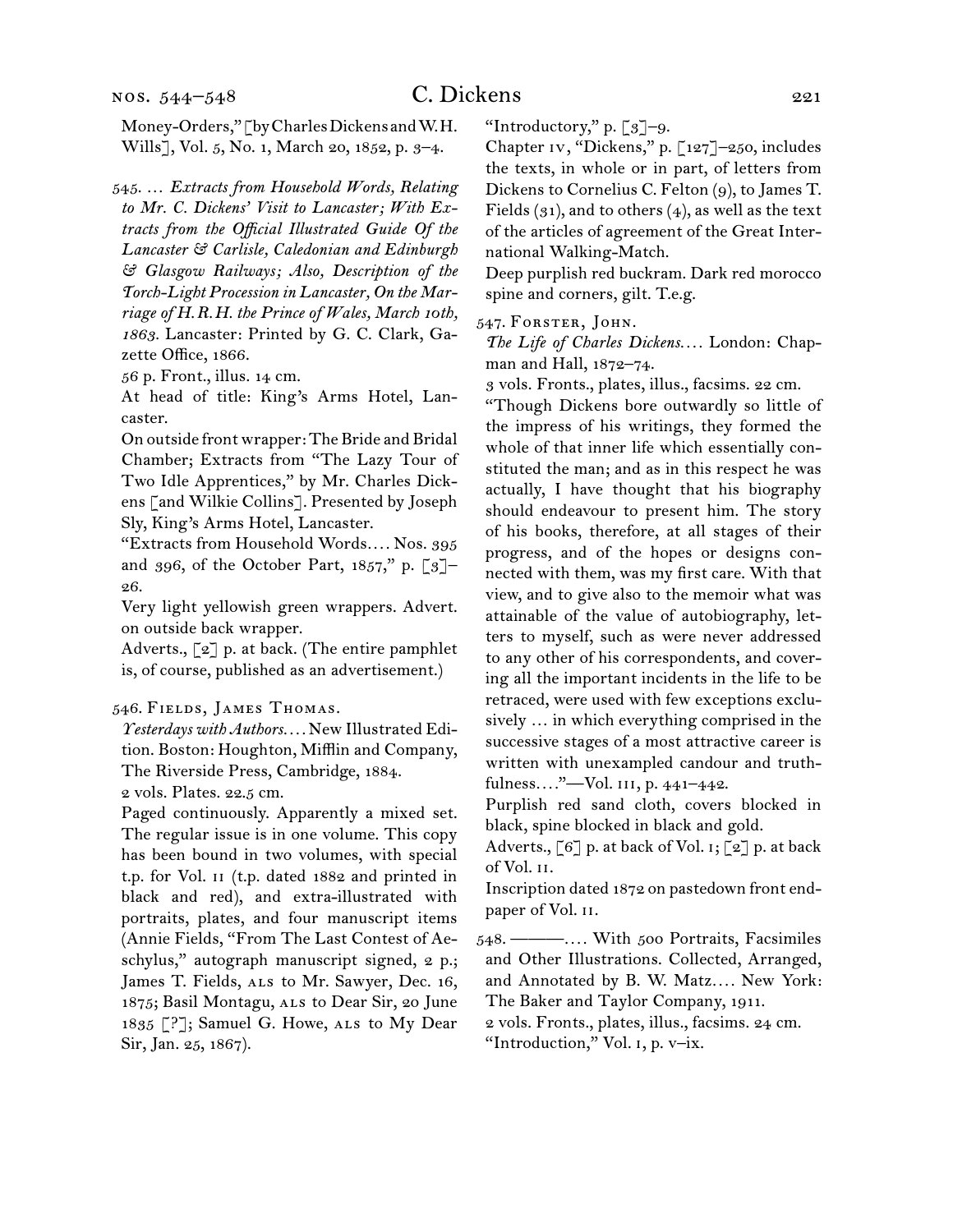Money-Orders," [by Charles Dickens and W. H. Wills], Vol. 5, No. 1, March 20, 1852, p. 3–4.

545. … *Extracts from Household Words, Relating to Mr. C. Dickens' Visit to Lancaster; With Extracts from the Official Illustrated Guide Of the Lancaster & Carlisle, Caledonian and Edinburgh & Glasgow Railways; Also, Description of the Torch-Light Procession in Lancaster, On the Marriage of H. R. H. the Prince of Wales, March 10th, 1863.* Lancaster: Printed by G. C. Clark, Gazette Office, 1866.

56 p. Front., illus. 14 cm.

At head of title: King's Arms Hotel, Lancaster.

On outside front wrapper: The Bride and Bridal Chamber; Extracts from "The Lazy Tour of Two Idle Apprentices," by Mr. Charles Dickens [and Wilkie Collins]. Presented by Joseph Sly, King's Arms Hotel, Lancaster.

"Extracts from Household Words.… Nos. 395 and 396, of the October Part, 1857," p. [3]–26.

Very light yellowish green wrappers. Advert. on outside back wrapper.

Adverts., [2] p. at back. (The entire pamphlet is, of course, published as an advertisement.)

546. Fields, James Thomas.

*Yesterdays with Authors.…* New Illustrated Edition. Boston: Houghton, Mifflin and Company, The Riverside Press, Cambridge, 1884.

2 vols. Plates. 22.5 cm.

Paged continuously. Apparently a mixed set. The regular issue is in one volume. This copy has been bound in two volumes, with special t.p. for Vol. II (t.p. dated 1882 and printed in black and red), and extra-illustrated with portraits, plates, and four manuscript items (Annie Fields, "From The Last Contest of Aeschylus," autograph manuscript signed, 2 p.; James T. Fields, ALS to Mr. Sawyer, Dec. 16, 1875; Basil Montagu, ALS to Dear Sir, 20 June 1835 [?]; Samuel G. Howe, ALS to My Dear Sir, Jan. 25, 1867).

"Introductory," p. [3]–9.

Chapter IV, "Dickens," p. [127]–250, includes the texts, in whole or in part, of letters from Dickens to Cornelius C. Felton (9), to James T. Fields (31), and to others (4), as well as the text of the articles of agreement of the Great International Walking-Match.

Deep purplish red buckram. Dark red morocco spine and corners, gilt. T.e.g.

547. Forster, John.

*The Life of Charles Dickens.…* London: Chapman and Hall, 1872–74.

3 vols. Fronts., plates, illus., facsims. 22 cm.

"Though Dickens bore outwardly so little of the impress of his writings, they formed the whole of that inner life which essentially constituted the man; and as in this respect he was actually, I have thought that his biography should endeavour to present him. The story of his books, therefore, at all stages of their progress, and of the hopes or designs connected with them, was my first care. With that view, and to give also to the memoir what was attainable of the value of autobiography, letters to myself, such as were never addressed to any other of his correspondents, and covering all the important incidents in the life to be retraced, were used with few exceptions exclusively … in which everything comprised in the successive stages of a most attractive career is written with unexampled candour and truthfulness.…"—Vol. III, p. 441–442.

Purplish red sand cloth, covers blocked in black, spine blocked in black and gold.

Adverts., [6] p. at back of Vol. I; [2] p. at back of Vol. II.

Inscription dated 1872 on pastedown front endpaper of Vol. II.

548. ———.… With 500 Portraits, Facsimiles and Other Illustrations. Collected, Arranged, and Annotated by B. W. Matz.… New York: The Baker and Taylor Company, 1911.

2 vols. Fronts., plates, illus., facsims. 24 cm.

"Introduction," Vol. I, p. v–ix.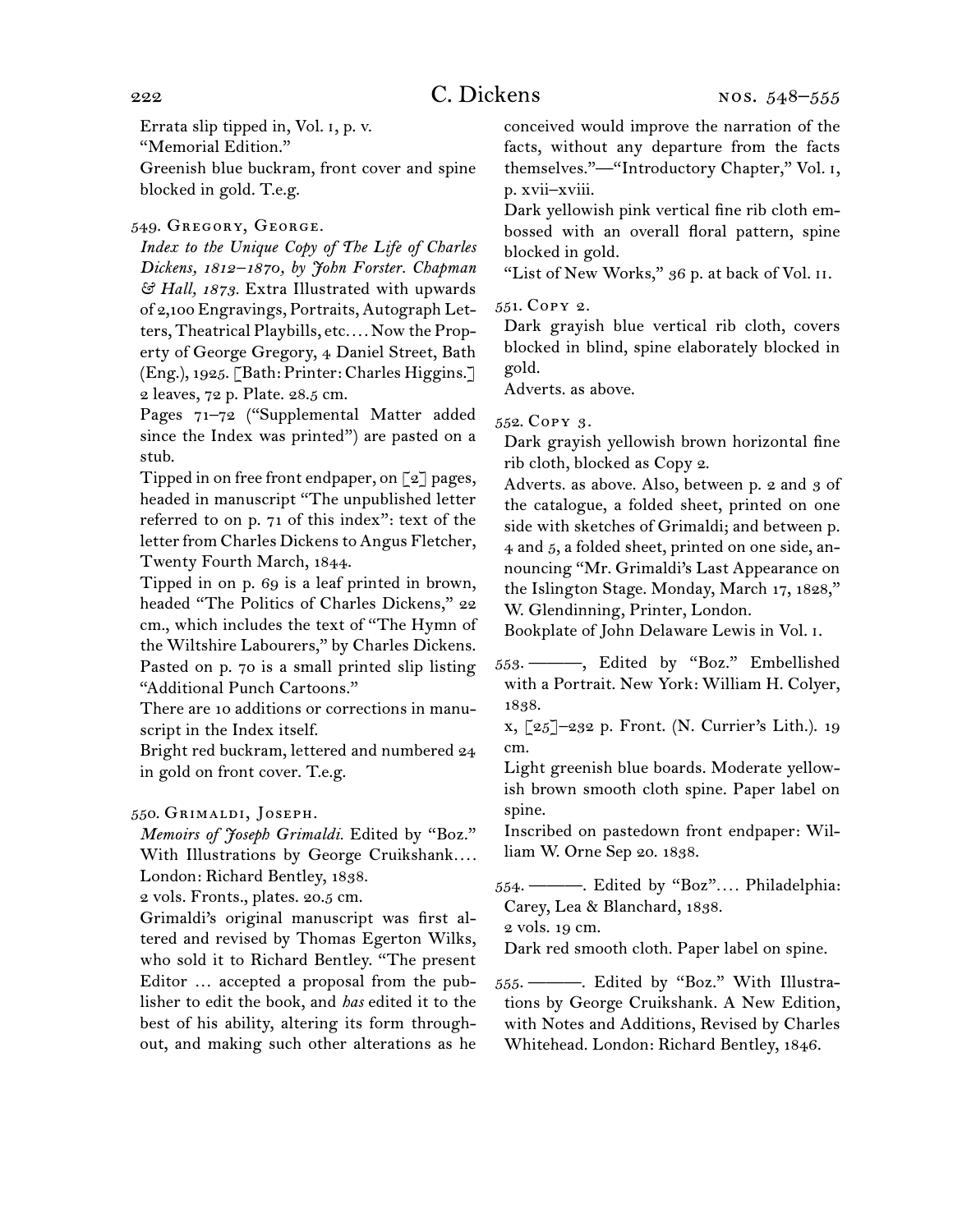Errata slip tipped in, Vol. I, p. v.
"Memorial Edition."
Greenish blue buckram, front cover and spine blocked in gold. T.e.g.

549. Gregory, George.
*Index to the Unique Copy of The Life of Charles Dickens, 1812–1870, by John Forster. Chapman & Hall, 1873.* Extra Illustrated with upwards of 2,100 Engravings, Portraits, Autograph Letters, Theatrical Playbills, etc.... Now the Property of George Gregory, 4 Daniel Street, Bath (Eng.), 1925. [Bath: Printer: Charles Higgins.]
2 leaves, 72 p. Plate. 28.5 cm.
Pages 71–72 ("Supplemental Matter added since the Index was printed") are pasted on a stub.
Tipped in on free front endpaper, on [2] pages, headed in manuscript "The unpublished letter referred to on p. 71 of this index": text of the letter from Charles Dickens to Angus Fletcher, Twenty Fourth March, 1844.
Tipped in on p. 69 is a leaf printed in brown, headed "The Politics of Charles Dickens," 22 cm., which includes the text of "The Hymn of the Wiltshire Labourers," by Charles Dickens. Pasted on p. 70 is a small printed slip listing "Additional Punch Cartoons."
There are 10 additions or corrections in manuscript in the Index itself.
Bright red buckram, lettered and numbered 24 in gold on front cover. T.e.g.

550. Grimaldi, Joseph.
*Memoirs of Joseph Grimaldi.* Edited by "Boz." With Illustrations by George Cruikshank.... London: Richard Bentley, 1838.
2 vols. Fronts., plates. 20.5 cm.
Grimaldi's original manuscript was first altered and revised by Thomas Egerton Wilks, who sold it to Richard Bentley. "The present Editor ... accepted a proposal from the publisher to edit the book, and *has* edited it to the best of his ability, altering its form throughout, and making such other alterations as he conceived would improve the narration of the facts, without any departure from the facts themselves."—"Introductory Chapter," Vol. I, p. xvii–xviii.
Dark yellowish pink vertical fine rib cloth embossed with an overall floral pattern, spine blocked in gold.
"List of New Works," 36 p. at back of Vol. II.

551. Copy 2.
Dark grayish blue vertical rib cloth, covers blocked in blind, spine elaborately blocked in gold.
Adverts. as above.

552. Copy 3.
Dark grayish yellowish brown horizontal fine rib cloth, blocked as Copy 2.
Adverts. as above. Also, between p. 2 and 3 of the catalogue, a folded sheet, printed on one side with sketches of Grimaldi; and between p. 4 and 5, a folded sheet, printed on one side, announcing "Mr. Grimaldi's Last Appearance on the Islington Stage. Monday, March 17, 1828," W. Glendinning, Printer, London.
Bookplate of John Delaware Lewis in Vol. I.

553. ———, Edited by "Boz." Embellished with a Portrait. New York: William H. Colyer, 1838.
x, [25]–232 p. Front. (N. Currier's Lith.). 19 cm.
Light greenish blue boards. Moderate yellowish brown smooth cloth spine. Paper label on spine.
Inscribed on pastedown front endpaper: William W. Orne Sep 20. 1838.

554. ———. Edited by "Boz".... Philadelphia: Carey, Lea & Blanchard, 1838.
2 vols. 19 cm.
Dark red smooth cloth. Paper label on spine.

555. ———. Edited by "Boz." With Illustrations by George Cruikshank. A New Edition, with Notes and Additions, Revised by Charles Whitehead. London: Richard Bentley, 1846.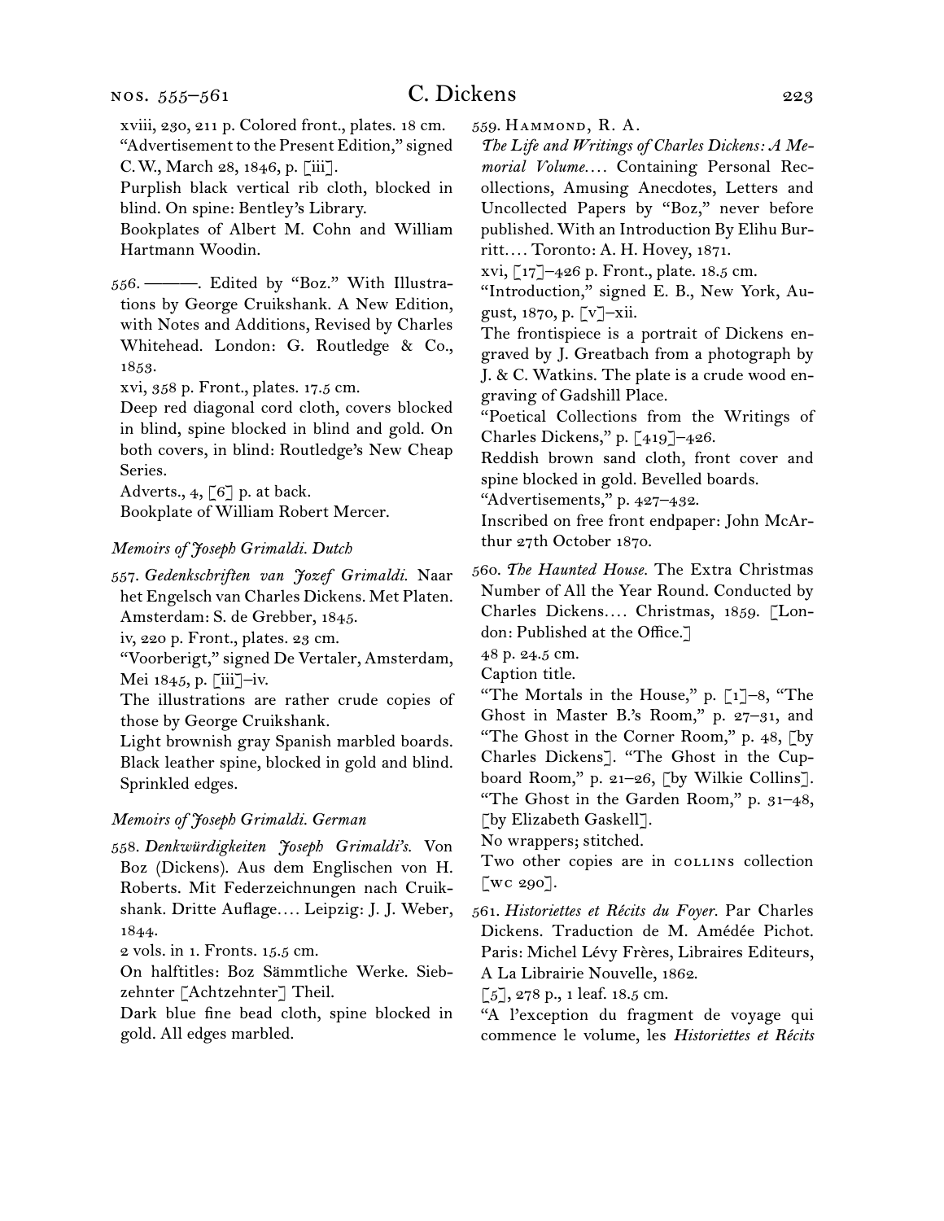xviii, 230, 211 p. Colored front., plates. 18 cm.

"Advertisement to the Present Edition," signed C.W., March 28, 1846, p. [iii].

Purplish black vertical rib cloth, blocked in blind. On spine: Bentley's Library.

Bookplates of Albert M. Cohn and William Hartmann Woodin.

556. ———. Edited by "Boz." With Illustrations by George Cruikshank. A New Edition, with Notes and Additions, Revised by Charles Whitehead. London: G. Routledge & Co., 1853.

xvi, 358 p. Front., plates. 17.5 cm.

Deep red diagonal cord cloth, covers blocked in blind, spine blocked in blind and gold. On both covers, in blind: Routledge's New Cheap Series.

Adverts., 4, [6] p. at back.

Bookplate of William Robert Mercer.

*Memoirs of Joseph Grimaldi. Dutch*

557. *Gedenkschriften van Jozef Grimaldi.* Naar het Engelsch van Charles Dickens. Met Platen. Amsterdam: S. de Grebber, 1845.

iv, 220 p. Front., plates. 23 cm.

"Voorberigt," signed De Vertaler, Amsterdam, Mei 1845, p. [iii]–iv.

The illustrations are rather crude copies of those by George Cruikshank.

Light brownish gray Spanish marbled boards. Black leather spine, blocked in gold and blind. Sprinkled edges.

*Memoirs of Joseph Grimaldi. German*

558. *Denkwürdigkeiten Joseph Grimaldi's.* Von Boz (Dickens). Aus dem Englischen von H. Roberts. Mit Federzeichnungen nach Cruikshank. Dritte Auflage.... Leipzig: J. J. Weber, 1844.

2 vols. in 1. Fronts. 15.5 cm.

On halftitles: Boz Sämmtliche Werke. Siebzehnter [Achtzehnter] Theil.

Dark blue fine bead cloth, spine blocked in gold. All edges marbled.

559. Hammond, R. A.

*The Life and Writings of Charles Dickens: A Memorial Volume....* Containing Personal Recollections, Amusing Anecdotes, Letters and Uncollected Papers by "Boz," never before published. With an Introduction By Elihu Burritt.... Toronto: A. H. Hovey, 1871.

xvi, [17]–426 p. Front., plate. 18.5 cm.

"Introduction," signed E. B., New York, August, 1870, p. [v]–xii.

The frontispiece is a portrait of Dickens engraved by J. Greatbach from a photograph by J. & C. Watkins. The plate is a crude wood engraving of Gadshill Place.

"Poetical Collections from the Writings of Charles Dickens," p. [419]–426.

Reddish brown sand cloth, front cover and spine blocked in gold. Bevelled boards.

"Advertisements," p. 427–432.

Inscribed on free front endpaper: John McArthur 27th October 1870.

560. *The Haunted House.* The Extra Christmas Number of All the Year Round. Conducted by Charles Dickens.... Christmas, 1859. [London: Published at the Office.]

48 p. 24.5 cm.

Caption title.

"The Mortals in the House," p. [1]–8, "The Ghost in Master B.'s Room," p. 27–31, and "The Ghost in the Corner Room," p. 48, [by Charles Dickens]. "The Ghost in the Cupboard Room," p. 21–26, [by Wilkie Collins]. "The Ghost in the Garden Room," p. 31–48, [by Elizabeth Gaskell].

No wrappers; stitched.

Two other copies are in collins collection [wc 290].

561. *Historiettes et Récits du Foyer.* Par Charles Dickens. Traduction de M. Amédée Pichot. Paris: Michel Lévy Frères, Libraires Editeurs, A La Librairie Nouvelle, 1862.

[5], 278 p., 1 leaf. 18.5 cm.

"A l'exception du fragment de voyage qui commence le volume, les *Historiettes et Récits*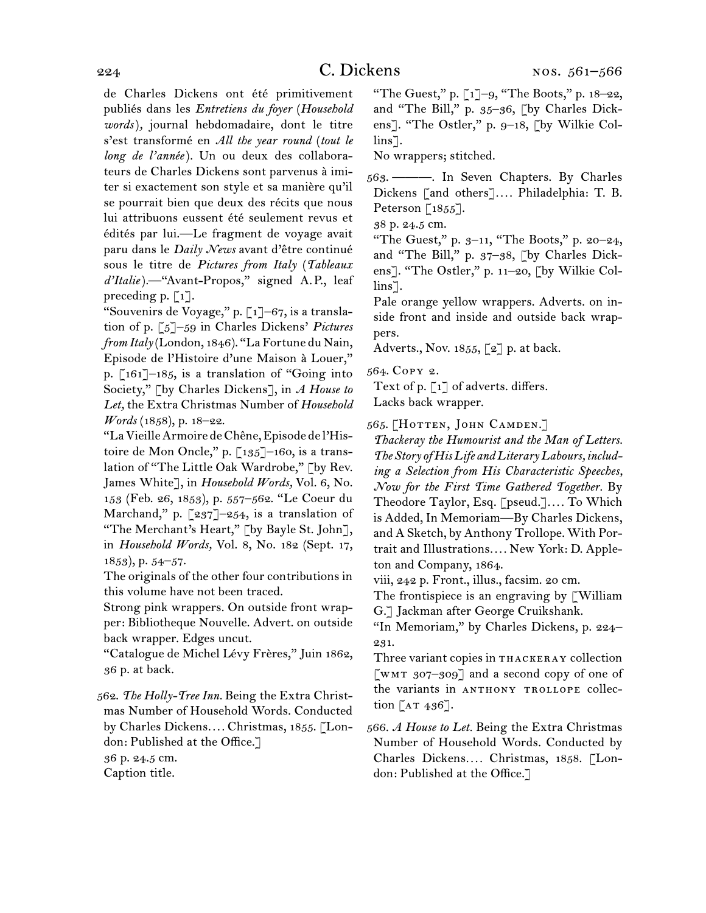de Charles Dickens ont été primitivement publiés dans les *Entretiens du foyer* (*Household words*), journal hebdomadaire, dont le titre s'est transformé en *All the year round* (*tout le long de l'année*). Un ou deux des collaborateurs de Charles Dickens sont parvenus à imiter si exactement son style et sa manière qu'il se pourrait bien que deux des récits que nous lui attribuons eussent été seulement revus et édités par lui.—Le fragment de voyage avait paru dans le *Daily News* avant d'être continué sous le titre de *Pictures from Italy* (*Tableaux d'Italie*).—"Avant-Propos," signed A.P., leaf preceding p. [1].

"Souvenirs de Voyage," p. [1]–67, is a translation of p. [5]–59 in Charles Dickens' *Pictures from Italy* (London, 1846). "La Fortune du Nain, Episode de l'Histoire d'une Maison à Louer," p. [161]–185, is a translation of "Going into Society," [by Charles Dickens], in *A House to Let*, the Extra Christmas Number of *Household Words* (1858), p. 18–22.

"La Vieille Armoire de Chêne, Episode de l'Histoire de Mon Oncle," p. [135]–160, is a translation of "The Little Oak Wardrobe," [by Rev. James White], in *Household Words*, Vol. 6, No. 153 (Feb. 26, 1853), p. 557–562. "Le Coeur du Marchand," p. [237]–254, is a translation of "The Merchant's Heart," [by Bayle St. John], in *Household Words*, Vol. 8, No. 182 (Sept. 17, 1853), p. 54–57.

The originals of the other four contributions in this volume have not been traced.

Strong pink wrappers. On outside front wrapper: Bibliotheque Nouvelle. Advert. on outside back wrapper. Edges uncut.

"Catalogue de Michel Lévy Frères," Juin 1862, 36 p. at back.

562. *The Holly-Tree Inn.* Being the Extra Christmas Number of Household Words. Conducted by Charles Dickens.... Christmas, 1855. [London: Published at the Office.]

36 p. 24.5 cm.

Caption title.

"The Guest," p. [1]–9, "The Boots," p. 18–22, and "The Bill," p. 35–36, [by Charles Dickens]. "The Ostler," p. 9–18, [by Wilkie Collins].

No wrappers; stitched.

563. ———. In Seven Chapters. By Charles Dickens [and others].... Philadelphia: T. B. Peterson [1855].

38 p. 24.5 cm.

"The Guest," p. 3–11, "The Boots," p. 20–24, and "The Bill," p. 37–38, [by Charles Dickens]. "The Ostler," p. 11–20, [by Wilkie Collins].

Pale orange yellow wrappers. Adverts. on inside front and inside and outside back wrappers.

Adverts., Nov. 1855, [2] p. at back.

564. Copy 2.

Text of p. [1] of adverts. differs.

Lacks back wrapper.

565. [Hotten, John Camden.]

*Thackeray the Humourist and the Man of Letters. The Story of His Life and Literary Labours, including a Selection from His Characteristic Speeches, Now for the First Time Gathered Together.* By Theodore Taylor, Esq. [pseud.].... To Which is Added, In Memoriam—By Charles Dickens, and A Sketch, by Anthony Trollope. With Portrait and Illustrations.... New York: D. Appleton and Company, 1864.

viii, 242 p. Front., illus., facsim. 20 cm.

The frontispiece is an engraving by [William G.] Jackman after George Cruikshank.

"In Memoriam," by Charles Dickens, p. 224–231.

Three variant copies in Thackeray collection [WMT 307–309] and a second copy of one of the variants in Anthony Trollope collection [AT 436].

566. *A House to Let.* Being the Extra Christmas Number of Household Words. Conducted by Charles Dickens.... Christmas, 1858. [London: Published at the Office.]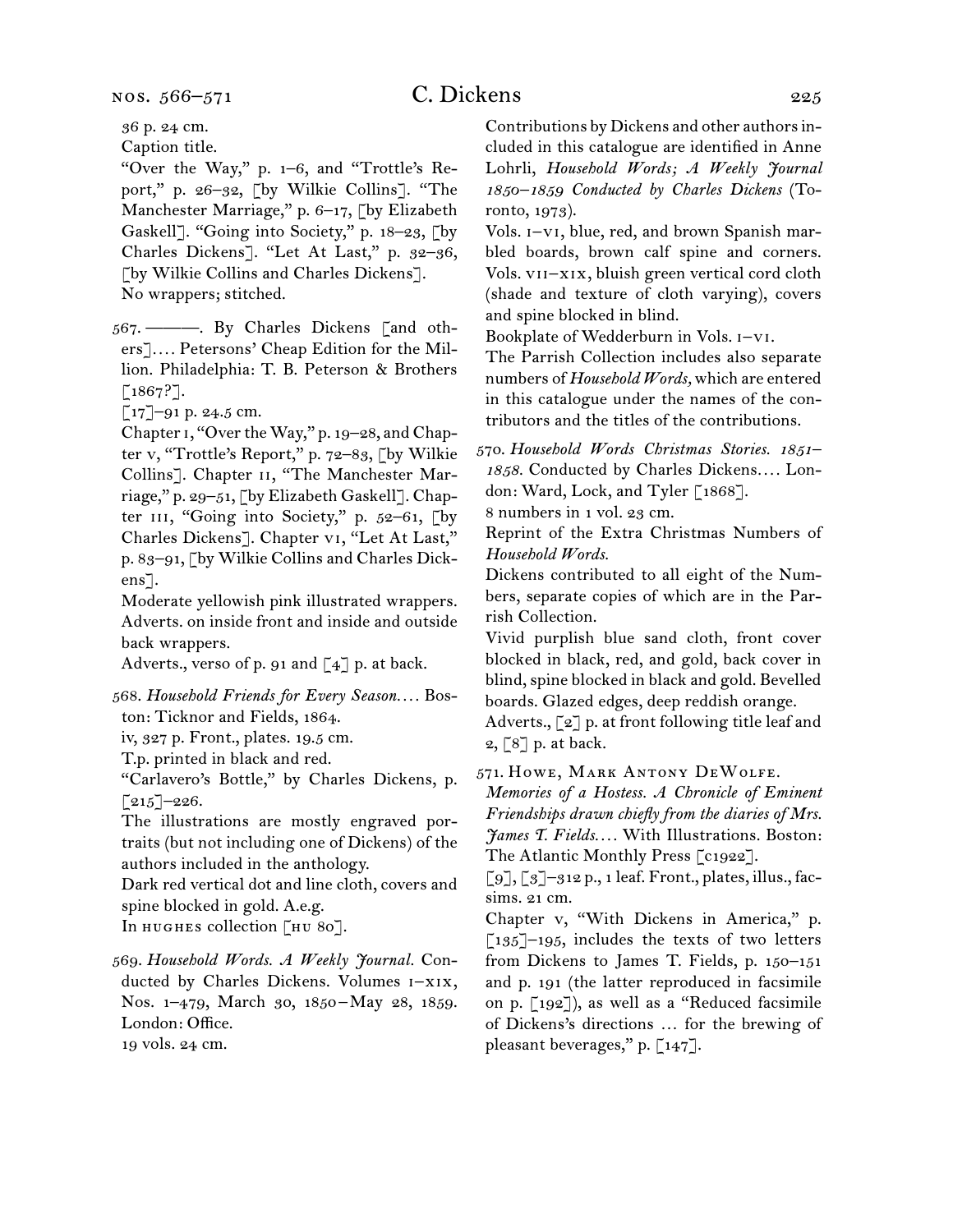36 p. 24 cm.

Caption title.

"Over the Way," p. 1–6, and "Trottle's Report," p. 26–32, [by Wilkie Collins]. "The Manchester Marriage," p. 6–17, [by Elizabeth Gaskell]. "Going into Society," p. 18–23, [by Charles Dickens]. "Let At Last," p. 32–36, [by Wilkie Collins and Charles Dickens].

No wrappers; stitched.

567. ———. By Charles Dickens [and others].... Petersons' Cheap Edition for the Million. Philadelphia: T. B. Peterson & Brothers [1867?].

[17]–91 p. 24.5 cm.

Chapter i, "Over the Way," p. 19–28, and Chapter v, "Trottle's Report," p. 72–83, [by Wilkie Collins]. Chapter ii, "The Manchester Marriage," p. 29–51, [by Elizabeth Gaskell]. Chapter iii, "Going into Society," p. 52–61, [by Charles Dickens]. Chapter vi, "Let At Last," p. 83–91, [by Wilkie Collins and Charles Dickens].

Moderate yellowish pink illustrated wrappers. Adverts. on inside front and inside and outside back wrappers.

Adverts., verso of p. 91 and [4] p. at back.

568. *Household Friends for Every Season....* Boston: Ticknor and Fields, 1864.

iv, 327 p. Front., plates. 19.5 cm.

T.p. printed in black and red.

"Carlavero's Bottle," by Charles Dickens, p. [215]–226.

The illustrations are mostly engraved portraits (but not including one of Dickens) of the authors included in the anthology.

Dark red vertical dot and line cloth, covers and spine blocked in gold. A.e.g.

In hughes collection [hu 80].

569. *Household Words. A Weekly Journal.* Conducted by Charles Dickens. Volumes i–xix, Nos. 1–479, March 30, 1850–May 28, 1859. London: Office.

19 vols. 24 cm.

Contributions by Dickens and other authors included in this catalogue are identified in Anne Lohrli, *Household Words; A Weekly Journal 1850–1859 Conducted by Charles Dickens* (Toronto, 1973).

Vols. i–vi, blue, red, and brown Spanish marbled boards, brown calf spine and corners. Vols. vii–xix, bluish green vertical cord cloth (shade and texture of cloth varying), covers and spine blocked in blind.

Bookplate of Wedderburn in Vols. i–vi.

The Parrish Collection includes also separate numbers of *Household Words,* which are entered in this catalogue under the names of the contributors and the titles of the contributions.

570. *Household Words Christmas Stories. 1851–1858.* Conducted by Charles Dickens.... London: Ward, Lock, and Tyler [1868].

8 numbers in 1 vol. 23 cm.

Reprint of the Extra Christmas Numbers of *Household Words.*

Dickens contributed to all eight of the Numbers, separate copies of which are in the Parrish Collection.

Vivid purplish blue sand cloth, front cover blocked in black, red, and gold, back cover in blind, spine blocked in black and gold. Bevelled boards. Glazed edges, deep reddish orange.

Adverts., [2] p. at front following title leaf and 2, [8] p. at back.

571. Howe, Mark Antony DeWolfe.

*Memories of a Hostess. A Chronicle of Eminent Friendships drawn chiefly from the diaries of Mrs. James T. Fields....* With Illustrations. Boston: The Atlantic Monthly Press [c1922].

[9], [3]–312 p., 1 leaf. Front., plates, illus., facsims. 21 cm.

Chapter v, "With Dickens in America," p. [135]–195, includes the texts of two letters from Dickens to James T. Fields, p. 150–151 and p. 191 (the latter reproduced in facsimile on p. [192]), as well as a "Reduced facsimile of Dickens's directions ... for the brewing of pleasant beverages," p. [147].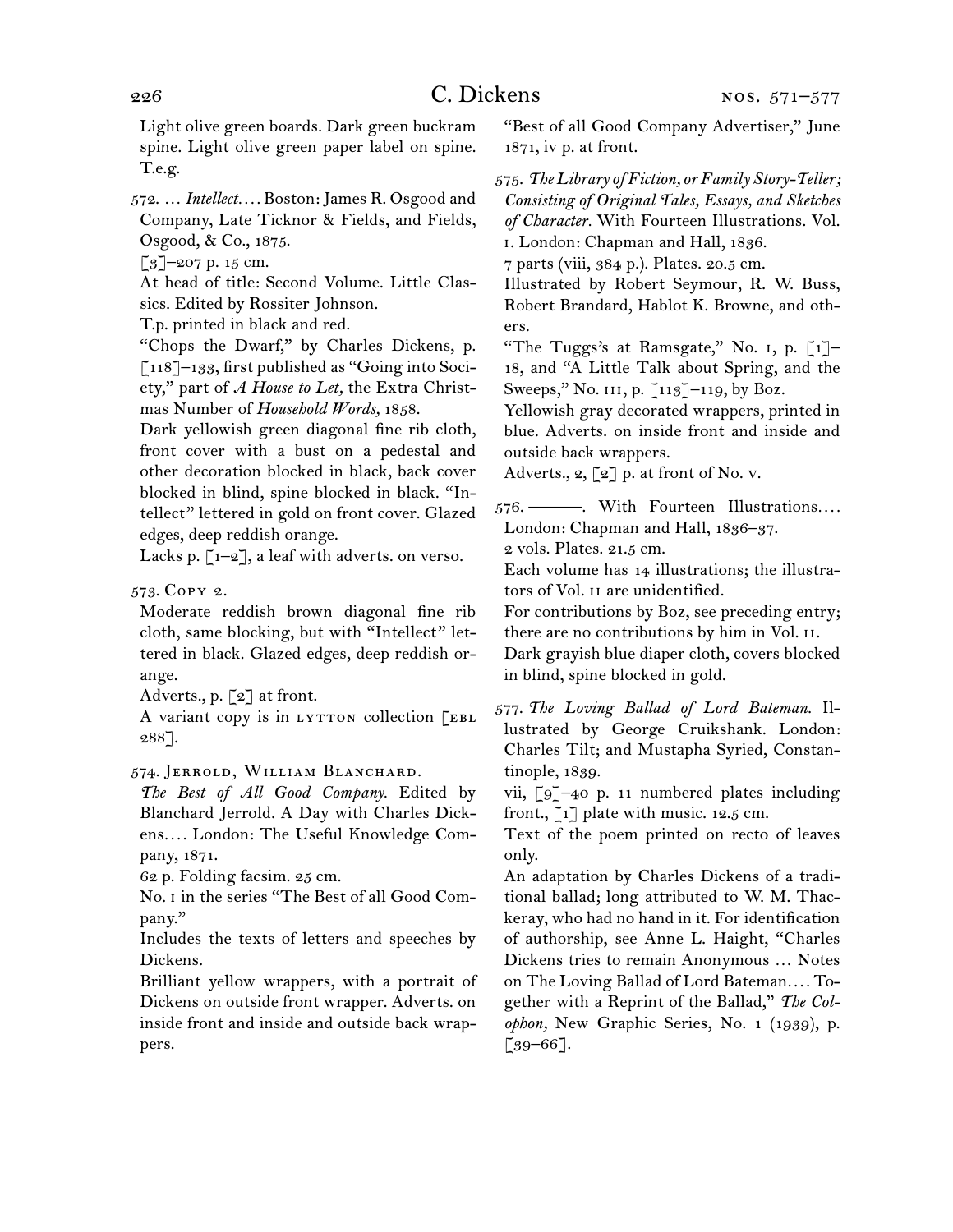Light olive green boards. Dark green buckram spine. Light olive green paper label on spine. T.e.g.

572. … *Intellect.*… Boston: James R. Osgood and Company, Late Ticknor & Fields, and Fields, Osgood, & Co., 1875.
[3]–207 p. 15 cm.
At head of title: Second Volume. Little Classics. Edited by Rossiter Johnson.
T.p. printed in black and red.
"Chops the Dwarf," by Charles Dickens, p. [118]–133, first published as "Going into Society," part of *A House to Let,* the Extra Christmas Number of *Household Words,* 1858.
Dark yellowish green diagonal fine rib cloth, front cover with a bust on a pedestal and other decoration blocked in black, back cover blocked in blind, spine blocked in black. "Intellect" lettered in gold on front cover. Glazed edges, deep reddish orange.
Lacks p. [1–2], a leaf with adverts. on verso.

573. Copy 2.
Moderate reddish brown diagonal fine rib cloth, same blocking, but with "Intellect" lettered in black. Glazed edges, deep reddish orange.
Adverts., p. [2] at front.
A variant copy is in LYTTON collection [EBL 288].

574. Jerrold, William Blanchard.
*The Best of All Good Company.* Edited by Blanchard Jerrold. A Day with Charles Dickens.… London: The Useful Knowledge Company, 1871.
62 p. Folding facsim. 25 cm.
No. 1 in the series "The Best of all Good Company."
Includes the texts of letters and speeches by Dickens.
Brilliant yellow wrappers, with a portrait of Dickens on outside front wrapper. Adverts. on inside front and inside and outside back wrappers.
"Best of all Good Company Advertiser," June 1871, iv p. at front.

575. *The Library of Fiction, or Family Story-Teller; Consisting of Original Tales, Essays, and Sketches of Character.* With Fourteen Illustrations. Vol. I. London: Chapman and Hall, 1836.
7 parts (viii, 384 p.). Plates. 20.5 cm.
Illustrated by Robert Seymour, R. W. Buss, Robert Brandard, Hablot K. Browne, and others.
"The Tuggs's at Ramsgate," No. I, p. [1]–18, and "A Little Talk about Spring, and the Sweeps," No. III, p. [113]–119, by Boz.
Yellowish gray decorated wrappers, printed in blue. Adverts. on inside front and inside and outside back wrappers.
Adverts., 2, [2] p. at front of No. V.

576. ———. With Fourteen Illustrations.… London: Chapman and Hall, 1836–37.
2 vols. Plates. 21.5 cm.
Each volume has 14 illustrations; the illustrators of Vol. II are unidentified.
For contributions by Boz, see preceding entry; there are no contributions by him in Vol. II.
Dark grayish blue diaper cloth, covers blocked in blind, spine blocked in gold.

577. *The Loving Ballad of Lord Bateman.* Illustrated by George Cruikshank. London: Charles Tilt; and Mustapha Syried, Constantinople, 1839.
vii, [9]–40 p. 11 numbered plates including front., [1] plate with music. 12.5 cm.
Text of the poem printed on recto of leaves only.
An adaptation by Charles Dickens of a traditional ballad; long attributed to W. M. Thackeray, who had no hand in it. For identification of authorship, see Anne L. Haight, "Charles Dickens tries to remain Anonymous … Notes on The Loving Ballad of Lord Bateman.… Together with a Reprint of the Ballad," *The Colophon,* New Graphic Series, No. 1 (1939), p. [39–66].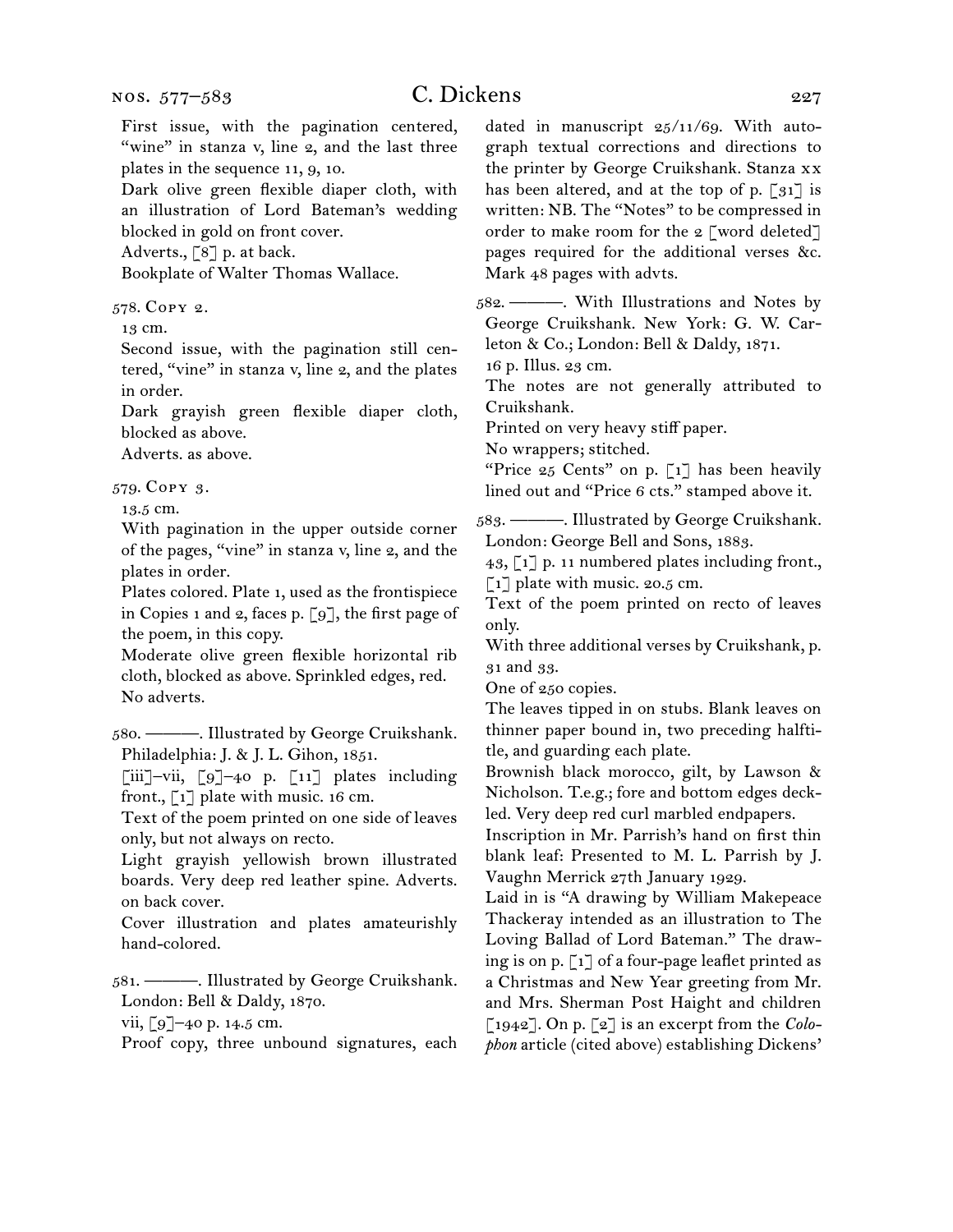First issue, with the pagination centered, "wine" in stanza v, line 2, and the last three plates in the sequence 11, 9, 10.

Dark olive green flexible diaper cloth, with an illustration of Lord Bateman's wedding blocked in gold on front cover.

Adverts., [8] p. at back.

Bookplate of Walter Thomas Wallace.

578. Copy 2.

13 cm.

Second issue, with the pagination still centered, "vine" in stanza v, line 2, and the plates in order.

Dark grayish green flexible diaper cloth, blocked as above.

Adverts. as above.

579. Copy 3.

13.5 cm.

With pagination in the upper outside corner of the pages, "vine" in stanza v, line 2, and the plates in order.

Plates colored. Plate 1, used as the frontispiece in Copies 1 and 2, faces p. [9], the first page of the poem, in this copy.

Moderate olive green flexible horizontal rib cloth, blocked as above. Sprinkled edges, red. No adverts.

580. ———. Illustrated by George Cruikshank. Philadelphia: J. & J. L. Gihon, 1851.

[iii]–vii, [9]–40 p. [11] plates including front., [1] plate with music. 16 cm.

Text of the poem printed on one side of leaves only, but not always on recto.

Light grayish yellowish brown illustrated boards. Very deep red leather spine. Adverts. on back cover.

Cover illustration and plates amateurishly hand-colored.

581. ———. Illustrated by George Cruikshank. London: Bell & Daldy, 1870.

vii, [9]–40 p. 14.5 cm.

Proof copy, three unbound signatures, each dated in manuscript 25/11/69. With autograph textual corrections and directions to the printer by George Cruikshank. Stanza xx has been altered, and at the top of p. [31] is written: NB. The "Notes" to be compressed in order to make room for the 2 [word deleted] pages required for the additional verses &c. Mark 48 pages with advts.

582. ———. With Illustrations and Notes by George Cruikshank. New York: G. W. Carleton & Co.; London: Bell & Daldy, 1871.

16 p. Illus. 23 cm.

The notes are not generally attributed to Cruikshank.

Printed on very heavy stiff paper.

No wrappers; stitched.

"Price 25 Cents" on p. [1] has been heavily lined out and "Price 6 cts." stamped above it.

583. ———. Illustrated by George Cruikshank. London: George Bell and Sons, 1883.

43, [1] p. 11 numbered plates including front., [1] plate with music. 20.5 cm.

Text of the poem printed on recto of leaves only.

With three additional verses by Cruikshank, p. 31 and 33.

One of 250 copies.

The leaves tipped in on stubs. Blank leaves on thinner paper bound in, two preceding halftitle, and guarding each plate.

Brownish black morocco, gilt, by Lawson & Nicholson. T.e.g.; fore and bottom edges deckled. Very deep red curl marbled endpapers.

Inscription in Mr. Parrish's hand on first thin blank leaf: Presented to M. L. Parrish by J. Vaughn Merrick 27th January 1929.

Laid in is "A drawing by William Makepeace Thackeray intended as an illustration to The Loving Ballad of Lord Bateman." The drawing is on p. [1] of a four-page leaflet printed as a Christmas and New Year greeting from Mr. and Mrs. Sherman Post Haight and children [1942]. On p. [2] is an excerpt from the *Colophon* article (cited above) establishing Dickens'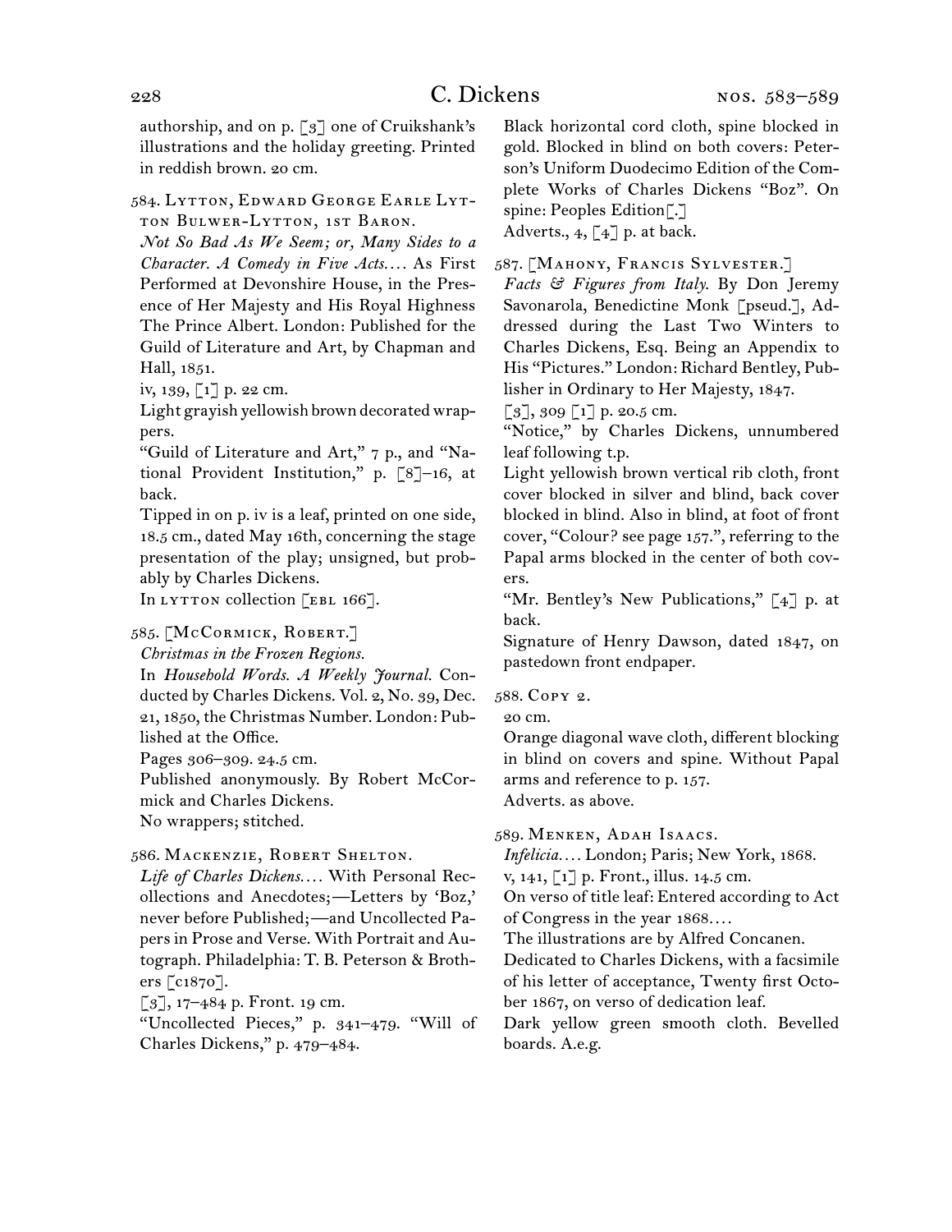authorship, and on p. [3] one of Cruikshank's illustrations and the holiday greeting. Printed in reddish brown. 20 cm.

584. Lytton, Edward George Earle Lytton Bulwer-Lytton, 1st Baron.
*Not So Bad As We Seem; or, Many Sides to a Character. A Comedy in Five Acts....* As First Performed at Devonshire House, in the Presence of Her Majesty and His Royal Highness The Prince Albert. London: Published for the Guild of Literature and Art, by Chapman and Hall, 1851.
iv, 139, [1] p. 22 cm.
Light grayish yellowish brown decorated wrappers.
"Guild of Literature and Art," 7 p., and "National Provident Institution," p. [8]–16, at back.
Tipped in on p. iv is a leaf, printed on one side, 18.5 cm., dated May 16th, concerning the stage presentation of the play; unsigned, but probably by Charles Dickens.
In lytton collection [ebl 166].

585. [McCormick, Robert.]
*Christmas in the Frozen Regions.*
In *Household Words. A Weekly Journal.* Conducted by Charles Dickens. Vol. 2, No. 39, Dec. 21, 1850, the Christmas Number. London: Published at the Office.
Pages 306–309. 24.5 cm.
Published anonymously. By Robert McCormick and Charles Dickens.
No wrappers; stitched.

586. Mackenzie, Robert Shelton.
*Life of Charles Dickens....* With Personal Recollections and Anecdotes;—Letters by 'Boz,' never before Published;—and Uncollected Papers in Prose and Verse. With Portrait and Autograph. Philadelphia: T. B. Peterson & Brothers [c1870].
[3], 17–484 p. Front. 19 cm.
"Uncollected Pieces," p. 341–479. "Will of Charles Dickens," p. 479–484.
Black horizontal cord cloth, spine blocked in gold. Blocked in blind on both covers: Peterson's Uniform Duodecimo Edition of the Complete Works of Charles Dickens "Boz". On spine: Peoples Edition[.]
Adverts., 4, [4] p. at back.

587. [Mahony, Francis Sylvester.]
*Facts & Figures from Italy.* By Don Jeremy Savonarola, Benedictine Monk [pseud.], Addressed during the Last Two Winters to Charles Dickens, Esq. Being an Appendix to His "Pictures." London: Richard Bentley, Publisher in Ordinary to Her Majesty, 1847.
[3], 309 [1] p. 20.5 cm.
"Notice," by Charles Dickens, unnumbered leaf following t.p.
Light yellowish brown vertical rib cloth, front cover blocked in silver and blind, back cover blocked in blind. Also in blind, at foot of front cover, "Colour? see page 157.", referring to the Papal arms blocked in the center of both covers.
"Mr. Bentley's New Publications," [4] p. at back.
Signature of Henry Dawson, dated 1847, on pastedown front endpaper.

588. Copy 2.
20 cm.
Orange diagonal wave cloth, different blocking in blind on covers and spine. Without Papal arms and reference to p. 157.
Adverts. as above.

589. Menken, Adah Isaacs.
*Infelicia....* London; Paris; New York, 1868.
v, 141, [1] p. Front., illus. 14.5 cm.
On verso of title leaf: Entered according to Act of Congress in the year 1868....
The illustrations are by Alfred Concanen.
Dedicated to Charles Dickens, with a facsimile of his letter of acceptance, Twenty first October 1867, on verso of dedication leaf.
Dark yellow green smooth cloth. Bevelled boards. A.e.g.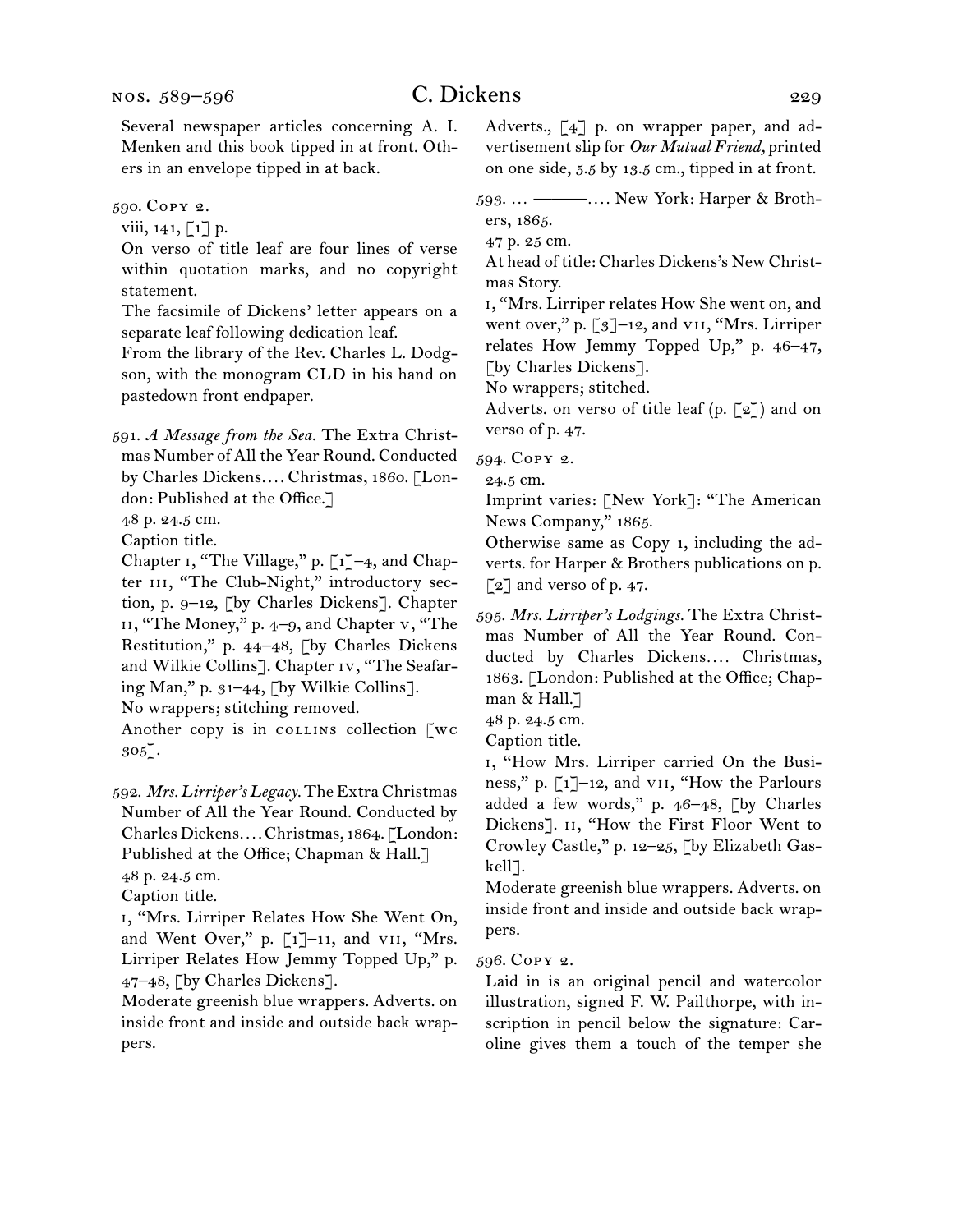Several newspaper articles concerning A. I. Menken and this book tipped in at front. Others in an envelope tipped in at back.

590. Copy 2.

viii, 141, [1] p.

On verso of title leaf are four lines of verse within quotation marks, and no copyright statement.

The facsimile of Dickens' letter appears on a separate leaf following dedication leaf.

From the library of the Rev. Charles L. Dodgson, with the monogram CLD in his hand on pastedown front endpaper.

591. *A Message from the Sea.* The Extra Christmas Number of All the Year Round. Conducted by Charles Dickens.... Christmas, 1860. [London: Published at the Office.]

48 p. 24.5 cm.

Caption title.

Chapter i, "The Village," p. [1]–4, and Chapter iii, "The Club-Night," introductory section, p. 9–12, [by Charles Dickens]. Chapter ii, "The Money," p. 4–9, and Chapter v, "The Restitution," p. 44–48, [by Charles Dickens and Wilkie Collins]. Chapter iv, "The Seafaring Man," p. 31–44, [by Wilkie Collins].

No wrappers; stitching removed.

Another copy is in collins collection [wc 305].

592. *Mrs. Lirriper's Legacy.* The Extra Christmas Number of All the Year Round. Conducted by Charles Dickens.... Christmas, 1864. [London: Published at the Office; Chapman & Hall.]

48 p. 24.5 cm.

Caption title.

i, "Mrs. Lirriper Relates How She Went On, and Went Over," p. [1]–11, and vii, "Mrs. Lirriper Relates How Jemmy Topped Up," p. 47–48, [by Charles Dickens].

Moderate greenish blue wrappers. Adverts. on inside front and inside and outside back wrappers. Adverts., [4] p. on wrapper paper, and advertisement slip for *Our Mutual Friend,* printed on one side, 5.5 by 13.5 cm., tipped in at front.

593. ... ———.... New York: Harper & Brothers, 1865.

47 p. 25 cm.

At head of title: Charles Dickens's New Christmas Story.

i, "Mrs. Lirriper relates How She went on, and went over," p. [3]–12, and vii, "Mrs. Lirriper relates How Jemmy Topped Up," p. 46–47, [by Charles Dickens].

No wrappers; stitched.

Adverts. on verso of title leaf (p. [2]) and on verso of p. 47.

594. Copy 2.

24.5 cm.

Imprint varies: [New York]: "The American News Company," 1865.

Otherwise same as Copy 1, including the adverts. for Harper & Brothers publications on p. [2] and verso of p. 47.

595. *Mrs. Lirriper's Lodgings.* The Extra Christmas Number of All the Year Round. Conducted by Charles Dickens.... Christmas, 1863. [London: Published at the Office; Chapman & Hall.]

48 p. 24.5 cm.

Caption title.

i, "How Mrs. Lirriper carried On the Business," p. [1]–12, and vii, "How the Parlours added a few words," p. 46–48, [by Charles Dickens]. ii, "How the First Floor Went to Crowley Castle," p. 12–25, [by Elizabeth Gaskell].

Moderate greenish blue wrappers. Adverts. on inside front and inside and outside back wrappers.

596. Copy 2.

Laid in is an original pencil and watercolor illustration, signed F. W. Pailthorpe, with inscription in pencil below the signature: Caroline gives them a touch of the temper she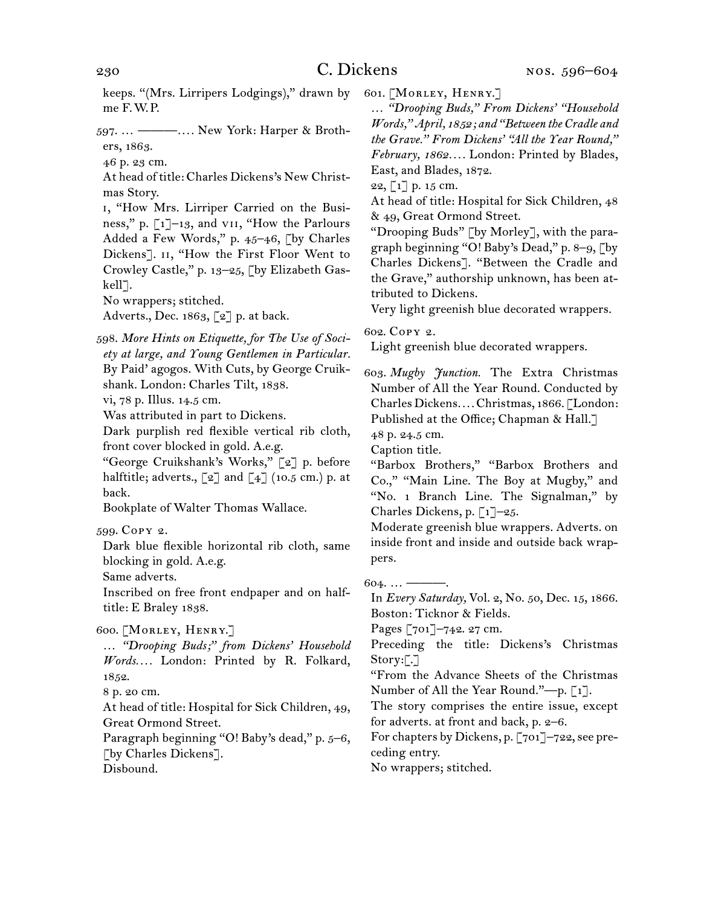keeps. "(Mrs. Lirripers Lodgings)," drawn by me F. W. P.

597. … ———. … New York: Harper & Brothers, 1863.

46 p. 23 cm.

At head of title: Charles Dickens's New Christmas Story.

i, "How Mrs. Lirriper Carried on the Business," p. [1]–13, and vii, "How the Parlours Added a Few Words," p. 45–46, [by Charles Dickens]. ii, "How the First Floor Went to Crowley Castle," p. 13–25, [by Elizabeth Gaskell].

No wrappers; stitched.

Adverts., Dec. 1863, [2] p. at back.

598. *More Hints on Etiquette, for The Use of Society at large, and Young Gentlemen in Particular.* By Paid' agogos. With Cuts, by George Cruikshank. London: Charles Tilt, 1838.

vi, 78 p. Illus. 14.5 cm.

Was attributed in part to Dickens.

Dark purplish red flexible vertical rib cloth, front cover blocked in gold. A.e.g.

"George Cruikshank's Works," [2] p. before halftitle; adverts., [2] and [4] (10.5 cm.) p. at back.

Bookplate of Walter Thomas Wallace.

599. Copy 2.

Dark blue flexible horizontal rib cloth, same blocking in gold. A.e.g.

Same adverts.

Inscribed on free front endpaper and on halftitle: E Braley 1838.

600. [Morley, Henry.]

… *"Drooping Buds;" from Dickens' Household Words.* … London: Printed by R. Folkard, 1852.

8 p. 20 cm.

At head of title: Hospital for Sick Children, 49, Great Ormond Street.

Paragraph beginning "O! Baby's dead," p. 5–6, [by Charles Dickens].

Disbound.

601. [Morley, Henry.]

… *"Drooping Buds," From Dickens' "Household Words," April, 1852; and "Between the Cradle and the Grave." From Dickens' "All the Year Round," February, 1862.* … London: Printed by Blades, East, and Blades, 1872.

22, [1] p. 15 cm.

At head of title: Hospital for Sick Children, 48 & 49, Great Ormond Street.

"Drooping Buds" [by Morley], with the paragraph beginning "O! Baby's Dead," p. 8–9, [by Charles Dickens]. "Between the Cradle and the Grave," authorship unknown, has been attributed to Dickens.

Very light greenish blue decorated wrappers.

602. Copy 2.

Light greenish blue decorated wrappers.

603. *Mugby Junction.* The Extra Christmas Number of All the Year Round. Conducted by Charles Dickens. … Christmas, 1866. [London: Published at the Office; Chapman & Hall.]

48 p. 24.5 cm.

Caption title.

"Barbox Brothers," "Barbox Brothers and Co.," "Main Line. The Boy at Mugby," and "No. 1 Branch Line. The Signalman," by Charles Dickens, p. [1]–25.

Moderate greenish blue wrappers. Adverts. on inside front and inside and outside back wrappers.

604. … ———.

In *Every Saturday,* Vol. 2, No. 50, Dec. 15, 1866. Boston: Ticknor & Fields.

Pages [701]–742. 27 cm.

Preceding the title: Dickens's Christmas Story:[.]

"From the Advance Sheets of the Christmas Number of All the Year Round."—p. [1].

The story comprises the entire issue, except for adverts. at front and back, p. 2–6.

For chapters by Dickens, p. [701]–722, see preceding entry.

No wrappers; stitched.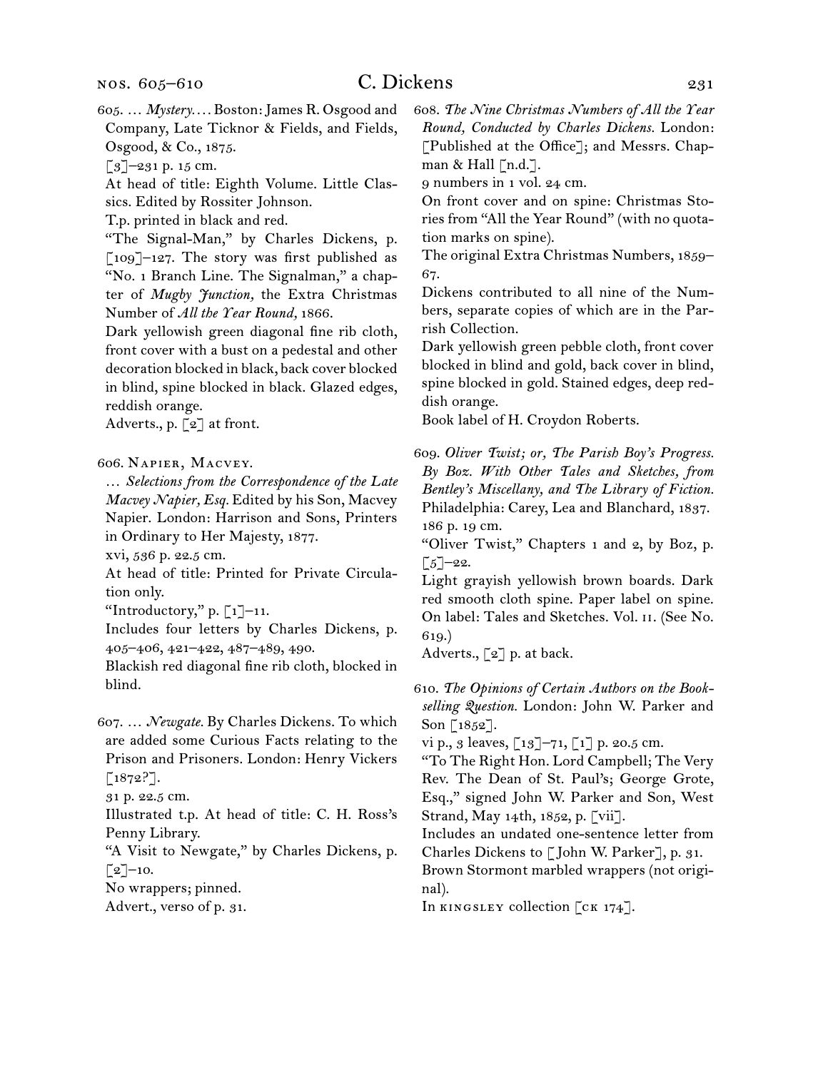605. … *Mystery.* … Boston: James R. Osgood and Company, Late Ticknor & Fields, and Fields, Osgood, & Co., 1875.
[3]–231 p. 15 cm.
At head of title: Eighth Volume. Little Classics. Edited by Rossiter Johnson.
T.p. printed in black and red.
"The Signal-Man," by Charles Dickens, p. [109]–127. The story was first published as "No. 1 Branch Line. The Signalman," a chapter of *Mugby Junction,* the Extra Christmas Number of *All the Year Round,* 1866.
Dark yellowish green diagonal fine rib cloth, front cover with a bust on a pedestal and other decoration blocked in black, back cover blocked in blind, spine blocked in black. Glazed edges, reddish orange.
Adverts., p. [2] at front.

606. Napier, Macvey.
… *Selections from the Correspondence of the Late Macvey Napier, Esq.* Edited by his Son, Macvey Napier. London: Harrison and Sons, Printers in Ordinary to Her Majesty, 1877.
xvi, 536 p. 22.5 cm.
At head of title: Printed for Private Circulation only.
"Introductory," p. [1]–11.
Includes four letters by Charles Dickens, p. 405–406, 421–422, 487–489, 490.
Blackish red diagonal fine rib cloth, blocked in blind.

607. … *Newgate.* By Charles Dickens. To which are added some Curious Facts relating to the Prison and Prisoners. London: Henry Vickers [1872?].
31 p. 22.5 cm.
Illustrated t.p. At head of title: C. H. Ross's Penny Library.
"A Visit to Newgate," by Charles Dickens, p. [2]–10.
No wrappers; pinned.
Advert., verso of p. 31.

608. *The Nine Christmas Numbers of All the Year Round, Conducted by Charles Dickens.* London: [Published at the Office]; and Messrs. Chapman & Hall [n.d.].
9 numbers in 1 vol. 24 cm.
On front cover and on spine: Christmas Stories from "All the Year Round" (with no quotation marks on spine).
The original Extra Christmas Numbers, 1859–67.
Dickens contributed to all nine of the Numbers, separate copies of which are in the Parrish Collection.
Dark yellowish green pebble cloth, front cover blocked in blind and gold, back cover in blind, spine blocked in gold. Stained edges, deep reddish orange.
Book label of H. Croydon Roberts.

609. *Oliver Twist; or, The Parish Boy's Progress. By Boz. With Other Tales and Sketches, from Bentley's Miscellany, and The Library of Fiction.* Philadelphia: Carey, Lea and Blanchard, 1837.
186 p. 19 cm.
"Oliver Twist," Chapters 1 and 2, by Boz, p. [5]–22.
Light grayish yellowish brown boards. Dark red smooth cloth spine. Paper label on spine. On label: Tales and Sketches. Vol. II. (See No. 619.)
Adverts., [2] p. at back.

610. *The Opinions of Certain Authors on the Bookselling Question.* London: John W. Parker and Son [1852].
vi p., 3 leaves, [13]–71, [1] p. 20.5 cm.
"To The Right Hon. Lord Campbell; The Very Rev. The Dean of St. Paul's; George Grote, Esq.," signed John W. Parker and Son, West Strand, May 14th, 1852, p. [vii].
Includes an undated one-sentence letter from Charles Dickens to [John W. Parker], p. 31.
Brown Stormont marbled wrappers (not original).
In kingsley collection [ck 174].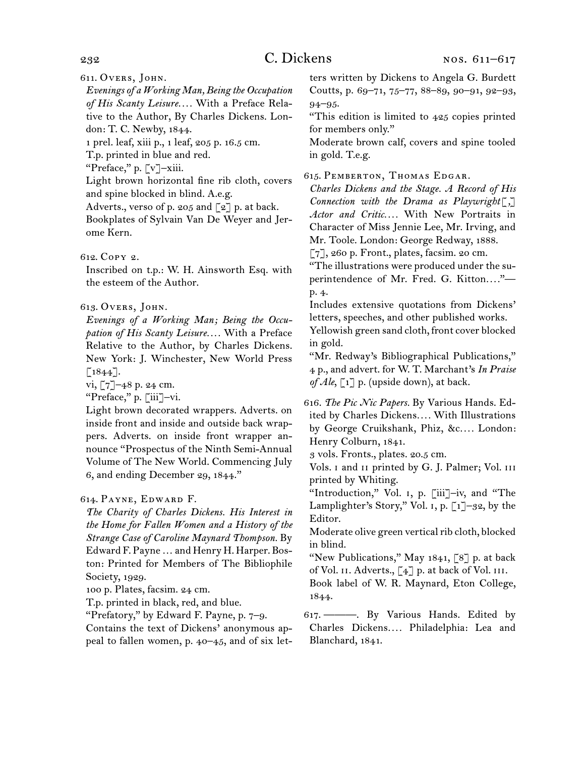611. Overs, John.

*Evenings of a Working Man, Being the Occupation of His Scanty Leisure*.… With a Preface Relative to the Author, By Charles Dickens. London: T. C. Newby, 1844.

1 prel. leaf, xiii p., 1 leaf, 205 p. 16.5 cm.

T.p. printed in blue and red.

"Preface," p. [v]–xiii.

Light brown horizontal fine rib cloth, covers and spine blocked in blind. A.e.g.

Adverts., verso of p. 205 and [2] p. at back.

Bookplates of Sylvain Van De Weyer and Jerome Kern.

612. Copy 2.

Inscribed on t.p.: W. H. Ainsworth Esq. with the esteem of the Author.

613. Overs, John.

*Evenings of a Working Man; Being the Occupation of His Scanty Leisure*.… With a Preface Relative to the Author, by Charles Dickens. New York: J. Winchester, New World Press [1844].

vi, [7]–48 p. 24 cm.

"Preface," p. [iii]–vi.

Light brown decorated wrappers. Adverts. on inside front and inside and outside back wrappers. Adverts. on inside front wrapper announce "Prospectus of the Ninth Semi-Annual Volume of The New World. Commencing July 6, and ending December 29, 1844."

614. Payne, Edward F.

*The Charity of Charles Dickens. His Interest in the Home for Fallen Women and a History of the Strange Case of Caroline Maynard Thompson*. By Edward F. Payne … and Henry H. Harper. Boston: Printed for Members of The Bibliophile Society, 1929.

100 p. Plates, facsim. 24 cm.

T.p. printed in black, red, and blue.

"Prefatory," by Edward F. Payne, p. 7–9.

Contains the text of Dickens' anonymous appeal to fallen women, p. 40–45, and of six letters written by Dickens to Angela G. Burdett Coutts, p. 69–71, 75–77, 88–89, 90–91, 92–93, 94–95.

"This edition is limited to 425 copies printed for members only."

Moderate brown calf, covers and spine tooled in gold. T.e.g.

615. Pemberton, Thomas Edgar.

*Charles Dickens and the Stage. A Record of His Connection with the Drama as Playwright[,] Actor and Critic*.… With New Portraits in Character of Miss Jennie Lee, Mr. Irving, and Mr. Toole. London: George Redway, 1888.

[7], 260 p. Front., plates, facsim. 20 cm.

"The illustrations were produced under the superintendence of Mr. Fred. G. Kitton.…"—p. 4.

Includes extensive quotations from Dickens' letters, speeches, and other published works.

Yellowish green sand cloth, front cover blocked in gold.

"Mr. Redway's Bibliographical Publications," 4 p., and advert. for W. T. Marchant's *In Praise of Ale*, [1] p. (upside down), at back.

616. *The Pic Nic Papers*. By Various Hands. Edited by Charles Dickens.… With Illustrations by George Cruikshank, Phiz, &c.… London: Henry Colburn, 1841.

3 vols. Fronts., plates. 20.5 cm.

Vols. i and ii printed by G. J. Palmer; Vol. iii printed by Whiting.

"Introduction," Vol. i, p. [iii]–iv, and "The Lamplighter's Story," Vol. i, p. [1]–32, by the Editor.

Moderate olive green vertical rib cloth, blocked in blind.

"New Publications," May 1841, [8] p. at back of Vol. ii. Adverts., [4] p. at back of Vol. iii.

Book label of W. R. Maynard, Eton College, 1844.

617. ———. By Various Hands. Edited by Charles Dickens.… Philadelphia: Lea and Blanchard, 1841.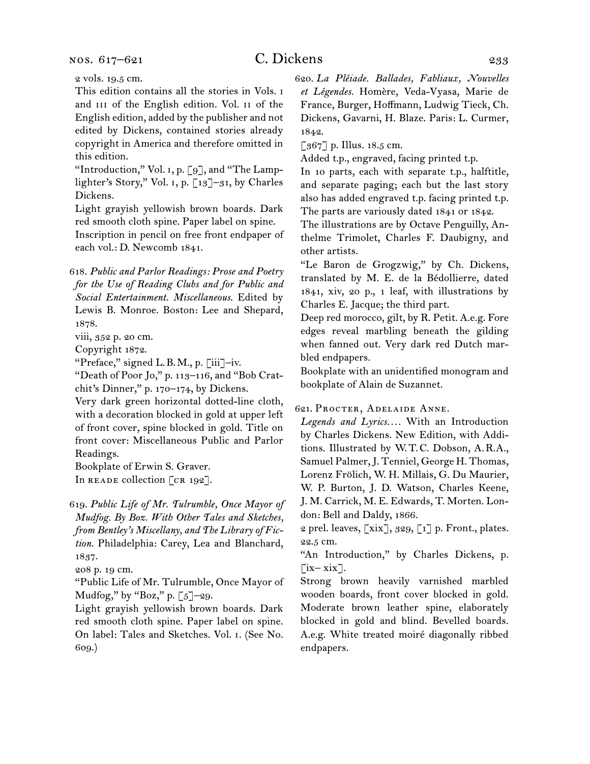2 vols. 19.5 cm.

This edition contains all the stories in Vols. i and iii of the English edition. Vol. ii of the English edition, added by the publisher and not edited by Dickens, contained stories already copyright in America and therefore omitted in this edition.

"Introduction," Vol. i, p. [9], and "The Lamplighter's Story," Vol. i, p. [13]–31, by Charles Dickens.

Light grayish yellowish brown boards. Dark red smooth cloth spine. Paper label on spine.

Inscription in pencil on free front endpaper of each vol.: D. Newcomb 1841.

618. *Public and Parlor Readings: Prose and Poetry for the Use of Reading Clubs and for Public and Social Entertainment. Miscellaneous.* Edited by Lewis B. Monroe. Boston: Lee and Shepard, 1878.

viii, 352 p. 20 cm.

Copyright 1872.

"Preface," signed L. B. M., p. [iii]–iv.

"Death of Poor Jo," p. 113–116, and "Bob Cratchit's Dinner," p. 170–174, by Dickens.

Very dark green horizontal dotted-line cloth, with a decoration blocked in gold at upper left of front cover, spine blocked in gold. Title on front cover: Miscellaneous Public and Parlor Readings.

Bookplate of Erwin S. Graver.

In reade collection [cr 192].

619. *Public Life of Mr. Tulrumble, Once Mayor of Mudfog. By Boz. With Other Tales and Sketches, from Bentley's Miscellany, and The Library of Fiction.* Philadelphia: Carey, Lea and Blanchard, 1837.

208 p. 19 cm.

"Public Life of Mr. Tulrumble, Once Mayor of Mudfog," by "Boz," p. [5]–29.

Light grayish yellowish brown boards. Dark red smooth cloth spine. Paper label on spine. On label: Tales and Sketches. Vol. i. (See No. 609.)

620. *La Pléiade. Ballades, Fabliaux, Nouvelles et Légendes.* Homère, Veda-Vyasa, Marie de France, Burger, Hoffmann, Ludwig Tieck, Ch. Dickens, Gavarni, H. Blaze. Paris: L. Curmer, 1842.

[367] p. Illus. 18.5 cm.

Added t.p., engraved, facing printed t.p.

In 10 parts, each with separate t.p., halftitle, and separate paging; each but the last story also has added engraved t.p. facing printed t.p. The parts are variously dated 1841 or 1842.

The illustrations are by Octave Penguilly, Anthelme Trimolet, Charles F. Daubigny, and other artists.

"Le Baron de Grogzwig," by Ch. Dickens, translated by M. E. de la Bédollierre, dated 1841, xiv, 20 p., 1 leaf, with illustrations by Charles E. Jacque; the third part.

Deep red morocco, gilt, by R. Petit. A.e.g. Fore edges reveal marbling beneath the gilding when fanned out. Very dark red Dutch marbled endpapers.

Bookplate with an unidentified monogram and bookplate of Alain de Suzannet.

621. Procter, Adelaide Anne.

*Legends and Lyrics*.... With an Introduction by Charles Dickens. New Edition, with Additions. Illustrated by W. T. C. Dobson, A. R. A., Samuel Palmer, J. Tenniel, George H. Thomas, Lorenz Frölich, W. H. Millais, G. Du Maurier, W. P. Burton, J. D. Watson, Charles Keene, J. M. Carrick, M. E. Edwards, T. Morten. London: Bell and Daldy, 1866.

2 prel. leaves, [xix], 329, [1] p. Front., plates. 22.5 cm.

"An Introduction," by Charles Dickens, p. [ix– xix].

Strong brown heavily varnished marbled wooden boards, front cover blocked in gold. Moderate brown leather spine, elaborately blocked in gold and blind. Bevelled boards. A.e.g. White treated moiré diagonally ribbed endpapers.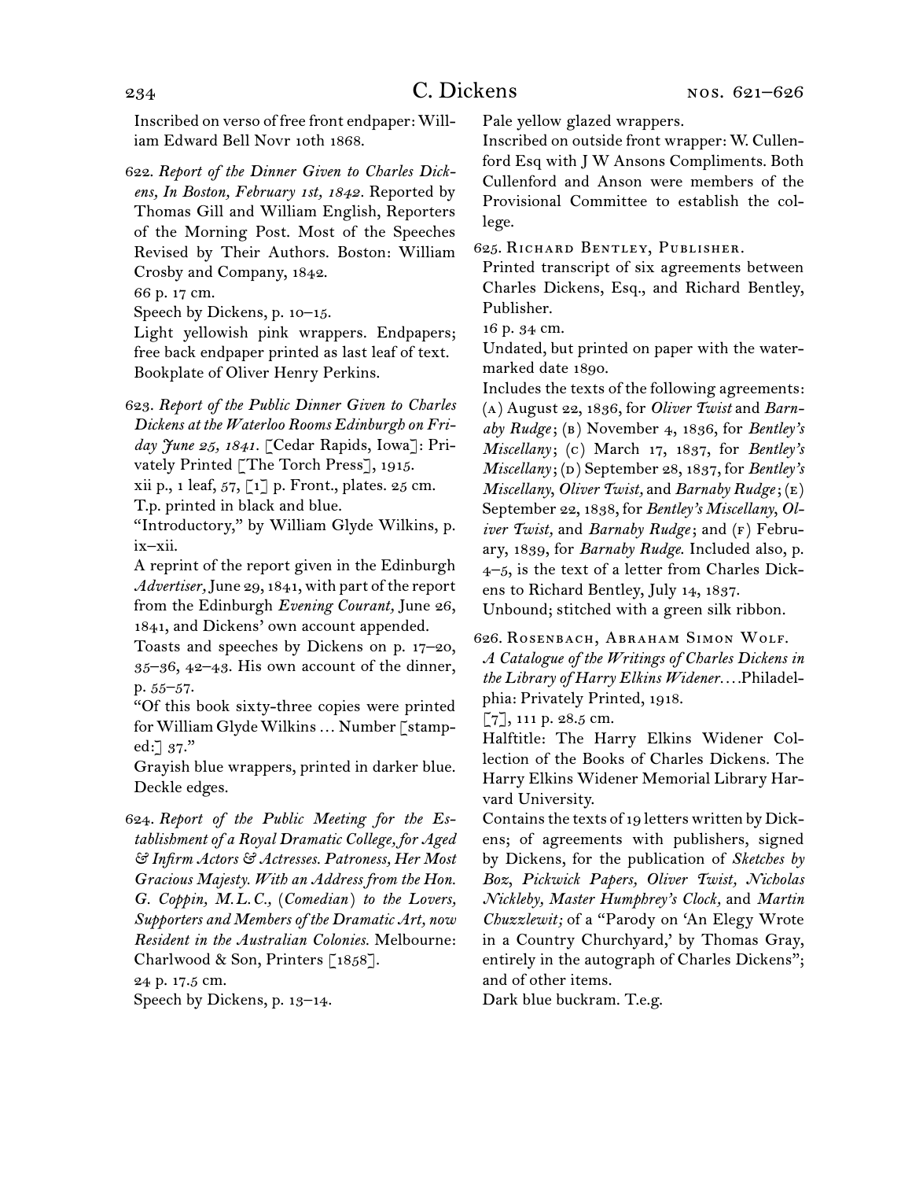Inscribed on verso of free front endpaper: William Edward Bell Novr 10th 1868.

622. *Report of the Dinner Given to Charles Dickens, In Boston, February 1st, 1842.* Reported by Thomas Gill and William English, Reporters of the Morning Post. Most of the Speeches Revised by Their Authors. Boston: William Crosby and Company, 1842.
66 p. 17 cm.
Speech by Dickens, p. 10–15.
Light yellowish pink wrappers. Endpapers; free back endpaper printed as last leaf of text.
Bookplate of Oliver Henry Perkins.

623. *Report of the Public Dinner Given to Charles Dickens at the Waterloo Rooms Edinburgh on Friday June 25, 1841.* [Cedar Rapids, Iowa]: Privately Printed [The Torch Press], 1915.
xii p., 1 leaf, 57, [1] p. Front., plates. 25 cm.
T.p. printed in black and blue.
"Introductory," by William Glyde Wilkins, p. ix–xii.
A reprint of the report given in the Edinburgh *Advertiser,* June 29, 1841, with part of the report from the Edinburgh *Evening Courant,* June 26, 1841, and Dickens' own account appended.
Toasts and speeches by Dickens on p. 17–20, 35–36, 42–43. His own account of the dinner, p. 55–57.
"Of this book sixty-three copies were printed for William Glyde Wilkins … Number [stamped:] 37."
Grayish blue wrappers, printed in darker blue. Deckle edges.

624. *Report of the Public Meeting for the Establishment of a Royal Dramatic College, for Aged & Infirm Actors & Actresses. Patroness, Her Most Gracious Majesty. With an Address from the Hon. G. Coppin, M.L.C., (Comedian) to the Lovers, Supporters and Members of the Dramatic Art, now Resident in the Australian Colonies.* Melbourne: Charlwood & Son, Printers [1858].
24 p. 17.5 cm.
Speech by Dickens, p. 13–14.
Pale yellow glazed wrappers.
Inscribed on outside front wrapper: W. Cullenford Esq with J W Ansons Compliments. Both Cullenford and Anson were members of the Provisional Committee to establish the college.

625. Richard Bentley, Publisher.
Printed transcript of six agreements between Charles Dickens, Esq., and Richard Bentley, Publisher.
16 p. 34 cm.
Undated, but printed on paper with the watermarked date 1890.
Includes the texts of the following agreements: (a) August 22, 1836, for *Oliver Twist* and *Barnaby Rudge*; (b) November 4, 1836, for *Bentley's Miscellany*; (c) March 17, 1837, for *Bentley's Miscellany*; (d) September 28, 1837, for *Bentley's Miscellany, Oliver Twist,* and *Barnaby Rudge*; (e) September 22, 1838, for *Bentley's Miscellany, Oliver Twist,* and *Barnaby Rudge*; and (f) February, 1839, for *Barnaby Rudge.* Included also, p. 4–5, is the text of a letter from Charles Dickens to Richard Bentley, July 14, 1837.
Unbound; stitched with a green silk ribbon.

626. Rosenbach, Abraham Simon Wolf.
*A Catalogue of the Writings of Charles Dickens in the Library of Harry Elkins Widener.*…Philadelphia: Privately Printed, 1918.
[7], 111 p. 28.5 cm.
Halftitle: The Harry Elkins Widener Collection of the Books of Charles Dickens. The Harry Elkins Widener Memorial Library Harvard University.
Contains the texts of 19 letters written by Dickens; of agreements with publishers, signed by Dickens, for the publication of *Sketches by Boz, Pickwick Papers, Oliver Twist, Nicholas Nickleby, Master Humphrey's Clock,* and *Martin Chuzzlewit;* of a "Parody on 'An Elegy Wrote in a Country Churchyard,' by Thomas Gray, entirely in the autograph of Charles Dickens"; and of other items.
Dark blue buckram. T.e.g.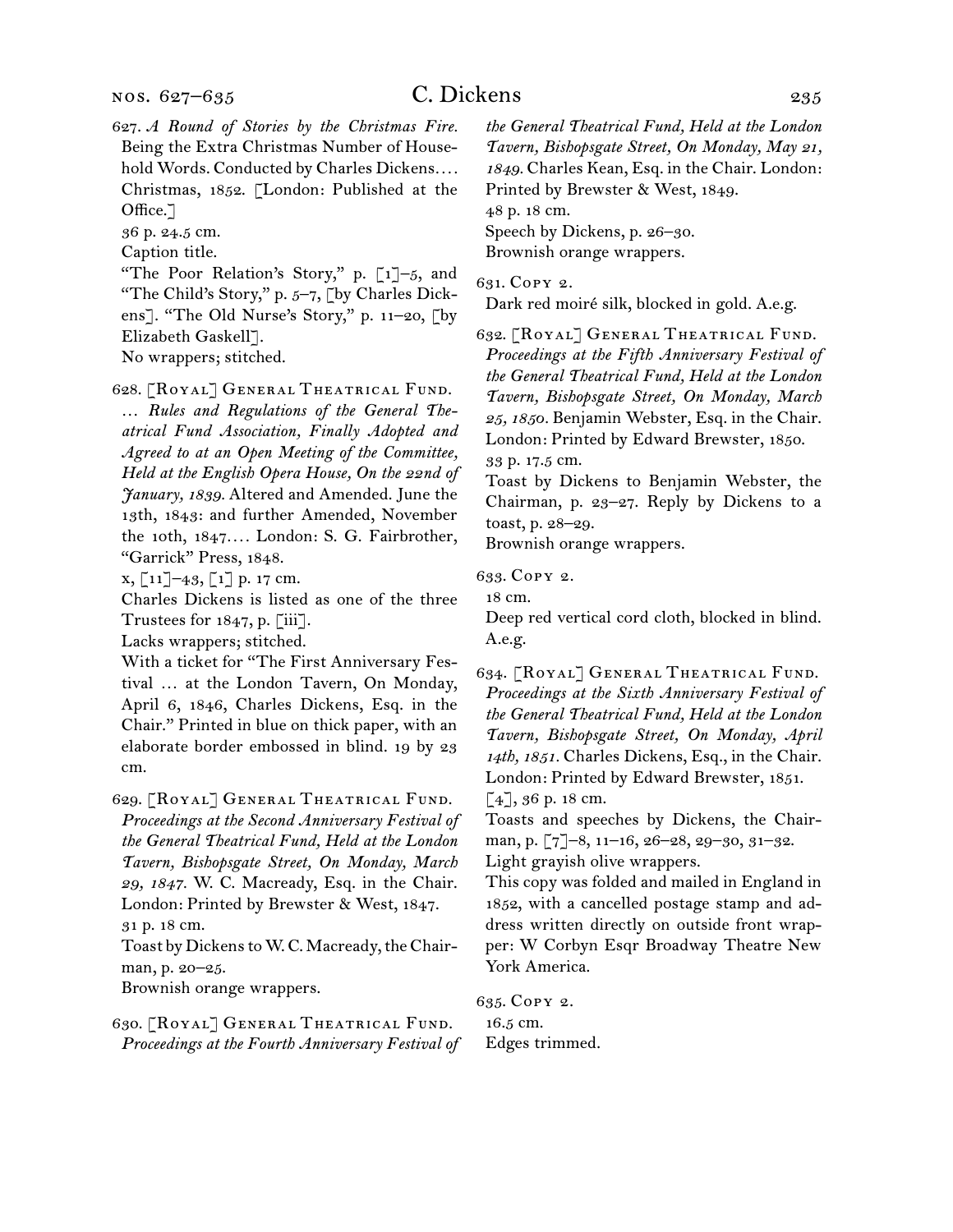627. *A Round of Stories by the Christmas Fire.* Being the Extra Christmas Number of Household Words. Conducted by Charles Dickens.... Christmas, 1852. [London: Published at the Office.]
36 p. 24.5 cm.
Caption title.
"The Poor Relation's Story," p. [1]–5, and "The Child's Story," p. 5–7, [by Charles Dickens]. "The Old Nurse's Story," p. 11–20, [by Elizabeth Gaskell].
No wrappers; stitched.

628. [Royal] General Theatrical Fund. ... *Rules and Regulations of the General Theatrical Fund Association, Finally Adopted and Agreed to at an Open Meeting of the Committee, Held at the English Opera House, On the 22nd of January, 1839.* Altered and Amended. June the 13th, 1843: and further Amended, November the 10th, 1847.... London: S. G. Fairbrother, "Garrick" Press, 1848.
x, [11]–43, [1] p. 17 cm.
Charles Dickens is listed as one of the three Trustees for 1847, p. [iii].
Lacks wrappers; stitched.
With a ticket for "The First Anniversary Festival ... at the London Tavern, On Monday, April 6, 1846, Charles Dickens, Esq. in the Chair." Printed in blue on thick paper, with an elaborate border embossed in blind. 19 by 23 cm.

629. [Royal] General Theatrical Fund. *Proceedings at the Second Anniversary Festival of the General Theatrical Fund, Held at the London Tavern, Bishopsgate Street, On Monday, March 29, 1847.* W. C. Macready, Esq. in the Chair. London: Printed by Brewster & West, 1847.
31 p. 18 cm.
Toast by Dickens to W. C. Macready, the Chairman, p. 20–25.
Brownish orange wrappers.

630. [Royal] General Theatrical Fund. *Proceedings at the Fourth Anniversary Festival of the General Theatrical Fund, Held at the London Tavern, Bishopsgate Street, On Monday, May 21, 1849.* Charles Kean, Esq. in the Chair. London: Printed by Brewster & West, 1849.
48 p. 18 cm.
Speech by Dickens, p. 26–30.
Brownish orange wrappers.

631. Copy 2.
Dark red moiré silk, blocked in gold. A.e.g.

632. [Royal] General Theatrical Fund. *Proceedings at the Fifth Anniversary Festival of the General Theatrical Fund, Held at the London Tavern, Bishopsgate Street, On Monday, March 25, 1850.* Benjamin Webster, Esq. in the Chair. London: Printed by Edward Brewster, 1850.
33 p. 17.5 cm.
Toast by Dickens to Benjamin Webster, the Chairman, p. 23–27. Reply by Dickens to a toast, p. 28–29.
Brownish orange wrappers.

633. Copy 2.
18 cm.
Deep red vertical cord cloth, blocked in blind. A.e.g.

634. [Royal] General Theatrical Fund. *Proceedings at the Sixth Anniversary Festival of the General Theatrical Fund, Held at the London Tavern, Bishopsgate Street, On Monday, April 14th, 1851.* Charles Dickens, Esq., in the Chair. London: Printed by Edward Brewster, 1851.
[4], 36 p. 18 cm.
Toasts and speeches by Dickens, the Chairman, p. [7]–8, 11–16, 26–28, 29–30, 31–32.
Light grayish olive wrappers.
This copy was folded and mailed in England in 1852, with a cancelled postage stamp and address written directly on outside front wrapper: W Corbyn Esqr Broadway Theatre New York America.

635. Copy 2.
16.5 cm.
Edges trimmed.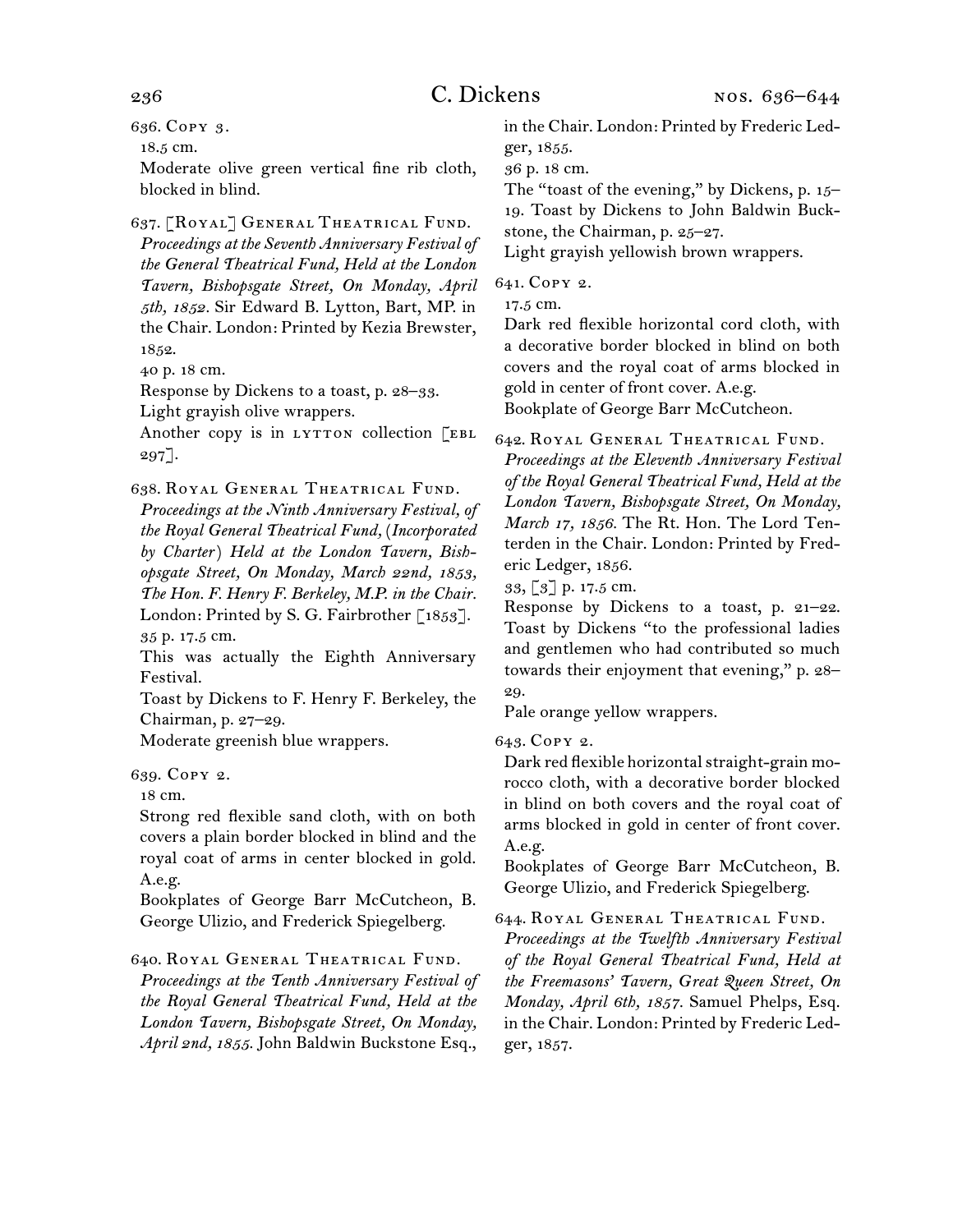636. Copy 3.

18.5 cm.

Moderate olive green vertical fine rib cloth, blocked in blind.

637. [Royal] General Theatrical Fund. *Proceedings at the Seventh Anniversary Festival of the General Theatrical Fund, Held at the London Tavern, Bishopsgate Street, On Monday, April 5th, 1852.* Sir Edward B. Lytton, Bart, MP. in the Chair. London: Printed by Kezia Brewster, 1852.

40 p. 18 cm.

Response by Dickens to a toast, p. 28–33.

Light grayish olive wrappers.

Another copy is in lytton collection [ebl 297].

638. Royal General Theatrical Fund. *Proceedings at the Ninth Anniversary Festival, of the Royal General Theatrical Fund, (Incorporated by Charter) Held at the London Tavern, Bishopsgate Street, On Monday, March 22nd, 1853, The Hon. F. Henry F. Berkeley, M.P. in the Chair.* London: Printed by S. G. Fairbrother [1853].

35 p. 17.5 cm.

This was actually the Eighth Anniversary Festival.

Toast by Dickens to F. Henry F. Berkeley, the Chairman, p. 27–29.

Moderate greenish blue wrappers.

639. Copy 2.

18 cm.

Strong red flexible sand cloth, with on both covers a plain border blocked in blind and the royal coat of arms in center blocked in gold. A.e.g.

Bookplates of George Barr McCutcheon, B. George Ulizio, and Frederick Spiegelberg.

640. Royal General Theatrical Fund. *Proceedings at the Tenth Anniversary Festival of the Royal General Theatrical Fund, Held at the London Tavern, Bishopsgate Street, On Monday, April 2nd, 1855.* John Baldwin Buckstone Esq., in the Chair. London: Printed by Frederic Ledger, 1855.

36 p. 18 cm.

The "toast of the evening," by Dickens, p. 15–19. Toast by Dickens to John Baldwin Buckstone, the Chairman, p. 25–27.

Light grayish yellowish brown wrappers.

641. Copy 2.

17.5 cm.

Dark red flexible horizontal cord cloth, with a decorative border blocked in blind on both covers and the royal coat of arms blocked in gold in center of front cover. A.e.g.

Bookplate of George Barr McCutcheon.

642. Royal General Theatrical Fund. *Proceedings at the Eleventh Anniversary Festival of the Royal General Theatrical Fund, Held at the London Tavern, Bishopsgate Street, On Monday, March 17, 1856.* The Rt. Hon. The Lord Tenterden in the Chair. London: Printed by Frederic Ledger, 1856.

33, [3] p. 17.5 cm.

Response by Dickens to a toast, p. 21–22. Toast by Dickens "to the professional ladies and gentlemen who had contributed so much towards their enjoyment that evening," p. 28–29.

Pale orange yellow wrappers.

643. Copy 2.

Dark red flexible horizontal straight-grain morocco cloth, with a decorative border blocked in blind on both covers and the royal coat of arms blocked in gold in center of front cover. A.e.g.

Bookplates of George Barr McCutcheon, B. George Ulizio, and Frederick Spiegelberg.

644. Royal General Theatrical Fund. *Proceedings at the Twelfth Anniversary Festival of the Royal General Theatrical Fund, Held at the Freemasons' Tavern, Great Queen Street, On Monday, April 6th, 1857.* Samuel Phelps, Esq. in the Chair. London: Printed by Frederic Ledger, 1857.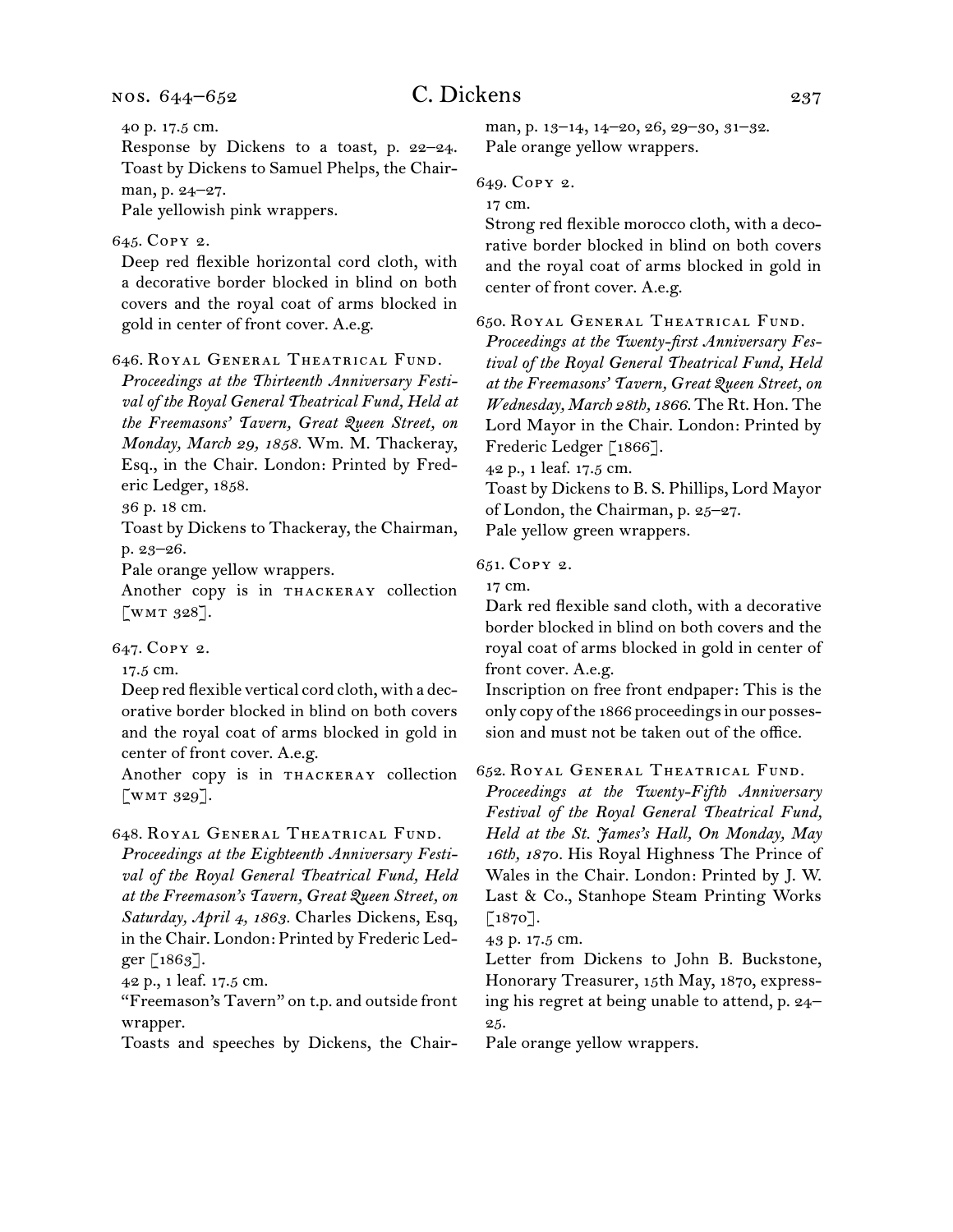40 p. 17.5 cm.

Response by Dickens to a toast, p. 22–24. Toast by Dickens to Samuel Phelps, the Chairman, p. 24–27.

Pale yellowish pink wrappers.

645. Copy 2.

Deep red flexible horizontal cord cloth, with a decorative border blocked in blind on both covers and the royal coat of arms blocked in gold in center of front cover. A.e.g.

646. Royal General Theatrical Fund.

*Proceedings at the Thirteenth Anniversary Festival of the Royal General Theatrical Fund, Held at the Freemasons' Tavern, Great Queen Street, on Monday, March 29, 1858.* Wm. M. Thackeray, Esq., in the Chair. London: Printed by Frederic Ledger, 1858.

36 p. 18 cm.

Toast by Dickens to Thackeray, the Chairman, p. 23–26.

Pale orange yellow wrappers.

Another copy is in thackeray collection [wmt 328].

647. Copy 2.

17.5 cm.

Deep red flexible vertical cord cloth, with a decorative border blocked in blind on both covers and the royal coat of arms blocked in gold in center of front cover. A.e.g.

Another copy is in thackeray collection [wmt 329].

648. Royal General Theatrical Fund.

*Proceedings at the Eighteenth Anniversary Festival of the Royal General Theatrical Fund, Held at the Freemason's Tavern, Great Queen Street, on Saturday, April 4, 1863.* Charles Dickens, Esq, in the Chair. London: Printed by Frederic Ledger [1863].

42 p., 1 leaf. 17.5 cm.

"Freemason's Tavern" on t.p. and outside front wrapper.

Toasts and speeches by Dickens, the Chairman, p. 13–14, 14–20, 26, 29–30, 31–32.

Pale orange yellow wrappers.

649. Copy 2.

17 cm.

Strong red flexible morocco cloth, with a decorative border blocked in blind on both covers and the royal coat of arms blocked in gold in center of front cover. A.e.g.

650. Royal General Theatrical Fund.

*Proceedings at the Twenty-first Anniversary Festival of the Royal General Theatrical Fund, Held at the Freemasons' Tavern, Great Queen Street, on Wednesday, March 28th, 1866.* The Rt. Hon. The Lord Mayor in the Chair. London: Printed by Frederic Ledger [1866].

42 p., 1 leaf. 17.5 cm.

Toast by Dickens to B. S. Phillips, Lord Mayor of London, the Chairman, p. 25–27.

Pale yellow green wrappers.

651. Copy 2.

17 cm.

Dark red flexible sand cloth, with a decorative border blocked in blind on both covers and the royal coat of arms blocked in gold in center of front cover. A.e.g.

Inscription on free front endpaper: This is the only copy of the 1866 proceedings in our possession and must not be taken out of the office.

652. Royal General Theatrical Fund.

*Proceedings at the Twenty-Fifth Anniversary Festival of the Royal General Theatrical Fund, Held at the St. James's Hall, On Monday, May 16th, 1870.* His Royal Highness The Prince of Wales in the Chair. London: Printed by J. W. Last & Co., Stanhope Steam Printing Works [1870].

43 p. 17.5 cm.

Letter from Dickens to John B. Buckstone, Honorary Treasurer, 15th May, 1870, expressing his regret at being unable to attend, p. 24–25.

Pale orange yellow wrappers.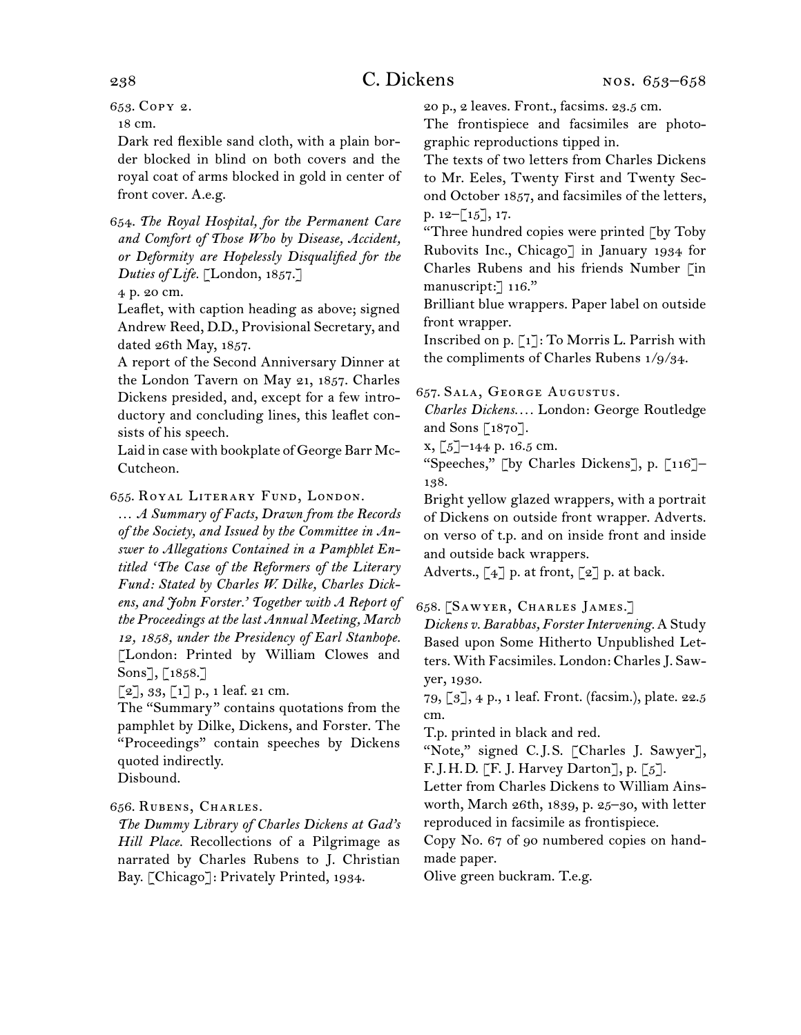653. Copy 2.

18 cm.

Dark red flexible sand cloth, with a plain border blocked in blind on both covers and the royal coat of arms blocked in gold in center of front cover. A.e.g.

654. *The Royal Hospital, for the Permanent Care and Comfort of Those Who by Disease, Accident, or Deformity are Hopelessly Disqualified for the Duties of Life.* [London, 1857.]

4 p. 20 cm.

Leaflet, with caption heading as above; signed Andrew Reed, D.D., Provisional Secretary, and dated 26th May, 1857.

A report of the Second Anniversary Dinner at the London Tavern on May 21, 1857. Charles Dickens presided, and, except for a few introductory and concluding lines, this leaflet consists of his speech.

Laid in case with bookplate of George Barr McCutcheon.

655. Royal Literary Fund, London.

… *A Summary of Facts, Drawn from the Records of the Society, and Issued by the Committee in Answer to Allegations Contained in a Pamphlet Entitled 'The Case of the Reformers of the Literary Fund: Stated by Charles W. Dilke, Charles Dickens, and John Forster.' Together with A Report of the Proceedings at the last Annual Meeting, March 12, 1858, under the Presidency of Earl Stanhope.* [London: Printed by William Clowes and Sons], [1858.]

[2], 33, [1] p., 1 leaf. 21 cm.

The "Summary" contains quotations from the pamphlet by Dilke, Dickens, and Forster. The "Proceedings" contain speeches by Dickens quoted indirectly.

Disbound.

656. Rubens, Charles.

*The Dummy Library of Charles Dickens at Gad's Hill Place.* Recollections of a Pilgrimage as narrated by Charles Rubens to J. Christian Bay. [Chicago]: Privately Printed, 1934.

20 p., 2 leaves. Front., facsims. 23.5 cm.

The frontispiece and facsimiles are photographic reproductions tipped in.

The texts of two letters from Charles Dickens to Mr. Eeles, Twenty First and Twenty Second October 1857, and facsimiles of the letters, p. 12–[15], 17.

"Three hundred copies were printed [by Toby Rubovits Inc., Chicago] in January 1934 for Charles Rubens and his friends Number [in manuscript:] 116."

Brilliant blue wrappers. Paper label on outside front wrapper.

Inscribed on p. [1]: To Morris L. Parrish with the compliments of Charles Rubens 1/9/34.

657. Sala, George Augustus.

*Charles Dickens.…* London: George Routledge and Sons [1870].

x, [5]–144 p. 16.5 cm.

"Speeches," [by Charles Dickens], p. [116]–138.

Bright yellow glazed wrappers, with a portrait of Dickens on outside front wrapper. Adverts. on verso of t.p. and on inside front and inside and outside back wrappers.

Adverts., [4] p. at front, [2] p. at back.

658. [Sawyer, Charles James.]

*Dickens v. Barabbas, Forster Intervening.* A Study Based upon Some Hitherto Unpublished Letters. With Facsimiles. London: Charles J. Sawyer, 1930.

79, [3], 4 p., 1 leaf. Front. (facsim.), plate. 22.5 cm.

T.p. printed in black and red.

"Note," signed C. J. S. [Charles J. Sawyer], F. J. H. D. [F. J. Harvey Darton], p. [5].

Letter from Charles Dickens to William Ainsworth, March 26th, 1839, p. 25–30, with letter reproduced in facsimile as frontispiece.

Copy No. 67 of 90 numbered copies on handmade paper.

Olive green buckram. T.e.g.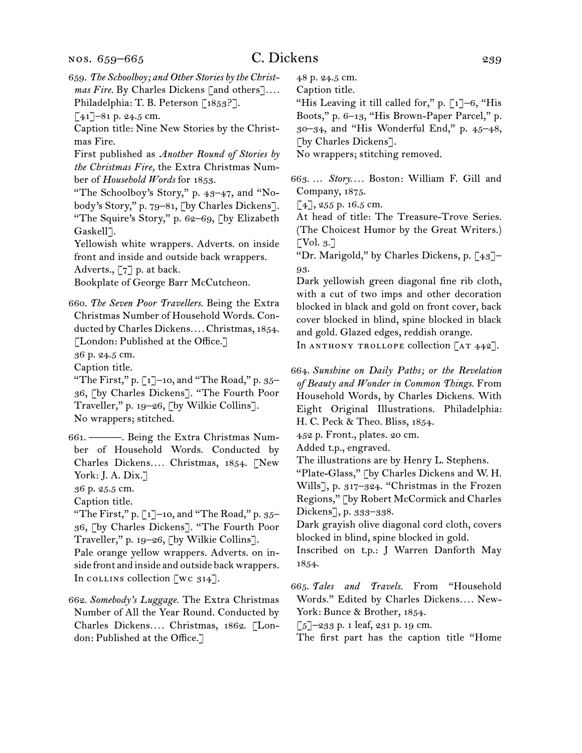659. *The Schoolboy; and Other Stories by the Christmas Fire.* By Charles Dickens [and others].... Philadelphia: T. B. Peterson [1853?].
[41]–81 p. 24.5 cm.
Caption title: Nine New Stories by the Christmas Fire.
First published as *Another Round of Stories by the Christmas Fire,* the Extra Christmas Number of *Household Words* for 1853.
"The Schoolboy's Story," p. 43–47, and "Nobody's Story," p. 79–81, [by Charles Dickens]. "The Squire's Story," p. 62–69, [by Elizabeth Gaskell].
Yellowish white wrappers. Adverts. on inside front and inside and outside back wrappers. Adverts., [7] p. at back.
Bookplate of George Barr McCutcheon.

660. *The Seven Poor Travellers.* Being the Extra Christmas Number of Household Words. Conducted by Charles Dickens.... Christmas, 1854. [London: Published at the Office.]
36 p. 24.5 cm.
Caption title.
"The First," p. [1]–10, and "The Road," p. 35–36, [by Charles Dickens]. "The Fourth Poor Traveller," p. 19–26, [by Wilkie Collins].
No wrappers; stitched.

661. ———. Being the Extra Christmas Number of Household Words. Conducted by Charles Dickens.... Christmas, 1854. [New York: J. A. Dix.]
36 p. 25.5 cm.
Caption title.
"The First," p. [1]–10, and "The Road," p. 35–36, [by Charles Dickens]. "The Fourth Poor Traveller," p. 19–26, [by Wilkie Collins].
Pale orange yellow wrappers. Adverts. on inside front and inside and outside back wrappers.
In COLLINS collection [WC 314].

662. *Somebody's Luggage.* The Extra Christmas Number of All the Year Round. Conducted by Charles Dickens.... Christmas, 1862. [London: Published at the Office.]
48 p. 24.5 cm.
Caption title.
"His Leaving it till called for," p. [1]–6, "His Boots," p. 6–13, "His Brown-Paper Parcel," p. 30–34, and "His Wonderful End," p. 45–48, [by Charles Dickens].
No wrappers; stitching removed.

663. ... *Story.*... Boston: William F. Gill and Company, 1875.
[4], 255 p. 16.5 cm.
At head of title: The Treasure-Trove Series. (The Choicest Humor by the Great Writers.) [Vol. 3.]
"Dr. Marigold," by Charles Dickens, p. [43]–93.
Dark yellowish green diagonal fine rib cloth, with a cut of two imps and other decoration blocked in black and gold on front cover, back cover blocked in blind, spine blocked in black and gold. Glazed edges, reddish orange.
In ANTHONY TROLLOPE collection [AT 442].

664. *Sunshine on Daily Paths; or the Revelation of Beauty and Wonder in Common Things.* From Household Words, by Charles Dickens. With Eight Original Illustrations. Philadelphia: H. C. Peck & Theo. Bliss, 1854.
452 p. Front., plates. 20 cm.
Added t.p., engraved.
The illustrations are by Henry L. Stephens.
"Plate-Glass," [by Charles Dickens and W. H. Wills], p. 317–324. "Christmas in the Frozen Regions," [by Robert McCormick and Charles Dickens], p. 333–338.
Dark grayish olive diagonal cord cloth, covers blocked in blind, spine blocked in gold.
Inscribed on t.p.: J Warren Danforth May 1854.

665. *Tales and Travels.* From "Household Words." Edited by Charles Dickens.... New-York: Bunce & Brother, 1854.
[5]–233 p. 1 leaf, 231 p. 19 cm.
The first part has the caption title "Home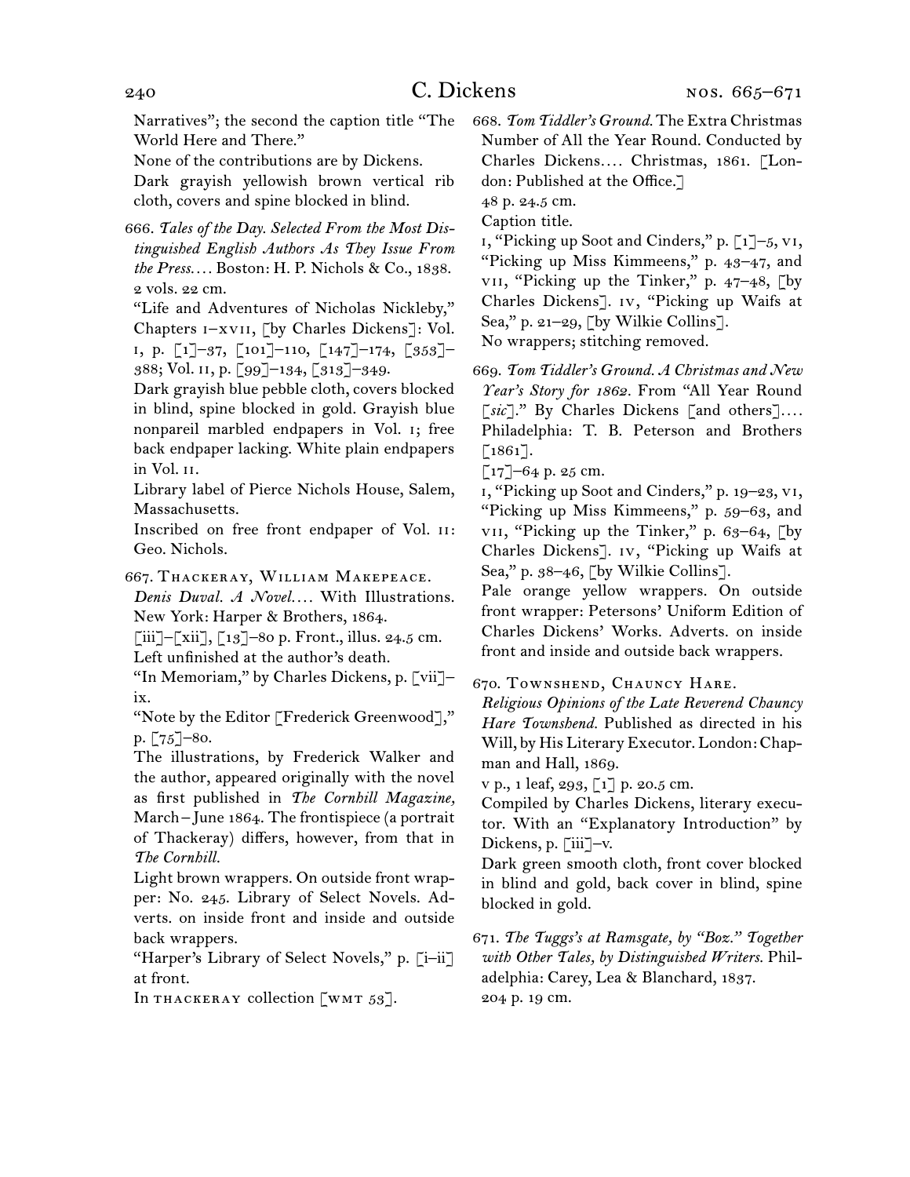Narratives"; the second the caption title "The World Here and There."

None of the contributions are by Dickens.

Dark grayish yellowish brown vertical rib cloth, covers and spine blocked in blind.

666. *Tales of the Day. Selected From the Most Distinguished English Authors As They Issue From the Press....* Boston: H. P. Nichols & Co., 1838. 2 vols. 22 cm.

"Life and Adventures of Nicholas Nickleby," Chapters i–xvii, [by Charles Dickens]: Vol. i, p. [1]–37, [101]–110, [147]–174, [353]–388; Vol. ii, p. [99]–134, [313]–349.

Dark grayish blue pebble cloth, covers blocked in blind, spine blocked in gold. Grayish blue nonpareil marbled endpapers in Vol. i; free back endpaper lacking. White plain endpapers in Vol. ii.

Library label of Pierce Nichols House, Salem, Massachusetts.

Inscribed on free front endpaper of Vol. ii: Geo. Nichols.

667. Thackeray, William Makepeace.

*Denis Duval. A Novel....* With Illustrations. New York: Harper & Brothers, 1864.

[iii]–[xii], [13]–80 p. Front., illus. 24.5 cm.

Left unfinished at the author's death.

"In Memoriam," by Charles Dickens, p. [vii]–ix.

"Note by the Editor [Frederick Greenwood]," p. [75]–80.

The illustrations, by Frederick Walker and the author, appeared originally with the novel as first published in *The Cornhill Magazine,* March–June 1864. The frontispiece (a portrait of Thackeray) differs, however, from that in *The Cornhill.*

Light brown wrappers. On outside front wrapper: No. 245. Library of Select Novels. Adverts. on inside front and inside and outside back wrappers.

"Harper's Library of Select Novels," p. [i–ii] at front.

In thackeray collection [wmt 53].

668. *Tom Tiddler's Ground.* The Extra Christmas Number of All the Year Round. Conducted by Charles Dickens.... Christmas, 1861. [London: Published at the Office.]

48 p. 24.5 cm.

Caption title.

i, "Picking up Soot and Cinders," p. [1]–5, vi, "Picking up Miss Kimmeens," p. 43–47, and vii, "Picking up the Tinker," p. 47–48, [by Charles Dickens]. iv, "Picking up Waifs at Sea," p. 21–29, [by Wilkie Collins].

No wrappers; stitching removed.

669. *Tom Tiddler's Ground. A Christmas and New Year's Story for 1862.* From "All Year Round [*sic*]." By Charles Dickens [and others].... Philadelphia: T. B. Peterson and Brothers [1861].

[17]–64 p. 25 cm.

i, "Picking up Soot and Cinders," p. 19–23, vi, "Picking up Miss Kimmeens," p. 59–63, and vii, "Picking up the Tinker," p. 63–64, [by Charles Dickens]. iv, "Picking up Waifs at Sea," p. 38–46, [by Wilkie Collins].

Pale orange yellow wrappers. On outside front wrapper: Petersons' Uniform Edition of Charles Dickens' Works. Adverts. on inside front and inside and outside back wrappers.

670. Townshend, Chauncy Hare.

*Religious Opinions of the Late Reverend Chauncy Hare Townshend.* Published as directed in his Will, by His Literary Executor. London: Chapman and Hall, 1869.

v p., 1 leaf, 293, [1] p. 20.5 cm.

Compiled by Charles Dickens, literary executor. With an "Explanatory Introduction" by Dickens, p. [iii]–v.

Dark green smooth cloth, front cover blocked in blind and gold, back cover in blind, spine blocked in gold.

671. *The Tuggs's at Ramsgate, by "Boz." Together with Other Tales, by Distinguished Writers.* Philadelphia: Carey, Lea & Blanchard, 1837.

204 p. 19 cm.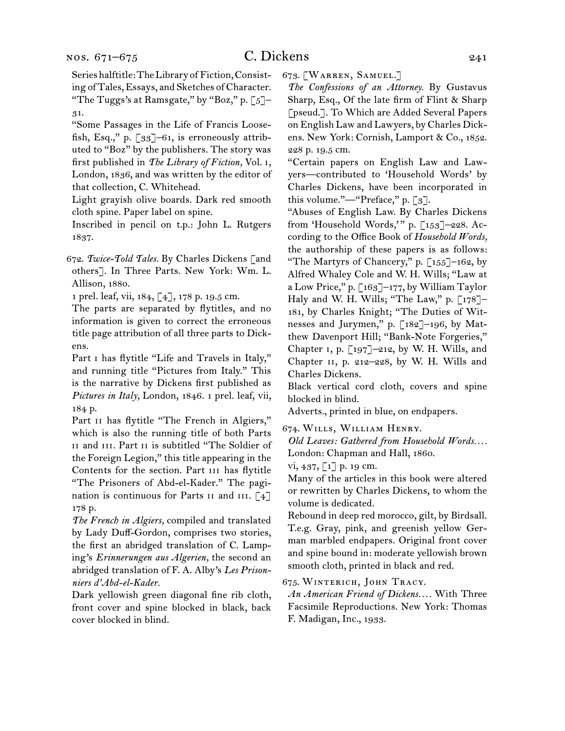Series halftitle: The Library of Fiction, Consisting of Tales, Essays, and Sketches of Character. "The Tuggs's at Ramsgate," by "Boz," p. [5]–31.

"Some Passages in the Life of Francis Loosefish, Esq.," p. [33]–61, is erroneously attributed to "Boz" by the publishers. The story was first published in *The Library of Fiction,* Vol. i, London, 1836, and was written by the editor of that collection, C. Whitehead.

Light grayish olive boards. Dark red smooth cloth spine. Paper label on spine.

Inscribed in pencil on t.p.: John L. Rutgers 1837.

672. *Twice-Told Tales.* By Charles Dickens [and others]. In Three Parts. New York: Wm. L. Allison, 1880.

1 prel. leaf, vii, 184, [4], 178 p. 19.5 cm.

The parts are separated by flytitles, and no information is given to correct the erroneous title page attribution of all three parts to Dickens.

Part i has flytitle "Life and Travels in Italy," and running title "Pictures from Italy." This is the narrative by Dickens first published as *Pictures in Italy,* London, 1846. 1 prel. leaf, vii, 184 p.

Part ii has flytitle "The French in Algiers," which is also the running title of both Parts ii and iii. Part ii is subtitled "The Soldier of the Foreign Legion," this title appearing in the Contents for the section. Part iii has flytitle "The Prisoners of Abd-el-Kader." The pagination is continuous for Parts ii and iii. [4] 178 p.

*The French in Algiers,* compiled and translated by Lady Duff-Gordon, comprises two stories, the first an abridged translation of C. Lamping's *Erinnerungen aus Algerien,* the second an abridged translation of F. A. Alby's *Les Prisonniers d'Abd-el-Kader.*

Dark yellowish green diagonal fine rib cloth, front cover and spine blocked in black, back cover blocked in blind.

673. [Warren, Samuel.]

*The Confessions of an Attorney.* By Gustavus Sharp, Esq., Of the late firm of Flint & Sharp [pseud.]. To Which are Added Several Papers on English Law and Lawyers, by Charles Dickens. New York: Cornish, Lamport & Co., 1852.

228 p. 19.5 cm.

"Certain papers on English Law and Lawyers—contributed to 'Household Words' by Charles Dickens, have been incorporated in this volume."—"Preface," p. [3].

"Abuses of English Law. By Charles Dickens from 'Household Words,'" p. [153]–228. According to the Office Book of *Household Words,* the authorship of these papers is as follows: "The Martyrs of Chancery," p. [155]–162, by Alfred Whaley Cole and W. H. Wills; "Law at a Low Price," p. [163]–177, by William Taylor Haly and W. H. Wills; "The Law," p. [178]–181, by Charles Knight; "The Duties of Witnesses and Jurymen," p. [182]–196, by Matthew Davenport Hill; "Bank-Note Forgeries," Chapter i, p. [197]–212, by W. H. Wills, and Chapter ii, p. 212–228, by W. H. Wills and Charles Dickens.

Black vertical cord cloth, covers and spine blocked in blind.

Adverts., printed in blue, on endpapers.

674. Wills, William Henry.

*Old Leaves: Gathered from Household Words....* London: Chapman and Hall, 1860.

vi, 437, [1] p. 19 cm.

Many of the articles in this book were altered or rewritten by Charles Dickens, to whom the volume is dedicated.

Rebound in deep red morocco, gilt, by Birdsall. T.e.g. Gray, pink, and greenish yellow German marbled endpapers. Original front cover and spine bound in: moderate yellowish brown smooth cloth, printed in black and red.

675. Winterich, John Tracy.

*An American Friend of Dickens....* With Three Facsimile Reproductions. New York: Thomas F. Madigan, Inc., 1933.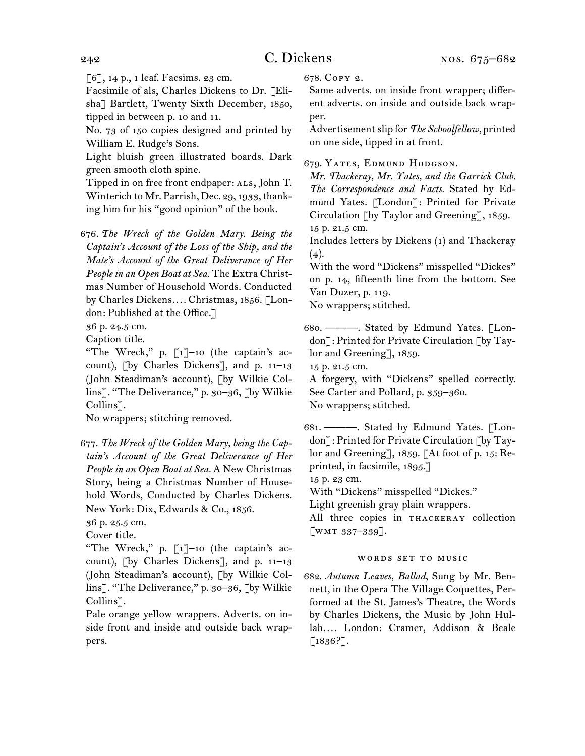[6], 14 p., 1 leaf. Facsims. 23 cm.

Facsimile of als, Charles Dickens to Dr. [Elisha] Bartlett, Twenty Sixth December, 1850, tipped in between p. 10 and 11.

No. 73 of 150 copies designed and printed by William E. Rudge's Sons.

Light bluish green illustrated boards. Dark green smooth cloth spine.

Tipped in on free front endpaper: ALS, John T. Winterich to Mr. Parrish, Dec. 29, 1933, thanking him for his "good opinion" of the book.

676. *The Wreck of the Golden Mary. Being the Captain's Account of the Loss of the Ship, and the Mate's Account of the Great Deliverance of Her People in an Open Boat at Sea.* The Extra Christmas Number of Household Words. Conducted by Charles Dickens.... Christmas, 1856. [London: Published at the Office.]

36 p. 24.5 cm.

Caption title.

"The Wreck," p. [1]–10 (the captain's account), [by Charles Dickens], and p. 11–13 (John Steadiman's account), [by Wilkie Collins]. "The Deliverance," p. 30–36, [by Wilkie Collins].

No wrappers; stitching removed.

677. *The Wreck of the Golden Mary, being the Captain's Account of the Great Deliverance of Her People in an Open Boat at Sea.* A New Christmas Story, being a Christmas Number of Household Words, Conducted by Charles Dickens. New York: Dix, Edwards & Co., 1856.

36 p. 25.5 cm.

Cover title.

"The Wreck," p. [1]–10 (the captain's account), [by Charles Dickens], and p. 11–13 (John Steadiman's account), [by Wilkie Collins]. "The Deliverance," p. 30–36, [by Wilkie Collins].

Pale orange yellow wrappers. Adverts. on inside front and inside and outside back wrappers.

678. Copy 2.

Same adverts. on inside front wrapper; different adverts. on inside and outside back wrapper.

Advertisement slip for *The Schoolfellow,* printed on one side, tipped in at front.

679. Yates, Edmund Hodgson.

*Mr. Thackeray, Mr. Yates, and the Garrick Club. The Correspondence and Facts.* Stated by Edmund Yates. [London]: Printed for Private Circulation [by Taylor and Greening], 1859.

15 p. 21.5 cm.

Includes letters by Dickens (1) and Thackeray (4).

With the word "Dickens" misspelled "Dickes" on p. 14, fifteenth line from the bottom. See Van Duzer, p. 119.

No wrappers; stitched.

680. ———. Stated by Edmund Yates. [London]: Printed for Private Circulation [by Taylor and Greening], 1859.

15 p. 21.5 cm.

A forgery, with "Dickens" spelled correctly. See Carter and Pollard, p. 359–360.

No wrappers; stitched.

681. ———. Stated by Edmund Yates. [London]: Printed for Private Circulation [by Taylor and Greening], 1859. [At foot of p. 15: Reprinted, in facsimile, 1895.]

15 p. 23 cm.

With "Dickens" misspelled "Dickes."

Light greenish gray plain wrappers.

All three copies in THACKERAY collection [WMT 337–339].

### WORDS SET TO MUSIC

682. *Autumn Leaves, Ballad,* Sung by Mr. Bennett, in the Opera The Village Coquettes, Performed at the St. James's Theatre, the Words by Charles Dickens, the Music by John Hullah.... London: Cramer, Addison & Beale [1836?].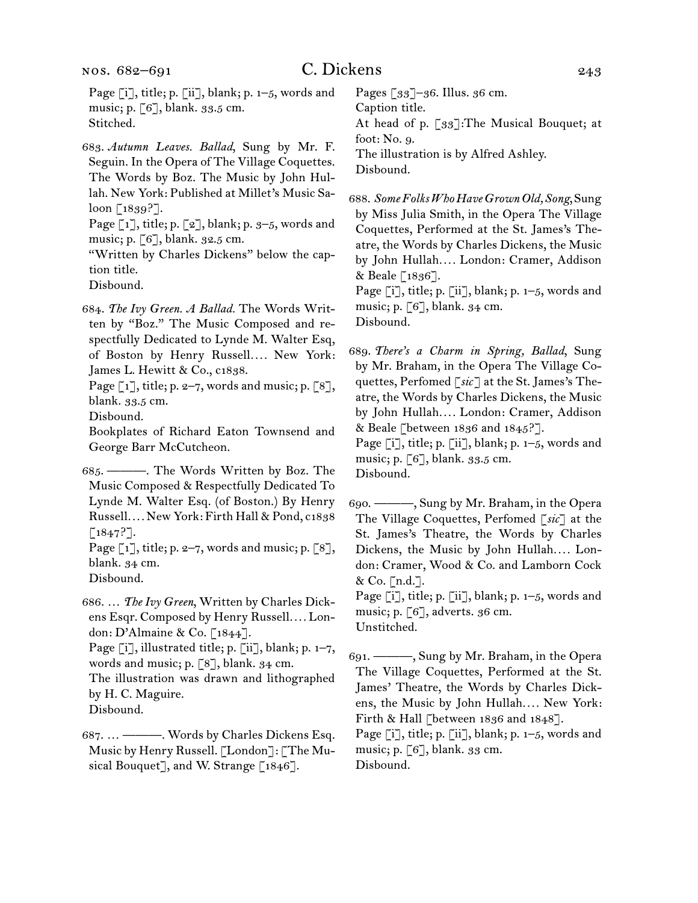Page [i], title; p. [ii], blank; p. 1–5, words and music; p. [6], blank. 33.5 cm.
Stitched.

683. *Autumn Leaves. Ballad*, Sung by Mr. F. Seguin. In the Opera of The Village Coquettes. The Words by Boz. The Music by John Hullah. New York: Published at Millet's Music Saloon [1839?].
Page [1], title; p. [2], blank; p. 3–5, words and music; p. [6], blank. 32.5 cm.
"Written by Charles Dickens" below the caption title.
Disbound.

684. *The Ivy Green. A Ballad.* The Words Written by "Boz." The Music Composed and respectfully Dedicated to Lynde M. Walter Esq, of Boston by Henry Russell.... New York: James L. Hewitt & Co., c1838.
Page [1], title; p. 2–7, words and music; p. [8], blank. 33.5 cm.
Disbound.
Bookplates of Richard Eaton Townsend and George Barr McCutcheon.

685. ———. The Words Written by Boz. The Music Composed & Respectfully Dedicated To Lynde M. Walter Esq. (of Boston.) By Henry Russell.... New York: Firth Hall & Pond, c1838 [1847?].
Page [1], title; p. 2–7, words and music; p. [8], blank. 34 cm.
Disbound.

686. ... *The Ivy Green*, Written by Charles Dickens Esqr. Composed by Henry Russell.... London: D'Almaine & Co. [1844].
Page [i], illustrated title; p. [ii], blank; p. 1–7, words and music; p. [8], blank. 34 cm.
The illustration was drawn and lithographed by H. C. Maguire.
Disbound.

687. ... ———. Words by Charles Dickens Esq. Music by Henry Russell. [London]: [The Musical Bouquet], and W. Strange [1846].
Pages [33]–36. Illus. 36 cm.
Caption title.
At head of p. [33]:The Musical Bouquet; at foot: No. 9.
The illustration is by Alfred Ashley.
Disbound.

688. *Some Folks Who Have Grown Old, Song*, Sung by Miss Julia Smith, in the Opera The Village Coquettes, Performed at the St. James's Theatre, the Words by Charles Dickens, the Music by John Hullah.... London: Cramer, Addison & Beale [1836].
Page [i], title; p. [ii], blank; p. 1–5, words and music; p. [6], blank. 34 cm.
Disbound.

689. *There's a Charm in Spring, Ballad*, Sung by Mr. Braham, in the Opera The Village Coquettes, Perfomed [*sic*] at the St. James's Theatre, the Words by Charles Dickens, the Music by John Hullah.... London: Cramer, Addison & Beale [between 1836 and 1845?].
Page [i], title; p. [ii], blank; p. 1–5, words and music; p. [6], blank. 33.5 cm.
Disbound.

690. ———, Sung by Mr. Braham, in the Opera The Village Coquettes, Perfomed [*sic*] at the St. James's Theatre, the Words by Charles Dickens, the Music by John Hullah.... London: Cramer, Wood & Co. and Lamborn Cock & Co. [n.d.].
Page [i], title; p. [ii], blank; p. 1–5, words and music; p. [6], adverts. 36 cm.
Unstitched.

691. ———, Sung by Mr. Braham, in the Opera The Village Coquettes, Performed at the St. James' Theatre, the Words by Charles Dickens, the Music by John Hullah.... New York: Firth & Hall [between 1836 and 1848].
Page [i], title; p. [ii], blank; p. 1–5, words and music; p. [6], blank. 33 cm.
Disbound.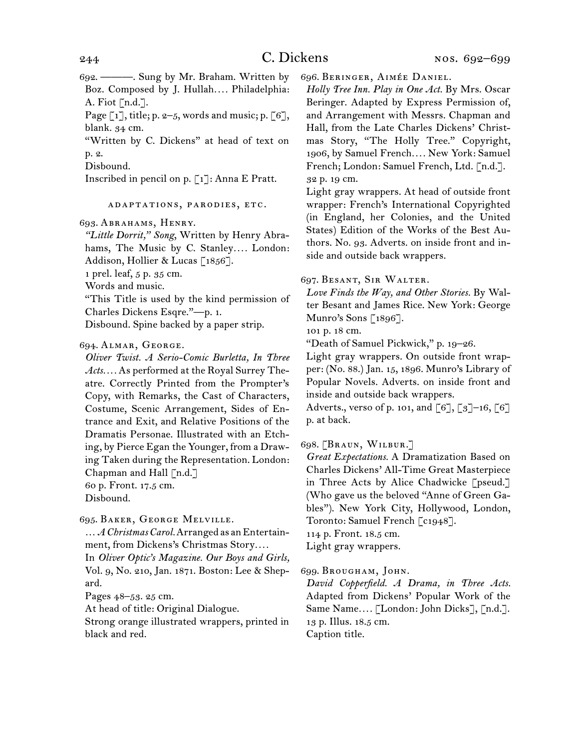692. ———. Sung by Mr. Braham. Written by Boz. Composed by J. Hullah.... Philadelphia: A. Fiot [n.d.].
Page [1], title; p. 2–5, words and music; p. [6], blank. 34 cm.
"Written by C. Dickens" at head of text on p. 2.
Disbound.
Inscribed in pencil on p. [1]: Anna E Pratt.

### ADAPTATIONS, PARODIES, ETC.

693. ABRAHAMS, HENRY.
*"Little Dorrit," Song,* Written by Henry Abrahams, The Music by C. Stanley.... London: Addison, Hollier & Lucas [1856].
1 prel. leaf, 5 p. 35 cm.
Words and music.
"This Title is used by the kind permission of Charles Dickens Esqre."—p. 1.
Disbound. Spine backed by a paper strip.

694. ALMAR, GEORGE.
*Oliver Twist. A Serio-Comic Burletta, In Three Acts....* As performed at the Royal Surrey Theatre. Correctly Printed from the Prompter's Copy, with Remarks, the Cast of Characters, Costume, Scenic Arrangement, Sides of Entrance and Exit, and Relative Positions of the Dramatis Personae. Illustrated with an Etching, by Pierce Egan the Younger, from a Drawing Taken during the Representation. London: Chapman and Hall [n.d.]
60 p. Front. 17.5 cm.
Disbound.

695. BAKER, GEORGE MELVILLE.
*... A Christmas Carol.* Arranged as an Entertainment, from Dickens's Christmas Story....
In *Oliver Optic's Magazine. Our Boys and Girls,* Vol. 9, No. 210, Jan. 1871. Boston: Lee & Shepard.
Pages 48–53. 25 cm.
At head of title: Original Dialogue.
Strong orange illustrated wrappers, printed in black and red.

696. BERINGER, AIMÉE DANIEL.
*Holly Tree Inn. Play in One Act.* By Mrs. Oscar Beringer. Adapted by Express Permission of, and Arrangement with Messrs. Chapman and Hall, from the Late Charles Dickens' Christmas Story, "The Holly Tree." Copyright, 1906, by Samuel French.... New York: Samuel French; London: Samuel French, Ltd. [n.d.].
32 p. 19 cm.
Light gray wrappers. At head of outside front wrapper: French's International Copyrighted (in England, her Colonies, and the United States) Edition of the Works of the Best Authors. No. 93. Adverts. on inside front and inside and outside back wrappers.

697. BESANT, SIR WALTER.
*Love Finds the Way, and Other Stories.* By Walter Besant and James Rice. New York: George Munro's Sons [1896].
101 p. 18 cm.
"Death of Samuel Pickwick," p. 19–26.
Light gray wrappers. On outside front wrapper: (No. 88.) Jan. 15, 1896. Munro's Library of Popular Novels. Adverts. on inside front and inside and outside back wrappers.
Adverts., verso of p. 101, and [6], [3]–16, [6] p. at back.

698. [BRAUN, WILBUR.]
*Great Expectations.* A Dramatization Based on Charles Dickens' All-Time Great Masterpiece in Three Acts by Alice Chadwicke [pseud.] (Who gave us the beloved "Anne of Green Gables"). New York City, Hollywood, London, Toronto: Samuel French [c1948].
114 p. Front. 18.5 cm.
Light gray wrappers.

699. BROUGHAM, JOHN.
*David Copperfield. A Drama, in Three Acts.* Adapted from Dickens' Popular Work of the Same Name.... [London: John Dicks], [n.d.].
13 p. Illus. 18.5 cm.
Caption title.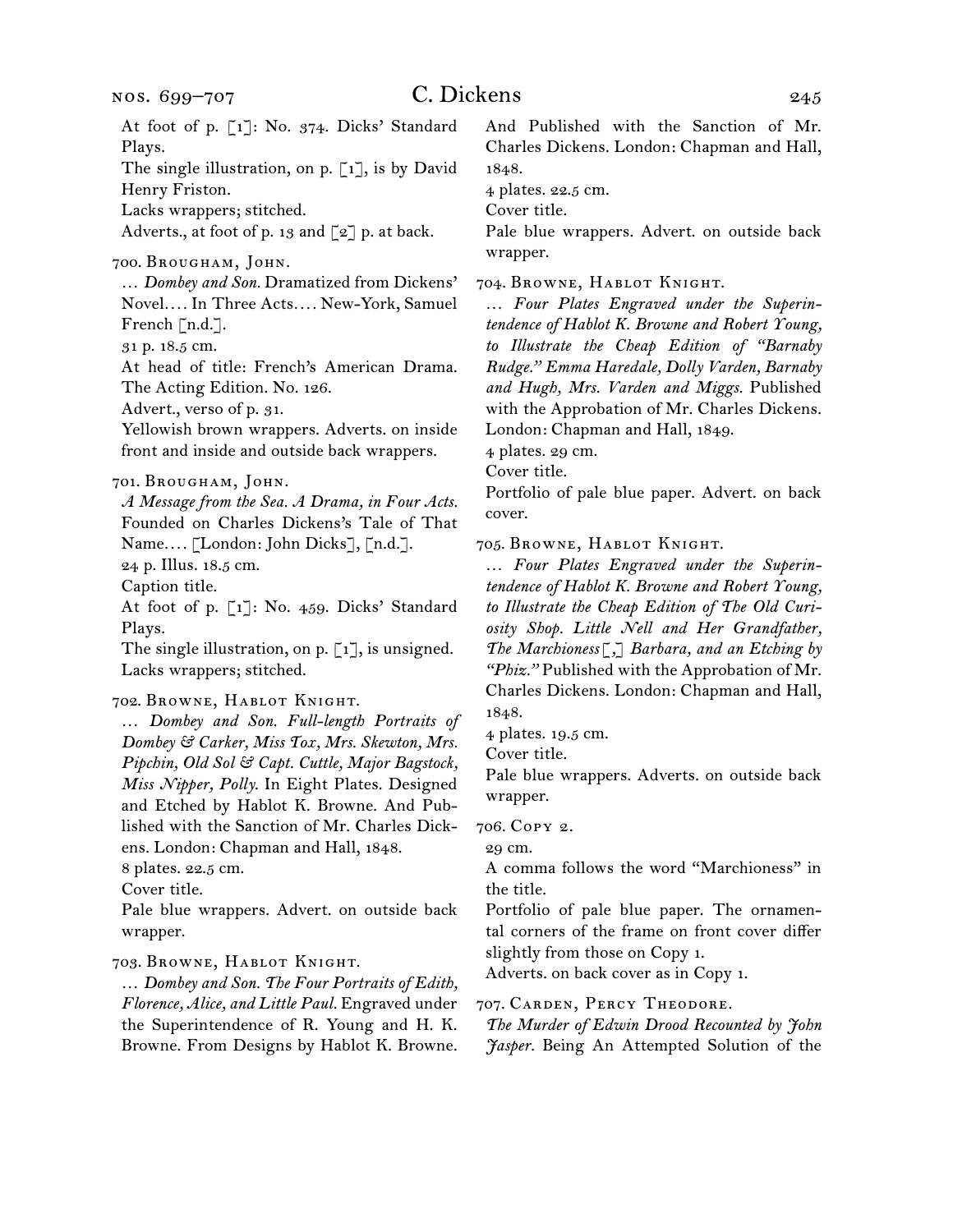At foot of p. [1]: No. 374. Dicks' Standard Plays.
The single illustration, on p. [1], is by David Henry Friston.
Lacks wrappers; stitched.
Adverts., at foot of p. 13 and [2] p. at back.

700. Brougham, John.
… *Dombey and Son.* Dramatized from Dickens' Novel.… In Three Acts.… New-York, Samuel French [n.d.].
31 p. 18.5 cm.
At head of title: French's American Drama. The Acting Edition. No. 126.
Advert., verso of p. 31.
Yellowish brown wrappers. Adverts. on inside front and inside and outside back wrappers.

701. Brougham, John.
*A Message from the Sea. A Drama, in Four Acts.* Founded on Charles Dickens's Tale of That Name.… [London: John Dicks], [n.d.].
24 p. Illus. 18.5 cm.
Caption title.
At foot of p. [1]: No. 459. Dicks' Standard Plays.
The single illustration, on p. [1], is unsigned.
Lacks wrappers; stitched.

702. Browne, Hablot Knight.
… *Dombey and Son. Full-length Portraits of Dombey & Carker, Miss Tox, Mrs. Skewton, Mrs. Pipchin, Old Sol & Capt. Cuttle, Major Bagstock, Miss Nipper, Polly.* In Eight Plates. Designed and Etched by Hablot K. Browne. And Published with the Sanction of Mr. Charles Dickens. London: Chapman and Hall, 1848.
8 plates. 22.5 cm.
Cover title.
Pale blue wrappers. Advert. on outside back wrapper.

703. Browne, Hablot Knight.
… *Dombey and Son. The Four Portraits of Edith, Florence, Alice, and Little Paul.* Engraved under the Superintendence of R. Young and H. K. Browne. From Designs by Hablot K. Browne. And Published with the Sanction of Mr. Charles Dickens. London: Chapman and Hall, 1848.
4 plates. 22.5 cm.
Cover title.
Pale blue wrappers. Advert. on outside back wrapper.

704. Browne, Hablot Knight.
… *Four Plates Engraved under the Superintendence of Hablot K. Browne and Robert Young, to Illustrate the Cheap Edition of "Barnaby Rudge." Emma Haredale, Dolly Varden, Barnaby and Hugh, Mrs. Varden and Miggs.* Published with the Approbation of Mr. Charles Dickens. London: Chapman and Hall, 1849.
4 plates. 29 cm.
Cover title.
Portfolio of pale blue paper. Advert. on back cover.

705. Browne, Hablot Knight.
… *Four Plates Engraved under the Superintendence of Hablot K. Browne and Robert Young, to Illustrate the Cheap Edition of The Old Curiosity Shop. Little Nell and Her Grandfather, The Marchioness[,] Barbara, and an Etching by "Phiz."* Published with the Approbation of Mr. Charles Dickens. London: Chapman and Hall, 1848.
4 plates. 19.5 cm.
Cover title.
Pale blue wrappers. Adverts. on outside back wrapper.

706. Copy 2.
29 cm.
A comma follows the word "Marchioness" in the title.
Portfolio of pale blue paper. The ornamental corners of the frame on front cover differ slightly from those on Copy 1.
Adverts. on back cover as in Copy 1.

707. Carden, Percy Theodore.
*The Murder of Edwin Drood Recounted by John Jasper.* Being An Attempted Solution of the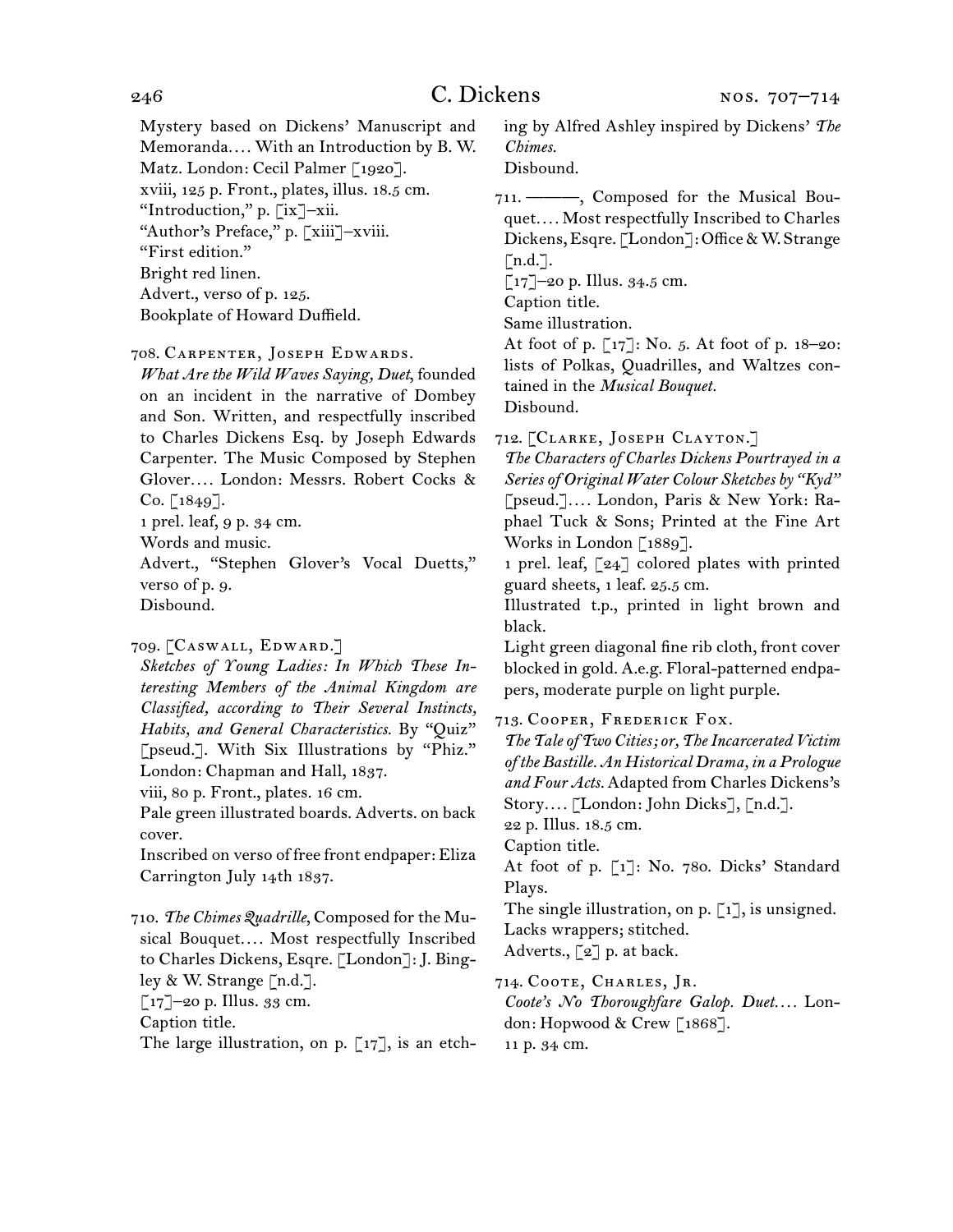Mystery based on Dickens' Manuscript and Memoranda.... With an Introduction by B. W. Matz. London: Cecil Palmer [1920].
xviii, 125 p. Front., plates, illus. 18.5 cm.
"Introduction," p. [ix]–xii.
"Author's Preface," p. [xiii]–xviii.
"First edition."
Bright red linen.
Advert., verso of p. 125.
Bookplate of Howard Duffield.

708. Carpenter, Joseph Edwards.
*What Are the Wild Waves Saying, Duet*, founded on an incident in the narrative of Dombey and Son. Written, and respectfully inscribed to Charles Dickens Esq. by Joseph Edwards Carpenter. The Music Composed by Stephen Glover.... London: Messrs. Robert Cocks & Co. [1849].
1 prel. leaf, 9 p. 34 cm.
Words and music.
Advert., "Stephen Glover's Vocal Duetts," verso of p. 9.
Disbound.

709. [Caswall, Edward.]
*Sketches of Young Ladies: In Which These Interesting Members of the Animal Kingdom are Classified, according to Their Several Instincts, Habits, and General Characteristics.* By "Quiz" [pseud.]. With Six Illustrations by "Phiz." London: Chapman and Hall, 1837.
viii, 80 p. Front., plates. 16 cm.
Pale green illustrated boards. Adverts. on back cover.
Inscribed on verso of free front endpaper: Eliza Carrington July 14th 1837.

710. *The Chimes Quadrille*, Composed for the Musical Bouquet.... Most respectfully Inscribed to Charles Dickens, Esqre. [London]: J. Bingley & W. Strange [n.d.].
[17]–20 p. Illus. 33 cm.
Caption title.
The large illustration, on p. [17], is an etching by Alfred Ashley inspired by Dickens' *The Chimes.*
Disbound.

711. ———, Composed for the Musical Bouquet.... Most respectfully Inscribed to Charles Dickens, Esqre. [London]: Office & W. Strange [n.d.].
[17]–20 p. Illus. 34.5 cm.
Caption title.
Same illustration.
At foot of p. [17]: No. 5. At foot of p. 18–20: lists of Polkas, Quadrilles, and Waltzes contained in the *Musical Bouquet.*
Disbound.

712. [Clarke, Joseph Clayton.]
*The Characters of Charles Dickens Pourtrayed in a Series of Original Water Colour Sketches by "Kyd"* [pseud.].... London, Paris & New York: Raphael Tuck & Sons; Printed at the Fine Art Works in London [1889].
1 prel. leaf, [24] colored plates with printed guard sheets, 1 leaf. 25.5 cm.
Illustrated t.p., printed in light brown and black.
Light green diagonal fine rib cloth, front cover blocked in gold. A.e.g. Floral-patterned endpapers, moderate purple on light purple.

713. Cooper, Frederick Fox.
*The Tale of Two Cities; or, The Incarcerated Victim of the Bastille. An Historical Drama, in a Prologue and Four Acts.* Adapted from Charles Dickens's Story.... [London: John Dicks], [n.d.].
22 p. Illus. 18.5 cm.
Caption title.
At foot of p. [1]: No. 780. Dicks' Standard Plays.
The single illustration, on p. [1], is unsigned.
Lacks wrappers; stitched.
Adverts., [2] p. at back.

714. Coote, Charles, Jr.
*Coote's No Thoroughfare Galop. Duet.*... London: Hopwood & Crew [1868].
11 p. 34 cm.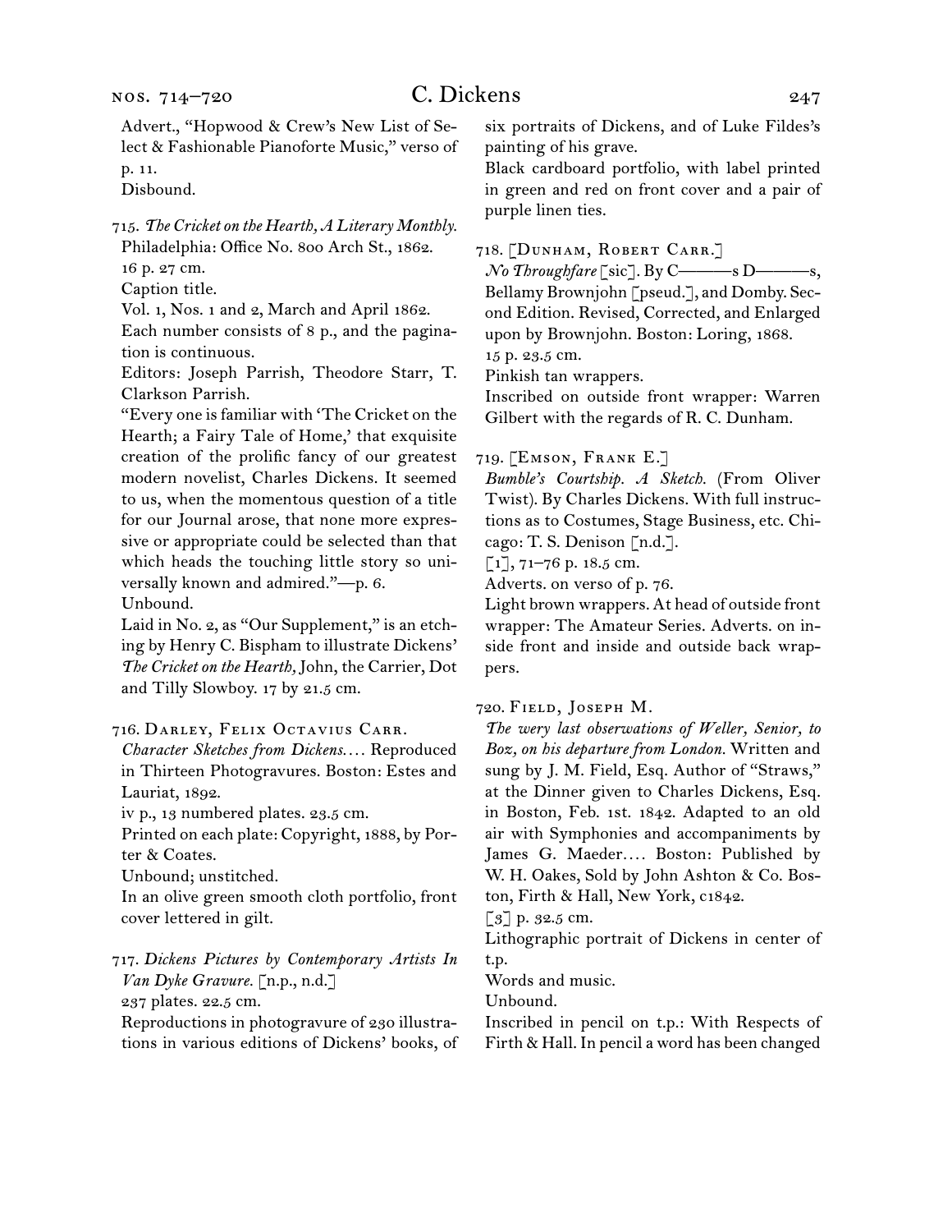Advert., "Hopwood & Crew's New List of Select & Fashionable Pianoforte Music," verso of p. 11.
Disbound.

715. *The Cricket on the Hearth, A Literary Monthly.* Philadelphia: Office No. 800 Arch St., 1862.
16 p. 27 cm.
Caption title.
Vol. 1, Nos. 1 and 2, March and April 1862.
Each number consists of 8 p., and the pagination is continuous.
Editors: Joseph Parrish, Theodore Starr, T. Clarkson Parrish.
"Every one is familiar with 'The Cricket on the Hearth; a Fairy Tale of Home,' that exquisite creation of the prolific fancy of our greatest modern novelist, Charles Dickens. It seemed to us, when the momentous question of a title for our Journal arose, that none more expressive or appropriate could be selected than that which heads the touching little story so universally known and admired."—p. 6.
Unbound.
Laid in No. 2, as "Our Supplement," is an etching by Henry C. Bispham to illustrate Dickens' *The Cricket on the Hearth,* John, the Carrier, Dot and Tilly Slowboy. 17 by 21.5 cm.

716. Darley, Felix Octavius Carr.
*Character Sketches from Dickens....* Reproduced in Thirteen Photogravures. Boston: Estes and Lauriat, 1892.
iv p., 13 numbered plates. 23.5 cm.
Printed on each plate: Copyright, 1888, by Porter & Coates.
Unbound; unstitched.
In an olive green smooth cloth portfolio, front cover lettered in gilt.

717. *Dickens Pictures by Contemporary Artists In Van Dyke Gravure.* [n.p., n.d.]
237 plates. 22.5 cm.
Reproductions in photogravure of 230 illustrations in various editions of Dickens' books, of six portraits of Dickens, and of Luke Fildes's painting of his grave.
Black cardboard portfolio, with label printed in green and red on front cover and a pair of purple linen ties.

718. [Dunham, Robert Carr.]
*No Throughfare* [sic]. By C———s D———s, Bellamy Brownjohn [pseud.], and Domby. Second Edition. Revised, Corrected, and Enlarged upon by Brownjohn. Boston: Loring, 1868.
15 p. 23.5 cm.
Pinkish tan wrappers.
Inscribed on outside front wrapper: Warren Gilbert with the regards of R. C. Dunham.

719. [Emson, Frank E.]
*Bumble's Courtship. A Sketch.* (From Oliver Twist). By Charles Dickens. With full instructions as to Costumes, Stage Business, etc. Chicago: T. S. Denison [n.d.].
[1], 71–76 p. 18.5 cm.
Adverts. on verso of p. 76.
Light brown wrappers. At head of outside front wrapper: The Amateur Series. Adverts. on inside front and inside and outside back wrappers.

720. Field, Joseph M.
*The wery last observations of Weller, Senior, to Boz, on his departure from London.* Written and sung by J. M. Field, Esq. Author of "Straws," at the Dinner given to Charles Dickens, Esq. in Boston, Feb. 1st. 1842. Adapted to an old air with Symphonies and accompaniments by James G. Maeder.... Boston: Published by W. H. Oakes, Sold by John Ashton & Co. Boston, Firth & Hall, New York, c1842.
[3] p. 32.5 cm.
Lithographic portrait of Dickens in center of t.p.
Words and music.
Unbound.
Inscribed in pencil on t.p.: With Respects of Firth & Hall. In pencil a word has been changed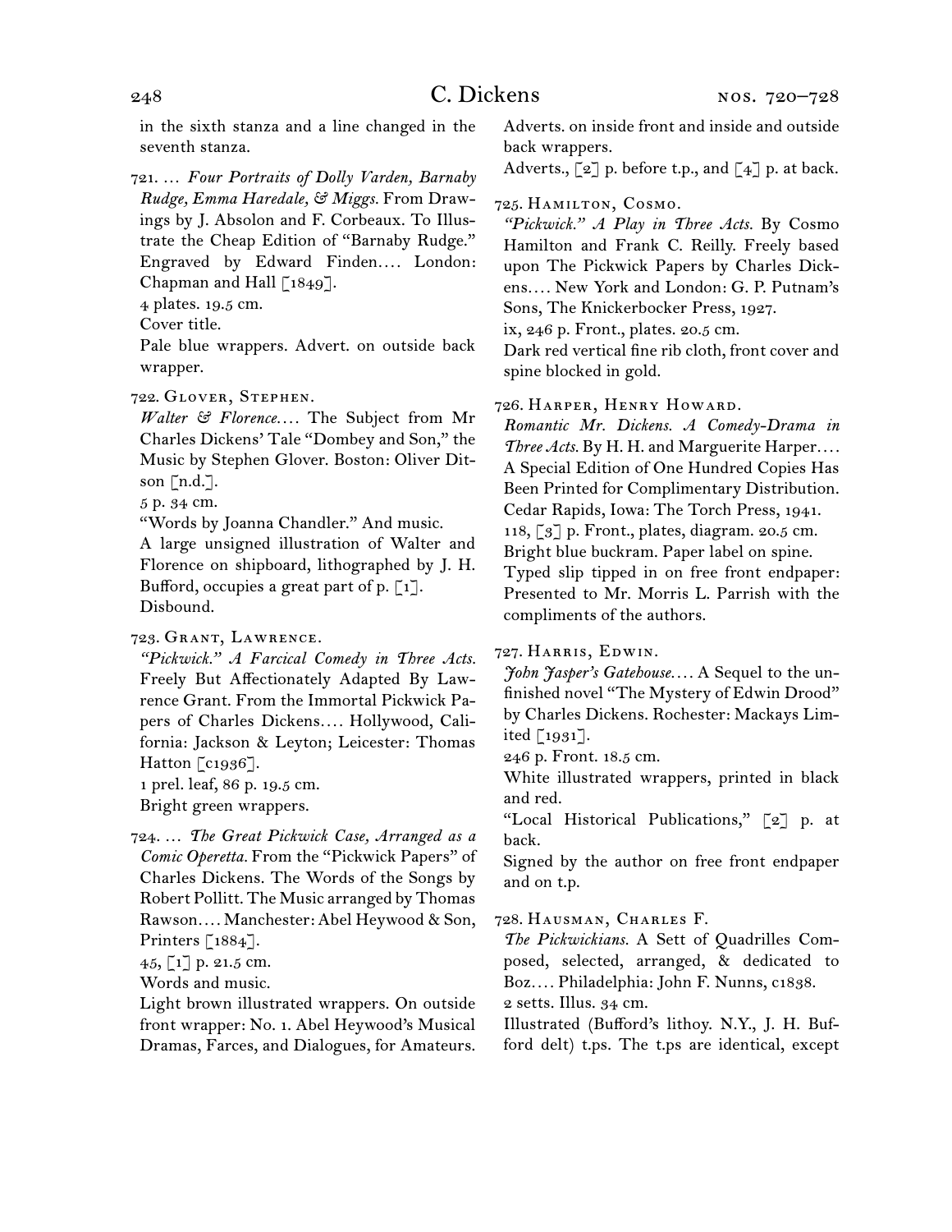in the sixth stanza and a line changed in the seventh stanza.

721. … *Four Portraits of Dolly Varden, Barnaby Rudge, Emma Haredale, & Miggs.* From Drawings by J. Absolon and F. Corbeaux. To Illustrate the Cheap Edition of "Barnaby Rudge." Engraved by Edward Finden.… London: Chapman and Hall [1849].
4 plates. 19.5 cm.
Cover title.
Pale blue wrappers. Advert. on outside back wrapper.

722. Glover, Stephen.
*Walter & Florence.…* The Subject from Mr Charles Dickens' Tale "Dombey and Son," the Music by Stephen Glover. Boston: Oliver Ditson [n.d.].
5 p. 34 cm.
"Words by Joanna Chandler." And music.
A large unsigned illustration of Walter and Florence on shipboard, lithographed by J. H. Bufford, occupies a great part of p. [1].
Disbound.

723. Grant, Lawrence.
*"Pickwick." A Farcical Comedy in Three Acts.* Freely But Affectionately Adapted By Lawrence Grant. From the Immortal Pickwick Papers of Charles Dickens.… Hollywood, California: Jackson & Leyton; Leicester: Thomas Hatton [c1936].
1 prel. leaf, 86 p. 19.5 cm.
Bright green wrappers.

724. … *The Great Pickwick Case, Arranged as a Comic Operetta.* From the "Pickwick Papers" of Charles Dickens. The Words of the Songs by Robert Pollitt. The Music arranged by Thomas Rawson.… Manchester: Abel Heywood & Son, Printers [1884].
45, [1] p. 21.5 cm.
Words and music.
Light brown illustrated wrappers. On outside front wrapper: No. 1. Abel Heywood's Musical Dramas, Farces, and Dialogues, for Amateurs. Adverts. on inside front and inside and outside back wrappers.
Adverts., [2] p. before t.p., and [4] p. at back.

725. Hamilton, Cosmo.
*"Pickwick." A Play in Three Acts.* By Cosmo Hamilton and Frank C. Reilly. Freely based upon The Pickwick Papers by Charles Dickens.… New York and London: G. P. Putnam's Sons, The Knickerbocker Press, 1927.
ix, 246 p. Front., plates. 20.5 cm.
Dark red vertical fine rib cloth, front cover and spine blocked in gold.

726. Harper, Henry Howard.
*Romantic Mr. Dickens. A Comedy-Drama in Three Acts.* By H. H. and Marguerite Harper.… A Special Edition of One Hundred Copies Has Been Printed for Complimentary Distribution. Cedar Rapids, Iowa: The Torch Press, 1941.
118, [3] p. Front., plates, diagram. 20.5 cm.
Bright blue buckram. Paper label on spine.
Typed slip tipped in on free front endpaper: Presented to Mr. Morris L. Parrish with the compliments of the authors.

727. Harris, Edwin.
*John Jasper's Gatehouse.…* A Sequel to the unfinished novel "The Mystery of Edwin Drood" by Charles Dickens. Rochester: Mackays Limited [1931].
246 p. Front. 18.5 cm.
White illustrated wrappers, printed in black and red.
"Local Historical Publications," [2] p. at back.
Signed by the author on free front endpaper and on t.p.

728. Hausman, Charles F.
*The Pickwickians.* A Sett of Quadrilles Composed, selected, arranged, & dedicated to Boz.… Philadelphia: John F. Nunns, c1838.
2 setts. Illus. 34 cm.
Illustrated (Bufford's lithoy. N.Y., J. H. Bufford delt) t.ps. The t.ps are identical, except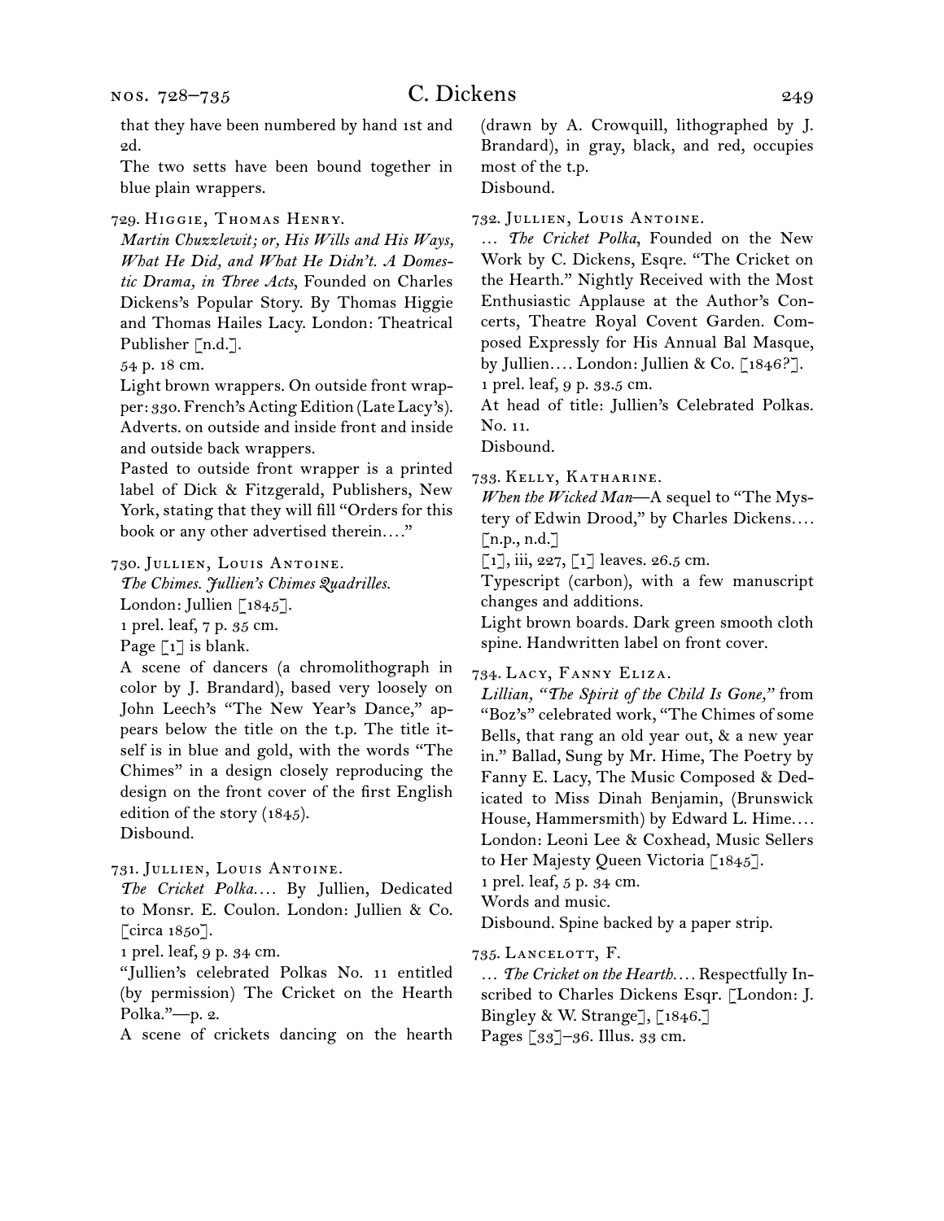that they have been numbered by hand 1st and 2d.

The two setts have been bound together in blue plain wrappers.

729. Higgie, Thomas Henry.

*Martin Chuzzlewit; or, His Wills and His Ways, What He Did, and What He Didn't. A Domestic Drama, in Three Acts,* Founded on Charles Dickens's Popular Story. By Thomas Higgie and Thomas Hailes Lacy. London: Theatrical Publisher [n.d.].

54 p. 18 cm.

Light brown wrappers. On outside front wrapper: 330. French's Acting Edition (Late Lacy's). Adverts. on outside and inside front and inside and outside back wrappers.

Pasted to outside front wrapper is a printed label of Dick & Fitzgerald, Publishers, New York, stating that they will fill "Orders for this book or any other advertised therein...."

730. Jullien, Louis Antoine.

*The Chimes. Jullien's Chimes Quadrilles.* London: Jullien [1845].

1 prel. leaf, 7 p. 35 cm.

Page [1] is blank.

A scene of dancers (a chromolithograph in color by J. Brandard), based very loosely on John Leech's "The New Year's Dance," appears below the title on the t.p. The title itself is in blue and gold, with the words "The Chimes" in a design closely reproducing the design on the front cover of the first English edition of the story (1845).

Disbound.

731. Jullien, Louis Antoine.

*The Cricket Polka....* By Jullien, Dedicated to Monsr. E. Coulon. London: Jullien & Co. [circa 1850].

1 prel. leaf, 9 p. 34 cm.

"Jullien's celebrated Polkas No. 11 entitled (by permission) The Cricket on the Hearth Polka."—p. 2.

A scene of crickets dancing on the hearth (drawn by A. Crowquill, lithographed by J. Brandard), in gray, black, and red, occupies most of the t.p.

Disbound.

732. Jullien, Louis Antoine.

... *The Cricket Polka,* Founded on the New Work by C. Dickens, Esqre. "The Cricket on the Hearth." Nightly Received with the Most Enthusiastic Applause at the Author's Concerts, Theatre Royal Covent Garden. Composed Expressly for His Annual Bal Masque, by Jullien.... London: Jullien & Co. [1846?].

1 prel. leaf, 9 p. 33.5 cm.

At head of title: Jullien's Celebrated Polkas. No. 11.

Disbound.

733. Kelly, Katharine.

*When the Wicked Man*—A sequel to "The Mystery of Edwin Drood," by Charles Dickens.... [n.p., n.d.]

[1], iii, 227, [1] leaves. 26.5 cm.

Typescript (carbon), with a few manuscript changes and additions.

Light brown boards. Dark green smooth cloth spine. Handwritten label on front cover.

734. Lacy, Fanny Eliza.

*Lillian, "The Spirit of the Child Is Gone,"* from "Boz's" celebrated work, "The Chimes of some Bells, that rang an old year out, & a new year in." Ballad, Sung by Mr. Hime, The Poetry by Fanny E. Lacy, The Music Composed & Dedicated to Miss Dinah Benjamin, (Brunswick House, Hammersmith) by Edward L. Hime.... London: Leoni Lee & Coxhead, Music Sellers to Her Majesty Queen Victoria [1845].

1 prel. leaf, 5 p. 34 cm.

Words and music.

Disbound. Spine backed by a paper strip.

735. Lancelott, F.

... *The Cricket on the Hearth....* Respectfully Inscribed to Charles Dickens Esqr. [London: J. Bingley & W. Strange], [1846.]

Pages [33]–36. Illus. 33 cm.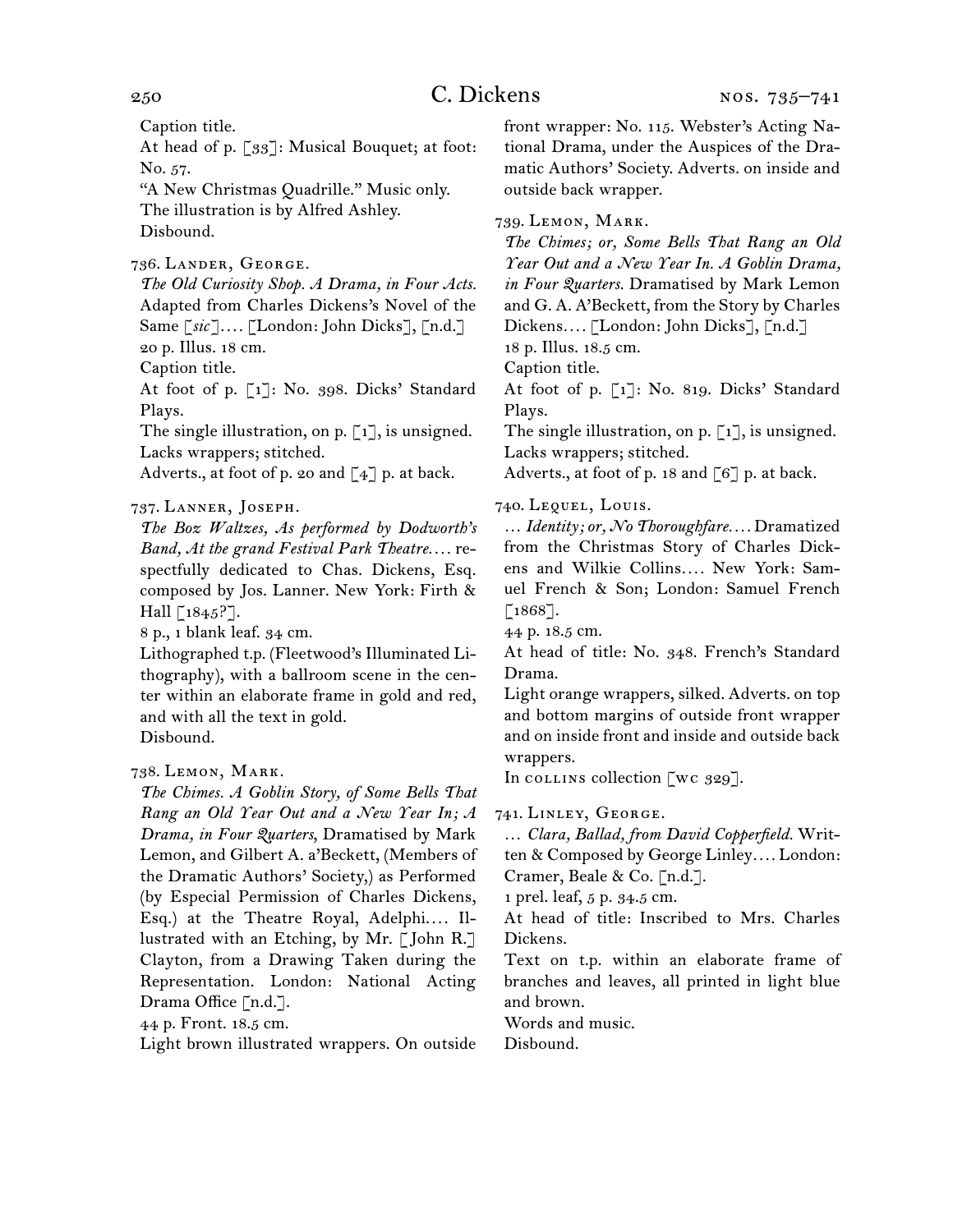Caption title.
At head of p. [33]: Musical Bouquet; at foot: No. 57.
"A New Christmas Quadrille." Music only.
The illustration is by Alfred Ashley.
Disbound.

736. Lander, George.
*The Old Curiosity Shop. A Drama, in Four Acts.* Adapted from Charles Dickens's Novel of the Same [*sic*].... [London: John Dicks], [n.d.]
20 p. Illus. 18 cm.
Caption title.
At foot of p. [1]: No. 398. Dicks' Standard Plays.
The single illustration, on p. [1], is unsigned.
Lacks wrappers; stitched.
Adverts., at foot of p. 20 and [4] p. at back.

737. Lanner, Joseph.
*The Boz Waltzes, As performed by Dodworth's Band, At the grand Festival Park Theatre....* respectfully dedicated to Chas. Dickens, Esq. composed by Jos. Lanner. New York: Firth & Hall [1845?].
8 p., 1 blank leaf. 34 cm.
Lithographed t.p. (Fleetwood's Illuminated Lithography), with a ballroom scene in the center within an elaborate frame in gold and red, and with all the text in gold.
Disbound.

738. Lemon, Mark.
*The Chimes. A Goblin Story, of Some Bells That Rang an Old Year Out and a New Year In; A Drama, in Four Quarters,* Dramatised by Mark Lemon, and Gilbert A. a'Beckett, (Members of the Dramatic Authors' Society,) as Performed (by Especial Permission of Charles Dickens, Esq.) at the Theatre Royal, Adelphi.... Illustrated with an Etching, by Mr. [John R.] Clayton, from a Drawing Taken during the Representation. London: National Acting Drama Office [n.d.].
44 p. Front. 18.5 cm.
Light brown illustrated wrappers. On outside front wrapper: No. 115. Webster's Acting National Drama, under the Auspices of the Dramatic Authors' Society. Adverts. on inside and outside back wrapper.

739. Lemon, Mark.
*The Chimes; or, Some Bells That Rang an Old Year Out and a New Year In. A Goblin Drama, in Four Quarters.* Dramatised by Mark Lemon and G. A. A'Beckett, from the Story by Charles Dickens.... [London: John Dicks], [n.d.]
18 p. Illus. 18.5 cm.
Caption title.
At foot of p. [1]: No. 819. Dicks' Standard Plays.
The single illustration, on p. [1], is unsigned.
Lacks wrappers; stitched.
Adverts., at foot of p. 18 and [6] p. at back.

740. Lequel, Louis.
*... Identity; or, No Thoroughfare....* Dramatized from the Christmas Story of Charles Dickens and Wilkie Collins.... New York: Samuel French & Son; London: Samuel French [1868].
44 p. 18.5 cm.
At head of title: No. 348. French's Standard Drama.
Light orange wrappers, silked. Adverts. on top and bottom margins of outside front wrapper and on inside front and inside and outside back wrappers.
In collins collection [wc 329].

741. Linley, George.
*... Clara, Ballad, from David Copperfield.* Written & Composed by George Linley.... London: Cramer, Beale & Co. [n.d.].
1 prel. leaf, 5 p. 34.5 cm.
At head of title: Inscribed to Mrs. Charles Dickens.
Text on t.p. within an elaborate frame of branches and leaves, all printed in light blue and brown.
Words and music.
Disbound.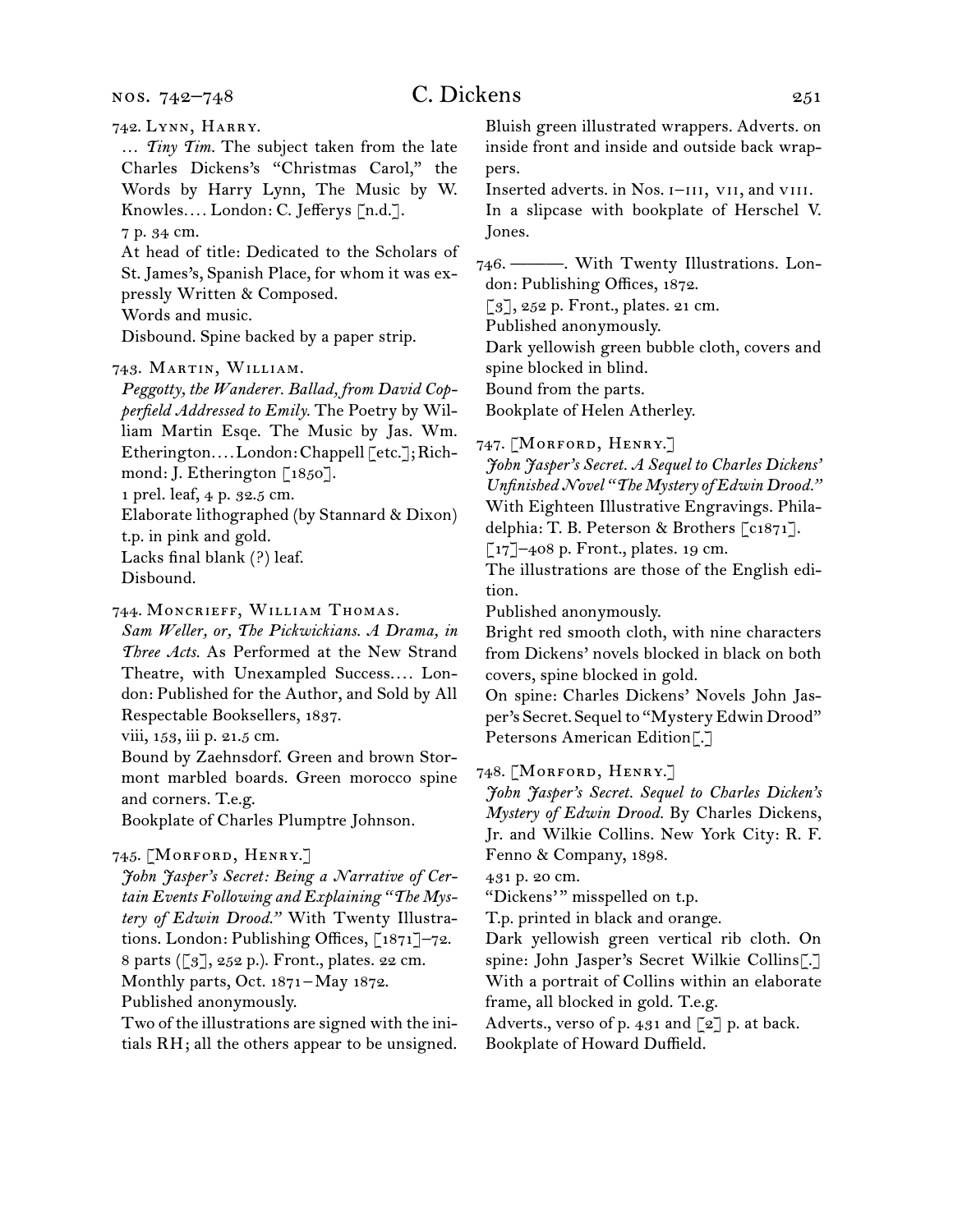742. Lynn, Harry.

… *Tiny Tim.* The subject taken from the late Charles Dickens's "Christmas Carol," the Words by Harry Lynn, The Music by W. Knowles.… London: C. Jefferys [n.d.].

7 p. 34 cm.

At head of title: Dedicated to the Scholars of St. James's, Spanish Place, for whom it was expressly Written & Composed.

Words and music.

Disbound. Spine backed by a paper strip.

743. Martin, William.

*Peggotty, the Wanderer. Ballad, from David Copperfield Addressed to Emily.* The Poetry by William Martin Esqe. The Music by Jas. Wm. Etherington.… London: Chappell [etc.]; Richmond: J. Etherington [1850].

1 prel. leaf, 4 p. 32.5 cm.

Elaborate lithographed (by Stannard & Dixon) t.p. in pink and gold.

Lacks final blank (?) leaf.

Disbound.

744. Moncrieff, William Thomas.

*Sam Weller, or, The Pickwickians. A Drama, in Three Acts.* As Performed at the New Strand Theatre, with Unexampled Success.… London: Published for the Author, and Sold by All Respectable Booksellers, 1837.

viii, 153, iii p. 21.5 cm.

Bound by Zaehnsdorf. Green and brown Stormont marbled boards. Green morocco spine and corners. T.e.g.

Bookplate of Charles Plumptre Johnson.

745. [Morford, Henry.]

*John Jasper's Secret: Being a Narrative of Certain Events Following and Explaining "The Mystery of Edwin Drood."* With Twenty Illustrations. London: Publishing Offices, [1871]–72.

8 parts ([3], 252 p.). Front., plates. 22 cm.

Monthly parts, Oct. 1871–May 1872.

Published anonymously.

Two of the illustrations are signed with the initials RH; all the others appear to be unsigned.

Bluish green illustrated wrappers. Adverts. on inside front and inside and outside back wrappers.

Inserted adverts. in Nos. i–iii, vii, and viii.

In a slipcase with bookplate of Herschel V. Jones.

746. ———. With Twenty Illustrations. London: Publishing Offices, 1872.

[3], 252 p. Front., plates. 21 cm.

Published anonymously.

Dark yellowish green bubble cloth, covers and spine blocked in blind.

Bound from the parts.

Bookplate of Helen Atherley.

747. [Morford, Henry.]

*John Jasper's Secret. A Sequel to Charles Dickens' Unfinished Novel "The Mystery of Edwin Drood."* With Eighteen Illustrative Engravings. Philadelphia: T. B. Peterson & Brothers [c1871].

[17]–408 p. Front., plates. 19 cm.

The illustrations are those of the English edition.

Published anonymously.

Bright red smooth cloth, with nine characters from Dickens' novels blocked in black on both covers, spine blocked in gold.

On spine: Charles Dickens' Novels John Jasper's Secret. Sequel to "Mystery Edwin Drood" Petersons American Edition[.]

748. [Morford, Henry.]

*John Jasper's Secret. Sequel to Charles Dicken's Mystery of Edwin Drood.* By Charles Dickens, Jr. and Wilkie Collins. New York City: R. F. Fenno & Company, 1898.

431 p. 20 cm.

"Dickens'" misspelled on t.p.

T.p. printed in black and orange.

Dark yellowish green vertical rib cloth. On spine: John Jasper's Secret Wilkie Collins[.] With a portrait of Collins within an elaborate frame, all blocked in gold. T.e.g.

Adverts., verso of p. 431 and [2] p. at back.

Bookplate of Howard Duffield.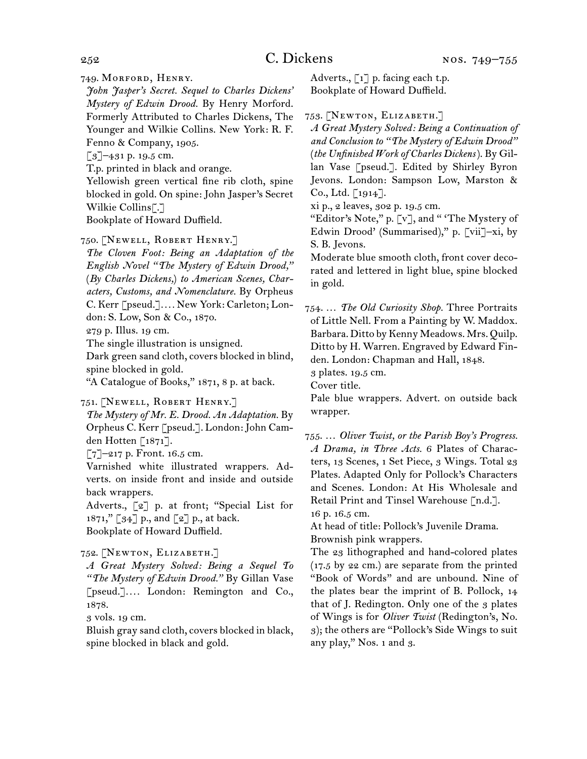749. Morford, Henry.

*John Jasper's Secret. Sequel to Charles Dickens' Mystery of Edwin Drood.* By Henry Morford. Formerly Attributed to Charles Dickens, The Younger and Wilkie Collins. New York: R. F. Fenno & Company, 1905.

[3]–431 p. 19.5 cm.

T.p. printed in black and orange.

Yellowish green vertical fine rib cloth, spine blocked in gold. On spine: John Jasper's Secret Wilkie Collins[.]

Bookplate of Howard Duffield.

750. [Newell, Robert Henry.]

*The Cloven Foot: Being an Adaptation of the English Novel "The Mystery of Edwin Drood," (By Charles Dickens,) to American Scenes, Characters, Customs, and Nomenclature.* By Orpheus C. Kerr [pseud.]. . . . New York: Carleton; London: S. Low, Son & Co., 1870.

279 p. Illus. 19 cm.

The single illustration is unsigned.

Dark green sand cloth, covers blocked in blind, spine blocked in gold.

"A Catalogue of Books," 1871, 8 p. at back.

751. [Newell, Robert Henry.]

*The Mystery of Mr. E. Drood. An Adaptation.* By Orpheus C. Kerr [pseud.]. London: John Camden Hotten [1871].

[7]–217 p. Front. 16.5 cm.

Varnished white illustrated wrappers. Adverts. on inside front and inside and outside back wrappers.

Adverts., [2] p. at front; "Special List for 1871," [34] p., and [2] p., at back.

Bookplate of Howard Duffield.

752. [Newton, Elizabeth.]

*A Great Mystery Solved: Being a Sequel To "The Mystery of Edwin Drood."* By Gillan Vase [pseud.]. . . . London: Remington and Co., 1878.

3 vols. 19 cm.

Bluish gray sand cloth, covers blocked in black, spine blocked in black and gold.

Adverts., [1] p. facing each t.p.

Bookplate of Howard Duffield.

753. [Newton, Elizabeth.]

*A Great Mystery Solved: Being a Continuation of and Conclusion to "The Mystery of Edwin Drood" (the Unfinished Work of Charles Dickens).* By Gillan Vase [pseud.]. Edited by Shirley Byron Jevons. London: Sampson Low, Marston & Co., Ltd. [1914].

xi p., 2 leaves, 302 p. 19.5 cm.

"Editor's Note," p. [v], and " 'The Mystery of Edwin Drood' (Summarised)," p. [vii]–xi, by S. B. Jevons.

Moderate blue smooth cloth, front cover decorated and lettered in light blue, spine blocked in gold.

754. . . . *The Old Curiosity Shop.* Three Portraits of Little Nell. From a Painting by W. Maddox. Barbara. Ditto by Kenny Meadows. Mrs. Quilp. Ditto by H. Warren. Engraved by Edward Finden. London: Chapman and Hall, 1848.

3 plates. 19.5 cm.

Cover title.

Pale blue wrappers. Advert. on outside back wrapper.

755. . . . *Oliver Twist, or the Parish Boy's Progress. A Drama, in Three Acts.* 6 Plates of Characters, 13 Scenes, 1 Set Piece, 3 Wings. Total 23 Plates. Adapted Only for Pollock's Characters and Scenes. London: At His Wholesale and Retail Print and Tinsel Warehouse [n.d.].

16 p. 16.5 cm.

At head of title: Pollock's Juvenile Drama.

Brownish pink wrappers.

The 23 lithographed and hand-colored plates (17.5 by 22 cm.) are separate from the printed "Book of Words" and are unbound. Nine of the plates bear the imprint of B. Pollock, 14 that of J. Redington. Only one of the 3 plates of Wings is for *Oliver Twist* (Redington's, No. 3); the others are "Pollock's Side Wings to suit any play," Nos. 1 and 3.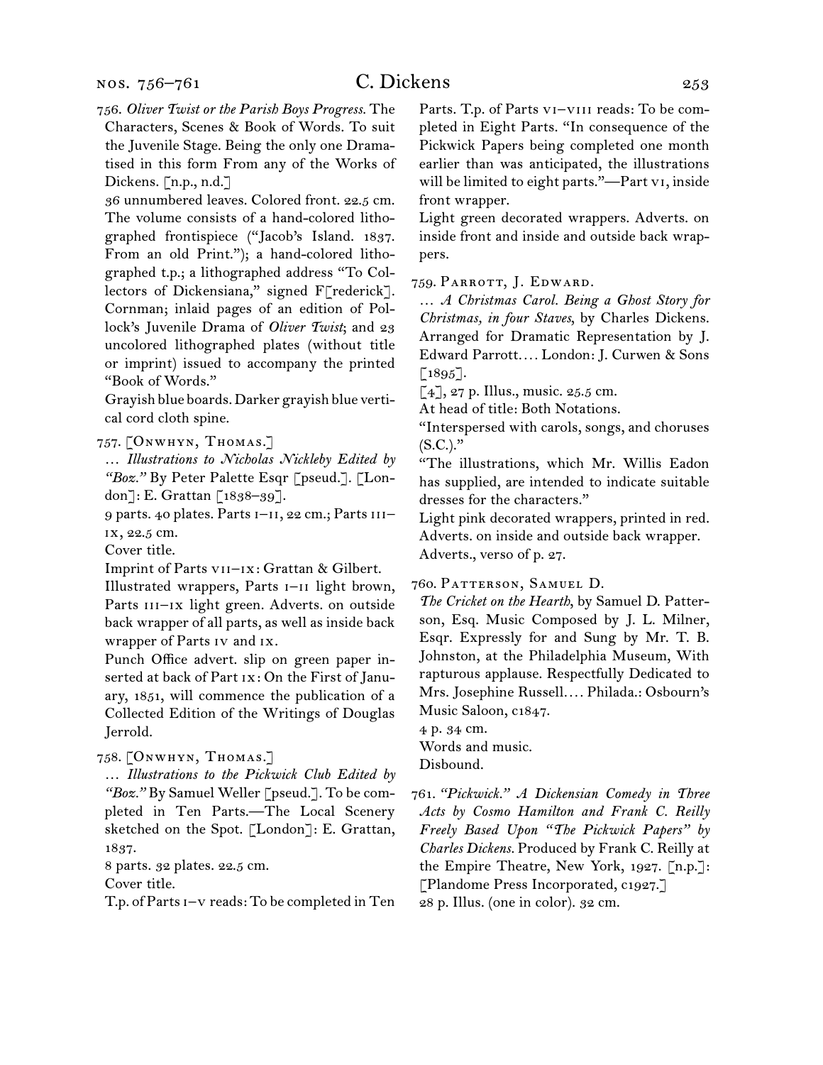756. *Oliver Twist or the Parish Boys Progress.* The Characters, Scenes & Book of Words. To suit the Juvenile Stage. Being the only one Dramatised in this form From any of the Works of Dickens. [n.p., n.d.]

36 unnumbered leaves. Colored front. 22.5 cm.

The volume consists of a hand-colored lithographed frontispiece ("Jacob's Island. 1837. From an old Print."); a hand-colored lithographed t.p.; a lithographed address "To Collectors of Dickensiana," signed F[rederick]. Cornman; inlaid pages of an edition of Pollock's Juvenile Drama of *Oliver Twist*; and 23 uncolored lithographed plates (without title or imprint) issued to accompany the printed "Book of Words."

Grayish blue boards. Darker grayish blue vertical cord cloth spine.

757. [Onwhyn, Thomas.]

… *Illustrations to Nicholas Nickleby Edited by "Boz."* By Peter Palette Esqr [pseud.]. [London]: E. Grattan [1838–39].

9 parts. 40 plates. Parts i–ii, 22 cm.; Parts iii–ix, 22.5 cm.

Cover title.

Imprint of Parts vii–ix: Grattan & Gilbert.

Illustrated wrappers, Parts i–ii light brown, Parts iii–ix light green. Adverts. on outside back wrapper of all parts, as well as inside back wrapper of Parts iv and ix.

Punch Office advert. slip on green paper inserted at back of Part ix: On the First of January, 1851, will commence the publication of a Collected Edition of the Writings of Douglas Jerrold.

758. [Onwhyn, Thomas.]

… *Illustrations to the Pickwick Club Edited by "Boz."* By Samuel Weller [pseud.]. To be completed in Ten Parts.—The Local Scenery sketched on the Spot. [London]: E. Grattan, 1837.

8 parts. 32 plates. 22.5 cm.

Cover title.

T.p. of Parts i–v reads: To be completed in Ten Parts. T.p. of Parts vi–viii reads: To be completed in Eight Parts. "In consequence of the Pickwick Papers being completed one month earlier than was anticipated, the illustrations will be limited to eight parts."—Part vi, inside front wrapper.

Light green decorated wrappers. Adverts. on inside front and inside and outside back wrappers.

759. Parrott, J. Edward.

… *A Christmas Carol. Being a Ghost Story for Christmas, in four Staves*, by Charles Dickens. Arranged for Dramatic Representation by J. Edward Parrott.… London: J. Curwen & Sons [1895].

[4], 27 p. Illus., music. 25.5 cm.

At head of title: Both Notations.

"Interspersed with carols, songs, and choruses (S.C.)."

"The illustrations, which Mr. Willis Eadon has supplied, are intended to indicate suitable dresses for the characters."

Light pink decorated wrappers, printed in red. Adverts. on inside and outside back wrapper. Adverts., verso of p. 27.

760. Patterson, Samuel D.

*The Cricket on the Hearth*, by Samuel D. Patterson, Esq. Music Composed by J. L. Milner, Esqr. Expressly for and Sung by Mr. T. B. Johnston, at the Philadelphia Museum, With rapturous applause. Respectfully Dedicated to Mrs. Josephine Russell.… Philada.: Osbourn's Music Saloon, c1847.

4 p. 34 cm.

Words and music.

Disbound.

761. *"Pickwick." A Dickensian Comedy in Three Acts by Cosmo Hamilton and Frank C. Reilly Freely Based Upon "The Pickwick Papers" by Charles Dickens.* Produced by Frank C. Reilly at the Empire Theatre, New York, 1927. [n.p.]: [Plandome Press Incorporated, c1927.]

28 p. Illus. (one in color). 32 cm.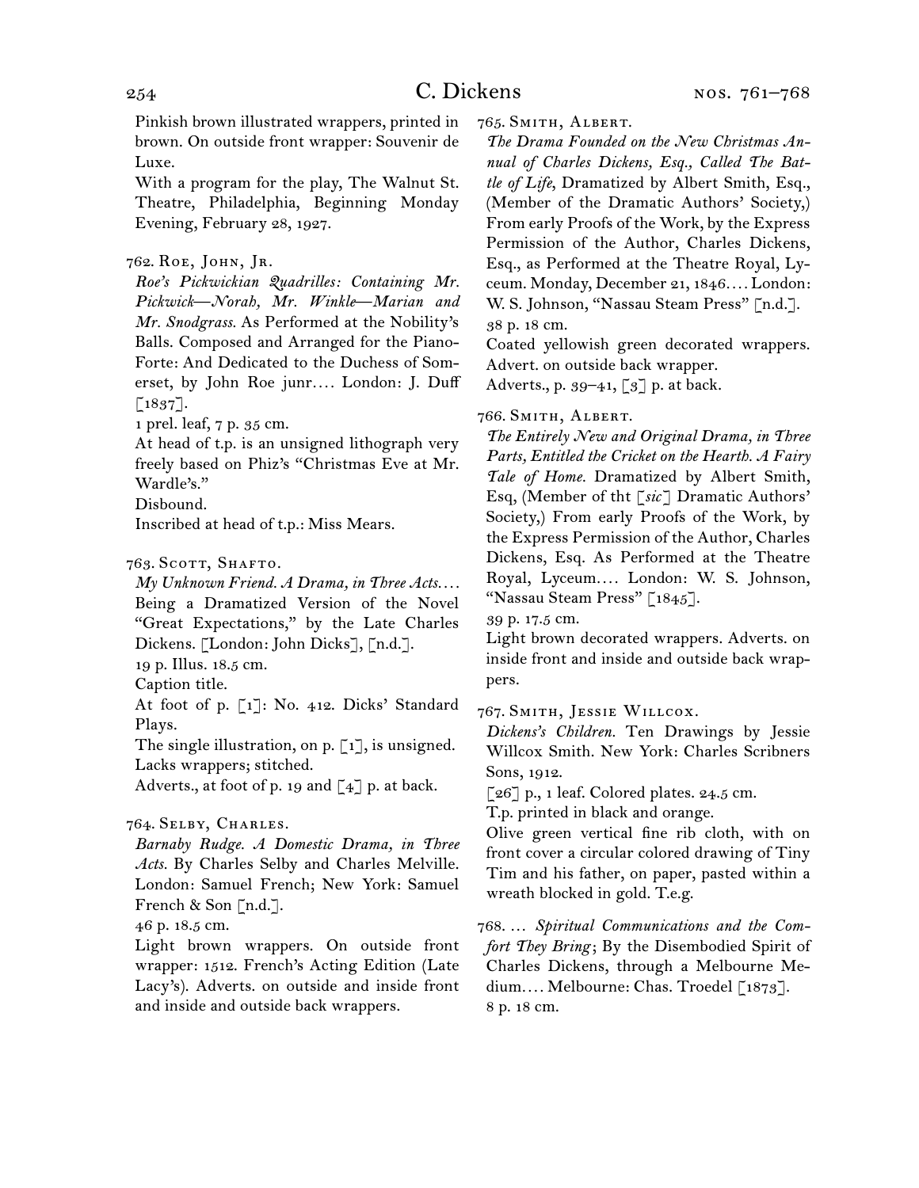Pinkish brown illustrated wrappers, printed in brown. On outside front wrapper: Souvenir de Luxe.

With a program for the play, The Walnut St. Theatre, Philadelphia, Beginning Monday Evening, February 28, 1927.

762. Roe, John, Jr.

*Roe's Pickwickian Quadrilles: Containing Mr. Pickwick—Norah, Mr. Winkle—Marian and Mr. Snodgrass.* As Performed at the Nobility's Balls. Composed and Arranged for the Piano-Forte: And Dedicated to the Duchess of Somerset, by John Roe junr.… London: J. Duff [1837].

1 prel. leaf, 7 p. 35 cm.

At head of t.p. is an unsigned lithograph very freely based on Phiz's "Christmas Eve at Mr. Wardle's."

Disbound.

Inscribed at head of t.p.: Miss Mears.

763. Scott, Shafto.

*My Unknown Friend. A Drama, in Three Acts.…* Being a Dramatized Version of the Novel "Great Expectations," by the Late Charles Dickens. [London: John Dicks], [n.d.].

19 p. Illus. 18.5 cm.

Caption title.

At foot of p. [1]: No. 412. Dicks' Standard Plays.

The single illustration, on p. [1], is unsigned.

Lacks wrappers; stitched.

Adverts., at foot of p. 19 and [4] p. at back.

764. Selby, Charles.

*Barnaby Rudge. A Domestic Drama, in Three Acts.* By Charles Selby and Charles Melville. London: Samuel French; New York: Samuel French & Son [n.d.].

46 p. 18.5 cm.

Light brown wrappers. On outside front wrapper: 1512. French's Acting Edition (Late Lacy's). Adverts. on outside and inside front and inside and outside back wrappers.

765. Smith, Albert.

*The Drama Founded on the New Christmas Annual of Charles Dickens, Esq., Called The Battle of Life,* Dramatized by Albert Smith, Esq., (Member of the Dramatic Authors' Society,) From early Proofs of the Work, by the Express Permission of the Author, Charles Dickens, Esq., as Performed at the Theatre Royal, Lyceum. Monday, December 21, 1846.… London: W. S. Johnson, "Nassau Steam Press" [n.d.].

38 p. 18 cm.

Coated yellowish green decorated wrappers. Advert. on outside back wrapper.

Adverts., p. 39–41, [3] p. at back.

766. Smith, Albert.

*The Entirely New and Original Drama, in Three Parts, Entitled the Cricket on the Hearth. A Fairy Tale of Home.* Dramatized by Albert Smith, Esq, (Member of tht [*sic*] Dramatic Authors' Society,) From early Proofs of the Work, by the Express Permission of the Author, Charles Dickens, Esq. As Performed at the Theatre Royal, Lyceum.… London: W. S. Johnson, "Nassau Steam Press" [1845].

39 p. 17.5 cm.

Light brown decorated wrappers. Adverts. on inside front and inside and outside back wrappers.

767. Smith, Jessie Willcox.

*Dickens's Children.* Ten Drawings by Jessie Willcox Smith. New York: Charles Scribners Sons, 1912.

[26] p., 1 leaf. Colored plates. 24.5 cm.

T.p. printed in black and orange.

Olive green vertical fine rib cloth, with on front cover a circular colored drawing of Tiny Tim and his father, on paper, pasted within a wreath blocked in gold. T.e.g.

768. … *Spiritual Communications and the Comfort They Bring*; By the Disembodied Spirit of Charles Dickens, through a Melbourne Medium.… Melbourne: Chas. Troedel [1873].

8 p. 18 cm.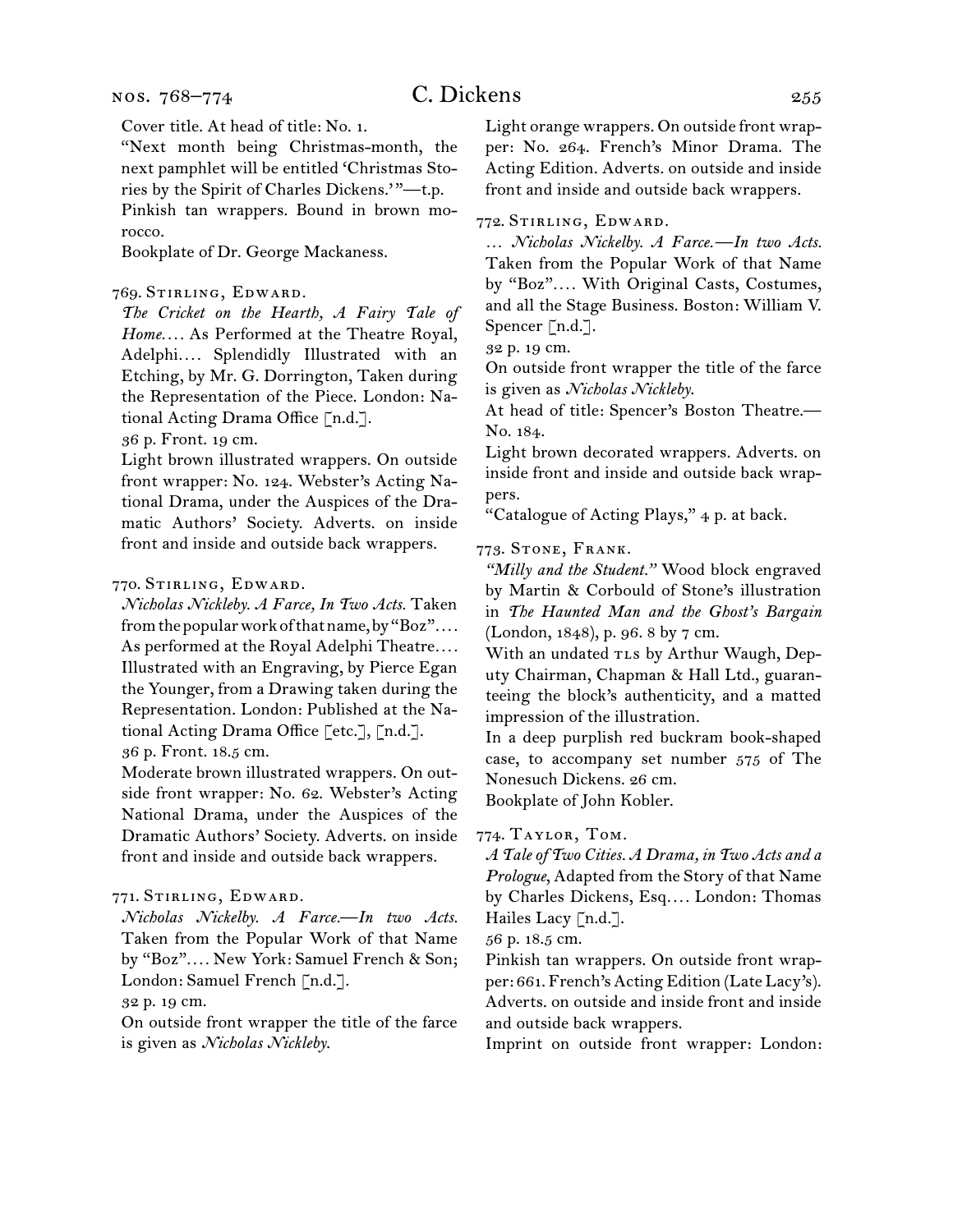Cover title. At head of title: No. 1.

"Next month being Christmas-month, the next pamphlet will be entitled 'Christmas Stories by the Spirit of Charles Dickens.'"—t.p.

Pinkish tan wrappers. Bound in brown morocco.

Bookplate of Dr. George Mackaness.

769. Stirling, Edward.

*The Cricket on the Hearth, A Fairy Tale of Home*.... As Performed at the Theatre Royal, Adelphi.... Splendidly Illustrated with an Etching, by Mr. G. Dorrington, Taken during the Representation of the Piece. London: National Acting Drama Office [n.d.].

36 p. Front. 19 cm.

Light brown illustrated wrappers. On outside front wrapper: No. 124. Webster's Acting National Drama, under the Auspices of the Dramatic Authors' Society. Adverts. on inside front and inside and outside back wrappers.

770. Stirling, Edward.

*Nicholas Nickleby. A Farce, In Two Acts.* Taken from the popular work of that name, by "Boz".... As performed at the Royal Adelphi Theatre.... Illustrated with an Engraving, by Pierce Egan the Younger, from a Drawing taken during the Representation. London: Published at the National Acting Drama Office [etc.], [n.d.].

36 p. Front. 18.5 cm.

Moderate brown illustrated wrappers. On outside front wrapper: No. 62. Webster's Acting National Drama, under the Auspices of the Dramatic Authors' Society. Adverts. on inside front and inside and outside back wrappers.

771. Stirling, Edward.

*Nicholas Nickelby. A Farce.—In two Acts.* Taken from the Popular Work of that Name by "Boz".... New York: Samuel French & Son; London: Samuel French [n.d.].

32 p. 19 cm.

On outside front wrapper the title of the farce is given as *Nicholas Nickleby.*

Light orange wrappers. On outside front wrapper: No. 264. French's Minor Drama. The Acting Edition. Adverts. on outside and inside front and inside and outside back wrappers.

772. Stirling, Edward.

... *Nicholas Nickelby. A Farce.—In two Acts.* Taken from the Popular Work of that Name by "Boz".... With Original Casts, Costumes, and all the Stage Business. Boston: William V. Spencer [n.d.].

32 p. 19 cm.

On outside front wrapper the title of the farce is given as *Nicholas Nickleby.*

At head of title: Spencer's Boston Theatre.—No. 184.

Light brown decorated wrappers. Adverts. on inside front and inside and outside back wrappers.

"Catalogue of Acting Plays," 4 p. at back.

773. Stone, Frank.

*"Milly and the Student."* Wood block engraved by Martin & Corbould of Stone's illustration in *The Haunted Man and the Ghost's Bargain* (London, 1848), p. 96. 8 by 7 cm.

With an undated TLS by Arthur Waugh, Deputy Chairman, Chapman & Hall Ltd., guaranteeing the block's authenticity, and a matted impression of the illustration.

In a deep purplish red buckram book-shaped case, to accompany set number 575 of The Nonesuch Dickens. 26 cm.

Bookplate of John Kobler.

774. Taylor, Tom.

*A Tale of Two Cities. A Drama, in Two Acts and a Prologue,* Adapted from the Story of that Name by Charles Dickens, Esq.... London: Thomas Hailes Lacy [n.d.].

56 p. 18.5 cm.

Pinkish tan wrappers. On outside front wrapper: 661. French's Acting Edition (Late Lacy's). Adverts. on outside and inside front and inside and outside back wrappers.

Imprint on outside front wrapper: London: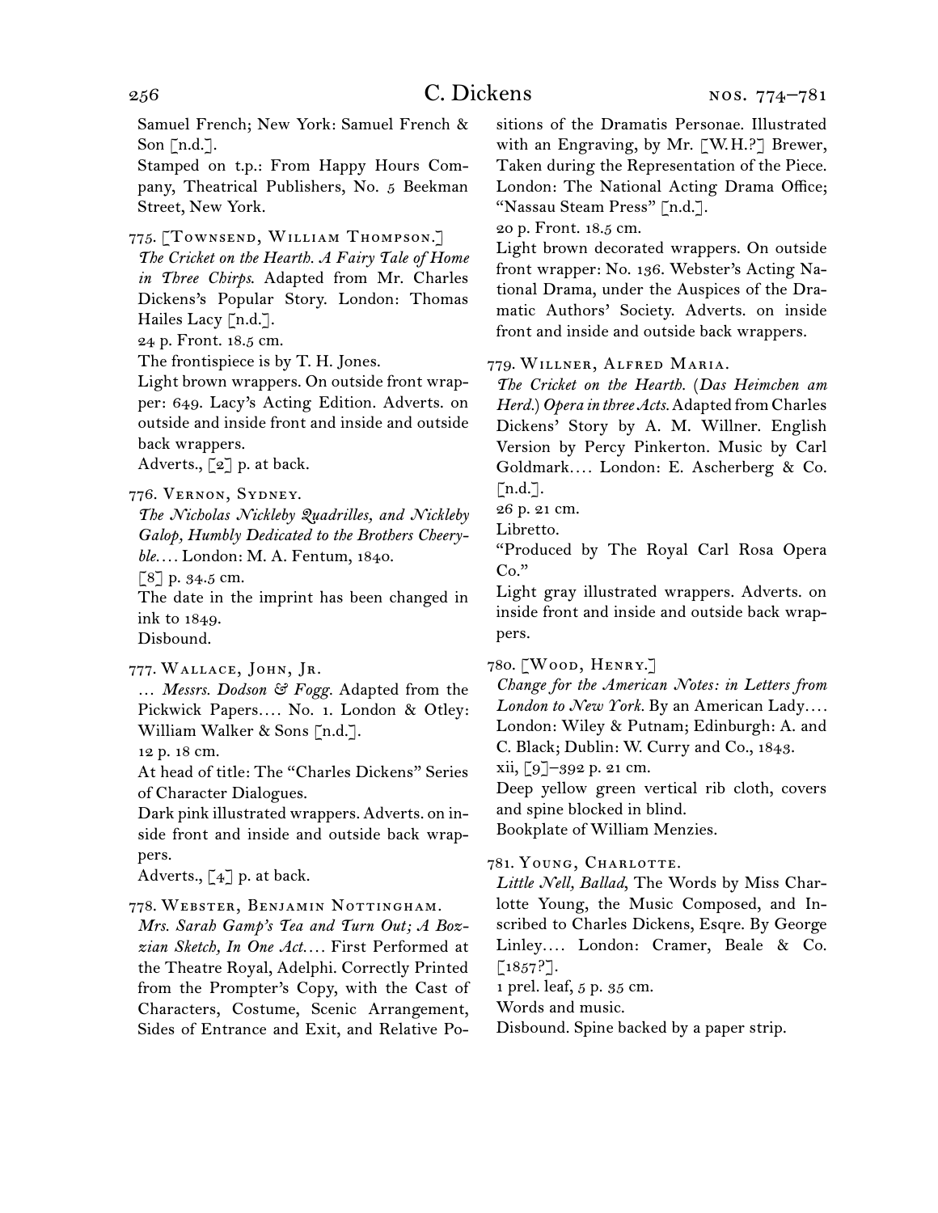Samuel French; New York: Samuel French & Son [n.d.].
Stamped on t.p.: From Happy Hours Company, Theatrical Publishers, No. 5 Beekman Street, New York.

775. [Townsend, William Thompson.]
*The Cricket on the Hearth. A Fairy Tale of Home in Three Chirps.* Adapted from Mr. Charles Dickens's Popular Story. London: Thomas Hailes Lacy [n.d.].
24 p. Front. 18.5 cm.
The frontispiece is by T. H. Jones.
Light brown wrappers. On outside front wrapper: 649. Lacy's Acting Edition. Adverts. on outside and inside front and inside and outside back wrappers.
Adverts., [2] p. at back.

776. Vernon, Sydney.
*The Nicholas Nickleby Quadrilles, and Nickleby Galop, Humbly Dedicated to the Brothers Cheeryble....* London: M. A. Fentum, 1840.
[8] p. 34.5 cm.
The date in the imprint has been changed in ink to 1849.
Disbound.

777. Wallace, John, Jr.
... *Messrs. Dodson & Fogg.* Adapted from the Pickwick Papers.... No. 1. London & Otley: William Walker & Sons [n.d.].
12 p. 18 cm.
At head of title: The "Charles Dickens" Series of Character Dialogues.
Dark pink illustrated wrappers. Adverts. on inside front and inside and outside back wrappers.
Adverts., [4] p. at back.

778. Webster, Benjamin Nottingham.
*Mrs. Sarah Gamp's Tea and Turn Out; A Bozzian Sketch, In One Act....* First Performed at the Theatre Royal, Adelphi. Correctly Printed from the Prompter's Copy, with the Cast of Characters, Costume, Scenic Arrangement, Sides of Entrance and Exit, and Relative Positions of the Dramatis Personae. Illustrated with an Engraving, by Mr. [W. H.?] Brewer, Taken during the Representation of the Piece. London: The National Acting Drama Office; "Nassau Steam Press" [n.d.].
20 p. Front. 18.5 cm.
Light brown decorated wrappers. On outside front wrapper: No. 136. Webster's Acting National Drama, under the Auspices of the Dramatic Authors' Society. Adverts. on inside front and inside and outside back wrappers.

779. Willner, Alfred Maria.
*The Cricket on the Hearth.* (*Das Heimchen am Herd.*) *Opera in three Acts.* Adapted from Charles Dickens' Story by A. M. Willner. English Version by Percy Pinkerton. Music by Carl Goldmark.... London: E. Ascherberg & Co. [n.d.].
26 p. 21 cm.
Libretto.
"Produced by The Royal Carl Rosa Opera Co."
Light gray illustrated wrappers. Adverts. on inside front and inside and outside back wrappers.

780. [Wood, Henry.]
*Change for the American Notes: in Letters from London to New York.* By an American Lady.... London: Wiley & Putnam; Edinburgh: A. and C. Black; Dublin: W. Curry and Co., 1843.
xii, [9]–392 p. 21 cm.
Deep yellow green vertical rib cloth, covers and spine blocked in blind.
Bookplate of William Menzies.

781. Young, Charlotte.
*Little Nell, Ballad,* The Words by Miss Charlotte Young, the Music Composed, and Inscribed to Charles Dickens, Esqre. By George Linley.... London: Cramer, Beale & Co. [1857?].
1 prel. leaf, 5 p. 35 cm.
Words and music.
Disbound. Spine backed by a paper strip.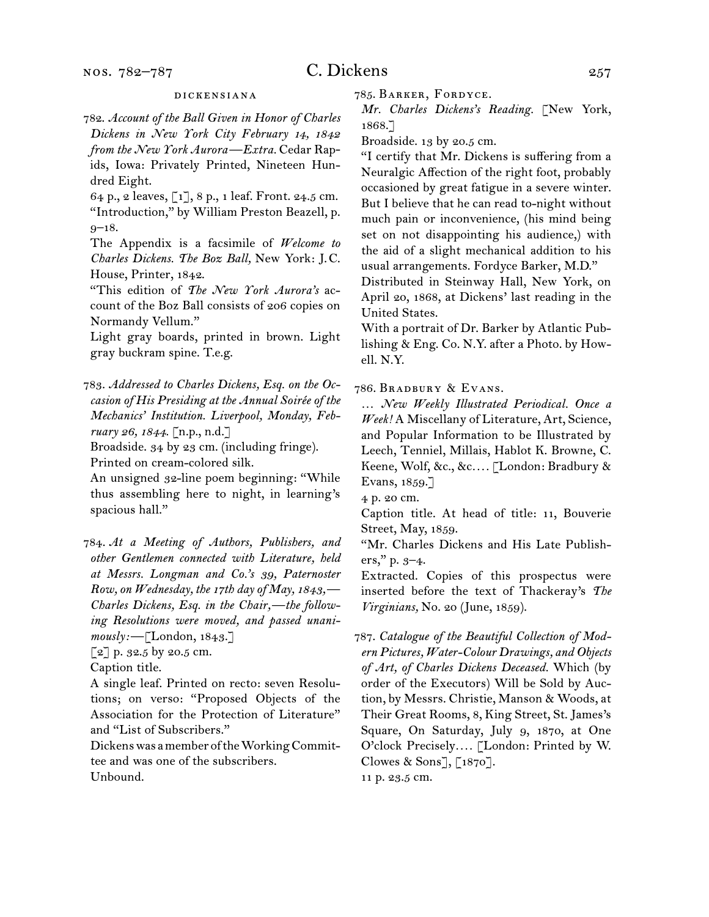## dickensiana

782. *Account of the Ball Given in Honor of Charles Dickens in New York City February 14, 1842 from the New York Aurora—Extra.* Cedar Rapids, Iowa: Privately Printed, Nineteen Hundred Eight.
64 p., 2 leaves, [1], 8 p., 1 leaf. Front. 24.5 cm.
"Introduction," by William Preston Beazell, p. 9–18.
The Appendix is a facsimile of *Welcome to Charles Dickens. The Boz Ball,* New York: J. C. House, Printer, 1842.
"This edition of *The New York Aurora's* account of the Boz Ball consists of 206 copies on Normandy Vellum."
Light gray boards, printed in brown. Light gray buckram spine. T.e.g.

783. *Addressed to Charles Dickens, Esq. on the Occasion of His Presiding at the Annual Soirée of the Mechanics' Institution. Liverpool, Monday, February 26, 1844.* [n.p., n.d.]
Broadside. 34 by 23 cm. (including fringe).
Printed on cream-colored silk.
An unsigned 32-line poem beginning: "While thus assembling here to night, in learning's spacious hall."

784. *At a Meeting of Authors, Publishers, and other Gentlemen connected with Literature, held at Messrs. Longman and Co.'s 39, Paternoster Row, on Wednesday, the 17th day of May, 1843,—Charles Dickens, Esq. in the Chair,—the following Resolutions were moved, and passed unanimously:*—[London, 1843.]
[2] p. 32.5 by 20.5 cm.
Caption title.
A single leaf. Printed on recto: seven Resolutions; on verso: "Proposed Objects of the Association for the Protection of Literature" and "List of Subscribers."
Dickens was a member of the Working Committee and was one of the subscribers.
Unbound.

785. Barker, Fordyce.
*Mr. Charles Dickens's Reading.* [New York, 1868.]
Broadside. 13 by 20.5 cm.
"I certify that Mr. Dickens is suffering from a Neuralgic Affection of the right foot, probably occasioned by great fatigue in a severe winter. But I believe that he can read to-night without much pain or inconvenience, (his mind being set on not disappointing his audience,) with the aid of a slight mechanical addition to his usual arrangements. Fordyce Barker, M.D."
Distributed in Steinway Hall, New York, on April 20, 1868, at Dickens' last reading in the United States.
With a portrait of Dr. Barker by Atlantic Publishing & Eng. Co. N.Y. after a Photo. by Howell. N.Y.

786. Bradbury & Evans.
… *New Weekly Illustrated Periodical. Once a Week!* A Miscellany of Literature, Art, Science, and Popular Information to be Illustrated by Leech, Tenniel, Millais, Hablot K. Browne, C. Keene, Wolf, &c., &c.… [London: Bradbury & Evans, 1859.]
4 p. 20 cm.
Caption title. At head of title: 11, Bouverie Street, May, 1859.
"Mr. Charles Dickens and His Late Publishers," p. 3–4.
Extracted. Copies of this prospectus were inserted before the text of Thackeray's *The Virginians,* No. 20 (June, 1859).

787. *Catalogue of the Beautiful Collection of Modern Pictures, Water-Colour Drawings, and Objects of Art, of Charles Dickens Deceased.* Which (by order of the Executors) Will be Sold by Auction, by Messrs. Christie, Manson & Woods, at Their Great Rooms, 8, King Street, St. James's Square, On Saturday, July 9, 1870, at One O'clock Precisely.… [London: Printed by W. Clowes & Sons], [1870].
11 p. 23.5 cm.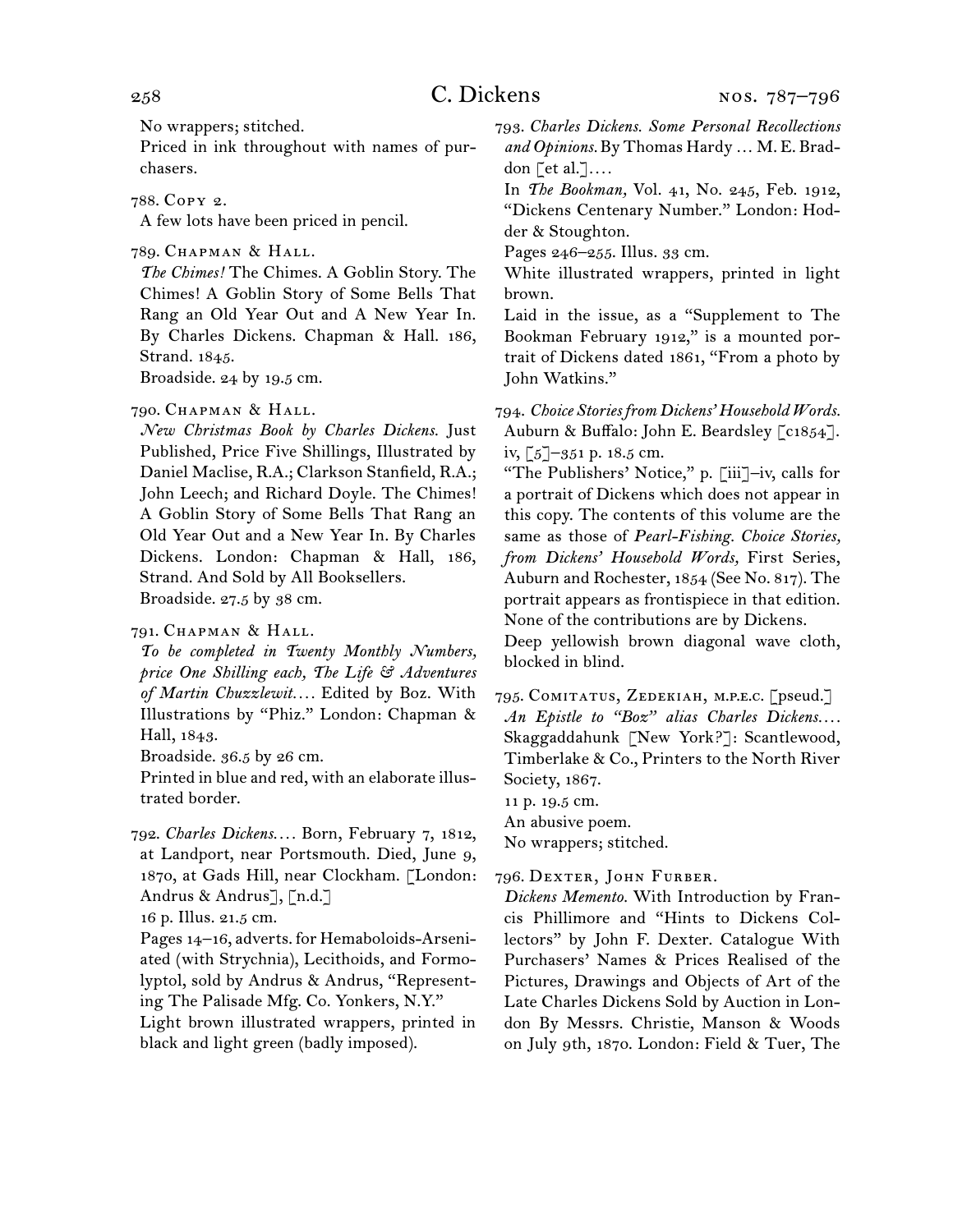No wrappers; stitched.

Priced in ink throughout with names of purchasers.

788. Copy 2.

A few lots have been priced in pencil.

789. Chapman & Hall.

*The Chimes!* The Chimes. A Goblin Story. The Chimes! A Goblin Story of Some Bells That Rang an Old Year Out and A New Year In. By Charles Dickens. Chapman & Hall. 186, Strand. 1845.

Broadside. 24 by 19.5 cm.

790. Chapman & Hall.

*New Christmas Book by Charles Dickens.* Just Published, Price Five Shillings, Illustrated by Daniel Maclise, R.A.; Clarkson Stanfield, R.A.; John Leech; and Richard Doyle. The Chimes! A Goblin Story of Some Bells That Rang an Old Year Out and a New Year In. By Charles Dickens. London: Chapman & Hall, 186, Strand. And Sold by All Booksellers.

Broadside. 27.5 by 38 cm.

791. Chapman & Hall.

*To be completed in Twenty Monthly Numbers, price One Shilling each, The Life & Adventures of Martin Chuzzlewit.…* Edited by Boz. With Illustrations by "Phiz." London: Chapman & Hall, 1843.

Broadside. 36.5 by 26 cm.

Printed in blue and red, with an elaborate illustrated border.

792. *Charles Dickens.…* Born, February 7, 1812, at Landport, near Portsmouth. Died, June 9, 1870, at Gads Hill, near Clockham. [London: Andrus & Andrus], [n.d.]

16 p. Illus. 21.5 cm.

Pages 14–16, adverts. for Hemaboloids-Arseniated (with Strychnia), Lecithoids, and Formolyptol, sold by Andrus & Andrus, "Representing The Palisade Mfg. Co. Yonkers, N.Y."

Light brown illustrated wrappers, printed in black and light green (badly imposed).

793. *Charles Dickens. Some Personal Recollections and Opinions.* By Thomas Hardy … M. E. Braddon [et al.]….

In *The Bookman,* Vol. 41, No. 245, Feb. 1912, "Dickens Centenary Number." London: Hodder & Stoughton.

Pages 246–255. Illus. 33 cm.

White illustrated wrappers, printed in light brown.

Laid in the issue, as a "Supplement to The Bookman February 1912," is a mounted portrait of Dickens dated 1861, "From a photo by John Watkins."

794. *Choice Stories from Dickens' Household Words.* Auburn & Buffalo: John E. Beardsley [c1854]. iv, [5]–351 p. 18.5 cm.

"The Publishers' Notice," p. [iii]–iv, calls for a portrait of Dickens which does not appear in this copy. The contents of this volume are the same as those of *Pearl-Fishing. Choice Stories, from Dickens' Household Words,* First Series, Auburn and Rochester, 1854 (See No. 817). The portrait appears as frontispiece in that edition. None of the contributions are by Dickens.

Deep yellowish brown diagonal wave cloth, blocked in blind.

795. Comitatus, Zedekiah, m.p.e.c. [pseud.]

*An Epistle to "Boz" alias Charles Dickens.…* Skaggaddahunk [New York?]: Scantlewood, Timberlake & Co., Printers to the North River Society, 1867.

11 p. 19.5 cm.

An abusive poem.

No wrappers; stitched.

796. Dexter, John Furber.

*Dickens Memento.* With Introduction by Francis Phillimore and "Hints to Dickens Collectors" by John F. Dexter. Catalogue With Purchasers' Names & Prices Realised of the Pictures, Drawings and Objects of Art of the Late Charles Dickens Sold by Auction in London By Messrs. Christie, Manson & Woods on July 9th, 1870. London: Field & Tuer, The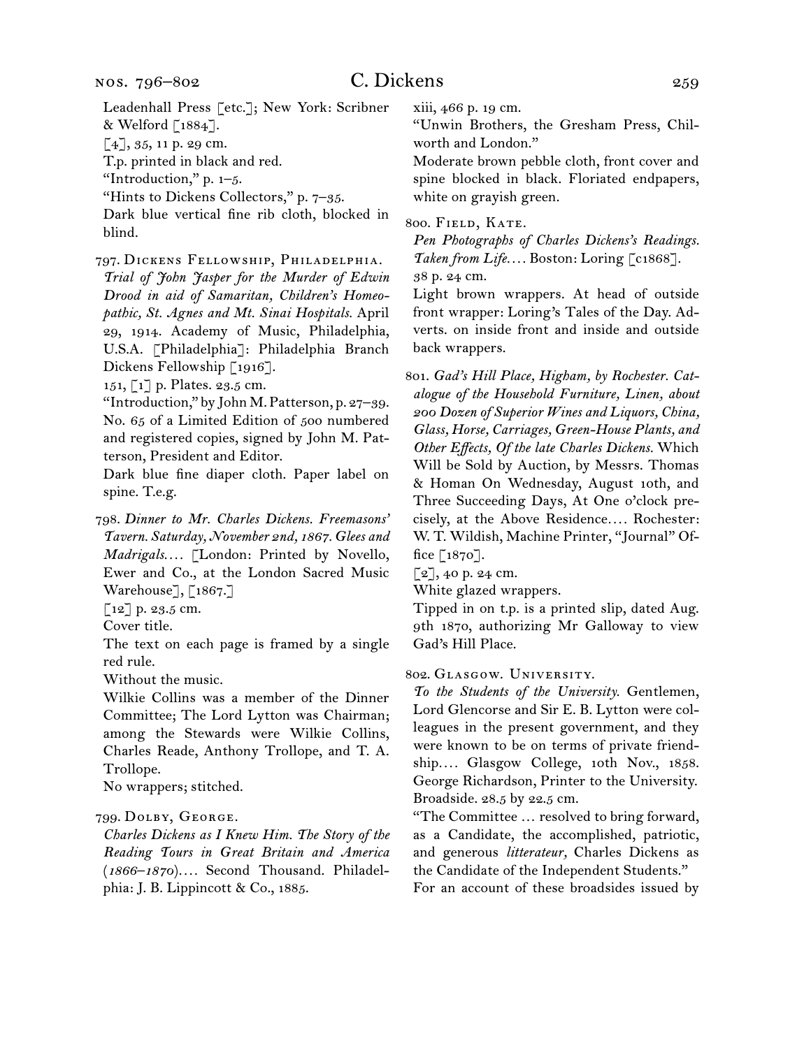Leadenhall Press [etc.]; New York: Scribner & Welford [1884].
[4], 35, 11 p. 29 cm.
T.p. printed in black and red.
"Introduction," p. 1–5.
"Hints to Dickens Collectors," p. 7–35.
Dark blue vertical fine rib cloth, blocked in blind.

797. Dickens Fellowship, Philadelphia.
*Trial of John Jasper for the Murder of Edwin Drood in aid of Samaritan, Children's Homeopathic, St. Agnes and Mt. Sinai Hospitals.* April 29, 1914. Academy of Music, Philadelphia, U.S.A. [Philadelphia]: Philadelphia Branch Dickens Fellowship [1916].
151, [1] p. Plates. 23.5 cm.
"Introduction," by John M. Patterson, p. 27–39.
No. 65 of a Limited Edition of 500 numbered and registered copies, signed by John M. Patterson, President and Editor.
Dark blue fine diaper cloth. Paper label on spine. T.e.g.

798. *Dinner to Mr. Charles Dickens. Freemasons' Tavern. Saturday, November 2nd, 1867. Glees and Madrigals.…* [London: Printed by Novello, Ewer and Co., at the London Sacred Music Warehouse], [1867.]
[12] p. 23.5 cm.
Cover title.
The text on each page is framed by a single red rule.
Without the music.
Wilkie Collins was a member of the Dinner Committee; The Lord Lytton was Chairman; among the Stewards were Wilkie Collins, Charles Reade, Anthony Trollope, and T. A. Trollope.
No wrappers; stitched.

799. Dolby, George.
*Charles Dickens as I Knew Him. The Story of the Reading Tours in Great Britain and America (1866–1870).…* Second Thousand. Philadelphia: J. B. Lippincott & Co., 1885.
xiii, 466 p. 19 cm.
"Unwin Brothers, the Gresham Press, Chilworth and London."
Moderate brown pebble cloth, front cover and spine blocked in black. Floriated endpapers, white on grayish green.

800. Field, Kate.
*Pen Photographs of Charles Dickens's Readings. Taken from Life.…* Boston: Loring [c1868].
38 p. 24 cm.
Light brown wrappers. At head of outside front wrapper: Loring's Tales of the Day. Adverts. on inside front and inside and outside back wrappers.

801. *Gad's Hill Place, Higham, by Rochester. Catalogue of the Household Furniture, Linen, about 200 Dozen of Superior Wines and Liquors, China, Glass, Horse, Carriages, Green-House Plants, and Other Effects, Of the late Charles Dickens.* Which Will be Sold by Auction, by Messrs. Thomas & Homan On Wednesday, August 10th, and Three Succeeding Days, At One o'clock precisely, at the Above Residence.… Rochester: W. T. Wildish, Machine Printer, "Journal" Office [1870].
[2], 40 p. 24 cm.
White glazed wrappers.
Tipped in on t.p. is a printed slip, dated Aug. 9th 1870, authorizing Mr Galloway to view Gad's Hill Place.

802. Glasgow. University.
*To the Students of the University.* Gentlemen, Lord Glencorse and Sir E. B. Lytton were colleagues in the present government, and they were known to be on terms of private friendship.… Glasgow College, 10th Nov., 1858. George Richardson, Printer to the University.
Broadside. 28.5 by 22.5 cm.
"The Committee … resolved to bring forward, as a Candidate, the accomplished, patriotic, and generous *litterateur,* Charles Dickens as the Candidate of the Independent Students."
For an account of these broadsides issued by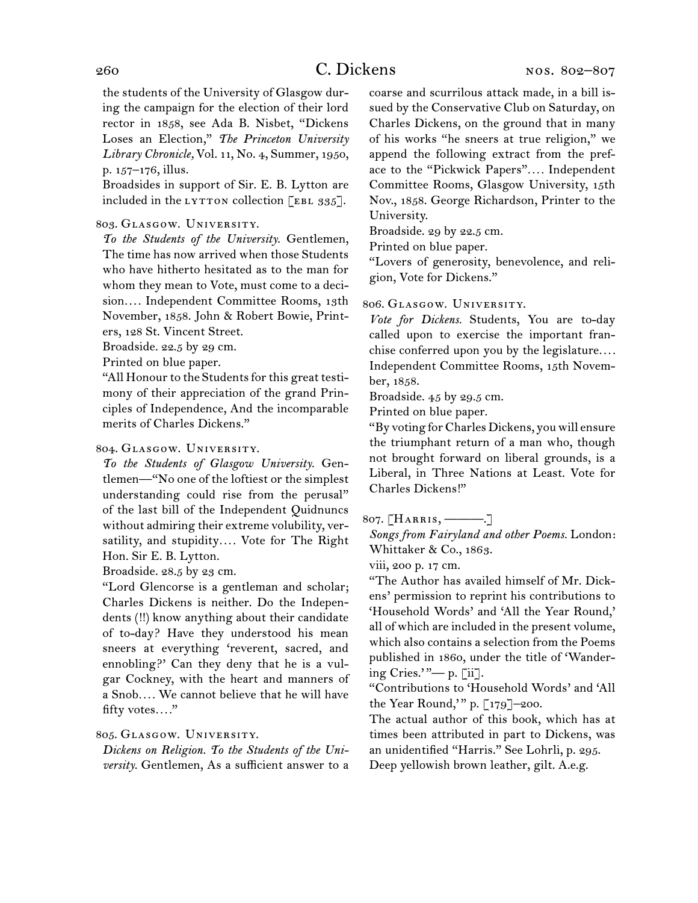the students of the University of Glasgow during the campaign for the election of their lord rector in 1858, see Ada B. Nisbet, "Dickens Loses an Election," *The Princeton University Library Chronicle,* Vol. 11, No. 4, Summer, 1950, p. 157–176, illus.

Broadsides in support of Sir. E. B. Lytton are included in the LYTTON collection [EBL 335].

803. Glasgow. University.

*To the Students of the University.* Gentlemen, The time has now arrived when those Students who have hitherto hesitated as to the man for whom they mean to Vote, must come to a decision.... Independent Committee Rooms, 13th November, 1858. John & Robert Bowie, Printers, 128 St. Vincent Street.

Broadside. 22.5 by 29 cm.

Printed on blue paper.

"All Honour to the Students for this great testimony of their appreciation of the grand Principles of Independence, And the incomparable merits of Charles Dickens."

804. Glasgow. University.

*To the Students of Glasgow University.* Gentlemen—"No one of the loftiest or the simplest understanding could rise from the perusal" of the last bill of the Independent Quidnuncs without admiring their extreme volubility, versatility, and stupidity.... Vote for The Right Hon. Sir E. B. Lytton.

Broadside. 28.5 by 23 cm.

"Lord Glencorse is a gentleman and scholar; Charles Dickens is neither. Do the Independents (!!) know anything about their candidate of to-day? Have they understood his mean sneers at everything 'reverent, sacred, and ennobling?' Can they deny that he is a vulgar Cockney, with the heart and manners of a Snob.... We cannot believe that he will have fifty votes...."

805. Glasgow. University.

*Dickens on Religion. To the Students of the University.* Gentlemen, As a sufficient answer to a coarse and scurrilous attack made, in a bill issued by the Conservative Club on Saturday, on Charles Dickens, on the ground that in many of his works "he sneers at true religion," we append the following extract from the preface to the "Pickwick Papers".... Independent Committee Rooms, Glasgow University, 15th Nov., 1858. George Richardson, Printer to the University.

Broadside. 29 by 22.5 cm.

Printed on blue paper.

"Lovers of generosity, benevolence, and religion, Vote for Dickens."

806. Glasgow. University.

*Vote for Dickens.* Students, You are to-day called upon to exercise the important franchise conferred upon you by the legislature.... Independent Committee Rooms, 15th November, 1858.

Broadside. 45 by 29.5 cm.

Printed on blue paper.

"By voting for Charles Dickens, you will ensure the triumphant return of a man who, though not brought forward on liberal grounds, is a Liberal, in Three Nations at Least. Vote for Charles Dickens!"

807. [Harris, ———.]

*Songs from Fairyland and other Poems.* London: Whittaker & Co., 1863.

viii, 200 p. 17 cm.

"The Author has availed himself of Mr. Dickens' permission to reprint his contributions to 'Household Words' and 'All the Year Round,' all of which are included in the present volume, which also contains a selection from the Poems published in 1860, under the title of 'Wandering Cries.'"— p. [ii].

"Contributions to 'Household Words' and 'All the Year Round,'" p. [179]–200.

The actual author of this book, which has at times been attributed in part to Dickens, was an unidentified "Harris." See Lohrli, p. 295.

Deep yellowish brown leather, gilt. A.e.g.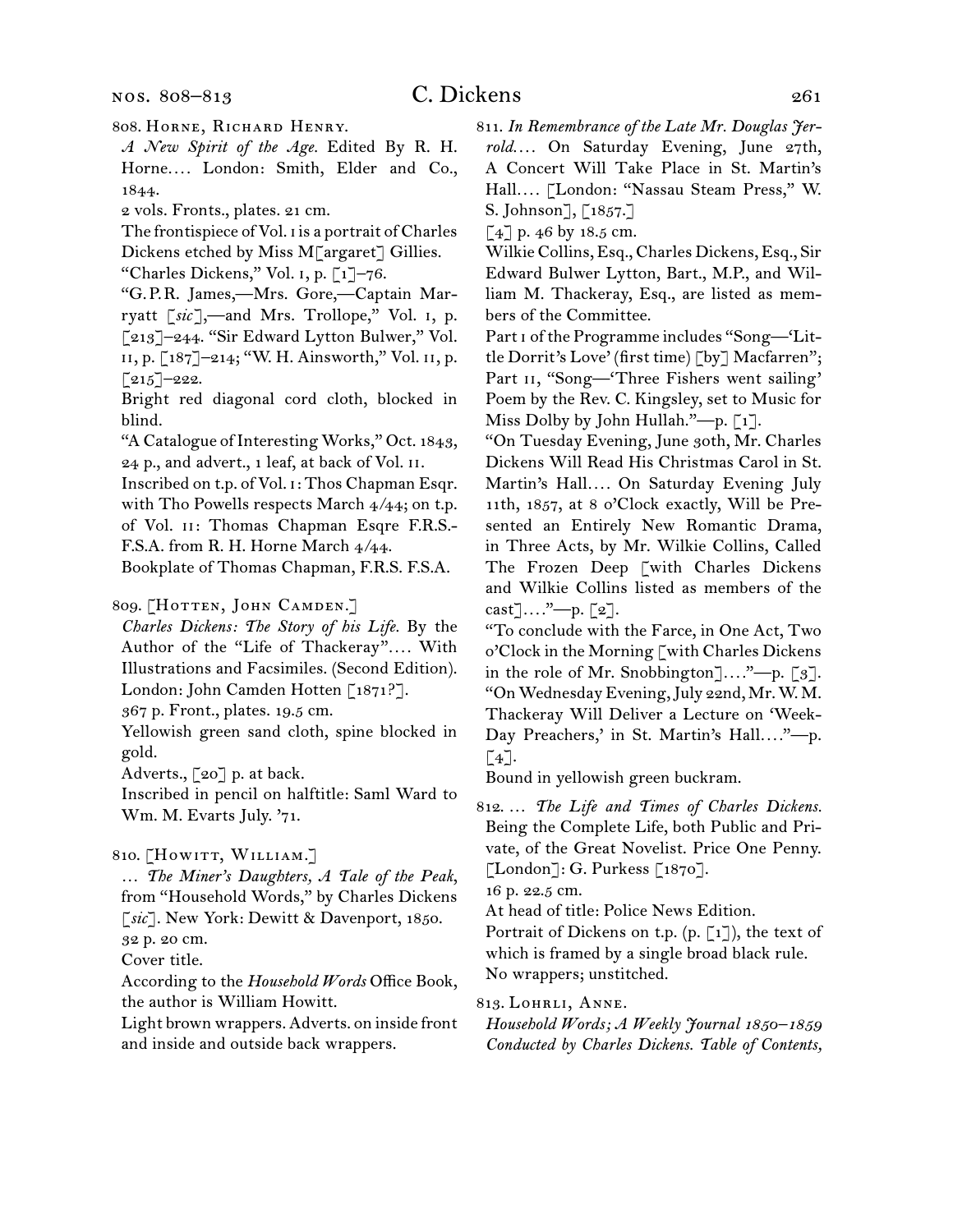808. Horne, Richard Henry.

*A New Spirit of the Age.* Edited By R. H. Horne.... London: Smith, Elder and Co., 1844.

2 vols. Fronts., plates. 21 cm.

The frontispiece of Vol. i is a portrait of Charles Dickens etched by Miss M[argaret] Gillies.

"Charles Dickens," Vol. i, p. [1]–76.

"G. P. R. James,—Mrs. Gore,—Captain Marryatt [*sic*],—and Mrs. Trollope," Vol. i, p. [213]–244. "Sir Edward Lytton Bulwer," Vol. ii, p. [187]–214; "W. H. Ainsworth," Vol. ii, p. [215]–222.

Bright red diagonal cord cloth, blocked in blind.

"A Catalogue of Interesting Works," Oct. 1843, 24 p., and advert., 1 leaf, at back of Vol. ii.

Inscribed on t.p. of Vol. i: Thos Chapman Esqr. with Tho Powells respects March 4/44; on t.p. of Vol. ii: Thomas Chapman Esqre F.R.S.-F.S.A. from R. H. Horne March 4/44.

Bookplate of Thomas Chapman, F.R.S. F.S.A.

809. [Hotten, John Camden.]

*Charles Dickens: The Story of his Life.* By the Author of the "Life of Thackeray".... With Illustrations and Facsimiles. (Second Edition). London: John Camden Hotten [1871?].

367 p. Front., plates. 19.5 cm.

Yellowish green sand cloth, spine blocked in gold.

Adverts., [20] p. at back.

Inscribed in pencil on halftitle: Saml Ward to Wm. M. Evarts July. '71.

810. [Howitt, William.]

... *The Miner's Daughters, A Tale of the Peak,* from "Household Words," by Charles Dickens [*sic*]. New York: Dewitt & Davenport, 1850.

32 p. 20 cm.

Cover title.

According to the *Household Words* Office Book, the author is William Howitt.

Light brown wrappers. Adverts. on inside front and inside and outside back wrappers.

811. *In Remembrance of the Late Mr. Douglas Jerrold....* On Saturday Evening, June 27th, A Concert Will Take Place in St. Martin's Hall.... [London: "Nassau Steam Press," W. S. Johnson], [1857.]

[4] p. 46 by 18.5 cm.

Wilkie Collins, Esq., Charles Dickens, Esq., Sir Edward Bulwer Lytton, Bart., M.P., and William M. Thackeray, Esq., are listed as members of the Committee.

Part i of the Programme includes "Song—'Little Dorrit's Love' (first time) [by] Macfarren"; Part ii, "Song—'Three Fishers went sailing' Poem by the Rev. C. Kingsley, set to Music for Miss Dolby by John Hullah."—p. [1].

"On Tuesday Evening, June 30th, Mr. Charles Dickens Will Read His Christmas Carol in St. Martin's Hall.... On Saturday Evening July 11th, 1857, at 8 o'Clock exactly, Will be Presented an Entirely New Romantic Drama, in Three Acts, by Mr. Wilkie Collins, Called The Frozen Deep [with Charles Dickens and Wilkie Collins listed as members of the cast]...."—p. [2].

"To conclude with the Farce, in One Act, Two o'Clock in the Morning [with Charles Dickens in the role of Mr. Snobbington]...."—p. [3].

"On Wednesday Evening, July 22nd, Mr. W. M. Thackeray Will Deliver a Lecture on 'Week-Day Preachers,' in St. Martin's Hall...."—p. [4].

Bound in yellowish green buckram.

812. ... *The Life and Times of Charles Dickens.* Being the Complete Life, both Public and Private, of the Great Novelist. Price One Penny. [London]: G. Purkess [1870].

16 p. 22.5 cm.

At head of title: Police News Edition.

Portrait of Dickens on t.p. (p. [1]), the text of which is framed by a single broad black rule.

No wrappers; unstitched.

813. Lohrli, Anne.

*Household Words; A Weekly Journal 1850–1859 Conducted by Charles Dickens. Table of Contents,*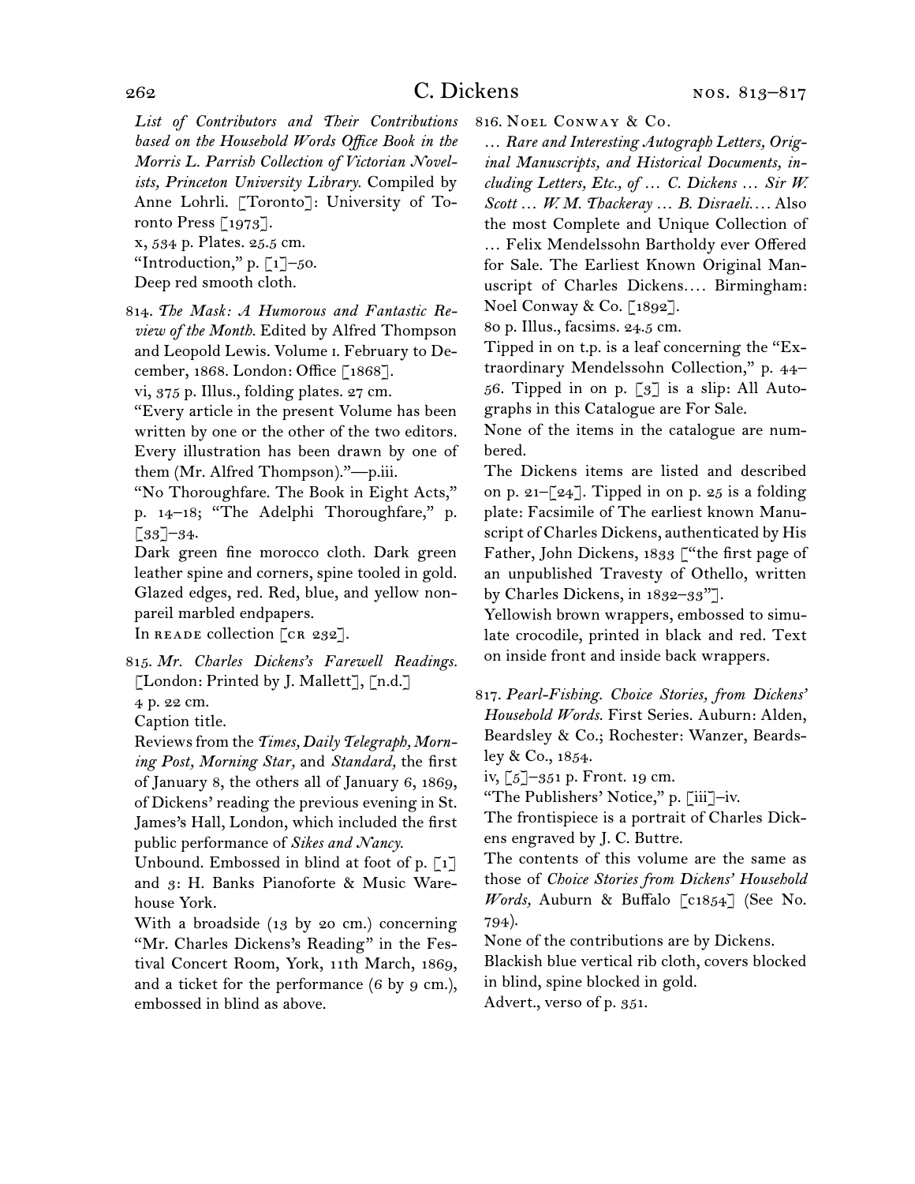*List of Contributors and Their Contributions based on the Household Words Office Book in the Morris L. Parrish Collection of Victorian Novelists, Princeton University Library.* Compiled by Anne Lohrli. [Toronto]: University of Toronto Press [1973].
x, 534 p. Plates. 25.5 cm.
"Introduction," p. [1]–50.
Deep red smooth cloth.

814. *The Mask: A Humorous and Fantastic Review of the Month.* Edited by Alfred Thompson and Leopold Lewis. Volume I. February to December, 1868. London: Office [1868].
vi, 375 p. Illus., folding plates. 27 cm.
"Every article in the present Volume has been written by one or the other of the two editors. Every illustration has been drawn by one of them (Mr. Alfred Thompson)."—p.iii.
"No Thoroughfare. The Book in Eight Acts," p. 14–18; "The Adelphi Thoroughfare," p. [33]–34.
Dark green fine morocco cloth. Dark green leather spine and corners, spine tooled in gold. Glazed edges, red. Red, blue, and yellow nonpareil marbled endpapers.
In READE collection [CR 232].

815. *Mr. Charles Dickens's Farewell Readings.* [London: Printed by J. Mallett], [n.d.]
4 p. 22 cm.
Caption title.
Reviews from the *Times, Daily Telegraph, Morning Post, Morning Star,* and *Standard,* the first of January 8, the others all of January 6, 1869, of Dickens' reading the previous evening in St. James's Hall, London, which included the first public performance of *Sikes and Nancy.*
Unbound. Embossed in blind at foot of p. [1] and 3: H. Banks Pianoforte & Music Warehouse York.
With a broadside (13 by 20 cm.) concerning "Mr. Charles Dickens's Reading" in the Festival Concert Room, York, 11th March, 1869, and a ticket for the performance (6 by 9 cm.), embossed in blind as above.

816. NOEL CONWAY & CO.
*… Rare and Interesting Autograph Letters, Original Manuscripts, and Historical Documents, including Letters, Etc., of … C. Dickens … Sir W. Scott … W. M. Thackeray … B. Disraeli.…* Also the most Complete and Unique Collection of … Felix Mendelssohn Bartholdy ever Offered for Sale. The Earliest Known Original Manuscript of Charles Dickens.… Birmingham: Noel Conway & Co. [1892].
80 p. Illus., facsims. 24.5 cm.
Tipped in on t.p. is a leaf concerning the "Extraordinary Mendelssohn Collection," p. 44–56. Tipped in on p. [3] is a slip: All Autographs in this Catalogue are For Sale.
None of the items in the catalogue are numbered.
The Dickens items are listed and described on p. 21–[24]. Tipped in on p. 25 is a folding plate: Facsimile of The earliest known Manuscript of Charles Dickens, authenticated by His Father, John Dickens, 1833 ["the first page of an unpublished Travesty of Othello, written by Charles Dickens, in 1832–33"].
Yellowish brown wrappers, embossed to simulate crocodile, printed in black and red. Text on inside front and inside back wrappers.

817. *Pearl-Fishing. Choice Stories, from Dickens' Household Words.* First Series. Auburn: Alden, Beardsley & Co.; Rochester: Wanzer, Beardsley & Co., 1854.
iv, [5]–351 p. Front. 19 cm.
"The Publishers' Notice," p. [iii]–iv.
The frontispiece is a portrait of Charles Dickens engraved by J. C. Buttre.
The contents of this volume are the same as those of *Choice Stories from Dickens' Household Words,* Auburn & Buffalo [c1854] (See No. 794).
None of the contributions are by Dickens.
Blackish blue vertical rib cloth, covers blocked in blind, spine blocked in gold.
Advert., verso of p. 351.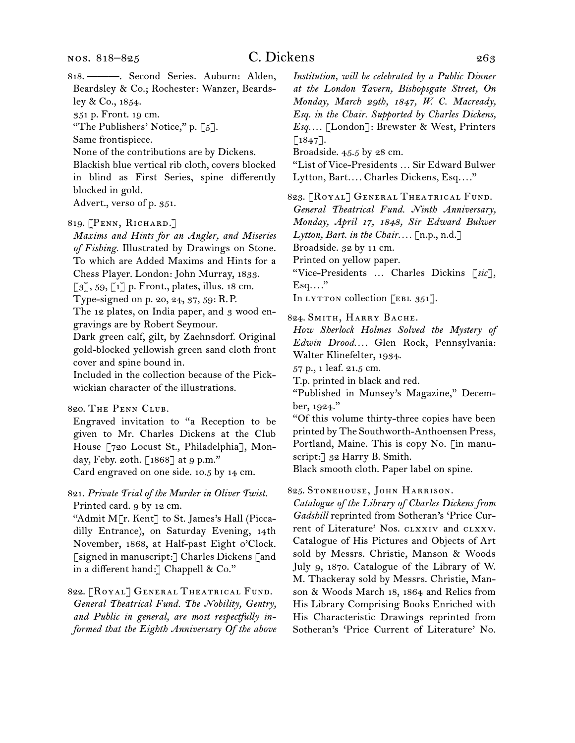818. ———. Second Series. Auburn: Alden, Beardsley & Co.; Rochester: Wanzer, Beardsley & Co., 1854.
351 p. Front. 19 cm.
"The Publishers' Notice," p. [5].
Same frontispiece.
None of the contributions are by Dickens.
Blackish blue vertical rib cloth, covers blocked in blind as First Series, spine differently blocked in gold.
Advert., verso of p. 351.

819. [Penn, Richard.]
*Maxims and Hints for an Angler, and Miseries of Fishing.* Illustrated by Drawings on Stone. To which are Added Maxims and Hints for a Chess Player. London: John Murray, 1833.
[3], 59, [1] p. Front., plates, illus. 18 cm.
Type-signed on p. 20, 24, 37, 59: R.P.
The 12 plates, on India paper, and 3 wood engravings are by Robert Seymour.
Dark green calf, gilt, by Zaehnsdorf. Original gold-blocked yellowish green sand cloth front cover and spine bound in.
Included in the collection because of the Pickwickian character of the illustrations.

820. The Penn Club.
Engraved invitation to "a Reception to be given to Mr. Charles Dickens at the Club House [720 Locust St., Philadelphia], Monday, Feby. 20th. [1868] at 9 p.m."
Card engraved on one side. 10.5 by 14 cm.

821. *Private Trial of the Murder in Oliver Twist.*
Printed card. 9 by 12 cm.
"Admit M[r. Kent] to St. James's Hall (Piccadilly Entrance), on Saturday Evening, 14th November, 1868, at Half-past Eight o'Clock. [signed in manuscript:] Charles Dickens [and in a different hand:] Chappell & Co."

822. [Royal] General Theatrical Fund.
*General Theatrical Fund. The Nobility, Gentry, and Public in general, are most respectfully informed that the Eighth Anniversary Of the above Institution, will be celebrated by a Public Dinner at the London Tavern, Bishopsgate Street, On Monday, March 29th, 1847, W. C. Macready, Esq. in the Chair. Supported by Charles Dickens, Esq.…* [London]: Brewster & West, Printers [1847].
Broadside. 45.5 by 28 cm.
"List of Vice-Presidents … Sir Edward Bulwer Lytton, Bart.… Charles Dickens, Esq.…"

823. [Royal] General Theatrical Fund.
*General Theatrical Fund. Ninth Anniversary, Monday, April 17, 1848, Sir Edward Bulwer Lytton, Bart. in the Chair.…* [n.p., n.d.]
Broadside. 32 by 11 cm.
Printed on yellow paper.
"Vice-Presidents … Charles Dickins [*sic*], Esq.…"
In lytton collection [ebl 351].

824. Smith, Harry Bache.
*How Sherlock Holmes Solved the Mystery of Edwin Drood.…* Glen Rock, Pennsylvania: Walter Klinefelter, 1934.
57 p., 1 leaf. 21.5 cm.
T.p. printed in black and red.
"Published in Munsey's Magazine," December, 1924."
"Of this volume thirty-three copies have been printed by The Southworth-Anthoensen Press, Portland, Maine. This is copy No. [in manuscript:] 32 Harry B. Smith.
Black smooth cloth. Paper label on spine.

825. Stonehouse, John Harrison.
*Catalogue of the Library of Charles Dickens from Gadshill* reprinted from Sotheran's 'Price Current of Literature' Nos. clxxiv and clxxv. Catalogue of His Pictures and Objects of Art sold by Messrs. Christie, Manson & Woods July 9, 1870. Catalogue of the Library of W. M. Thackeray sold by Messrs. Christie, Manson & Woods March 18, 1864 and Relics from His Library Comprising Books Enriched with His Characteristic Drawings reprinted from Sotheran's 'Price Current of Literature' No.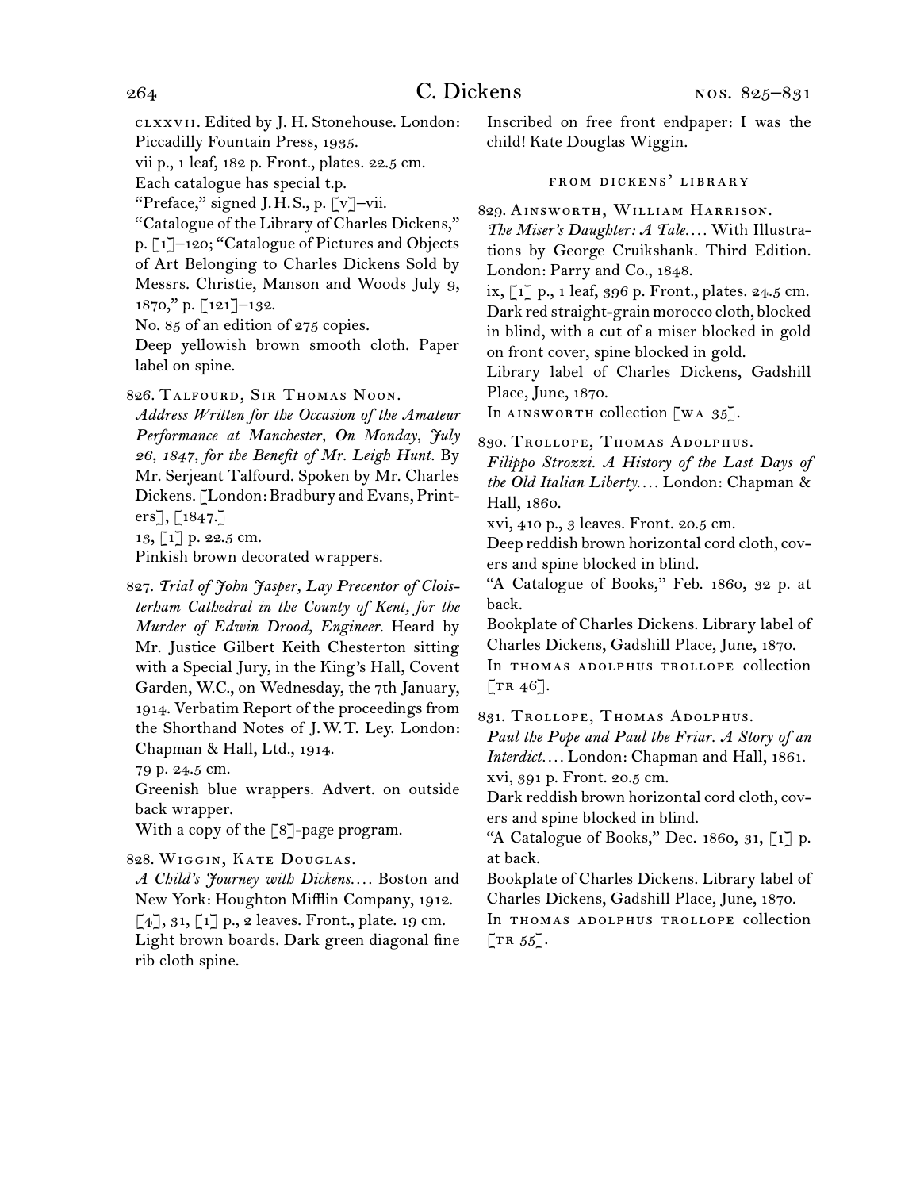clxxvii. Edited by J. H. Stonehouse. London: Piccadilly Fountain Press, 1935.
vii p., 1 leaf, 182 p. Front., plates. 22.5 cm.
Each catalogue has special t.p.
"Preface," signed J. H. S., p. [v]–vii.
"Catalogue of the Library of Charles Dickens," p. [1]–120; "Catalogue of Pictures and Objects of Art Belonging to Charles Dickens Sold by Messrs. Christie, Manson and Woods July 9, 1870," p. [121]–132.
No. 85 of an edition of 275 copies.
Deep yellowish brown smooth cloth. Paper label on spine.

826. Talfourd, Sir Thomas Noon.
*Address Written for the Occasion of the Amateur Performance at Manchester, On Monday, July 26, 1847, for the Benefit of Mr. Leigh Hunt.* By Mr. Serjeant Talfourd. Spoken by Mr. Charles Dickens. [London: Bradbury and Evans, Printers], [1847.]
13, [1] p. 22.5 cm.
Pinkish brown decorated wrappers.

827. *Trial of John Jasper, Lay Precentor of Cloisterham Cathedral in the County of Kent, for the Murder of Edwin Drood, Engineer.* Heard by Mr. Justice Gilbert Keith Chesterton sitting with a Special Jury, in the King's Hall, Covent Garden, W.C., on Wednesday, the 7th January, 1914. Verbatim Report of the proceedings from the Shorthand Notes of J. W. T. Ley. London: Chapman & Hall, Ltd., 1914.
79 p. 24.5 cm.
Greenish blue wrappers. Advert. on outside back wrapper.
With a copy of the [8]-page program.

828. Wiggin, Kate Douglas.
*A Child's Journey with Dickens.…* Boston and New York: Houghton Mifflin Company, 1912.
[4], 31, [1] p., 2 leaves. Front., plate. 19 cm.
Light brown boards. Dark green diagonal fine rib cloth spine.
Inscribed on free front endpaper: I was the child! Kate Douglas Wiggin.

### from dickens' library

829. Ainsworth, William Harrison.
*The Miser's Daughter: A Tale.…* With Illustrations by George Cruikshank. Third Edition. London: Parry and Co., 1848.
ix, [1] p., 1 leaf, 396 p. Front., plates. 24.5 cm.
Dark red straight-grain morocco cloth, blocked in blind, with a cut of a miser blocked in gold on front cover, spine blocked in gold.
Library label of Charles Dickens, Gadshill Place, June, 1870.
In ainsworth collection [wa 35].

830. Trollope, Thomas Adolphus.
*Filippo Strozzi. A History of the Last Days of the Old Italian Liberty.…* London: Chapman & Hall, 1860.
xvi, 410 p., 3 leaves. Front. 20.5 cm.
Deep reddish brown horizontal cord cloth, covers and spine blocked in blind.
"A Catalogue of Books," Feb. 1860, 32 p. at back.
Bookplate of Charles Dickens. Library label of Charles Dickens, Gadshill Place, June, 1870.
In thomas adolphus trollope collection [tr 46].

831. Trollope, Thomas Adolphus.
*Paul the Pope and Paul the Friar. A Story of an Interdict.…* London: Chapman and Hall, 1861.
xvi, 391 p. Front. 20.5 cm.
Dark reddish brown horizontal cord cloth, covers and spine blocked in blind.
"A Catalogue of Books," Dec. 1860, 31, [1] p. at back.
Bookplate of Charles Dickens. Library label of Charles Dickens, Gadshill Place, June, 1870.
In thomas adolphus trollope collection [tr 55].